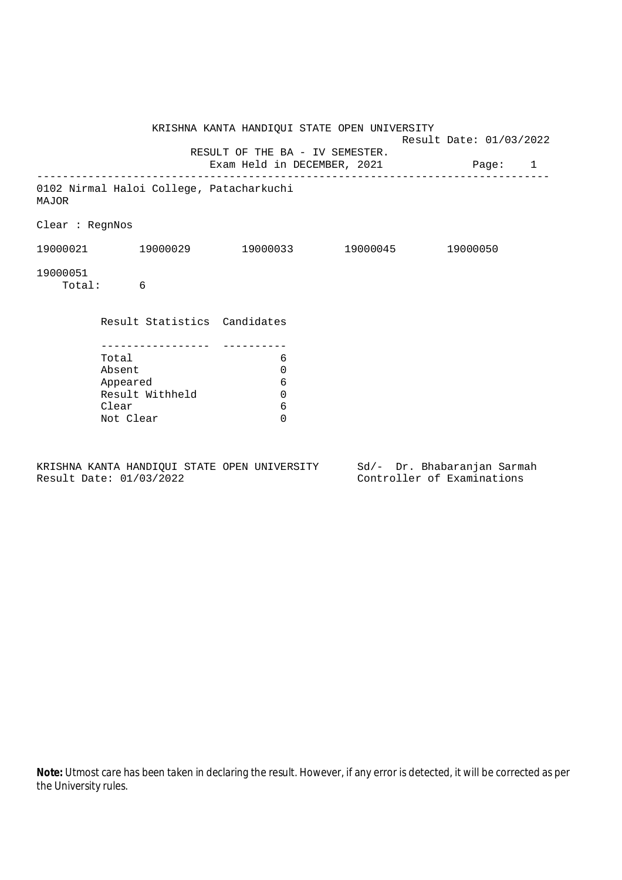# KRISHNA KANTA HANDIQUI STATE OPEN UNIVERSITY

Result Date: 01/03/2022

## RESULT OF THE BA - IV SEMESTER.

Exam Held in DECEMBER, 2021

Page: 1

---

0102 Nirmal Haloi College, Patacharkuchi
MAJOR

Clear : RegnNos

19000021 19000029 19000033 19000045 19000050

19000051
Total: 6

| Result Statistics | Candidates |
|---|---|
| Total | 6 |
| Absent | 0 |
| Appeared | 6 |
| Result Withheld | 0 |
| Clear | 6 |
| Not Clear | 0 |

KRISHNA KANTA HANDIQUI STATE OPEN UNIVERSITY
Result Date: 01/03/2022

Sd/- Dr. Bhabaranjan Sarmah
Controller of Examinations

**Note:** Utmost care has been taken in declaring the result. However, if any error is detected, it will be corrected as per the University rules.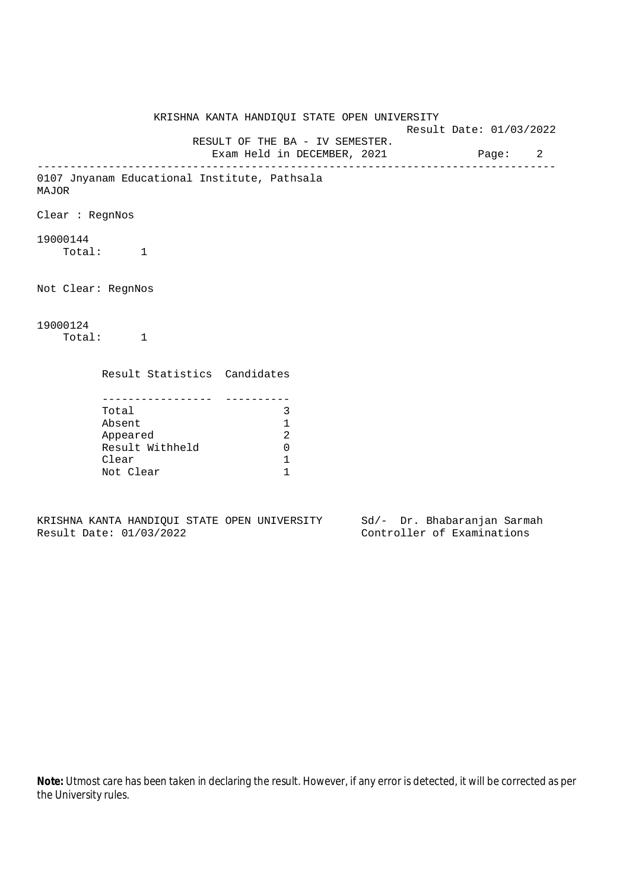KRISHNA KANTA HANDIQUI STATE OPEN UNIVERSITY

Result Date: 01/03/2022

RESULT OF THE BA - IV SEMESTER.

Exam Held in DECEMBER, 2021

---

0107 Jnyanam Educational Institute, Pathsala

MAJOR

Clear : RegnNos

19000144

Total: 1

Not Clear: RegnNos

19000124

Total: 1

| Result Statistics | Candidates |
|---|---|
| Total | 3 |
| Absent | 1 |
| Appeared | 2 |
| Result Withheld | 0 |
| Clear | 1 |
| Not Clear | 1 |

KRISHNA KANTA HANDIQUI STATE OPEN UNIVERSITY

Result Date: 01/03/2022

Sd/- Dr. Bhabaranjan Sarmah

Controller of Examinations

**Note:** Utmost care has been taken in declaring the result. However, if any error is detected, it will be corrected as per the University rules.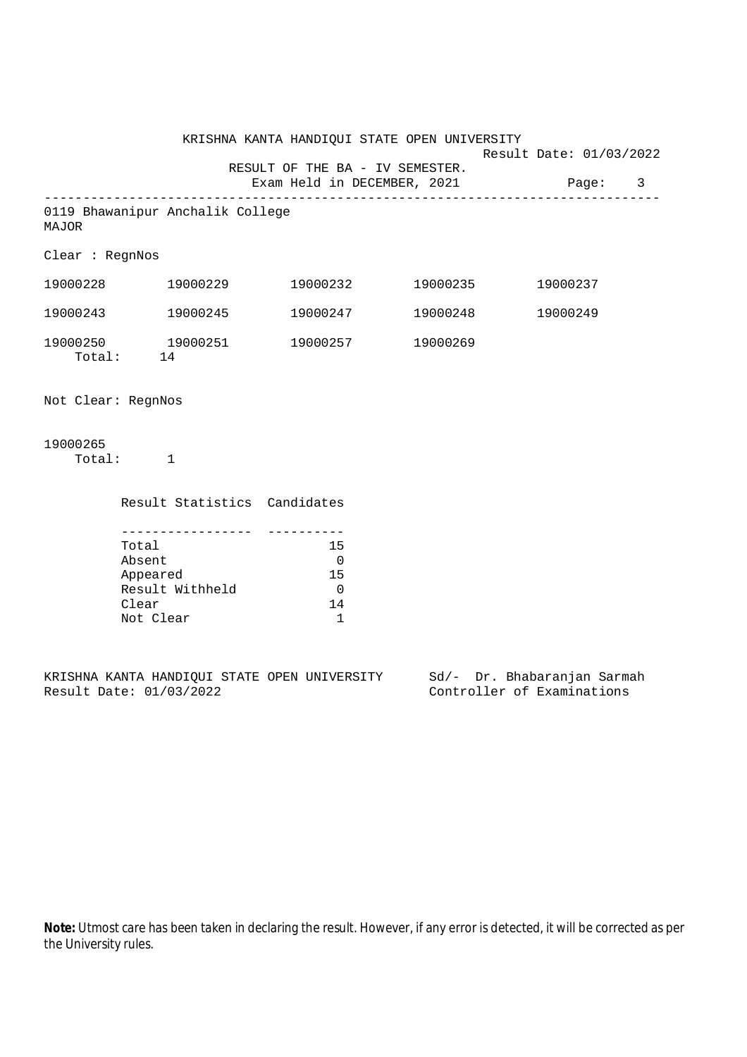KRISHNA KANTA HANDIQUI STATE OPEN UNIVERSITY

Result Date: 01/03/2022

RESULT OF THE BA - IV SEMESTER.

Exam Held in DECEMBER, 2021

---

0119 Bhawanipur Anchalik College

MAJOR

Clear : RegnNos

| | | | | |
|---|---|---|---|---|
| 19000228 | 19000229 | 19000232 | 19000235 | 19000237 |
| 19000243 | 19000245 | 19000247 | 19000248 | 19000249 |
| 19000250 | 19000251 | 19000257 | 19000269 | |

Total: 14

Not Clear: RegnNos

19000265

Total: 1

| Result Statistics | Candidates |
|---|---|
| Total | 15 |
| Absent | 0 |
| Appeared | 15 |
| Result Withheld | 0 |
| Clear | 14 |
| Not Clear | 1 |

KRISHNA KANTA HANDIQUI STATE OPEN UNIVERSITY
Result Date: 01/03/2022

Sd/- Dr. Bhabaranjan Sarmah
Controller of Examinations

**Note:** Utmost care has been taken in declaring the result. However, if any error is detected, it will be corrected as per the University rules.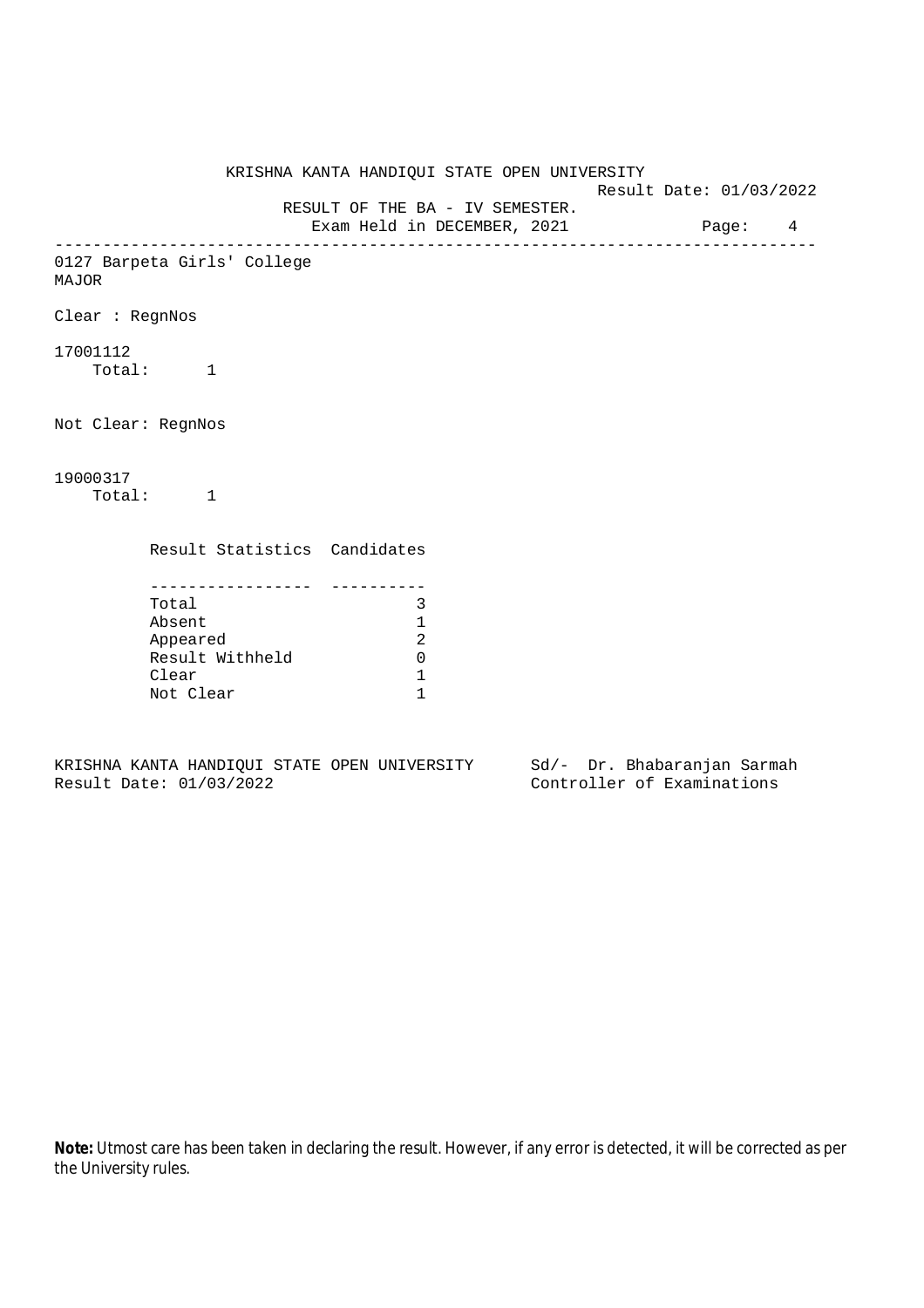KRISHNA KANTA HANDIQUI STATE OPEN UNIVERSITY

Result Date: 01/03/2022

RESULT OF THE BA - IV SEMESTER.

Exam Held in DECEMBER, 2021

---

0127 Barpeta Girls' College

MAJOR

Clear : RegnNos

17001112

Total: 1

Not Clear: RegnNos

19000317

Total: 1

| Result Statistics | Candidates |
|---|---|
| Total | 3 |
| Absent | 1 |
| Appeared | 2 |
| Result Withheld | 0 |
| Clear | 1 |
| Not Clear | 1 |

KRISHNA KANTA HANDIQUI STATE OPEN UNIVERSITY
Result Date: 01/03/2022

Sd/- Dr. Bhabaranjan Sarmah
Controller of Examinations

**Note:** Utmost care has been taken in declaring the result. However, if any error is detected, it will be corrected as per the University rules.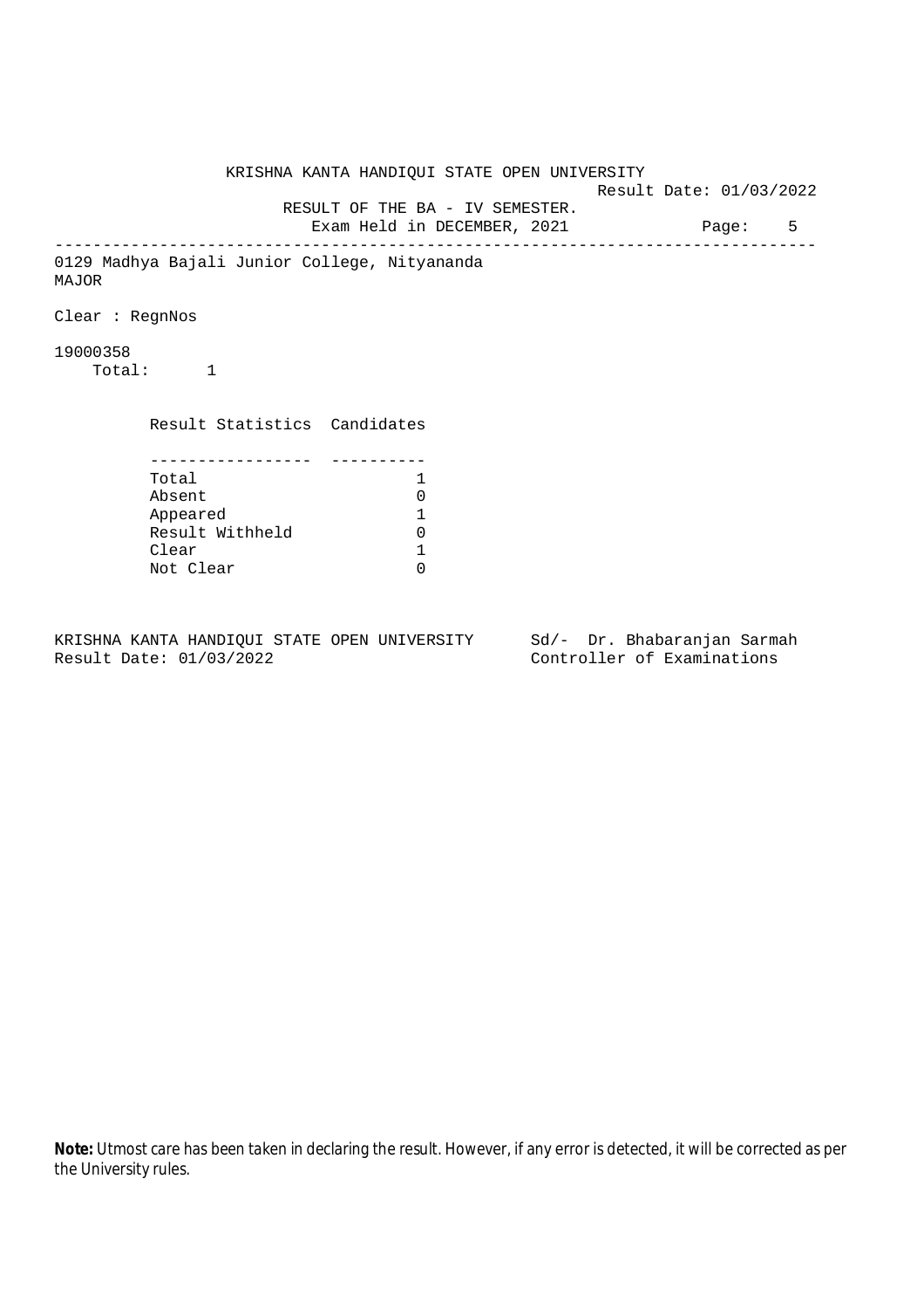KRISHNA KANTA HANDIQUI STATE OPEN UNIVERSITY

Result Date: 01/03/2022

RESULT OF THE BA - IV SEMESTER.

Exam Held in DECEMBER, 2021

Page: 5

---

0129 Madhya Bajali Junior College, Nityananda

MAJOR

Clear : RegnNos

19000358

Total: 1

| Result Statistics | Candidates |
|---|---|
| Total | 1 |
| Absent | 0 |
| Appeared | 1 |
| Result Withheld | 0 |
| Clear | 1 |
| Not Clear | 0 |

KRISHNA KANTA HANDIQUI STATE OPEN UNIVERSITY
Result Date: 01/03/2022

Sd/- Dr. Bhabaranjan Sarmah
Controller of Examinations

**Note:** Utmost care has been taken in declaring the result. However, if any error is detected, it will be corrected as per the University rules.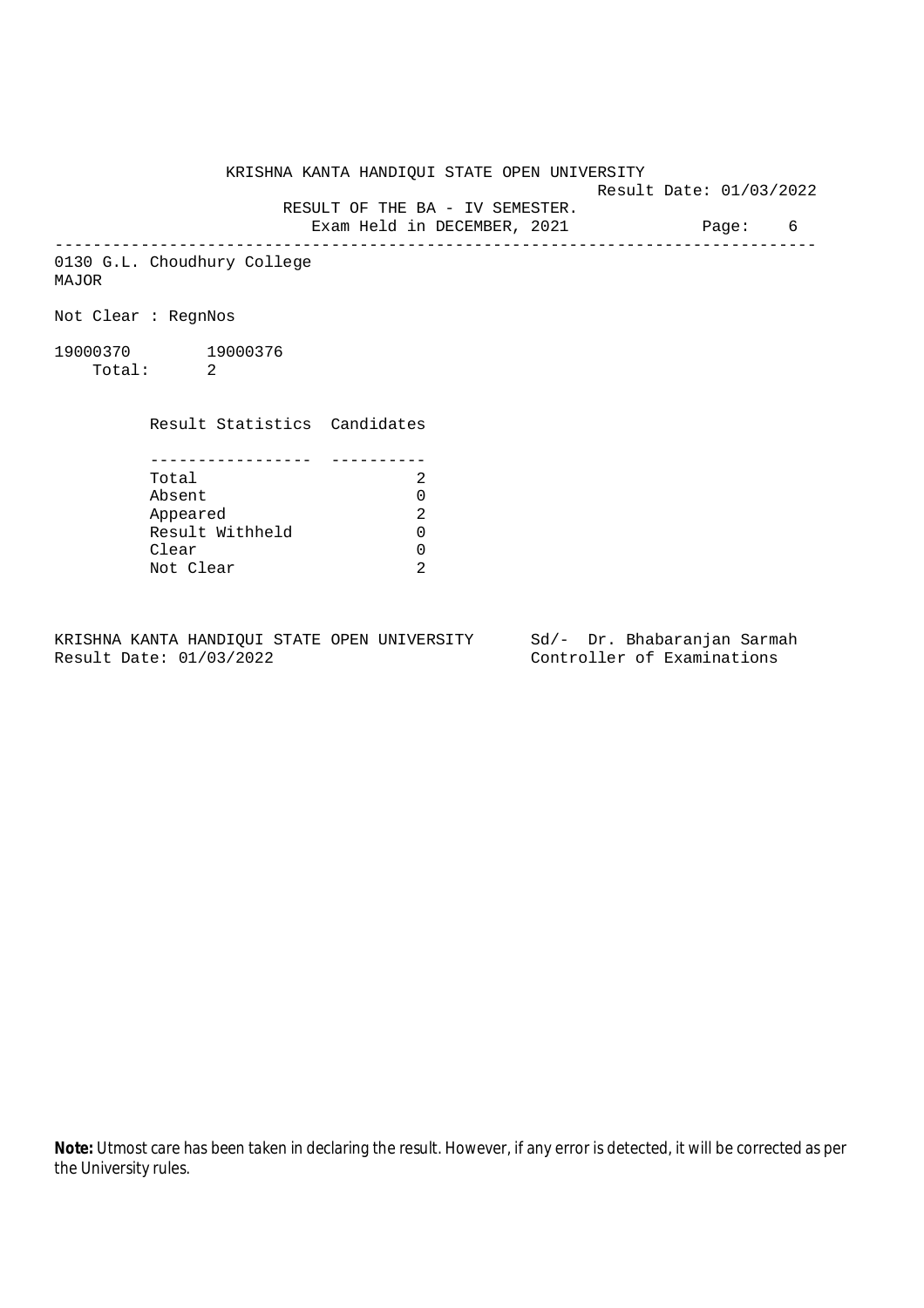KRISHNA KANTA HANDIQUI STATE OPEN UNIVERSITY

Result Date: 01/03/2022

RESULT OF THE BA - IV SEMESTER.

Exam Held in DECEMBER, 2021

---

0130 G.L. Choudhury College
MAJOR

Not Clear : RegnNos

19000370 19000376
Total: 2

| Result Statistics | Candidates |
|---|---|
| Total | 2 |
| Absent | 0 |
| Appeared | 2 |
| Result Withheld | 0 |
| Clear | 0 |
| Not Clear | 2 |

KRISHNA KANTA HANDIQUI STATE OPEN UNIVERSITY
Result Date: 01/03/2022

Sd/- Dr. Bhabaranjan Sarmah
Controller of Examinations

**Note:** Utmost care has been taken in declaring the result. However, if any error is detected, it will be corrected as per the University rules.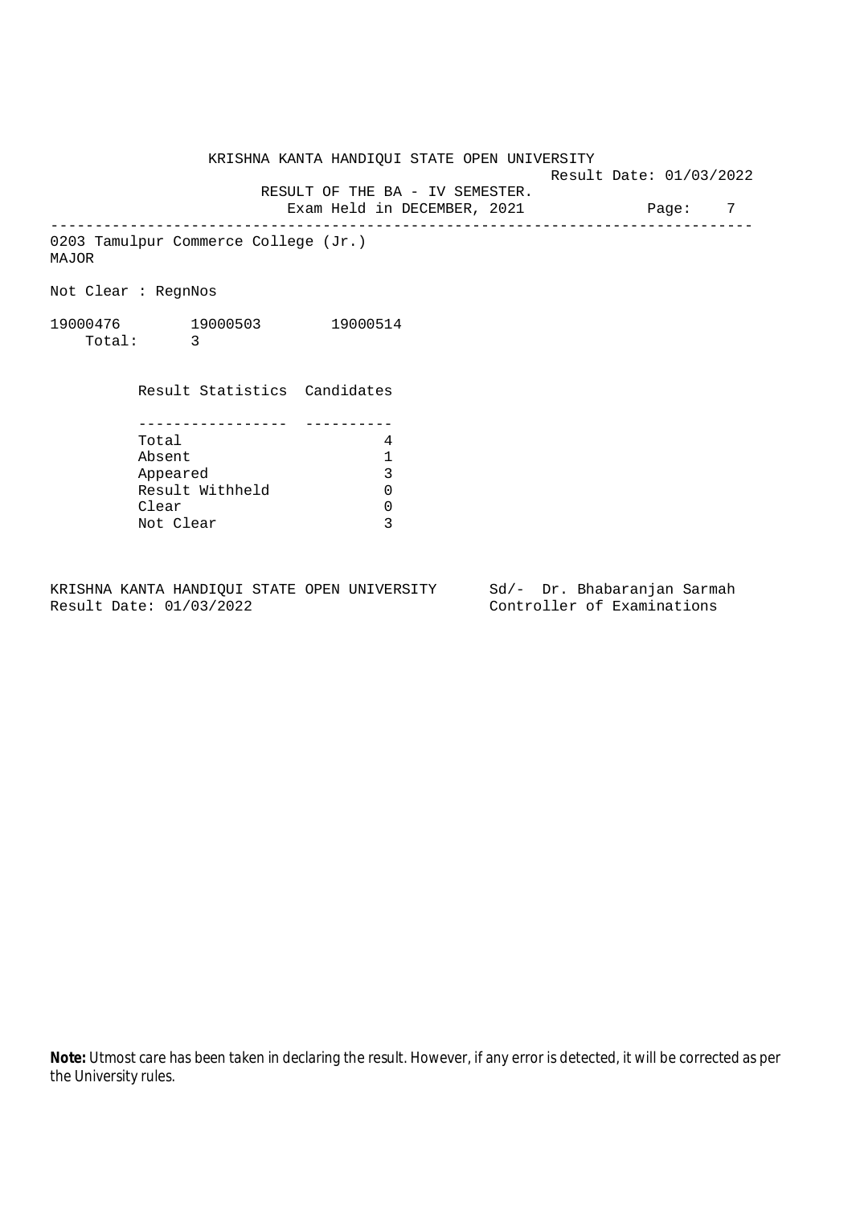KRISHNA KANTA HANDIQUI STATE OPEN UNIVERSITY

Result Date: 01/03/2022

RESULT OF THE BA - IV SEMESTER.

Exam Held in DECEMBER, 2021

---

0203 Tamulpur Commerce College (Jr.)

MAJOR

Not Clear : RegnNos

19000476   19000503   19000514

Total: 3

| Result Statistics | Candidates |
|---|---|
| Total | 4 |
| Absent | 1 |
| Appeared | 3 |
| Result Withheld | 0 |
| Clear | 0 |
| Not Clear | 3 |

KRISHNA KANTA HANDIQUI STATE OPEN UNIVERSITY
Result Date: 01/03/2022

Sd/- Dr. Bhabaranjan Sarmah
Controller of Examinations

**Note:** Utmost care has been taken in declaring the result. However, if any error is detected, it will be corrected as per the University rules.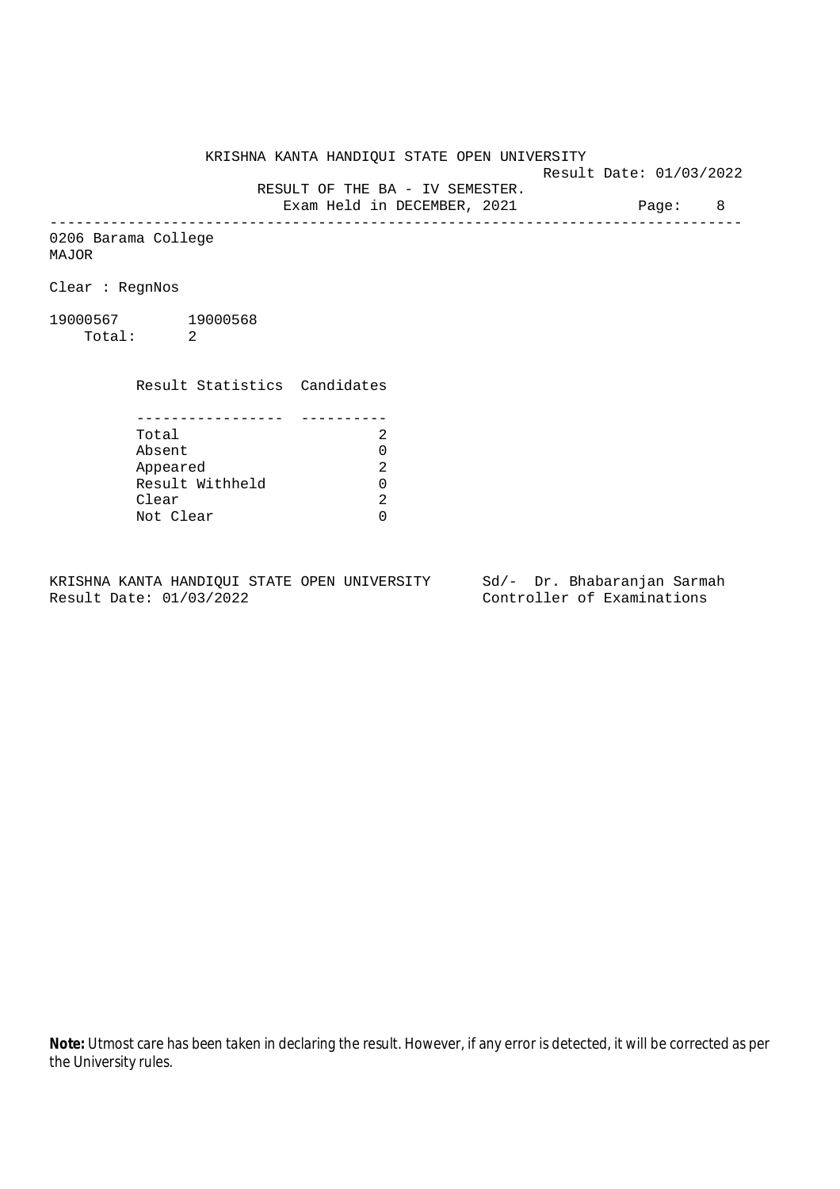KRISHNA KANTA HANDIQUI STATE OPEN UNIVERSITY

Result Date: 01/03/2022

RESULT OF THE BA - IV SEMESTER.

Exam Held in DECEMBER, 2021

---

0206 Barama College

MAJOR

Clear : RegnNos

19000567 19000568

Total: 2

| Result Statistics | Candidates |
| --- | --- |
| Total | 2 |
| Absent | 0 |
| Appeared | 2 |
| Result Withheld | 0 |
| Clear | 2 |
| Not Clear | 0 |

KRISHNA KANTA HANDIQUI STATE OPEN UNIVERSITY
Result Date: 01/03/2022

Sd/- Dr. Bhabaranjan Sarmah
Controller of Examinations

**Note:** Utmost care has been taken in declaring the result. However, if any error is detected, it will be corrected as per the University rules.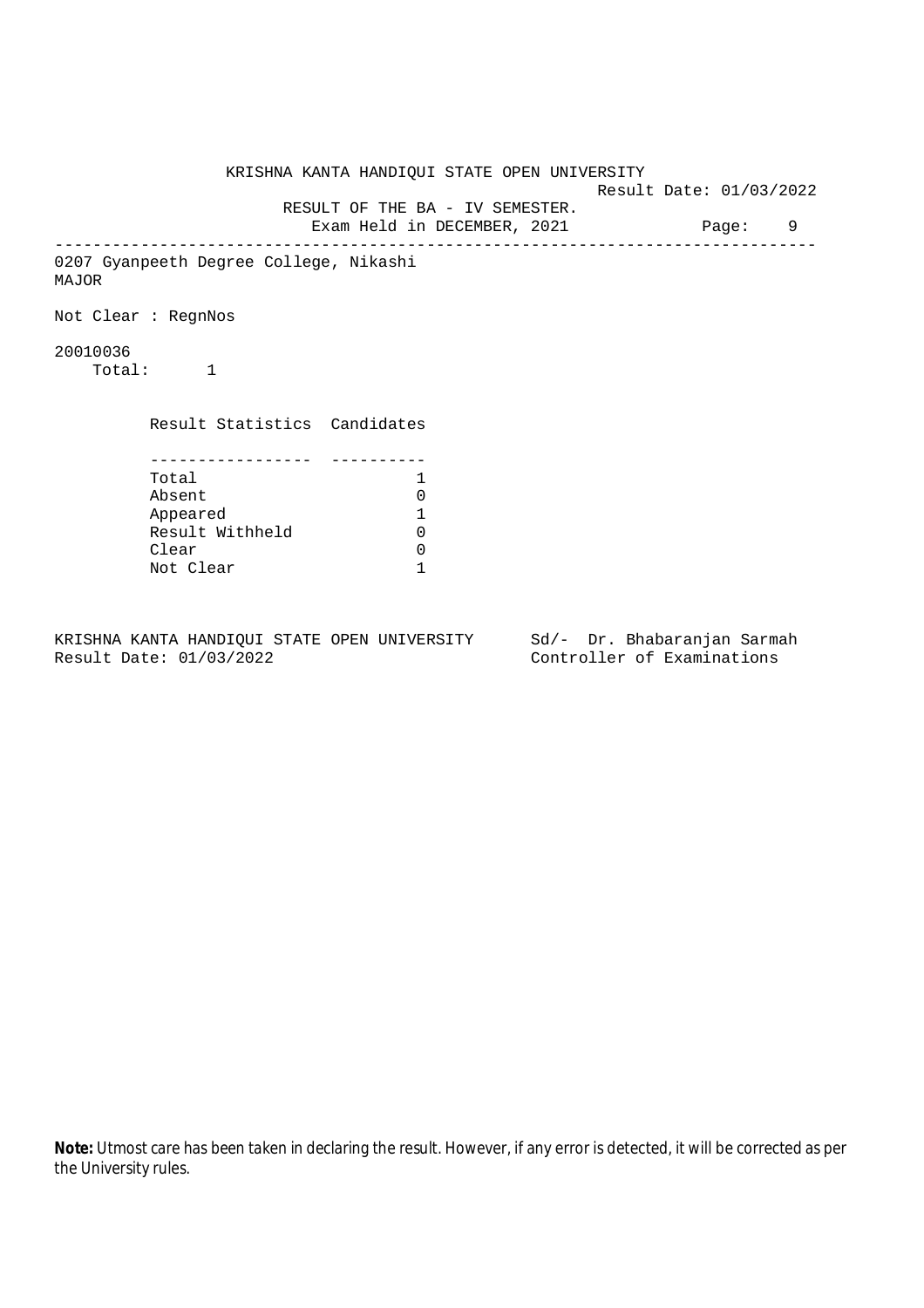KRISHNA KANTA HANDIQUI STATE OPEN UNIVERSITY

Result Date: 01/03/2022

RESULT OF THE BA - IV SEMESTER.

Exam Held in DECEMBER, 2021

---

0207 Gyanpeeth Degree College, Nikashi

MAJOR

Not Clear : RegnNos

20010036

Total: 1

| Result Statistics | Candidates |
|---|---|
| Total | 1 |
| Absent | 0 |
| Appeared | 1 |
| Result Withheld | 0 |
| Clear | 0 |
| Not Clear | 1 |

KRISHNA KANTA HANDIQUI STATE OPEN UNIVERSITY
Result Date: 01/03/2022

Sd/- Dr. Bhabaranjan Sarmah
Controller of Examinations

**Note:** Utmost care has been taken in declaring the result. However, if any error is detected, it will be corrected as per the University rules.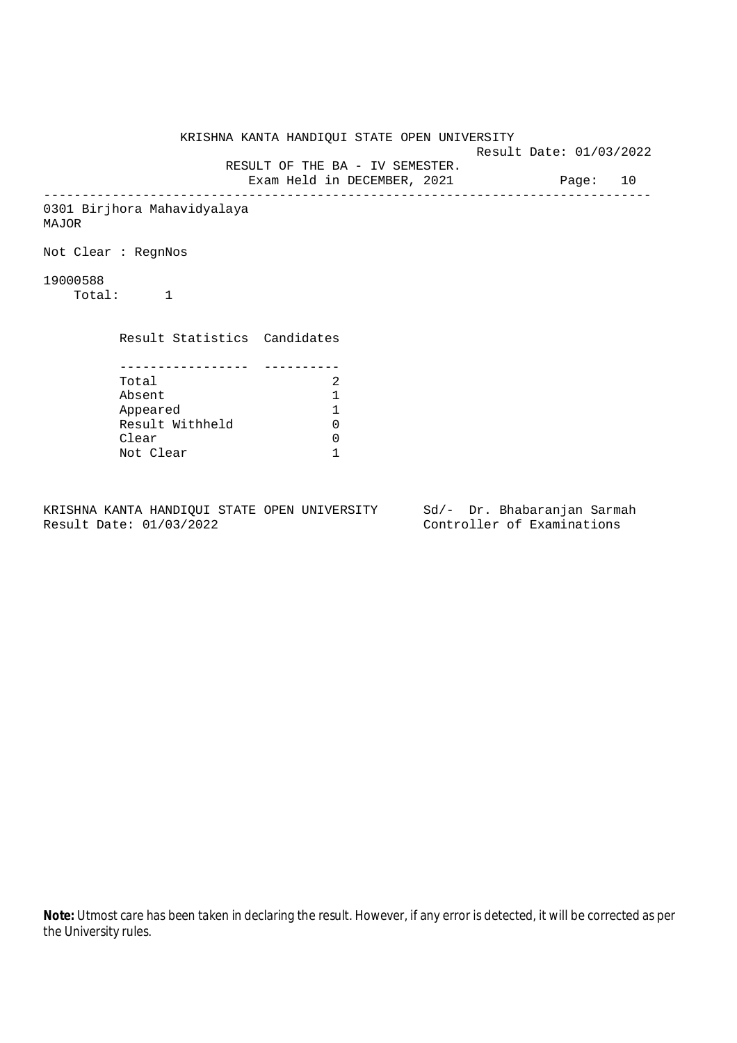KRISHNA KANTA HANDIQUI STATE OPEN UNIVERSITY

Result Date: 01/03/2022

RESULT OF THE BA - IV SEMESTER.

Exam Held in DECEMBER, 2021

---

0301 Birjhora Mahavidyalaya

MAJOR

Not Clear : RegnNos

19000588

Total: 1

| Result Statistics | Candidates |
|---|---|
| Total | 2 |
| Absent | 1 |
| Appeared | 1 |
| Result Withheld | 0 |
| Clear | 0 |
| Not Clear | 1 |

KRISHNA KANTA HANDIQUI STATE OPEN UNIVERSITY
Result Date: 01/03/2022

Sd/- Dr. Bhabaranjan Sarmah
Controller of Examinations

**Note:** Utmost care has been taken in declaring the result. However, if any error is detected, it will be corrected as per the University rules.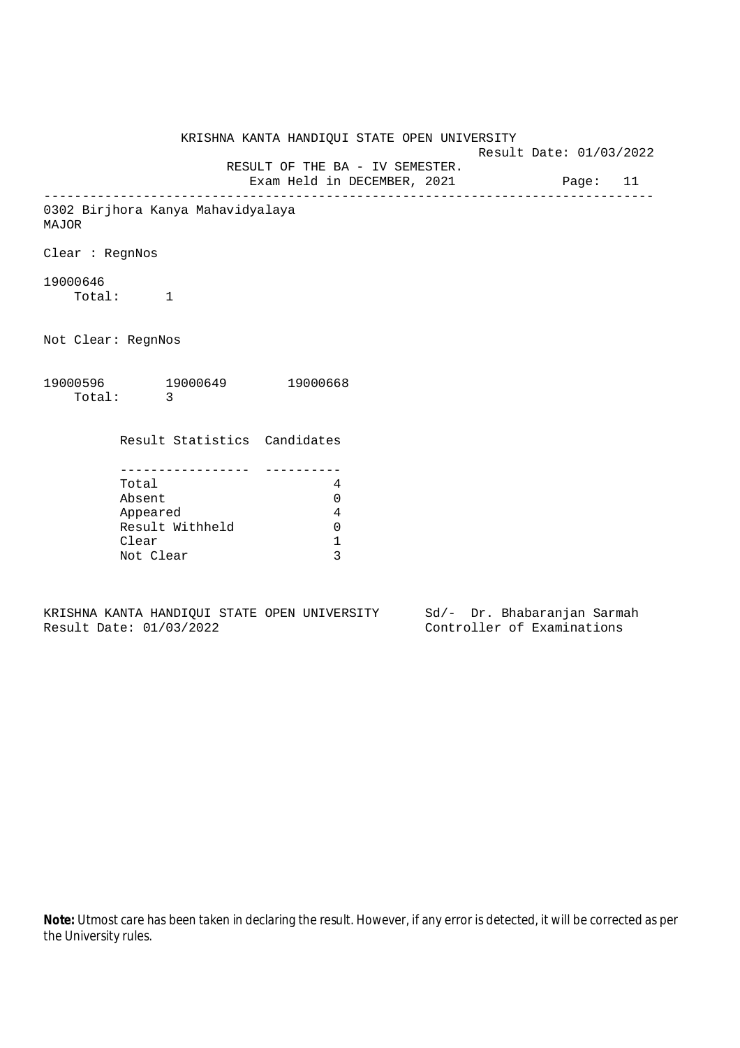KRISHNA KANTA HANDIQUI STATE OPEN UNIVERSITY

Result Date: 01/03/2022

RESULT OF THE BA - IV SEMESTER.

Exam Held in DECEMBER, 2021

---

0302 Birjhora Kanya Mahavidyalaya

MAJOR

Clear : RegnNos

19000646

Total: 1

Not Clear: RegnNos

19000596 19000649 19000668

Total: 3

| Result Statistics | Candidates |
|---|---|
| Total | 4 |
| Absent | 0 |
| Appeared | 4 |
| Result Withheld | 0 |
| Clear | 1 |
| Not Clear | 3 |

KRISHNA KANTA HANDIQUI STATE OPEN UNIVERSITY
Result Date: 01/03/2022

Sd/- Dr. Bhabaranjan Sarmah
Controller of Examinations

**Note:** Utmost care has been taken in declaring the result. However, if any error is detected, it will be corrected as per the University rules.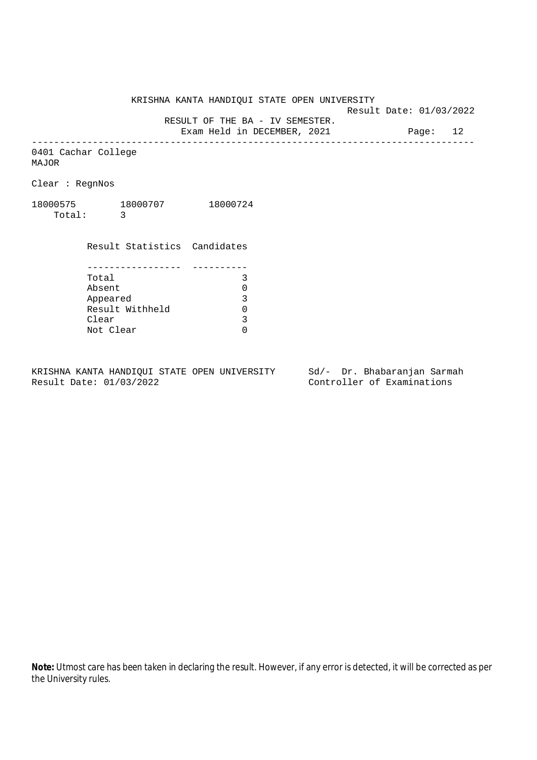KRISHNA KANTA HANDIQUI STATE OPEN UNIVERSITY

Result Date: 01/03/2022

RESULT OF THE BA - IV SEMESTER.

Exam Held in DECEMBER, 2021

---

0401 Cachar College

MAJOR

Clear : RegnNos

18000575 18000707 18000724

Total: 3

| Result Statistics | Candidates |
|---|---|
| Total | 3 |
| Absent | 0 |
| Appeared | 3 |
| Result Withheld | 0 |
| Clear | 3 |
| Not Clear | 0 |

KRISHNA KANTA HANDIQUI STATE OPEN UNIVERSITY
Result Date: 01/03/2022

Sd/- Dr. Bhabaranjan Sarmah
Controller of Examinations

**Note:** Utmost care has been taken in declaring the result. However, if any error is detected, it will be corrected as per the University rules.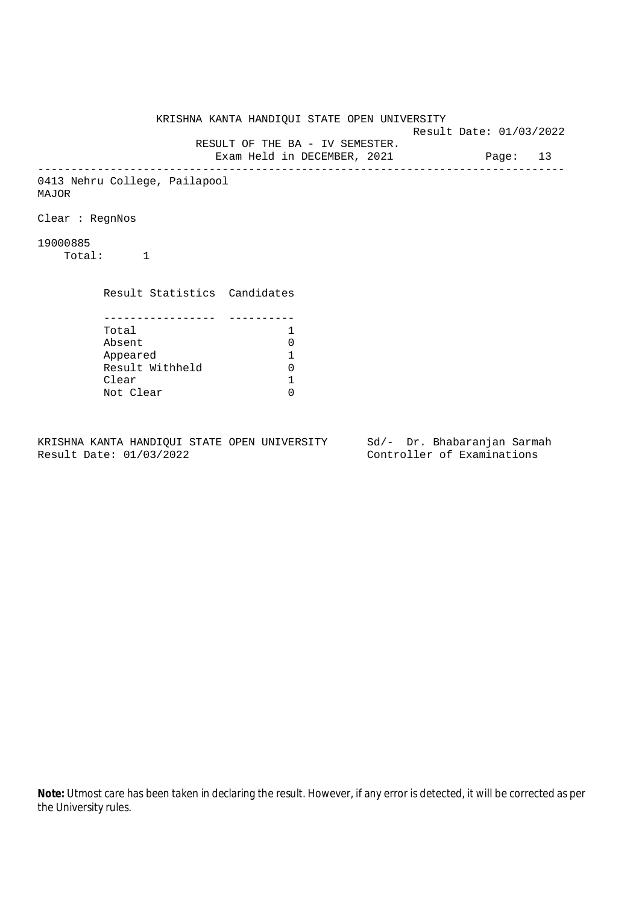KRISHNA KANTA HANDIQUI STATE OPEN UNIVERSITY

Result Date: 01/03/2022

RESULT OF THE BA - IV SEMESTER.

Exam Held in DECEMBER, 2021

---

0413 Nehru College, Pailapool

MAJOR

Clear : RegnNos

19000885

Total: 1

| Result Statistics | Candidates |
|---|---|
| Total | 1 |
| Absent | 0 |
| Appeared | 1 |
| Result Withheld | 0 |
| Clear | 1 |
| Not Clear | 0 |

KRISHNA KANTA HANDIQUI STATE OPEN UNIVERSITY
Result Date: 01/03/2022

Sd/- Dr. Bhabaranjan Sarmah
Controller of Examinations

**Note:** Utmost care has been taken in declaring the result. However, if any error is detected, it will be corrected as per the University rules.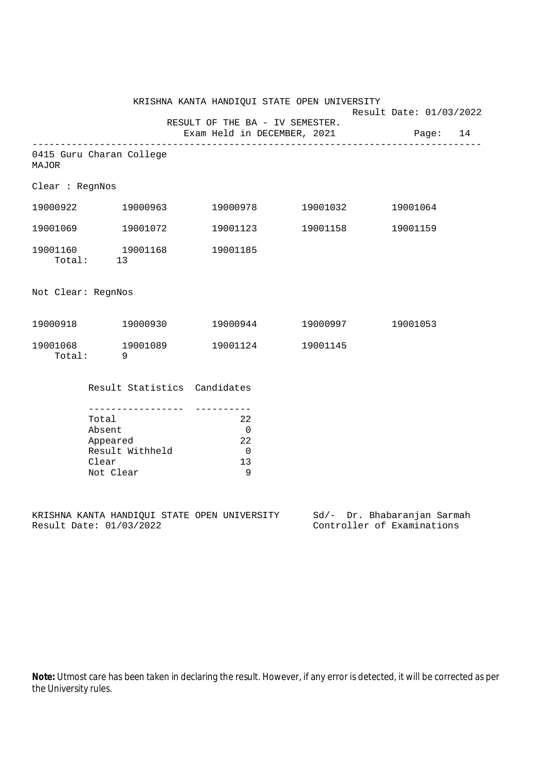KRISHNA KANTA HANDIQUI STATE OPEN UNIVERSITY

Result Date: 01/03/2022

RESULT OF THE BA - IV SEMESTER.

Exam Held in DECEMBER, 2021

---

0415 Guru Charan College

MAJOR

Clear : RegnNos

| | | | | |
|---|---|---|---|---|
| 19000922 | 19000963 | 19000978 | 19001032 | 19001064 |
| 19001069 | 19001072 | 19001123 | 19001158 | 19001159 |
| 19001160 | 19001168 | 19001185 | | |

Total: 13

Not Clear: RegnNos

| | | | | |
|---|---|---|---|---|
| 19000918 | 19000930 | 19000944 | 19000997 | 19001053 |
| 19001068 | 19001089 | 19001124 | 19001145 | |

Total: 9

| Result Statistics | Candidates |
|---|---|
| Total | 22 |
| Absent | 0 |
| Appeared | 22 |
| Result Withheld | 0 |
| Clear | 13 |
| Not Clear | 9 |

KRISHNA KANTA HANDIQUI STATE OPEN UNIVERSITY
Result Date: 01/03/2022

Sd/- Dr. Bhabaranjan Sarmah
Controller of Examinations

**Note:** Utmost care has been taken in declaring the result. However, if any error is detected, it will be corrected as per the University rules.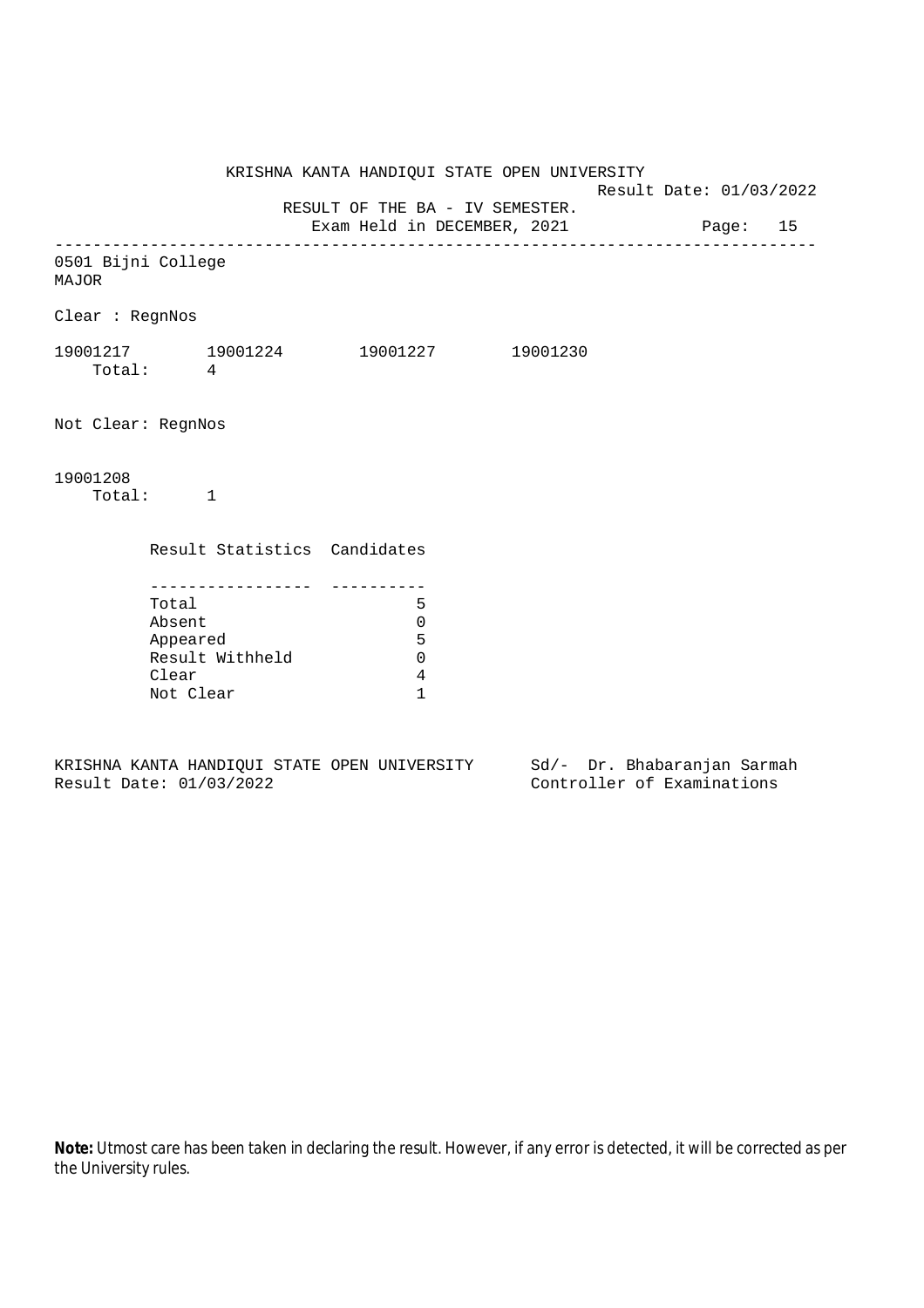KRISHNA KANTA HANDIQUI STATE OPEN UNIVERSITY

Result Date: 01/03/2022

RESULT OF THE BA - IV SEMESTER.

Exam Held in DECEMBER, 2021

---

0501 Bijni College
MAJOR

Clear : RegnNos

19001217 19001224 19001227 19001230

Total: 4

Not Clear: RegnNos

19001208

Total: 1

| Result Statistics | Candidates |
|---|---|
| Total | 5 |
| Absent | 0 |
| Appeared | 5 |
| Result Withheld | 0 |
| Clear | 4 |
| Not Clear | 1 |

KRISHNA KANTA HANDIQUI STATE OPEN UNIVERSITY
Result Date: 01/03/2022

Sd/- Dr. Bhabaranjan Sarmah
Controller of Examinations

**Note:** Utmost care has been taken in declaring the result. However, if any error is detected, it will be corrected as per the University rules.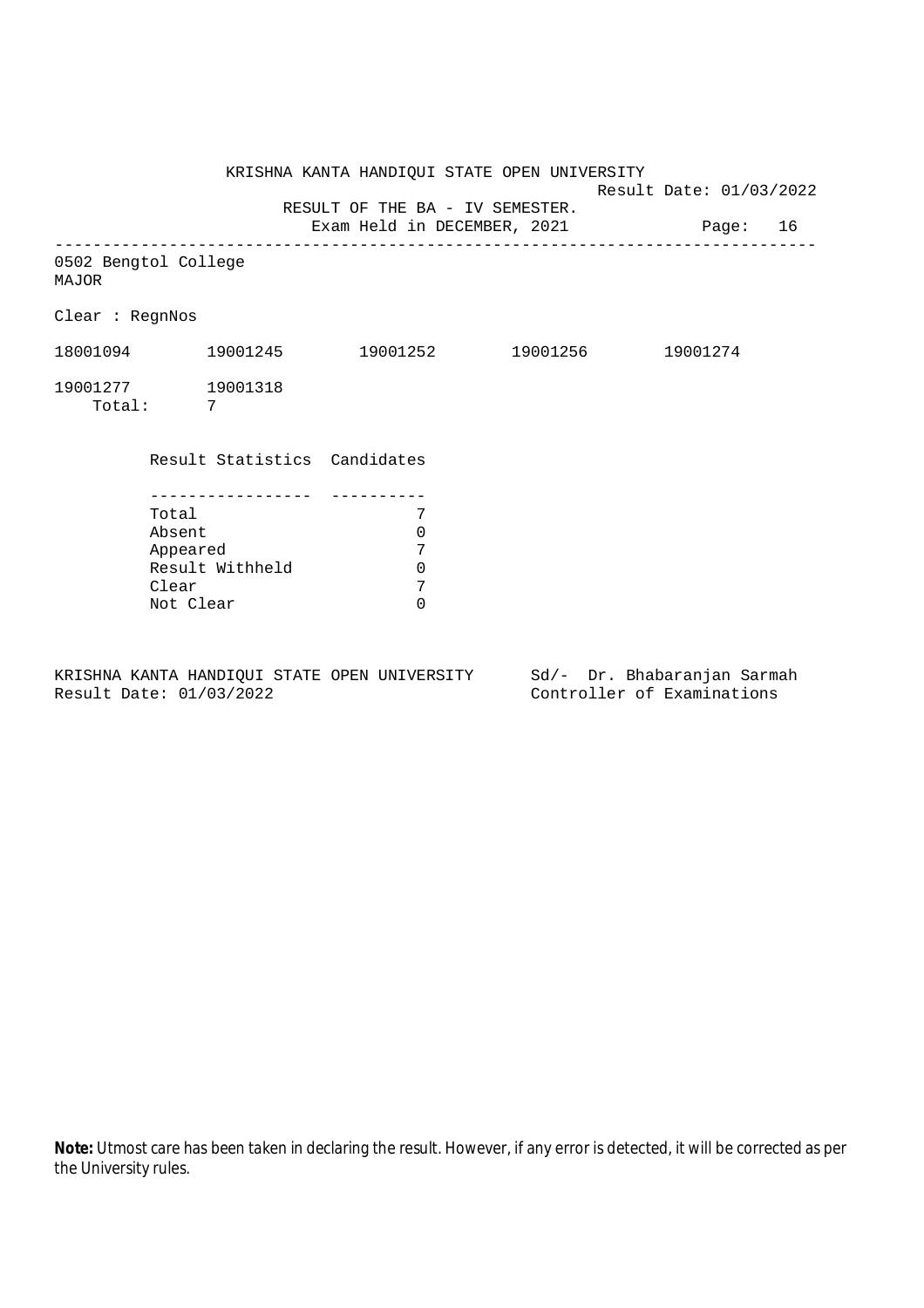KRISHNA KANTA HANDIQUI STATE OPEN UNIVERSITY

Result Date: 01/03/2022

RESULT OF THE BA - IV SEMESTER.

Exam Held in DECEMBER, 2021

---

0502 Bengtol College

MAJOR

Clear : RegnNos

18001094 19001245 19001252 19001256 19001274

19001277 19001318

Total: 7

| Result Statistics | Candidates |
|---|---|
| Total | 7 |
| Absent | 0 |
| Appeared | 7 |
| Result Withheld | 0 |
| Clear | 7 |
| Not Clear | 0 |

KRISHNA KANTA HANDIQUI STATE OPEN UNIVERSITY
Result Date: 01/03/2022

Sd/- Dr. Bhabaranjan Sarmah
Controller of Examinations

**Note:** Utmost care has been taken in declaring the result. However, if any error is detected, it will be corrected as per the University rules.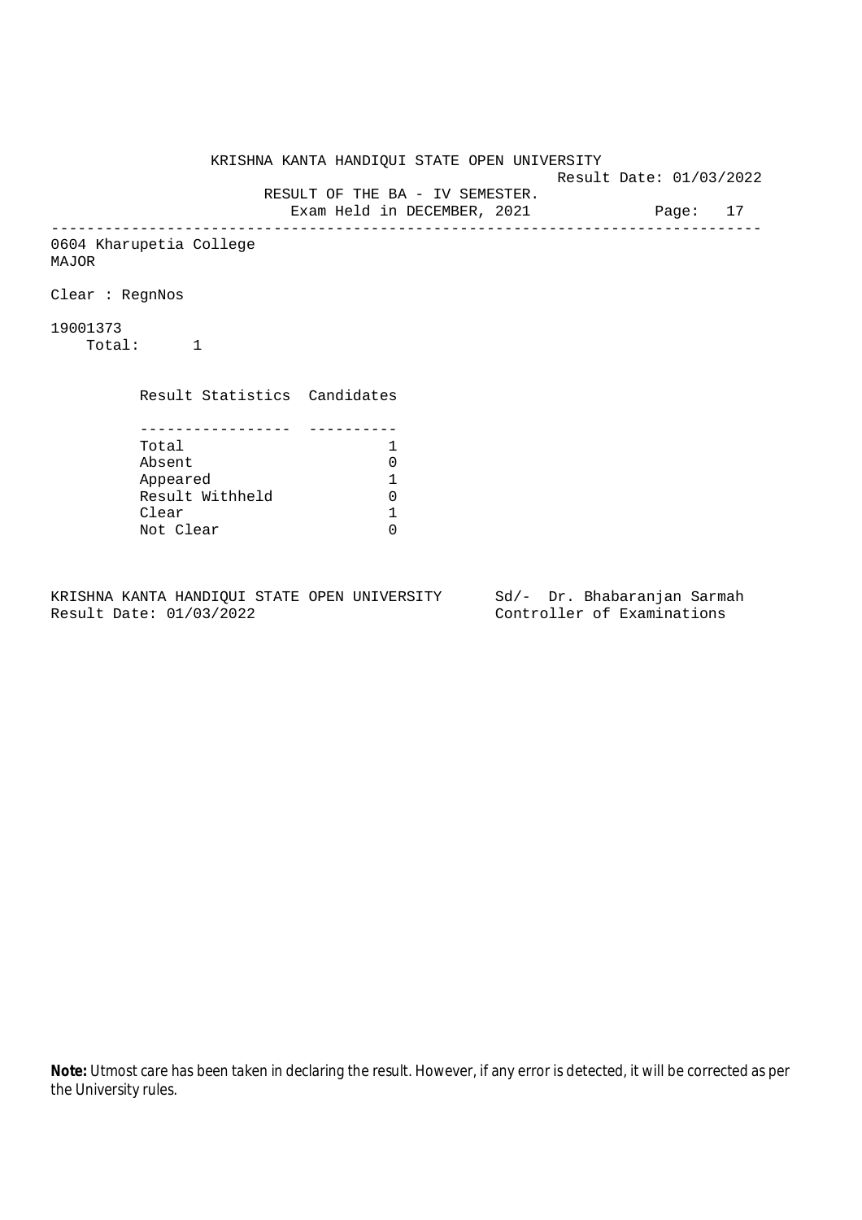KRISHNA KANTA HANDIQUI STATE OPEN UNIVERSITY

Result Date: 01/03/2022

RESULT OF THE BA - IV SEMESTER.

Exam Held in DECEMBER, 2021

---

0604 Kharupetia College
MAJOR

Clear : RegnNos

19001373
Total: 1

| Result Statistics | Candidates |
|---|---|
| Total | 1 |
| Absent | 0 |
| Appeared | 1 |
| Result Withheld | 0 |
| Clear | 1 |
| Not Clear | 0 |

KRISHNA KANTA HANDIQUI STATE OPEN UNIVERSITY
Result Date: 01/03/2022

Sd/- Dr. Bhabaranjan Sarmah
Controller of Examinations

**Note:** Utmost care has been taken in declaring the result. However, if any error is detected, it will be corrected as per the University rules.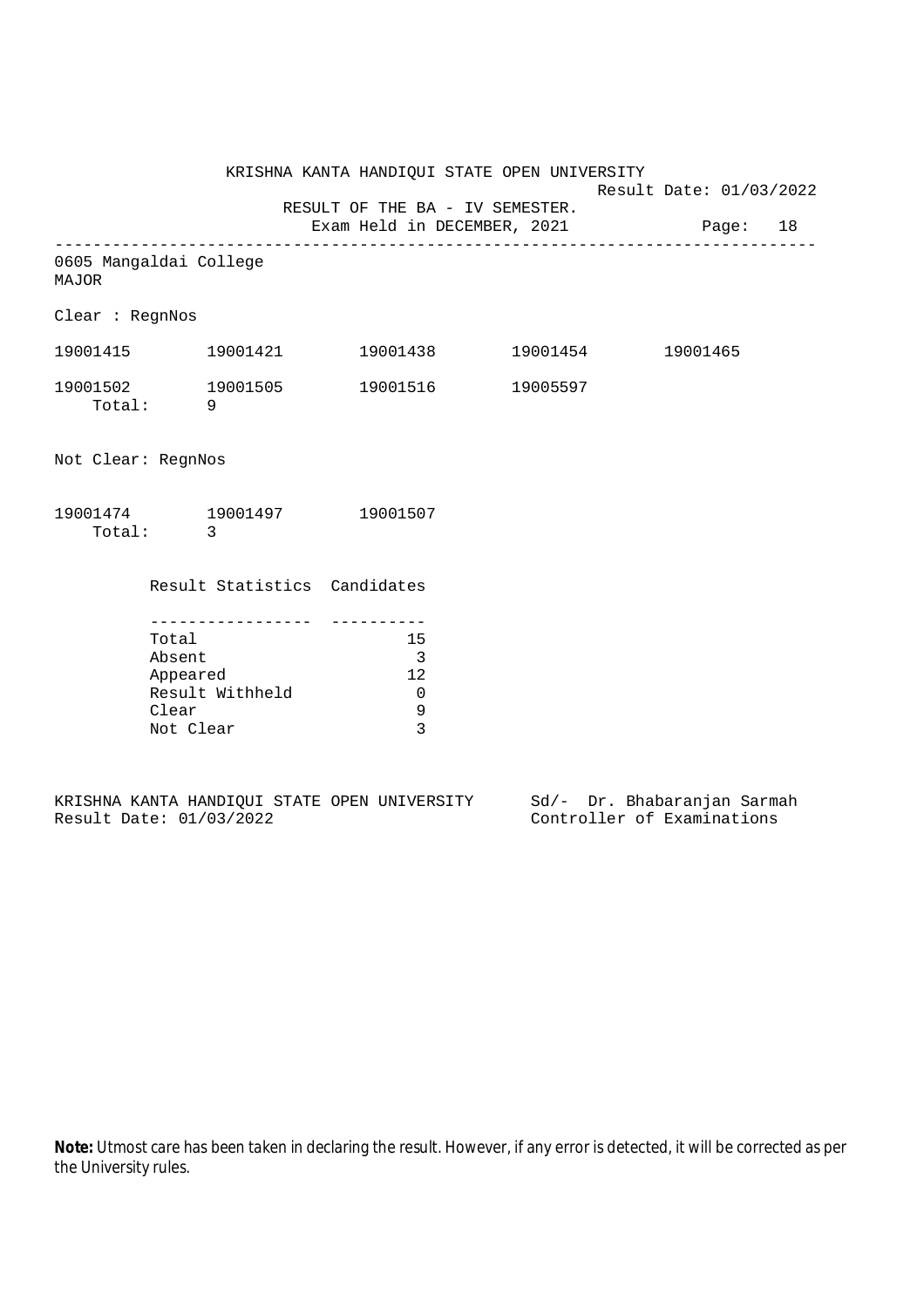KRISHNA KANTA HANDIQUI STATE OPEN UNIVERSITY

Result Date: 01/03/2022

RESULT OF THE BA - IV SEMESTER.

Exam Held in DECEMBER, 2021

---

0605 Mangaldai College

MAJOR

Clear : RegnNos

19001415 19001421 19001438 19001454 19001465

19001502 19001505 19001516 19005597

Total: 9

Not Clear: RegnNos

19001474 19001497 19001507

Total: 3

| Result Statistics | Candidates |
|---|---|
| Total | 15 |
| Absent | 3 |
| Appeared | 12 |
| Result Withheld | 0 |
| Clear | 9 |
| Not Clear | 3 |

KRISHNA KANTA HANDIQUI STATE OPEN UNIVERSITY

Result Date: 01/03/2022

Sd/- Dr. Bhabaranjan Sarmah

Controller of Examinations

**Note:** Utmost care has been taken in declaring the result. However, if any error is detected, it will be corrected as per the University rules.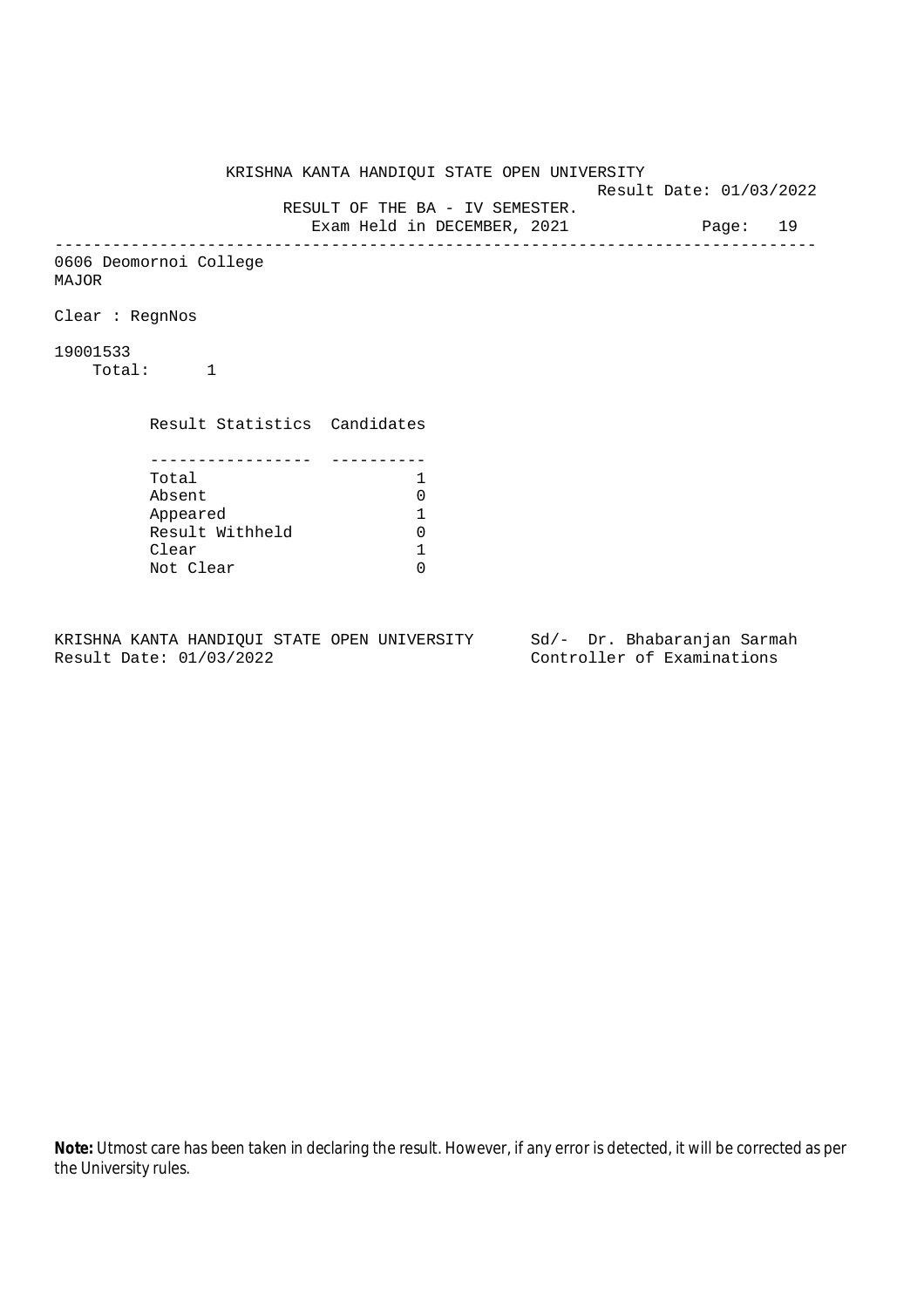KRISHNA KANTA HANDIQUI STATE OPEN UNIVERSITY

Result Date: 01/03/2022

RESULT OF THE BA - IV SEMESTER.

Exam Held in DECEMBER, 2021

---

0606 Deomornoi College

MAJOR

Clear : RegnNos

19001533

Total: 1

| Result Statistics | Candidates |
|---|---|
| Total | 1 |
| Absent | 0 |
| Appeared | 1 |
| Result Withheld | 0 |
| Clear | 1 |
| Not Clear | 0 |

KRISHNA KANTA HANDIQUI STATE OPEN UNIVERSITY
Result Date: 01/03/2022

Sd/- Dr. Bhabaranjan Sarmah
Controller of Examinations

**Note:** Utmost care has been taken in declaring the result. However, if any error is detected, it will be corrected as per the University rules.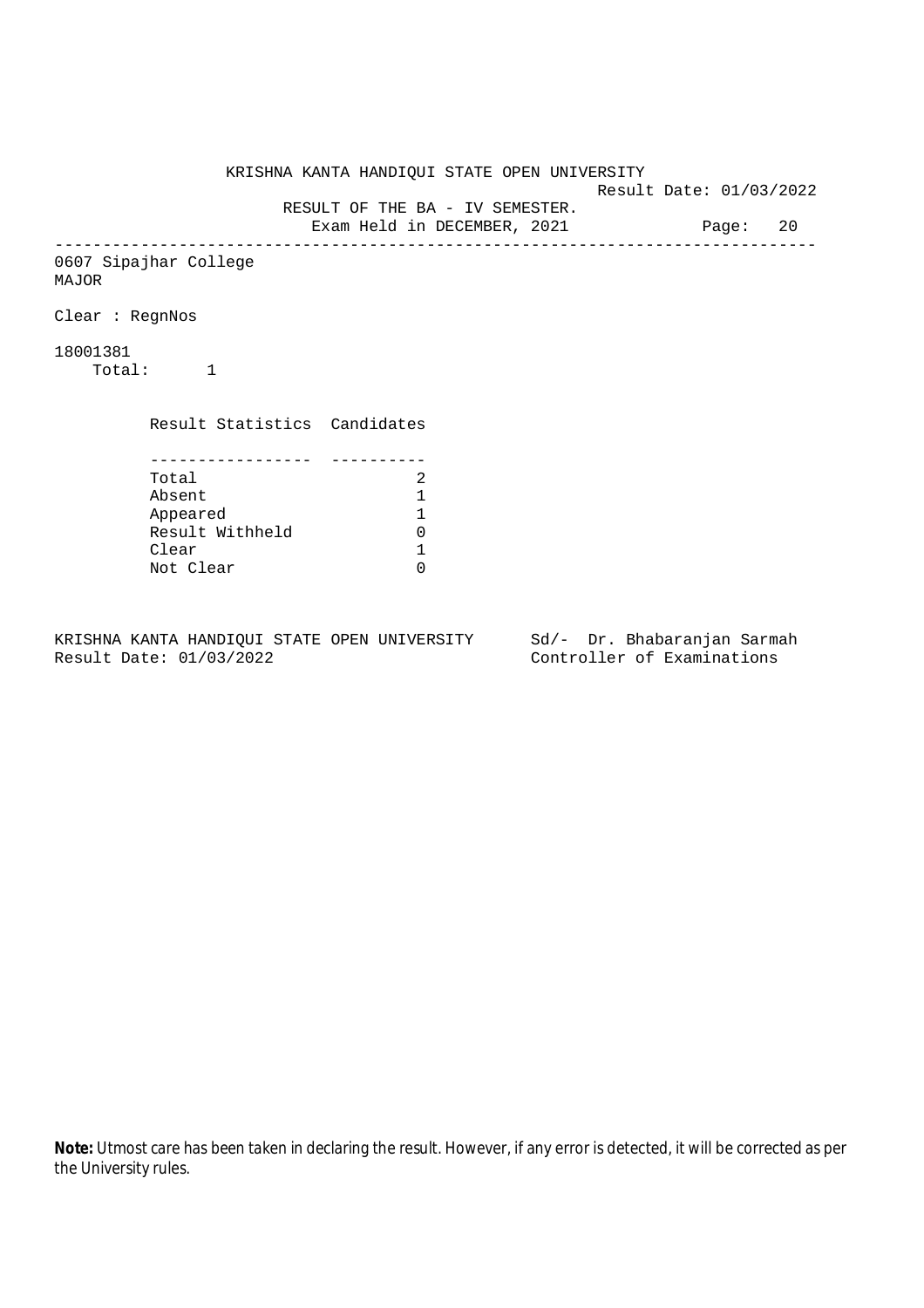KRISHNA KANTA HANDIQUI STATE OPEN UNIVERSITY

Result Date: 01/03/2022

RESULT OF THE BA - IV SEMESTER.

Exam Held in DECEMBER, 2021

---

0607 Sipajhar College

MAJOR

Clear : RegnNos

18001381

Total: 1

| Result Statistics | Candidates |
|---|---|
| Total | 2 |
| Absent | 1 |
| Appeared | 1 |
| Result Withheld | 0 |
| Clear | 1 |
| Not Clear | 0 |

KRISHNA KANTA HANDIQUI STATE OPEN UNIVERSITY
Result Date: 01/03/2022

Sd/- Dr. Bhabaranjan Sarmah
Controller of Examinations

**Note:** Utmost care has been taken in declaring the result. However, if any error is detected, it will be corrected as per the University rules.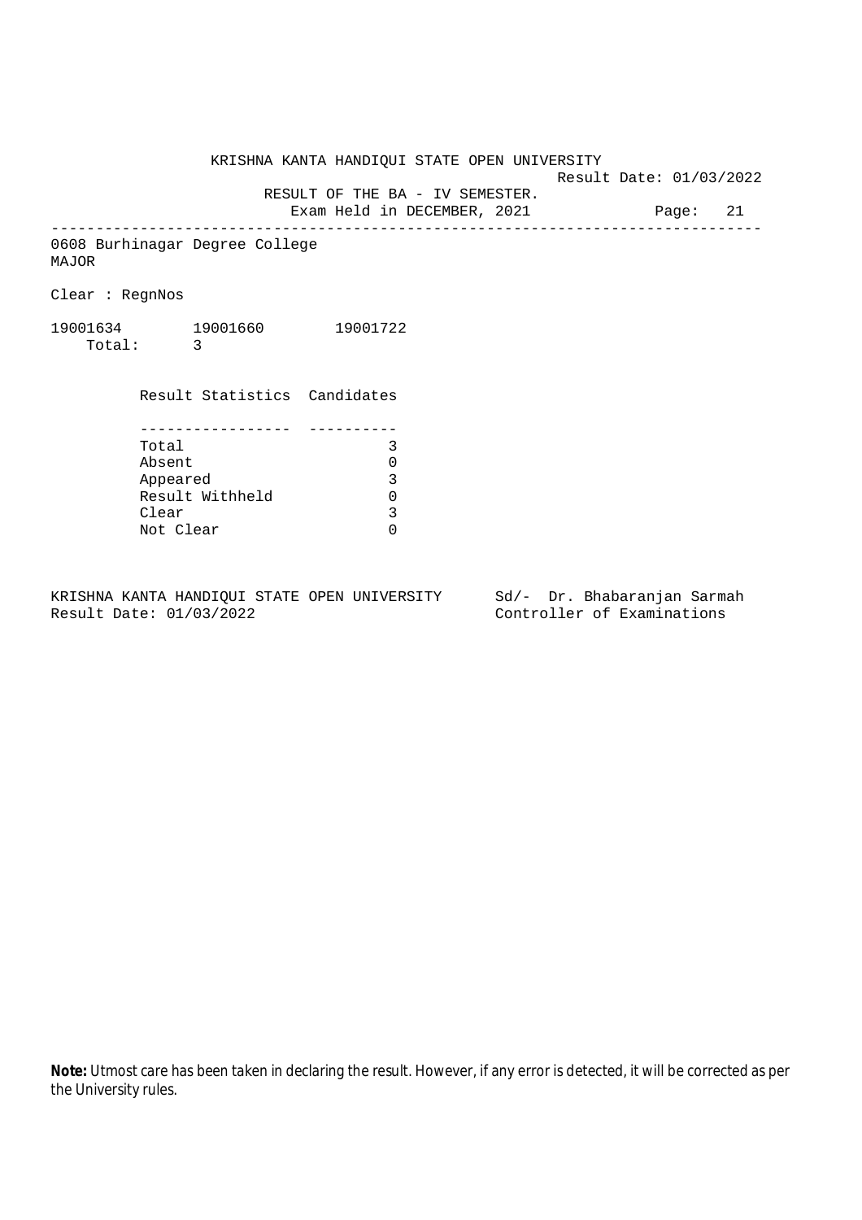KRISHNA KANTA HANDIQUI STATE OPEN UNIVERSITY

Result Date: 01/03/2022

RESULT OF THE BA - IV SEMESTER.

Exam Held in DECEMBER, 2021

Page: 21

---

0608 Burhinagar Degree College

MAJOR

Clear : RegnNos

19001634 19001660 19001722

Total: 3

| Result Statistics | Candidates |
|---|---|
| Total | 3 |
| Absent | 0 |
| Appeared | 3 |
| Result Withheld | 0 |
| Clear | 3 |
| Not Clear | 0 |

KRISHNA KANTA HANDIQUI STATE OPEN UNIVERSITY
Result Date: 01/03/2022

Sd/- Dr. Bhabaranjan Sarmah
Controller of Examinations

**Note:** Utmost care has been taken in declaring the result. However, if any error is detected, it will be corrected as per the University rules.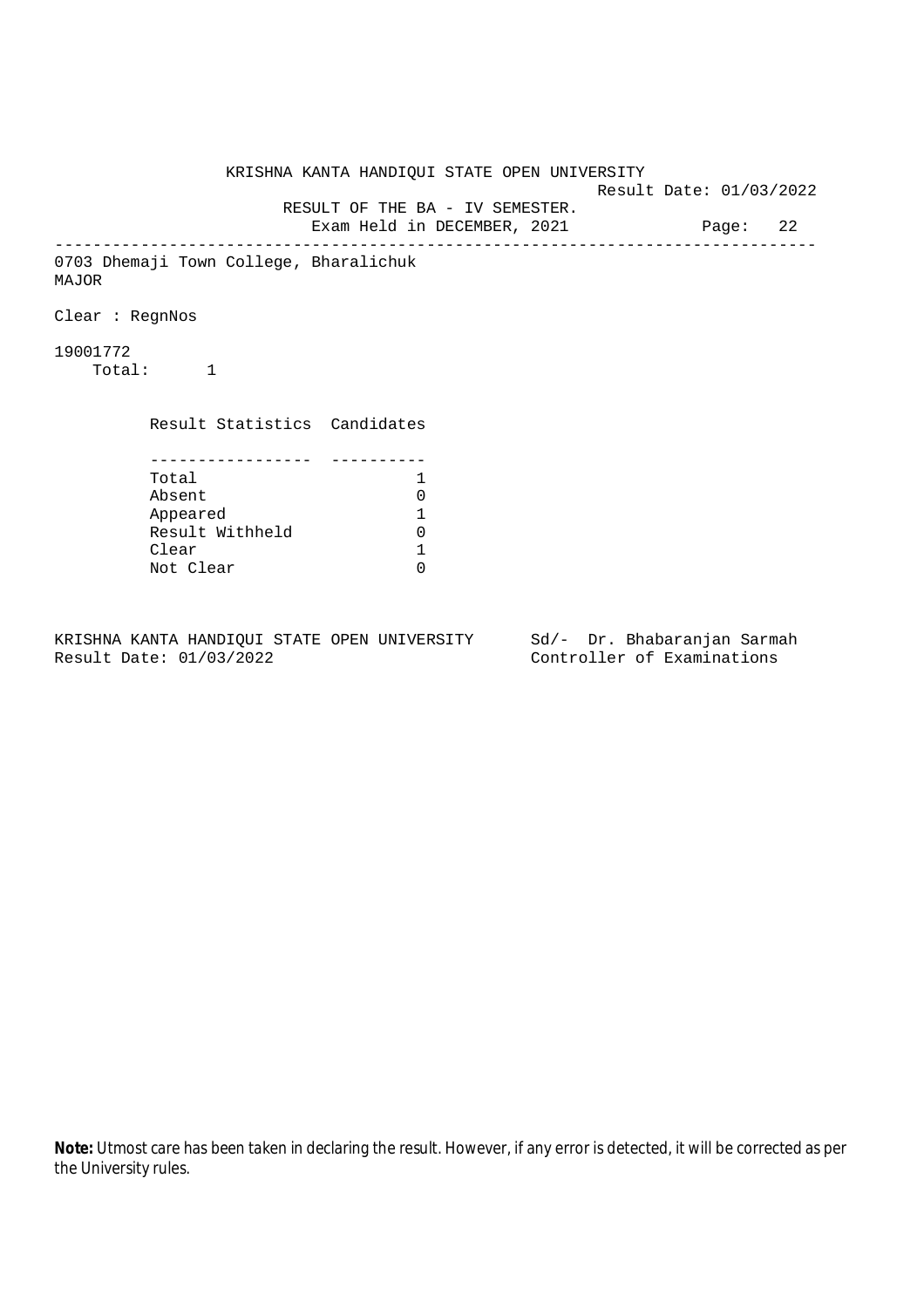KRISHNA KANTA HANDIQUI STATE OPEN UNIVERSITY

Result Date: 01/03/2022

RESULT OF THE BA - IV SEMESTER.

Exam Held in DECEMBER, 2021

---

0703 Dhemaji Town College, Bharalichuk

MAJOR

Clear : RegnNos

19001772

Total: 1

| Result Statistics | Candidates |
|---|---|
| Total | 1 |
| Absent | 0 |
| Appeared | 1 |
| Result Withheld | 0 |
| Clear | 1 |
| Not Clear | 0 |

KRISHNA KANTA HANDIQUI STATE OPEN UNIVERSITY
Result Date: 01/03/2022

Sd/- Dr. Bhabaranjan Sarmah
Controller of Examinations

**Note:** Utmost care has been taken in declaring the result. However, if any error is detected, it will be corrected as per the University rules.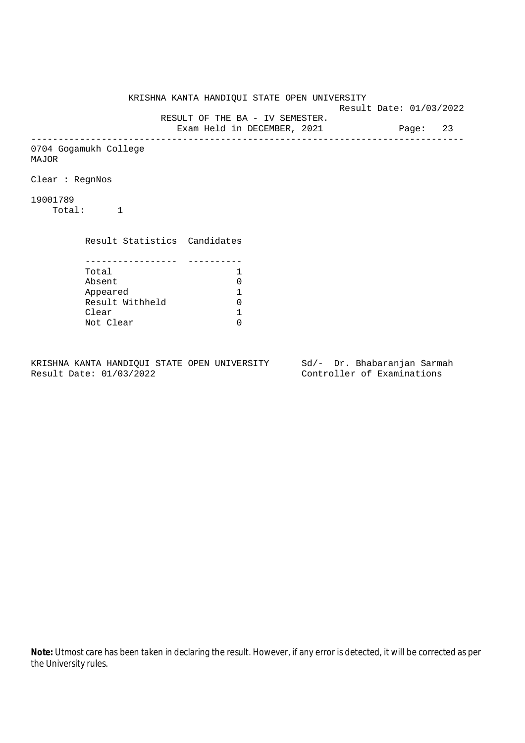KRISHNA KANTA HANDIQUI STATE OPEN UNIVERSITY

Result Date: 01/03/2022

RESULT OF THE BA - IV SEMESTER.

Exam Held in DECEMBER, 2021

Page: 23

---

0704 Gogamukh College

MAJOR

Clear : RegnNos

19001789

Total: 1

| Result Statistics | Candidates |
|---|---|
| Total | 1 |
| Absent | 0 |
| Appeared | 1 |
| Result Withheld | 0 |
| Clear | 1 |
| Not Clear | 0 |

KRISHNA KANTA HANDIQUI STATE OPEN UNIVERSITY
Result Date: 01/03/2022

Sd/- Dr. Bhabaranjan Sarmah
Controller of Examinations

**Note:** Utmost care has been taken in declaring the result. However, if any error is detected, it will be corrected as per the University rules.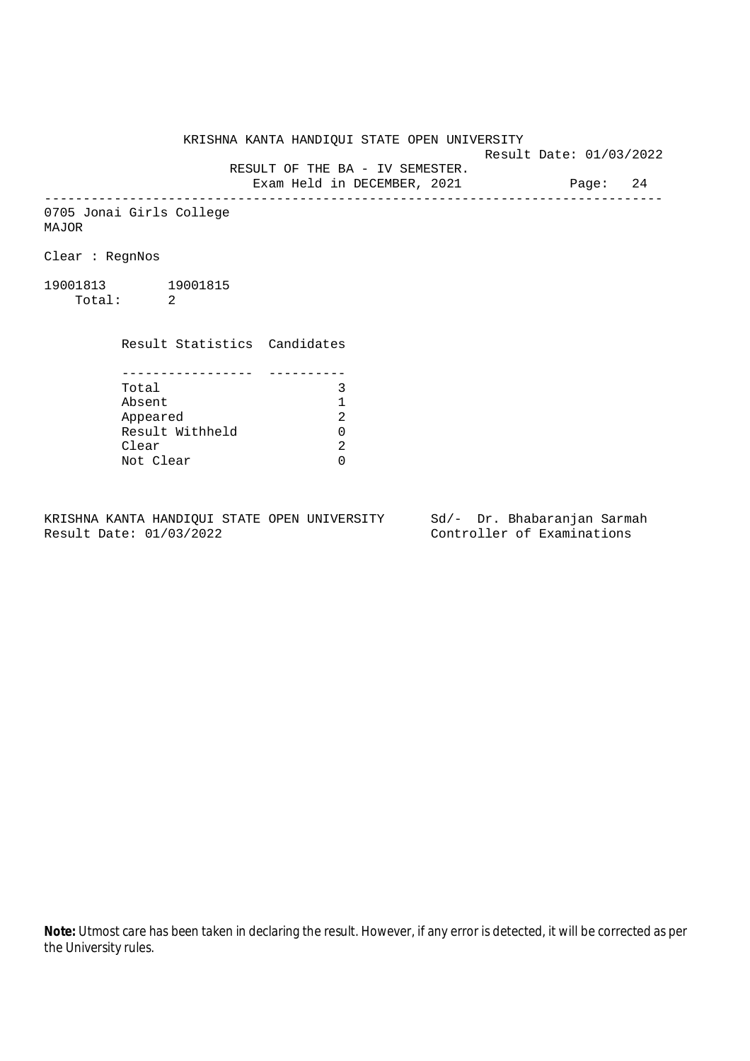KRISHNA KANTA HANDIQUI STATE OPEN UNIVERSITY

Result Date: 01/03/2022

RESULT OF THE BA - IV SEMESTER.

Exam Held in DECEMBER, 2021

---

0705 Jonai Girls College

MAJOR

Clear : RegnNos

19001813 19001815

Total: 2

| Result Statistics | Candidates |
|---|---|
| Total | 3 |
| Absent | 1 |
| Appeared | 2 |
| Result Withheld | 0 |
| Clear | 2 |
| Not Clear | 0 |

KRISHNA KANTA HANDIQUI STATE OPEN UNIVERSITY

Result Date: 01/03/2022

Sd/- Dr. Bhabaranjan Sarmah

Controller of Examinations

**Note:** Utmost care has been taken in declaring the result. However, if any error is detected, it will be corrected as per the University rules.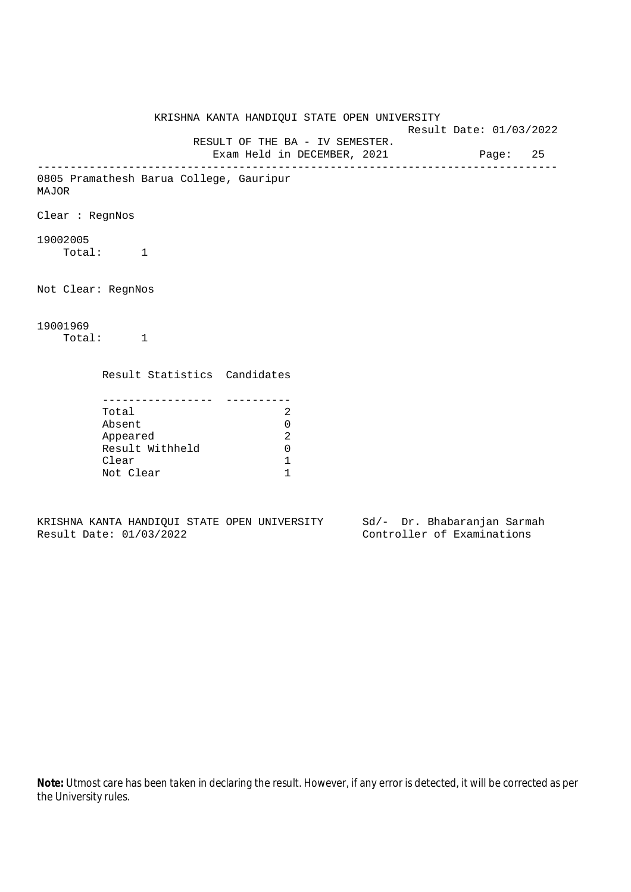KRISHNA KANTA HANDIQUI STATE OPEN UNIVERSITY

Result Date: 01/03/2022

RESULT OF THE BA - IV SEMESTER.

Exam Held in DECEMBER, 2021

---

0805 Pramathesh Barua College, Gauripur

MAJOR

Clear : RegnNos

19002005

Total: 1

Not Clear: RegnNos

19001969

Total: 1

| Result Statistics | Candidates |
|---|---|
| Total | 2 |
| Absent | 0 |
| Appeared | 2 |
| Result Withheld | 0 |
| Clear | 1 |
| Not Clear | 1 |

KRISHNA KANTA HANDIQUI STATE OPEN UNIVERSITY
Result Date: 01/03/2022

Sd/- Dr. Bhabaranjan Sarmah
Controller of Examinations

**Note:** Utmost care has been taken in declaring the result. However, if any error is detected, it will be corrected as per the University rules.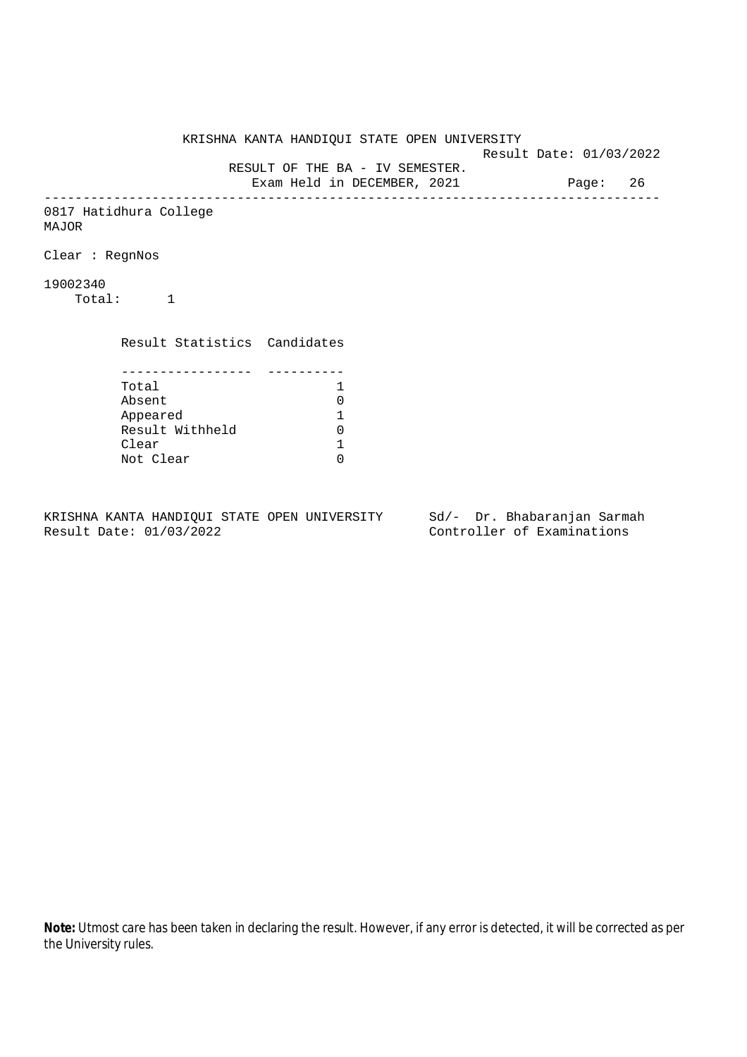KRISHNA KANTA HANDIQUI STATE OPEN UNIVERSITY

Result Date: 01/03/2022

RESULT OF THE BA - IV SEMESTER.

Exam Held in DECEMBER, 2021

Page: 26

---

0817 Hatidhura College

MAJOR

Clear : RegnNos

19002340

Total: 1

| Result Statistics | Candidates |
|---|---|
| Total | 1 |
| Absent | 0 |
| Appeared | 1 |
| Result Withheld | 0 |
| Clear | 1 |
| Not Clear | 0 |

KRISHNA KANTA HANDIQUI STATE OPEN UNIVERSITY
Result Date: 01/03/2022

Sd/- Dr. Bhabaranjan Sarmah
Controller of Examinations

**Note:** Utmost care has been taken in declaring the result. However, if any error is detected, it will be corrected as per the University rules.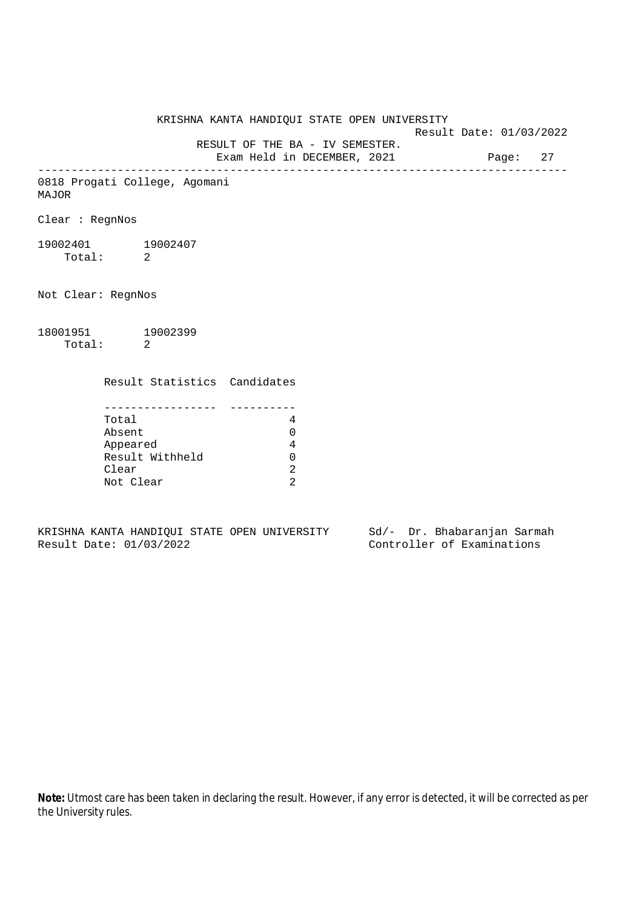KRISHNA KANTA HANDIQUI STATE OPEN UNIVERSITY

Result Date: 01/03/2022

RESULT OF THE BA - IV SEMESTER.

Exam Held in DECEMBER, 2021

---

0818 Progati College, Agomani
MAJOR

Clear : RegnNos

19002401 19002407
Total: 2

Not Clear: RegnNos

18001951 19002399
Total: 2

| Result Statistics | Candidates |
|---|---|
| Total | 4 |
| Absent | 0 |
| Appeared | 4 |
| Result Withheld | 0 |
| Clear | 2 |
| Not Clear | 2 |

KRISHNA KANTA HANDIQUI STATE OPEN UNIVERSITY
Result Date: 01/03/2022

Sd/- Dr. Bhabaranjan Sarmah
Controller of Examinations

**Note:** Utmost care has been taken in declaring the result. However, if any error is detected, it will be corrected as per the University rules.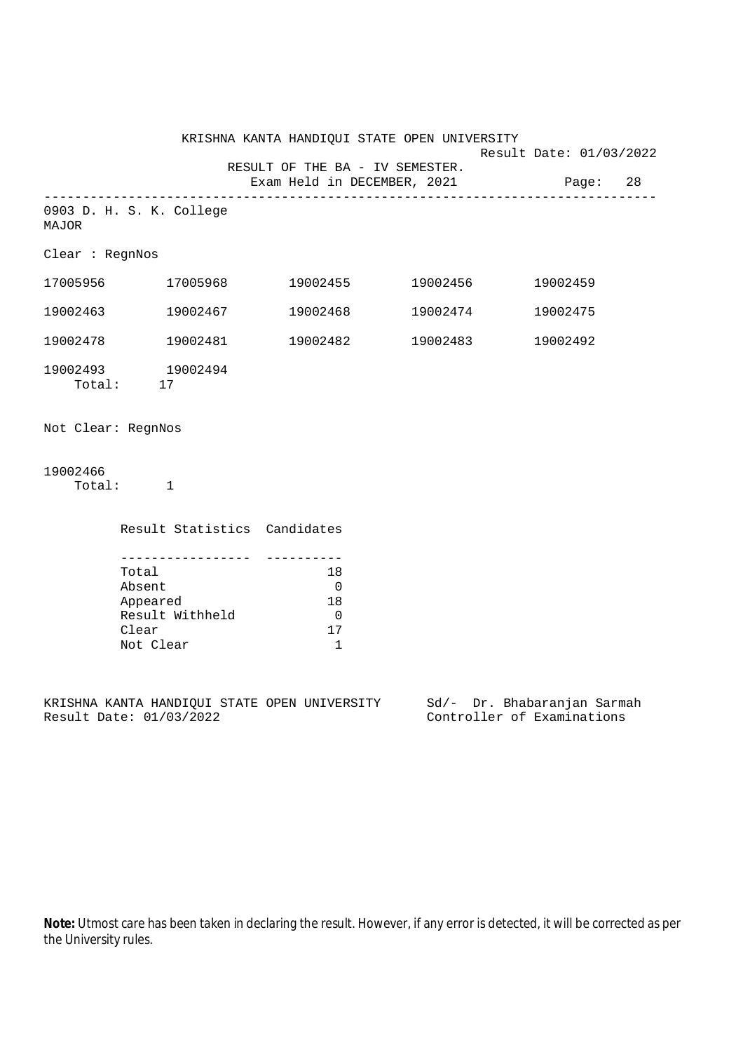KRISHNA KANTA HANDIQUI STATE OPEN UNIVERSITY

Result Date: 01/03/2022

RESULT OF THE BA - IV SEMESTER.

Exam Held in DECEMBER, 2021

Page: 28

0903 D. H. S. K. College

MAJOR

Clear : RegnNos

| | | | | |
|---|---|---|---|---|
| 17005956 | 17005968 | 19002455 | 19002456 | 19002459 |
| 19002463 | 19002467 | 19002468 | 19002474 | 19002475 |
| 19002478 | 19002481 | 19002482 | 19002483 | 19002492 |
| 19002493 | 19002494 | | | |

Total: 17

Not Clear: RegnNos

19002466

Total: 1

| Result Statistics | Candidates |
|---|---|
| Total | 18 |
| Absent | 0 |
| Appeared | 18 |
| Result Withheld | 0 |
| Clear | 17 |
| Not Clear | 1 |

KRISHNA KANTA HANDIQUI STATE OPEN UNIVERSITY

Result Date: 01/03/2022

Sd/- Dr. Bhabaranjan Sarmah

Controller of Examinations

**Note:** Utmost care has been taken in declaring the result. However, if any error is detected, it will be corrected as per the University rules.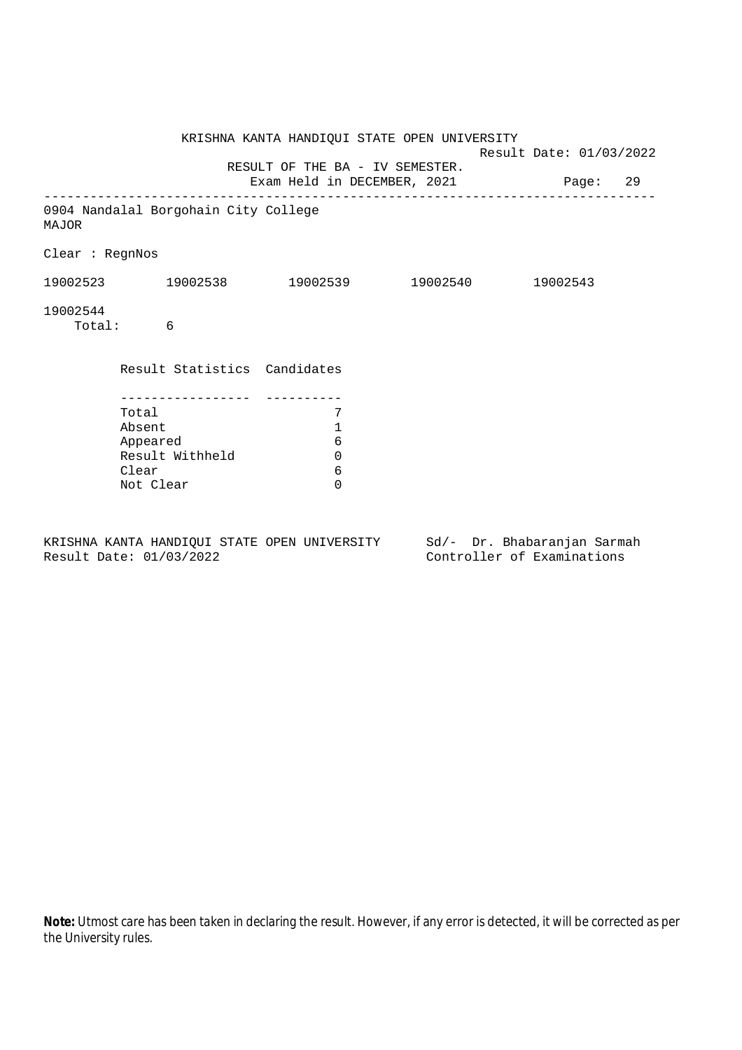KRISHNA KANTA HANDIQUI STATE OPEN UNIVERSITY

Result Date: 01/03/2022

RESULT OF THE BA - IV SEMESTER.

Exam Held in DECEMBER, 2021

0904 Nandalal Borgohain City College

MAJOR

Clear : RegnNos

19002523 19002538 19002539 19002540 19002543

19002544

Total: 6

| Result Statistics | Candidates |
|---|---|
| Total | 7 |
| Absent | 1 |
| Appeared | 6 |
| Result Withheld | 0 |
| Clear | 6 |
| Not Clear | 0 |

KRISHNA KANTA HANDIQUI STATE OPEN UNIVERSITY

Result Date: 01/03/2022

Sd/- Dr. Bhabaranjan Sarmah

Controller of Examinations

**Note:** Utmost care has been taken in declaring the result. However, if any error is detected, it will be corrected as per the University rules.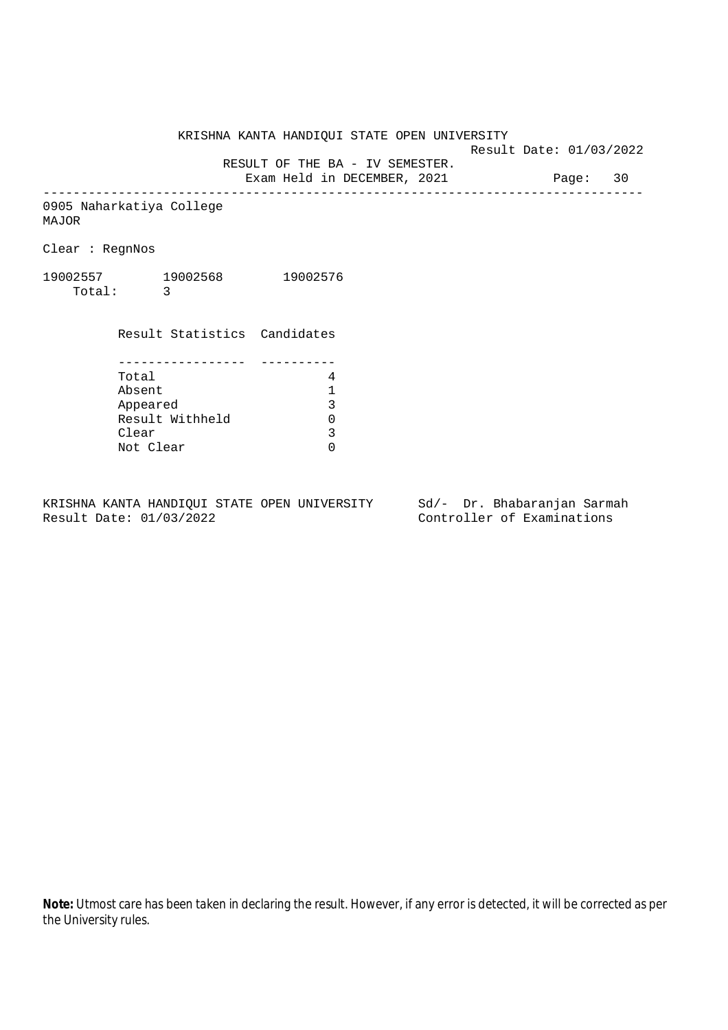KRISHNA KANTA HANDIQUI STATE OPEN UNIVERSITY

Result Date: 01/03/2022

RESULT OF THE BA - IV SEMESTER.

Exam Held in DECEMBER, 2021

---

0905 Naharkatiya College

MAJOR

Clear : RegnNos

19002557 19002568 19002576

Total: 3

| Result Statistics | Candidates |
|---|---|
| Total | 4 |
| Absent | 1 |
| Appeared | 3 |
| Result Withheld | 0 |
| Clear | 3 |
| Not Clear | 0 |

KRISHNA KANTA HANDIQUI STATE OPEN UNIVERSITY
Result Date: 01/03/2022

Sd/- Dr. Bhabaranjan Sarmah
Controller of Examinations

**Note:** Utmost care has been taken in declaring the result. However, if any error is detected, it will be corrected as per the University rules.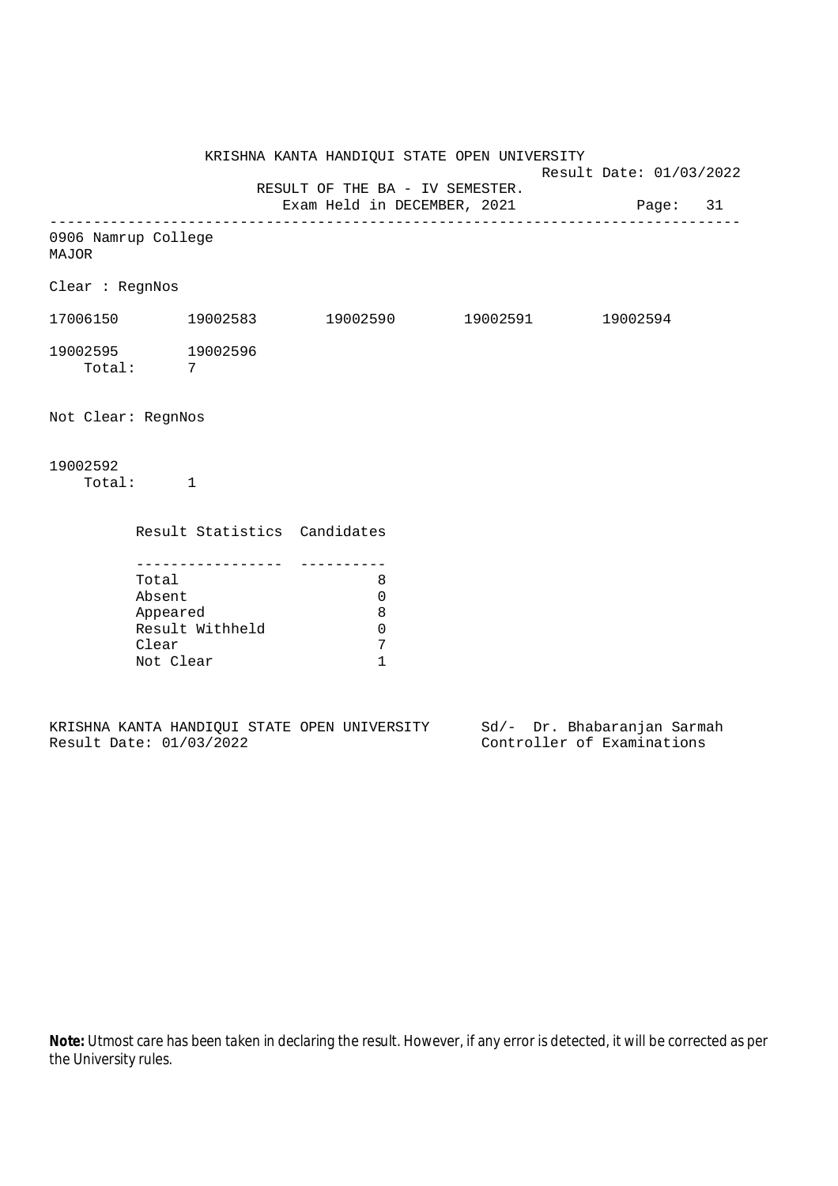KRISHNA KANTA HANDIQUI STATE OPEN UNIVERSITY

Result Date: 01/03/2022

RESULT OF THE BA - IV SEMESTER.

Exam Held in DECEMBER, 2021

---

0906 Namrup College

MAJOR

Clear : RegnNos

17006150 19002583 19002590 19002591 19002594

19002595 19002596

Total: 7

Not Clear: RegnNos

19002592

Total: 1

| Result Statistics | Candidates |
|---|---|
| Total | 8 |
| Absent | 0 |
| Appeared | 8 |
| Result Withheld | 0 |
| Clear | 7 |
| Not Clear | 1 |

KRISHNA KANTA HANDIQUI STATE OPEN UNIVERSITY

Result Date: 01/03/2022

Sd/- Dr. Bhabaranjan Sarmah

Controller of Examinations

**Note:** Utmost care has been taken in declaring the result. However, if any error is detected, it will be corrected as per the University rules.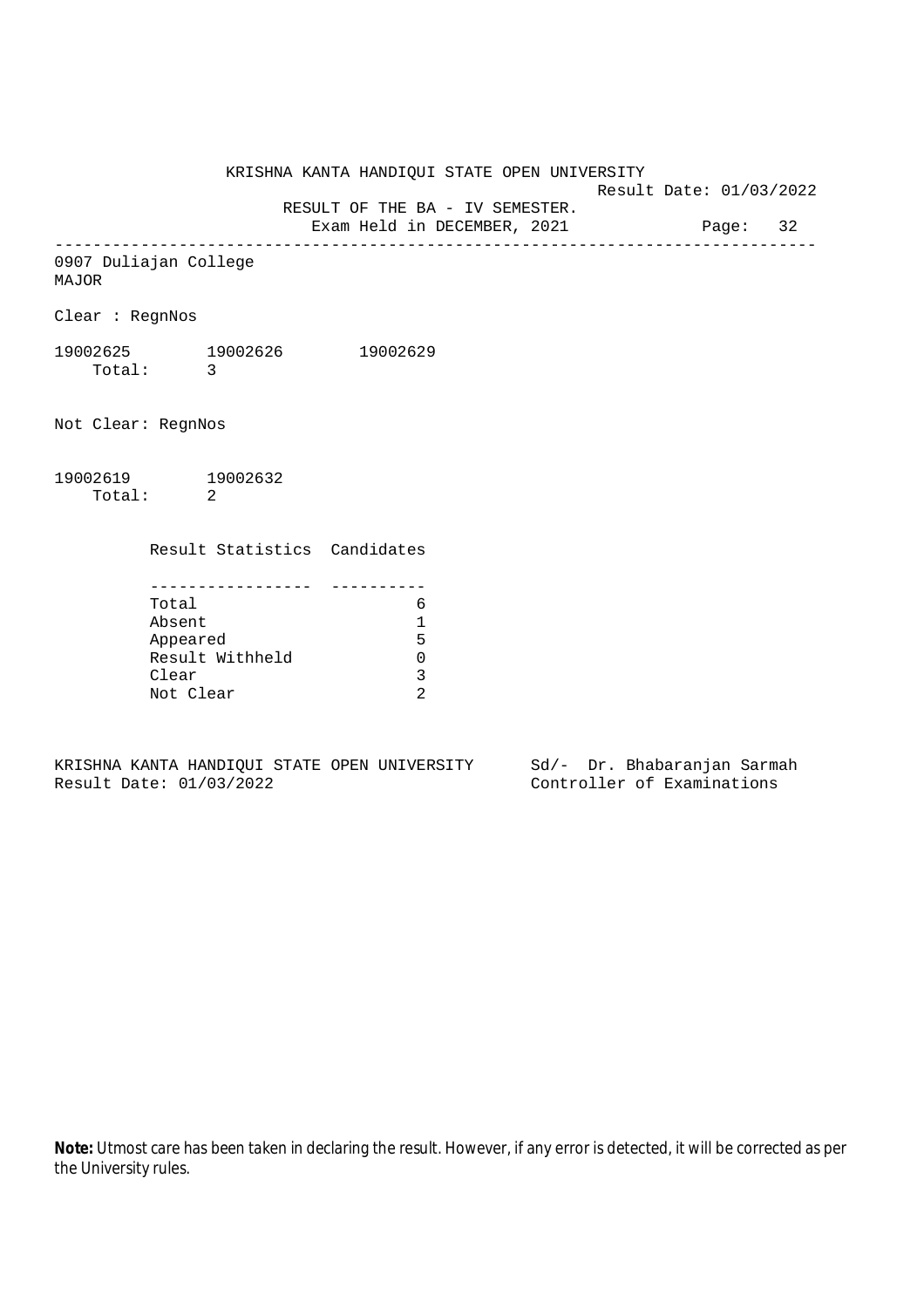KRISHNA KANTA HANDIQUI STATE OPEN UNIVERSITY

Result Date: 01/03/2022

RESULT OF THE BA - IV SEMESTER.

Exam Held in DECEMBER, 2021

---

0907 Duliajan College
MAJOR

Clear : RegnNos

19002625 19002626 19002629

Total: 3

Not Clear: RegnNos

19002619 19002632

Total: 2

| Result Statistics | Candidates |
|---|---|
| Total | 6 |
| Absent | 1 |
| Appeared | 5 |
| Result Withheld | 0 |
| Clear | 3 |
| Not Clear | 2 |

KRISHNA KANTA HANDIQUI STATE OPEN UNIVERSITY
Result Date: 01/03/2022

Sd/- Dr. Bhabaranjan Sarmah
Controller of Examinations

**Note:** Utmost care has been taken in declaring the result. However, if any error is detected, it will be corrected as per the University rules.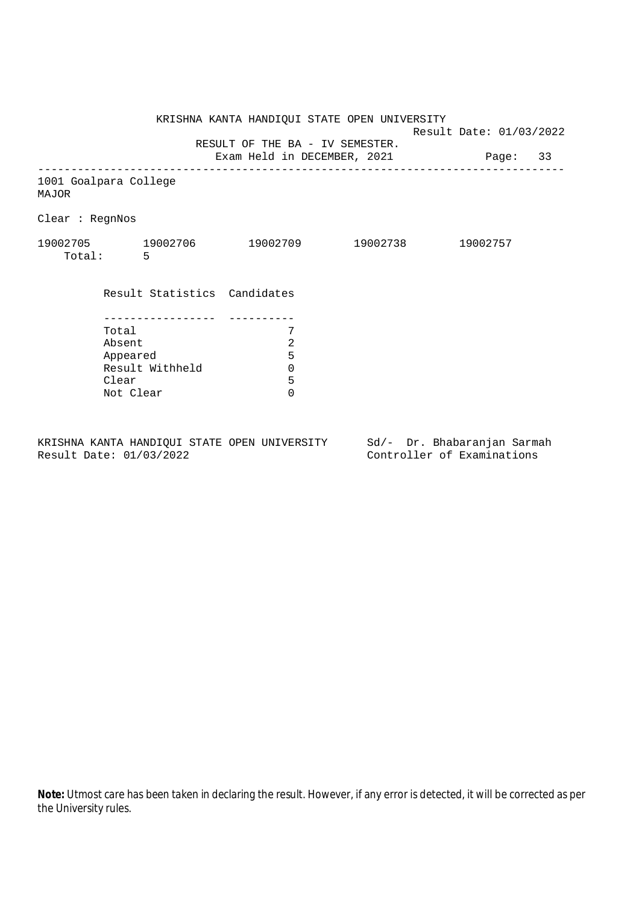KRISHNA KANTA HANDIQUI STATE OPEN UNIVERSITY

Result Date: 01/03/2022

RESULT OF THE BA - IV SEMESTER.

Exam Held in DECEMBER, 2021

---

1001 Goalpara College

MAJOR

Clear : RegnNos

19002705  19002706  19002709  19002738  19002757

Total: 5

| Result Statistics | Candidates |
|---|---|
| Total | 7 |
| Absent | 2 |
| Appeared | 5 |
| Result Withheld | 0 |
| Clear | 5 |
| Not Clear | 0 |

KRISHNA KANTA HANDIQUI STATE OPEN UNIVERSITY
Result Date: 01/03/2022

Sd/- Dr. Bhabaranjan Sarmah
Controller of Examinations

**Note:** Utmost care has been taken in declaring the result. However, if any error is detected, it will be corrected as per the University rules.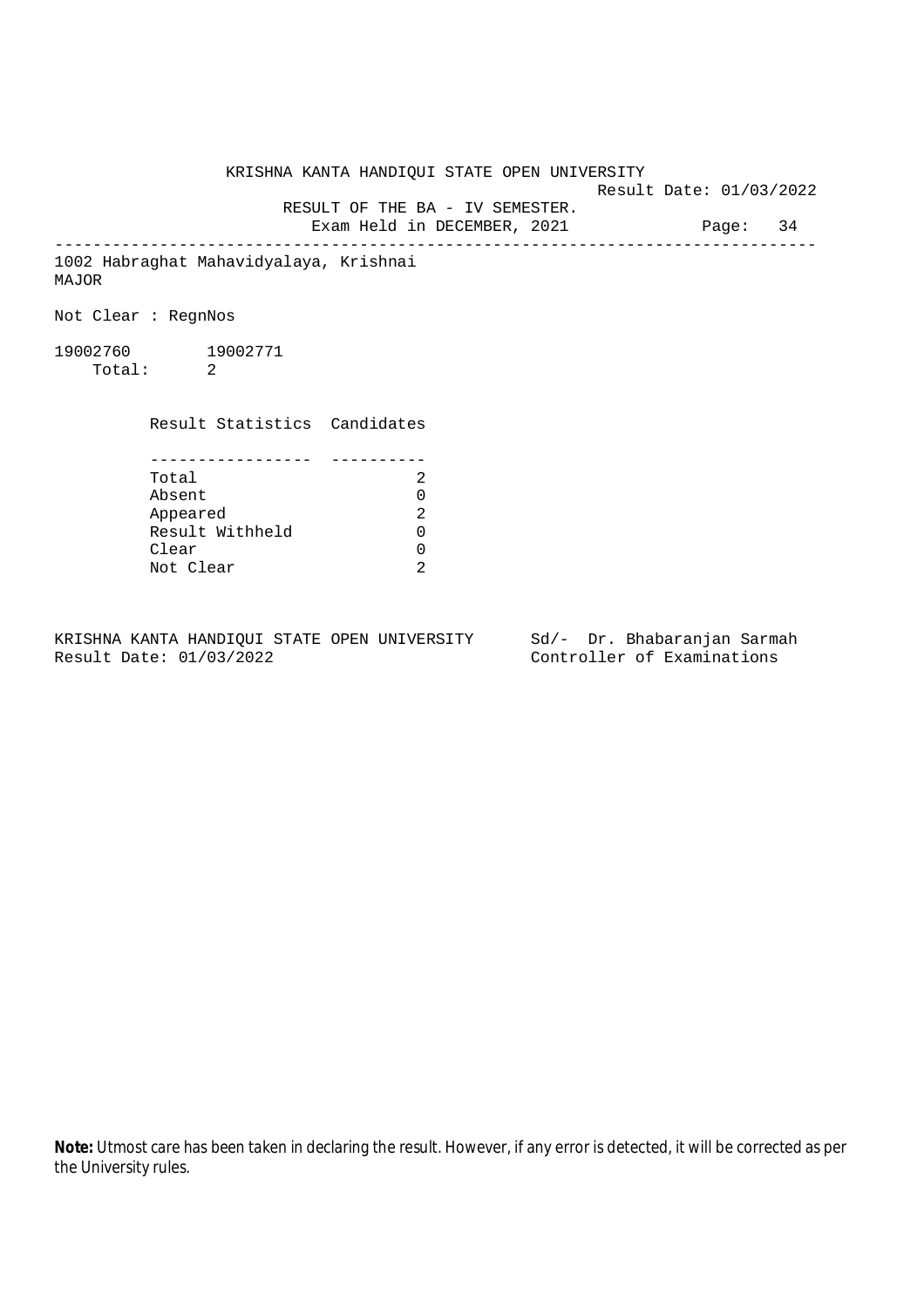KRISHNA KANTA HANDIQUI STATE OPEN UNIVERSITY

Result Date: 01/03/2022

RESULT OF THE BA - IV SEMESTER.

Exam Held in DECEMBER, 2021

---

1002 Habraghat Mahavidyalaya, Krishnai

MAJOR

Not Clear : RegnNos

19002760 19002771

Total: 2

| Result Statistics | Candidates |
|---|---|
| Total | 2 |
| Absent | 0 |
| Appeared | 2 |
| Result Withheld | 0 |
| Clear | 0 |
| Not Clear | 2 |

KRISHNA KANTA HANDIQUI STATE OPEN UNIVERSITY

Result Date: 01/03/2022

Sd/- Dr. Bhabaranjan Sarmah

Controller of Examinations

**Note:** Utmost care has been taken in declaring the result. However, if any error is detected, it will be corrected as per the University rules.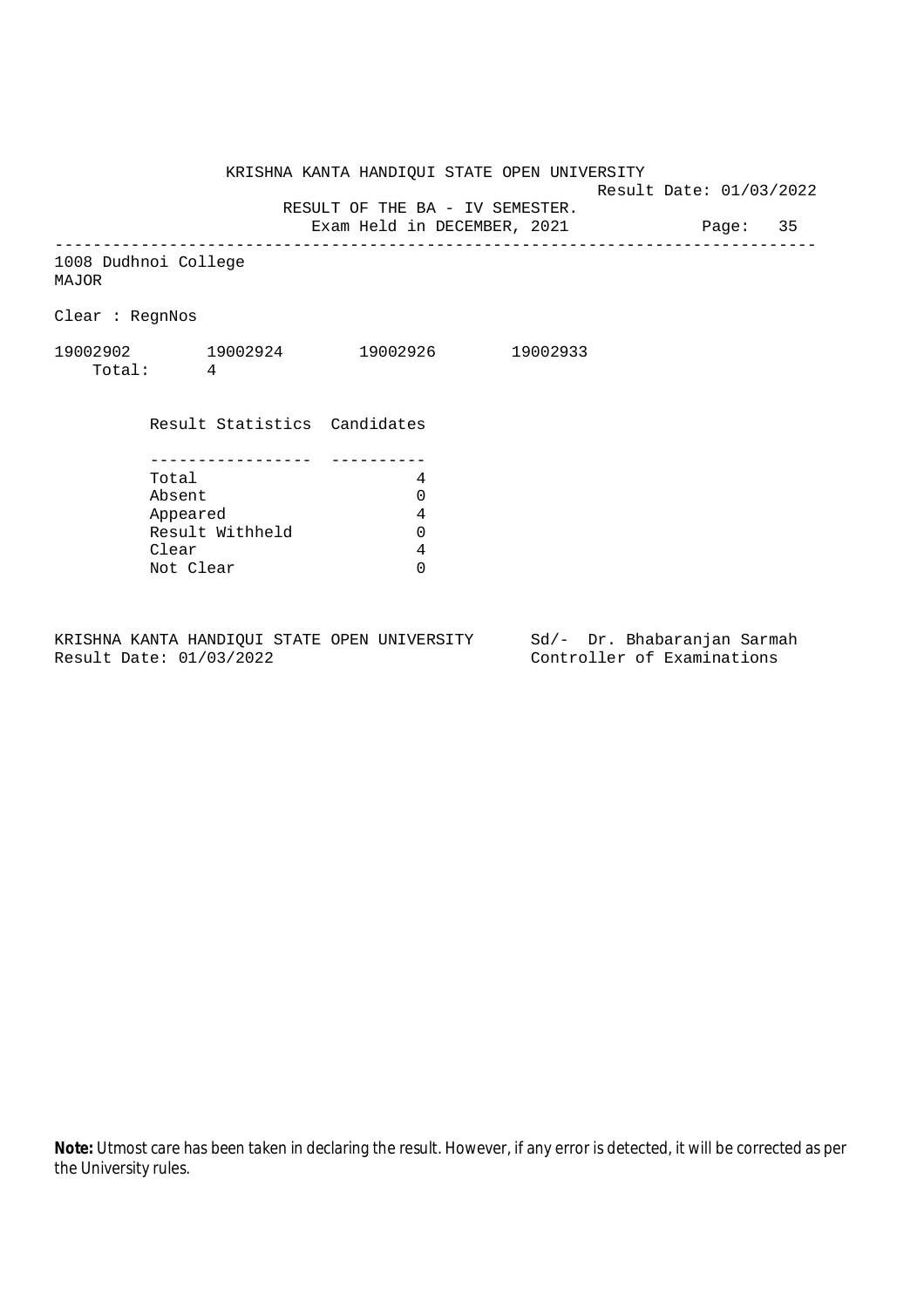KRISHNA KANTA HANDIQUI STATE OPEN UNIVERSITY

Result Date: 01/03/2022

RESULT OF THE BA - IV SEMESTER.

Exam Held in DECEMBER, 2021

---

1008 Dudhnoi College

MAJOR

Clear : RegnNos

19002902 19002924 19002926 19002933

Total: 4

| Result Statistics | Candidates |
|---|---|
| Total | 4 |
| Absent | 0 |
| Appeared | 4 |
| Result Withheld | 0 |
| Clear | 4 |
| Not Clear | 0 |

KRISHNA KANTA HANDIQUI STATE OPEN UNIVERSITY
Result Date: 01/03/2022

Sd/- Dr. Bhabaranjan Sarmah
Controller of Examinations

**Note:** Utmost care has been taken in declaring the result. However, if any error is detected, it will be corrected as per the University rules.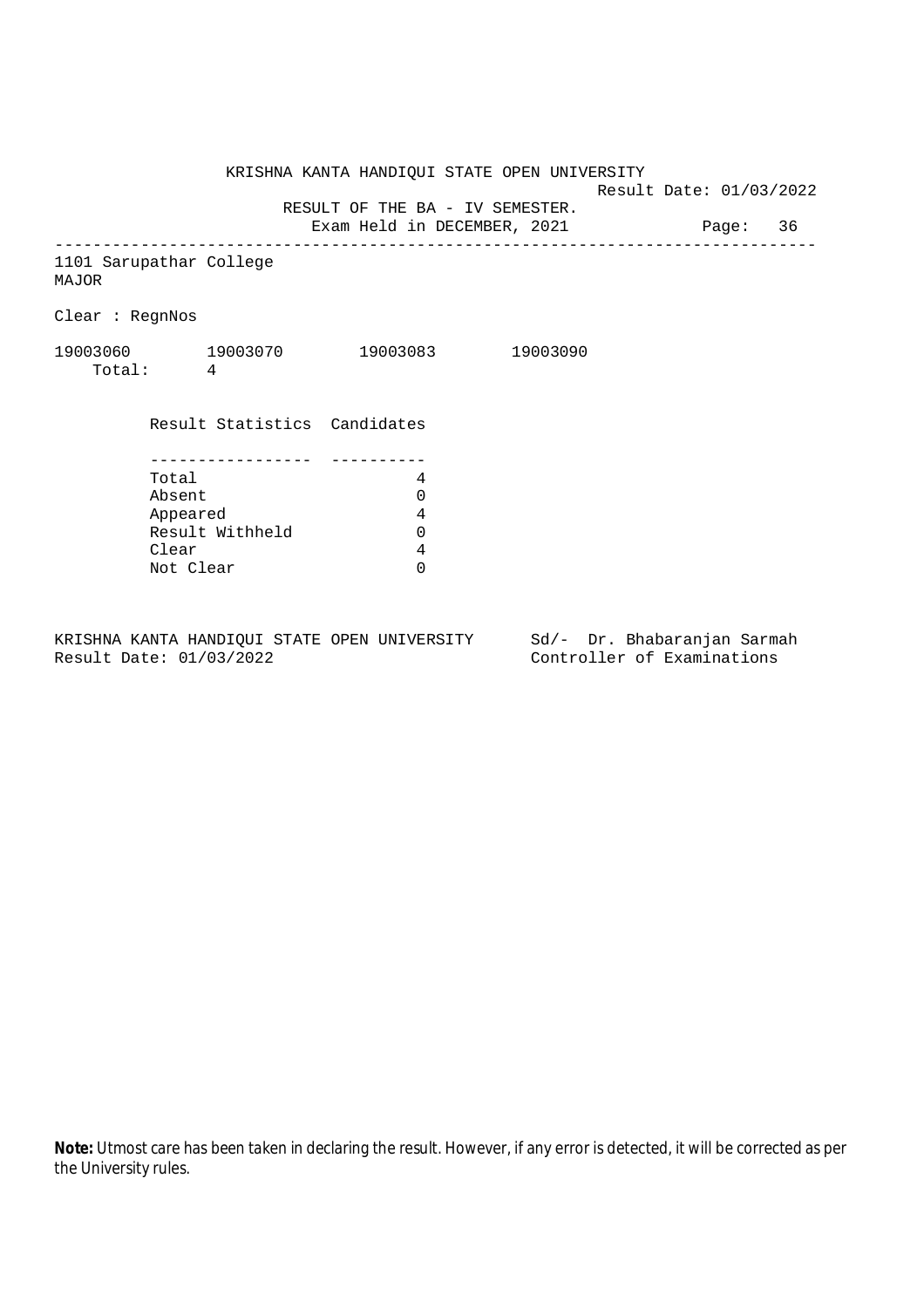KRISHNA KANTA HANDIQUI STATE OPEN UNIVERSITY

Result Date: 01/03/2022

RESULT OF THE BA - IV SEMESTER.

Exam Held in DECEMBER, 2021

1101 Sarupathar College

MAJOR

Clear : RegnNos

19003060 19003070 19003083 19003090

Total: 4

| Result Statistics | Candidates |
|---|---|
| Total | 4 |
| Absent | 0 |
| Appeared | 4 |
| Result Withheld | 0 |
| Clear | 4 |
| Not Clear | 0 |

KRISHNA KANTA HANDIQUI STATE OPEN UNIVERSITY

Result Date: 01/03/2022

Sd/- Dr. Bhabaranjan Sarmah

Controller of Examinations

**Note:** Utmost care has been taken in declaring the result. However, if any error is detected, it will be corrected as per the University rules.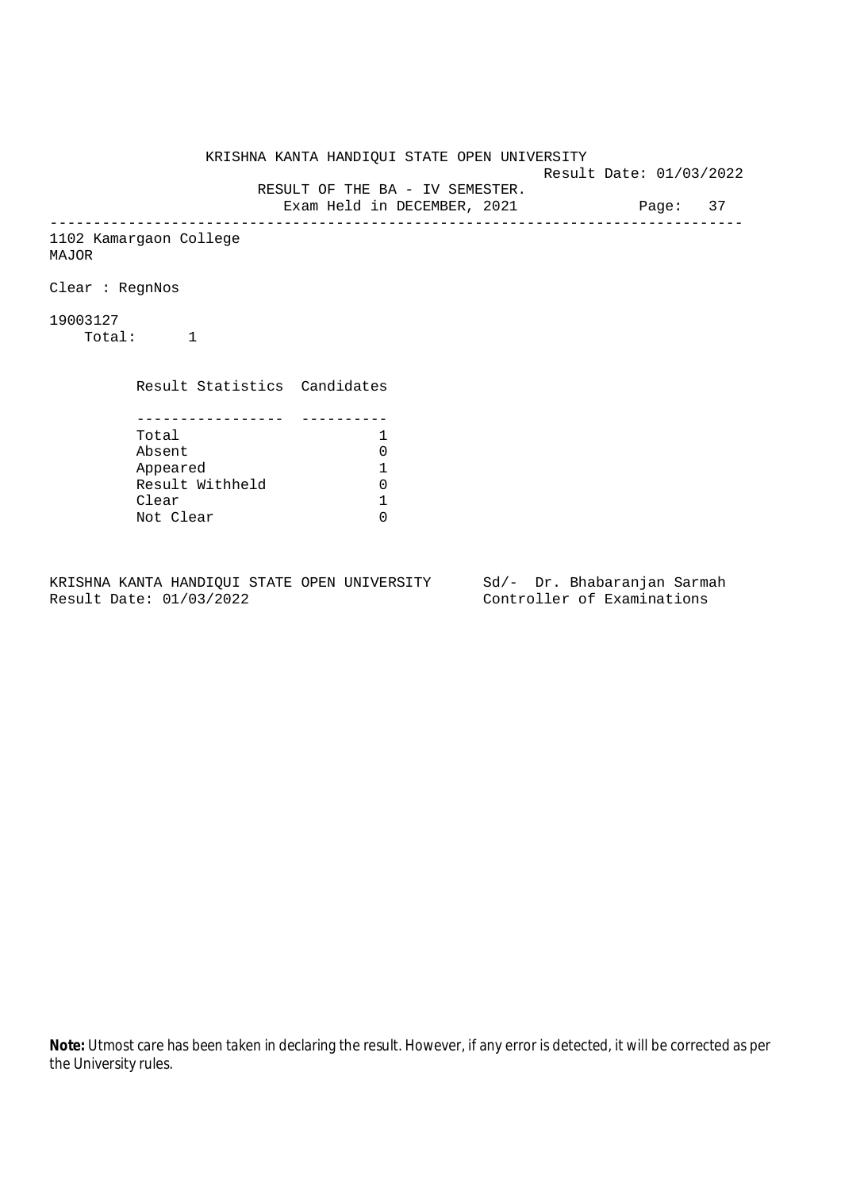KRISHNA KANTA HANDIQUI STATE OPEN UNIVERSITY

Result Date: 01/03/2022

RESULT OF THE BA - IV SEMESTER.

Exam Held in DECEMBER, 2021

---

1102 Kamargaon College

MAJOR

Clear : RegnNos

19003127

Total: 1

| Result Statistics | Candidates |
|---|---|
| Total | 1 |
| Absent | 0 |
| Appeared | 1 |
| Result Withheld | 0 |
| Clear | 1 |
| Not Clear | 0 |

KRISHNA KANTA HANDIQUI STATE OPEN UNIVERSITY
Result Date: 01/03/2022

Sd/- Dr. Bhabaranjan Sarmah
Controller of Examinations

**Note:** Utmost care has been taken in declaring the result. However, if any error is detected, it will be corrected as per the University rules.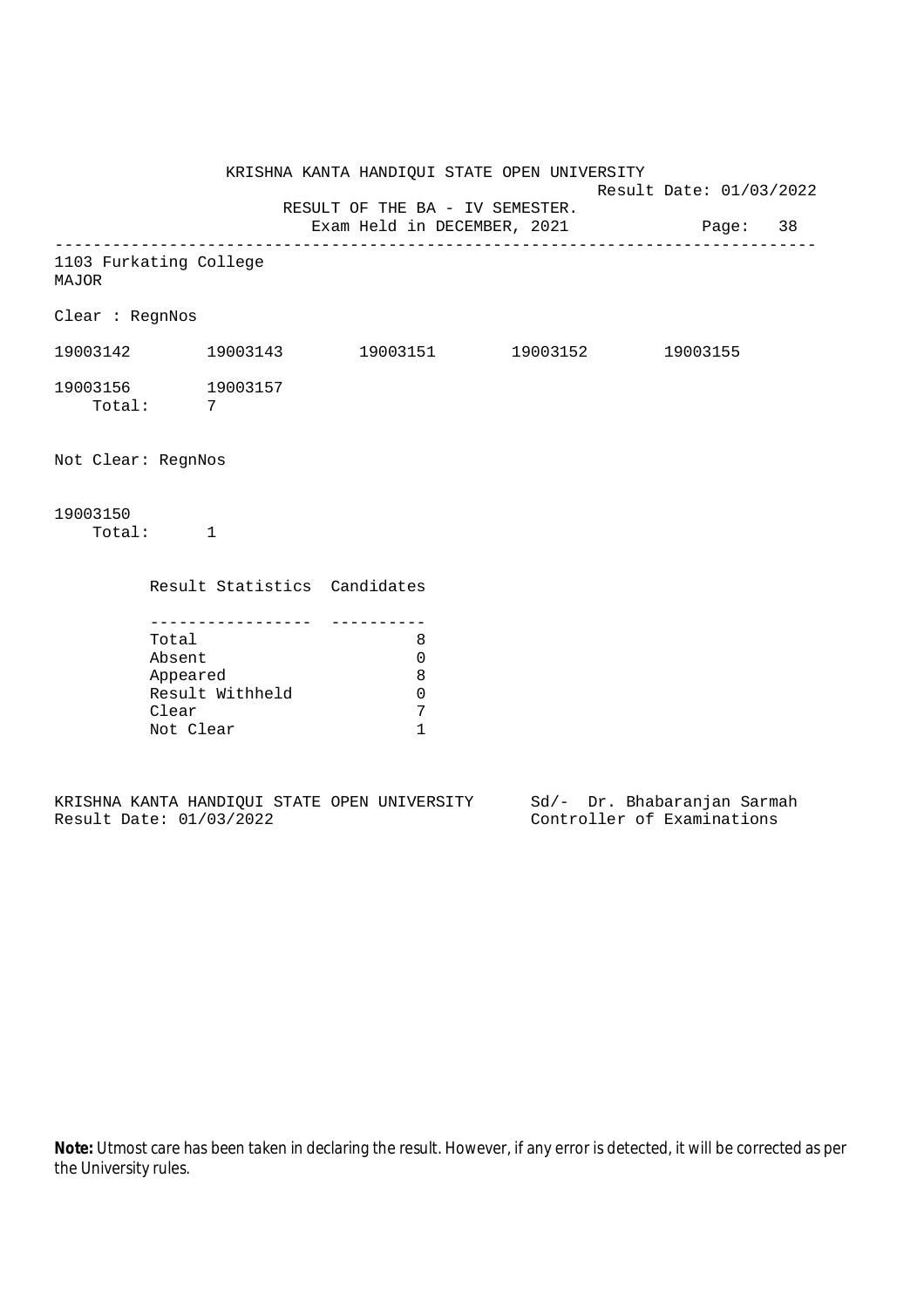KRISHNA KANTA HANDIQUI STATE OPEN UNIVERSITY

Result Date: 01/03/2022

RESULT OF THE BA - IV SEMESTER.

Exam Held in DECEMBER, 2021

Page: 38

---

1103 Furkating College

MAJOR

Clear : RegnNos

19003142 19003143 19003151 19003152 19003155

19003156 19003157

Total: 7

Not Clear: RegnNos

19003150

Total: 1

| Result Statistics | Candidates |
|---|---|
| Total | 8 |
| Absent | 0 |
| Appeared | 8 |
| Result Withheld | 0 |
| Clear | 7 |
| Not Clear | 1 |

KRISHNA KANTA HANDIQUI STATE OPEN UNIVERSITY

Result Date: 01/03/2022

Sd/- Dr. Bhabaranjan Sarmah

Controller of Examinations

**Note:** Utmost care has been taken in declaring the result. However, if any error is detected, it will be corrected as per the University rules.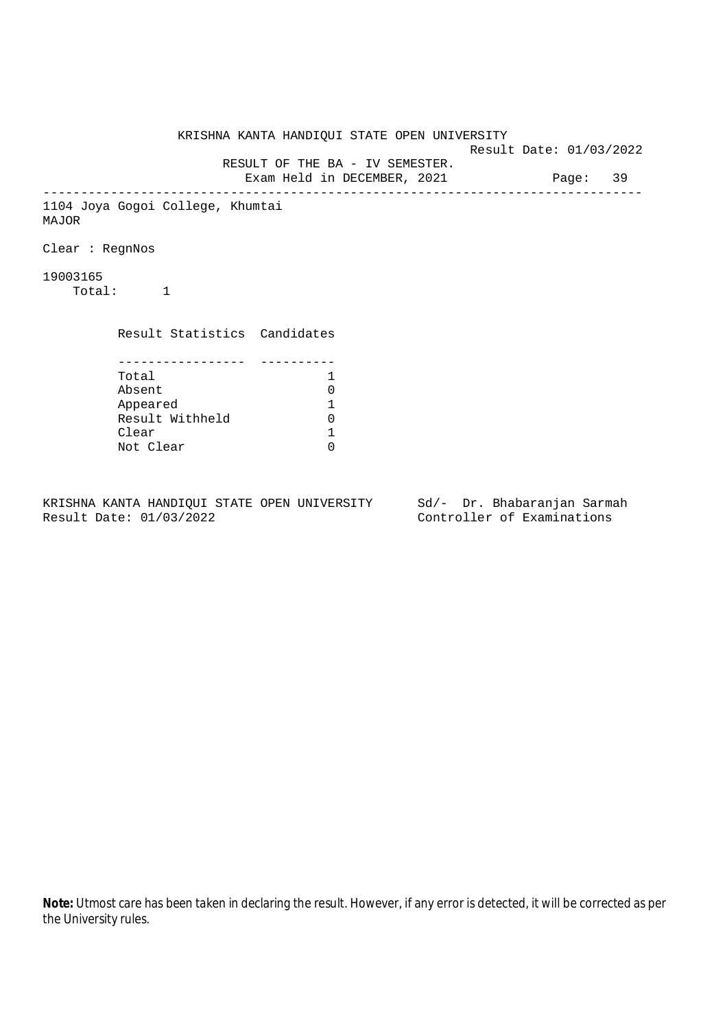KRISHNA KANTA HANDIQUI STATE OPEN UNIVERSITY

Result Date: 01/03/2022

RESULT OF THE BA - IV SEMESTER.

Exam Held in DECEMBER, 2021

---

1104 Joya Gogoi College, Khumtai

MAJOR

Clear : RegnNos

19003165

Total: 1

| Result Statistics | Candidates |
|---|---|
| Total | 1 |
| Absent | 0 |
| Appeared | 1 |
| Result Withheld | 0 |
| Clear | 1 |
| Not Clear | 0 |

KRISHNA KANTA HANDIQUI STATE OPEN UNIVERSITY
Result Date: 01/03/2022

Sd/- Dr. Bhabaranjan Sarmah
Controller of Examinations

**Note:** Utmost care has been taken in declaring the result. However, if any error is detected, it will be corrected as per the University rules.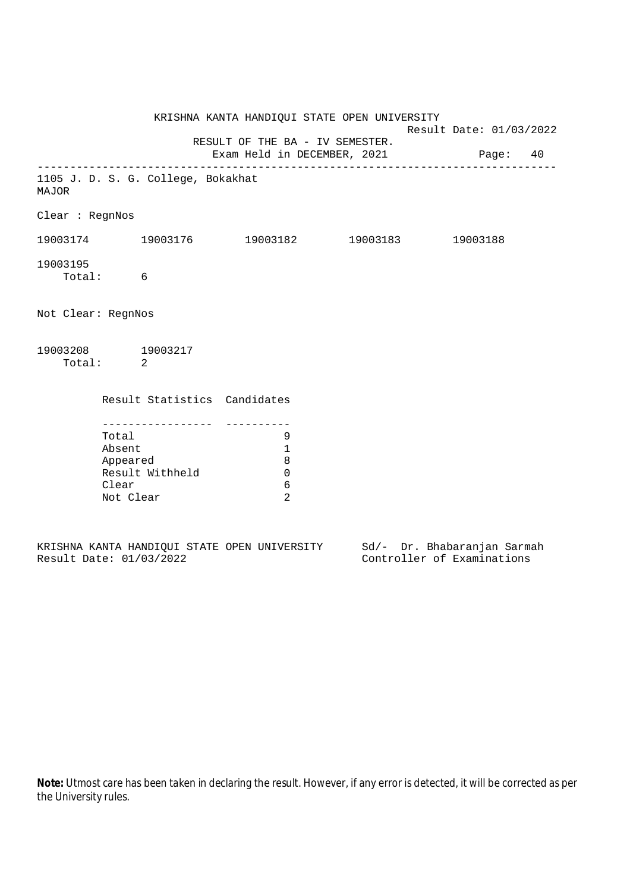KRISHNA KANTA HANDIQUI STATE OPEN UNIVERSITY

Result Date: 01/03/2022

RESULT OF THE BA - IV SEMESTER.

Exam Held in DECEMBER, 2021

1105 J. D. S. G. College, Bokakhat
MAJOR

Clear : RegnNos

19003174 19003176 19003182 19003183 19003188

19003195

Total: 6

Not Clear: RegnNos

19003208 19003217

Total: 2

| Result Statistics | Candidates |
|---|---|
| Total | 9 |
| Absent | 1 |
| Appeared | 8 |
| Result Withheld | 0 |
| Clear | 6 |
| Not Clear | 2 |

KRISHNA KANTA HANDIQUI STATE OPEN UNIVERSITY
Result Date: 01/03/2022

Sd/- Dr. Bhabaranjan Sarmah
Controller of Examinations

**Note:** Utmost care has been taken in declaring the result. However, if any error is detected, it will be corrected as per the University rules.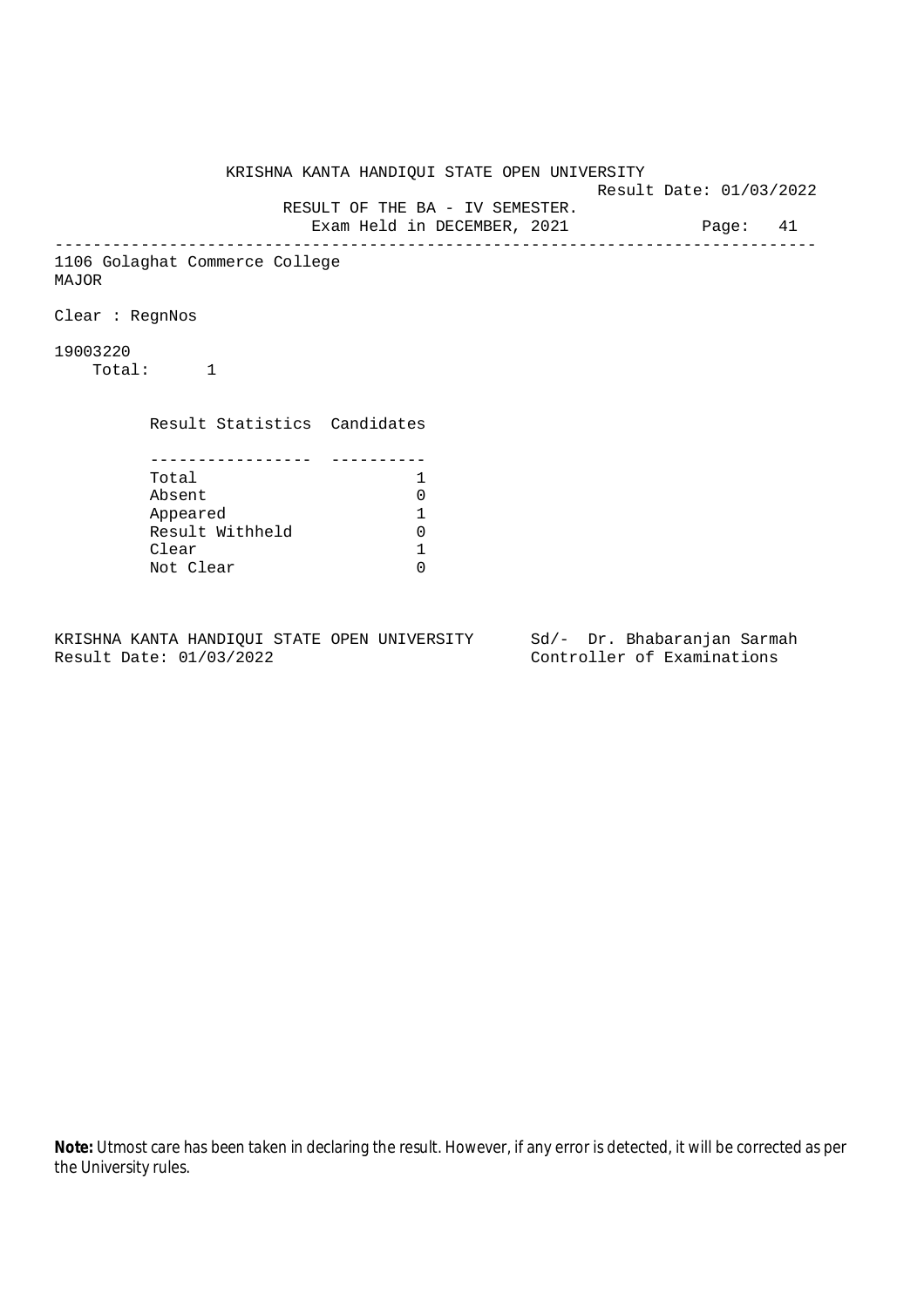KRISHNA KANTA HANDIQUI STATE OPEN UNIVERSITY

Result Date: 01/03/2022

RESULT OF THE BA - IV SEMESTER.

Exam Held in DECEMBER, 2021

Page: 41

---

1106 Golaghat Commerce College

MAJOR

Clear : RegnNos

19003220

Total: 1

| Result Statistics | Candidates |
|---|---|
| Total | 1 |
| Absent | 0 |
| Appeared | 1 |
| Result Withheld | 0 |
| Clear | 1 |
| Not Clear | 0 |

KRISHNA KANTA HANDIQUI STATE OPEN UNIVERSITY
Result Date: 01/03/2022

Sd/- Dr. Bhabaranjan Sarmah
Controller of Examinations

**Note:** Utmost care has been taken in declaring the result. However, if any error is detected, it will be corrected as per the University rules.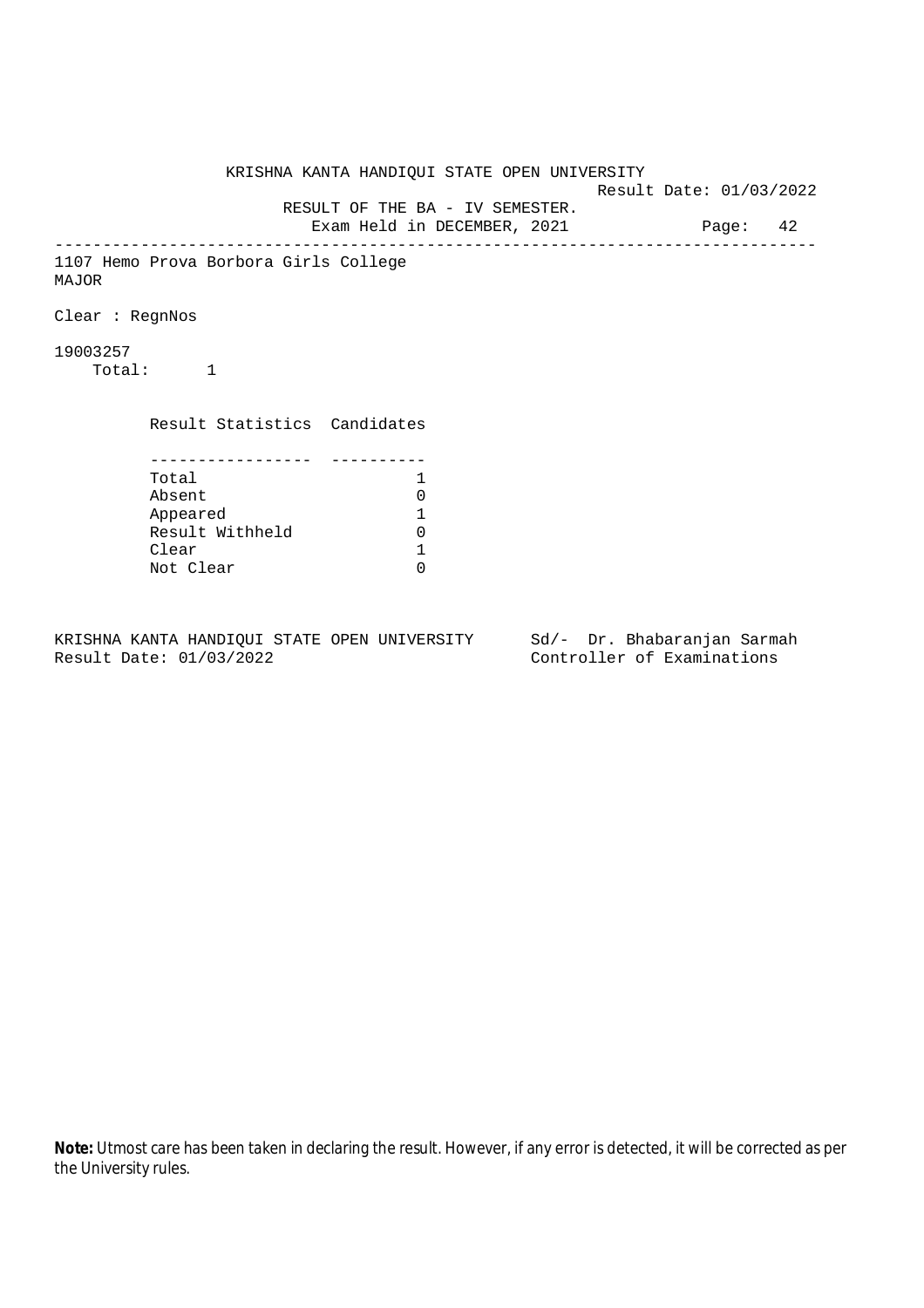KRISHNA KANTA HANDIQUI STATE OPEN UNIVERSITY

Result Date: 01/03/2022

RESULT OF THE BA - IV SEMESTER.

Exam Held in DECEMBER, 2021

---

1107 Hemo Prova Borbora Girls College

MAJOR

Clear : RegnNos

19003257

Total: 1

| Result Statistics | Candidates |
|---|---|
| Total | 1 |
| Absent | 0 |
| Appeared | 1 |
| Result Withheld | 0 |
| Clear | 1 |
| Not Clear | 0 |

KRISHNA KANTA HANDIQUI STATE OPEN UNIVERSITY
Result Date: 01/03/2022

Sd/- Dr. Bhabaranjan Sarmah
Controller of Examinations

**Note:** Utmost care has been taken in declaring the result. However, if any error is detected, it will be corrected as per the University rules.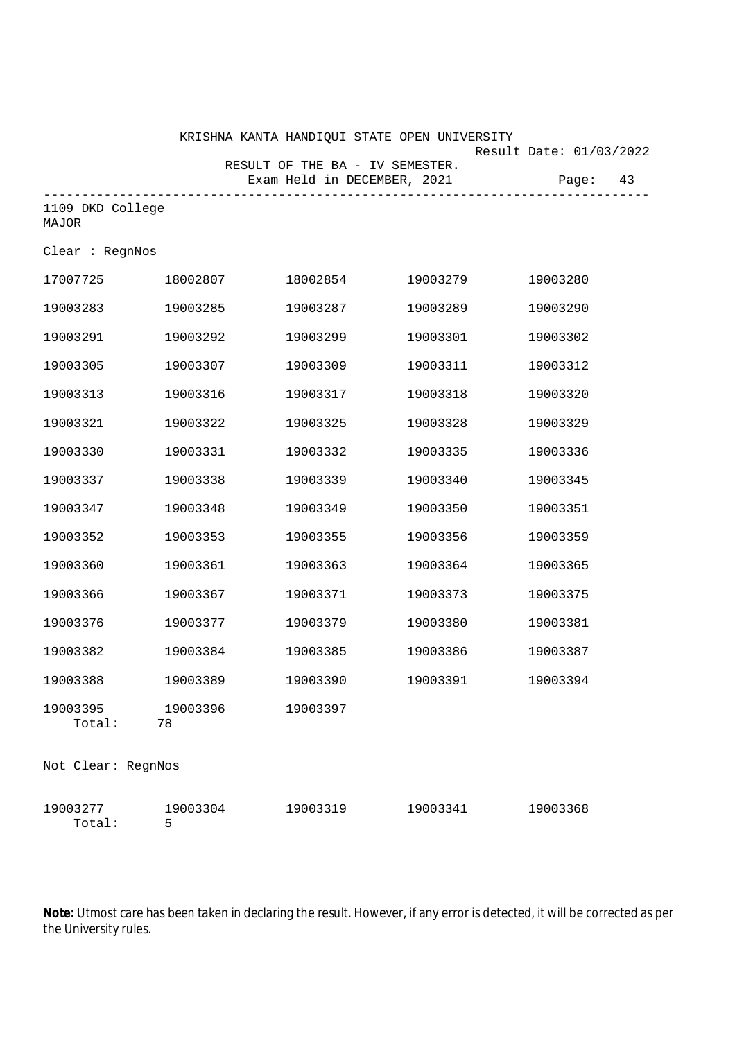KRISHNA KANTA HANDIQUI STATE OPEN UNIVERSITY

Result Date: 01/03/2022

RESULT OF THE BA - IV SEMESTER.

Exam Held in DECEMBER, 2021

Page: 43

---

1109 DKD College
MAJOR

Clear : RegnNos

| | | | | |
|---|---|---|---|---|
| 17007725 | 18002807 | 18002854 | 19003279 | 19003280 |
| 19003283 | 19003285 | 19003287 | 19003289 | 19003290 |
| 19003291 | 19003292 | 19003299 | 19003301 | 19003302 |
| 19003305 | 19003307 | 19003309 | 19003311 | 19003312 |
| 19003313 | 19003316 | 19003317 | 19003318 | 19003320 |
| 19003321 | 19003322 | 19003325 | 19003328 | 19003329 |
| 19003330 | 19003331 | 19003332 | 19003335 | 19003336 |
| 19003337 | 19003338 | 19003339 | 19003340 | 19003345 |
| 19003347 | 19003348 | 19003349 | 19003350 | 19003351 |
| 19003352 | 19003353 | 19003355 | 19003356 | 19003359 |
| 19003360 | 19003361 | 19003363 | 19003364 | 19003365 |
| 19003366 | 19003367 | 19003371 | 19003373 | 19003375 |
| 19003376 | 19003377 | 19003379 | 19003380 | 19003381 |
| 19003382 | 19003384 | 19003385 | 19003386 | 19003387 |
| 19003388 | 19003389 | 19003390 | 19003391 | 19003394 |
| 19003395 | 19003396 | 19003397 | | |

Total: 78

Not Clear: RegnNos

| | | | | |
|---|---|---|---|---|
| 19003277 | 19003304 | 19003319 | 19003341 | 19003368 |

Total: 5

**Note:** Utmost care has been taken in declaring the result. However, if any error is detected, it will be corrected as per the University rules.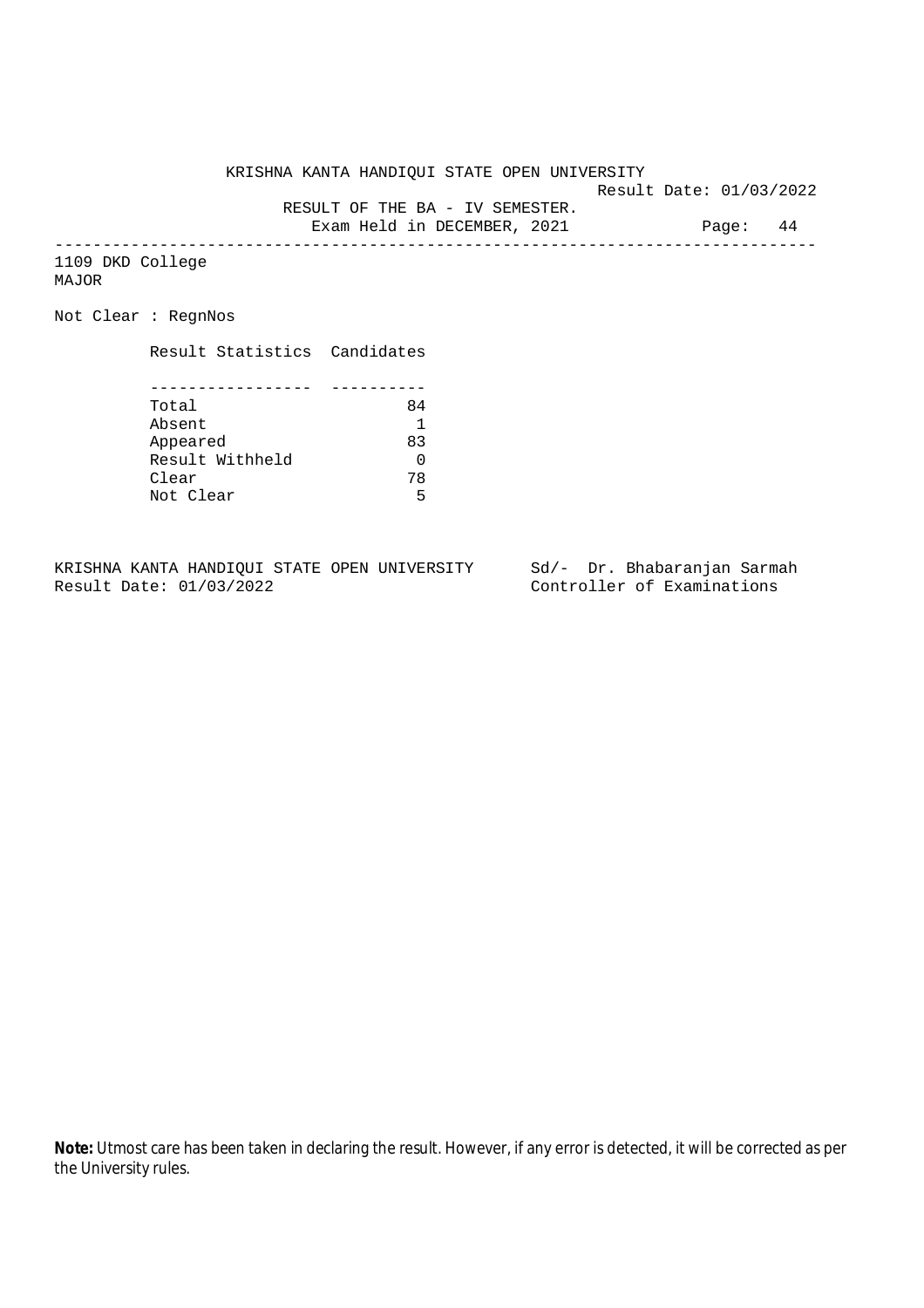KRISHNA KANTA HANDIQUI STATE OPEN UNIVERSITY

Result Date: 01/03/2022

RESULT OF THE BA - IV SEMESTER.

Exam Held in DECEMBER, 2021

1109 DKD College

MAJOR

Not Clear : RegnNos

| Result Statistics | Candidates |
|---|---|
| Total | 84 |
| Absent | 1 |
| Appeared | 83 |
| Result Withheld | 0 |
| Clear | 78 |
| Not Clear | 5 |

KRISHNA KANTA HANDIQUI STATE OPEN UNIVERSITY
Result Date: 01/03/2022

Sd/- Dr. Bhabaranjan Sarmah
Controller of Examinations

**Note:** Utmost care has been taken in declaring the result. However, if any error is detected, it will be corrected as per the University rules.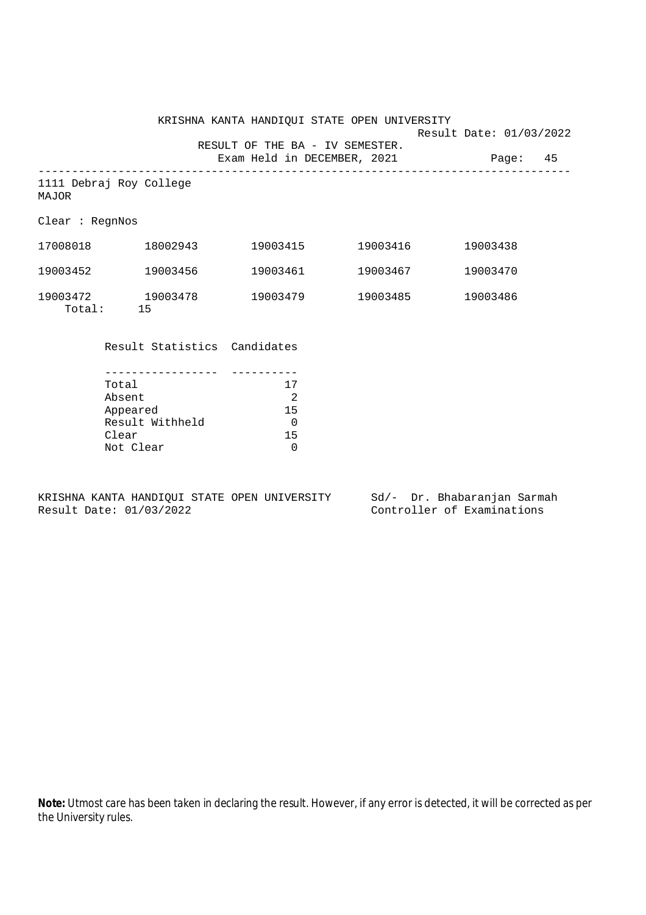KRISHNA KANTA HANDIQUI STATE OPEN UNIVERSITY

Result Date: 01/03/2022

RESULT OF THE BA - IV SEMESTER.

Exam Held in DECEMBER, 2021

---

1111 Debraj Roy College

MAJOR

Clear : RegnNos

| | | | | |
|---|---|---|---|---|
| 17008018 | 18002943 | 19003415 | 19003416 | 19003438 |
| 19003452 | 19003456 | 19003461 | 19003467 | 19003470 |
| 19003472 | 19003478 | 19003479 | 19003485 | 19003486 |

Total: 15

| Result Statistics | Candidates |
|---|---|
| Total | 17 |
| Absent | 2 |
| Appeared | 15 |
| Result Withheld | 0 |
| Clear | 15 |
| Not Clear | 0 |

KRISHNA KANTA HANDIQUI STATE OPEN UNIVERSITY
Result Date: 01/03/2022

Sd/- Dr. Bhabaranjan Sarmah
Controller of Examinations

**Note:** Utmost care has been taken in declaring the result. However, if any error is detected, it will be corrected as per the University rules.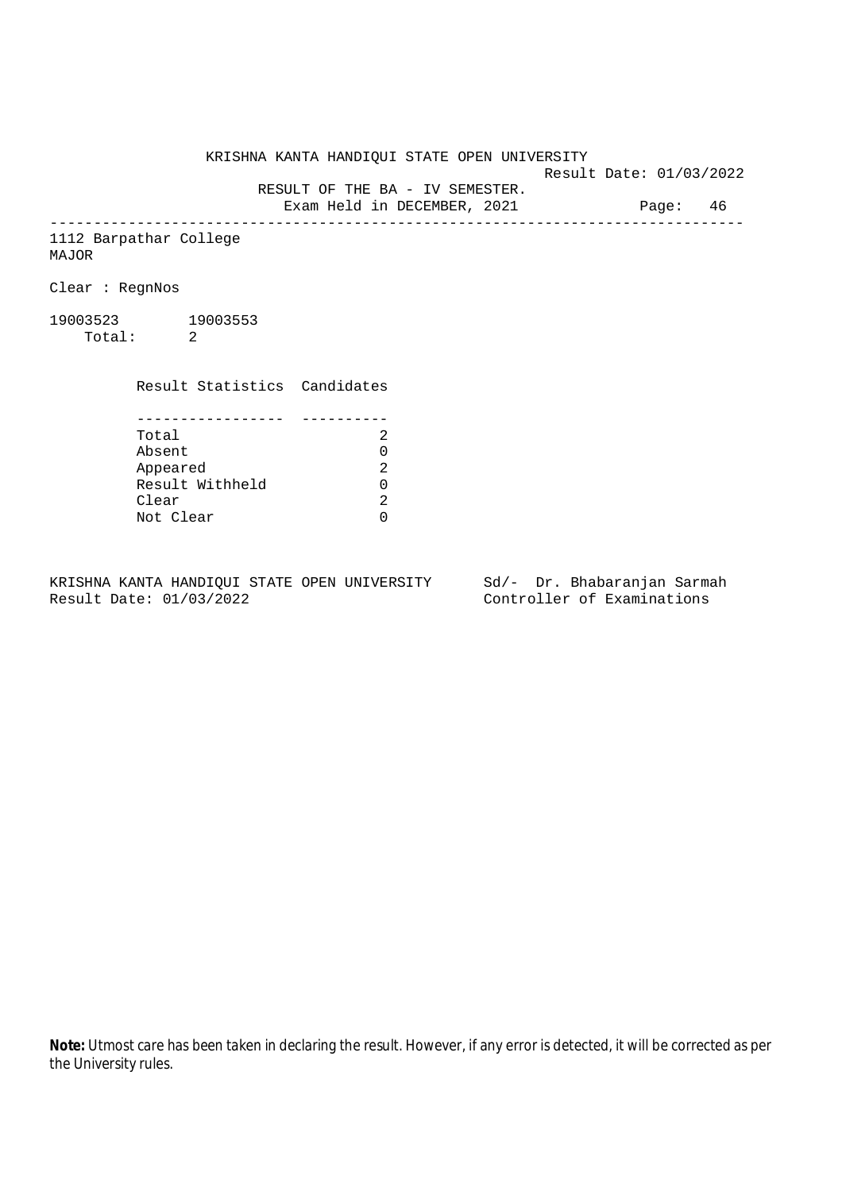KRISHNA KANTA HANDIQUI STATE OPEN UNIVERSITY

Result Date: 01/03/2022

RESULT OF THE BA - IV SEMESTER.

Exam Held in DECEMBER, 2021

---

1112 Barpathar College
MAJOR

Clear : RegnNos

19003523 19003553
Total: 2

| Result Statistics | Candidates |
|---|---|
| Total | 2 |
| Absent | 0 |
| Appeared | 2 |
| Result Withheld | 0 |
| Clear | 2 |
| Not Clear | 0 |

KRISHNA KANTA HANDIQUI STATE OPEN UNIVERSITY
Result Date: 01/03/2022

Sd/- Dr. Bhabaranjan Sarmah
Controller of Examinations

**Note:** Utmost care has been taken in declaring the result. However, if any error is detected, it will be corrected as per the University rules.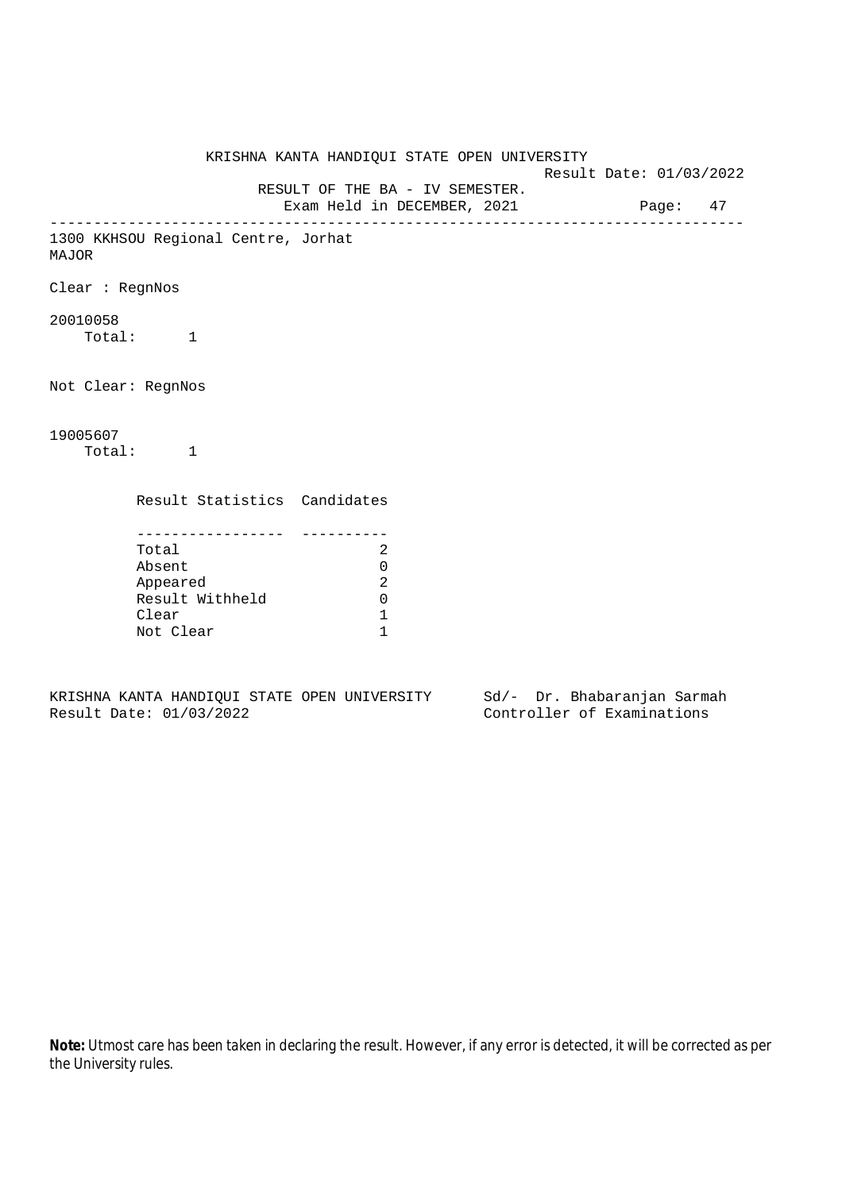KRISHNA KANTA HANDIQUI STATE OPEN UNIVERSITY

Result Date: 01/03/2022

RESULT OF THE BA - IV SEMESTER.

Exam Held in DECEMBER, 2021

---

1300 KKHSOU Regional Centre, Jorhat

MAJOR

Clear : RegnNos

20010058

Total: 1

Not Clear: RegnNos

19005607

Total: 1

| Result Statistics | Candidates |
|---|---|
| Total | 2 |
| Absent | 0 |
| Appeared | 2 |
| Result Withheld | 0 |
| Clear | 1 |
| Not Clear | 1 |

KRISHNA KANTA HANDIQUI STATE OPEN UNIVERSITY
Result Date: 01/03/2022

Sd/- Dr. Bhabaranjan Sarmah
Controller of Examinations

**Note:** Utmost care has been taken in declaring the result. However, if any error is detected, it will be corrected as per the University rules.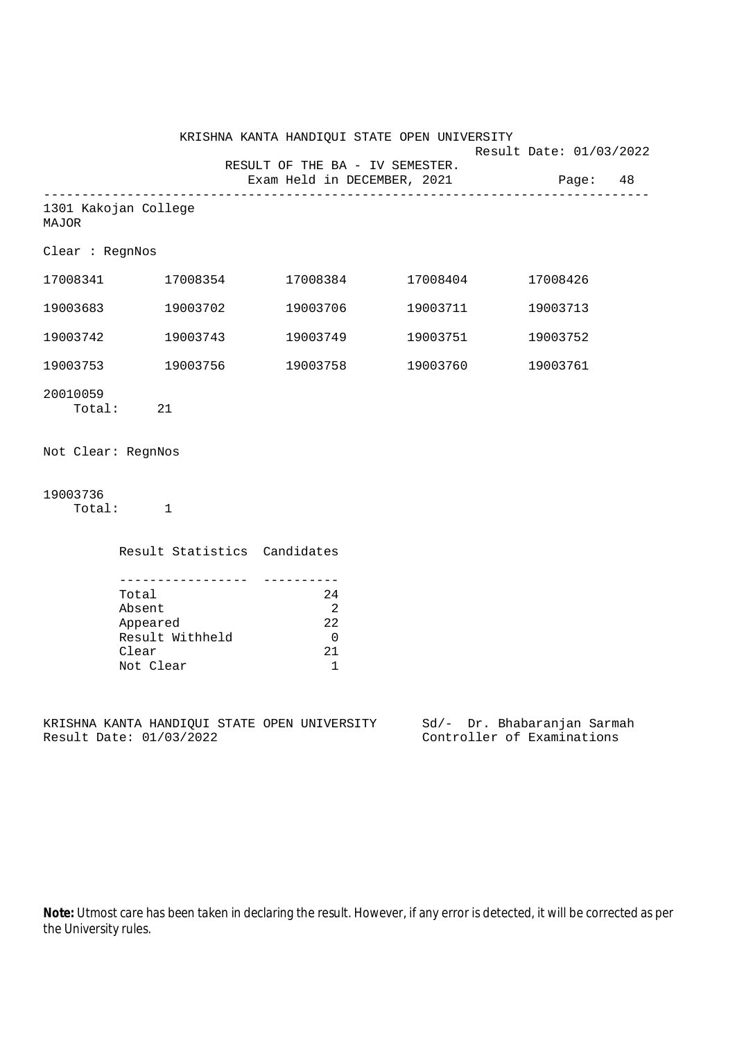KRISHNA KANTA HANDIQUI STATE OPEN UNIVERSITY

Result Date: 01/03/2022

RESULT OF THE BA - IV SEMESTER.

Exam Held in DECEMBER, 2021

Page: 48

---

1301 Kakojan College

MAJOR

Clear : RegnNos

| | | | | |
|---|---|---|---|---|
| 17008341 | 17008354 | 17008384 | 17008404 | 17008426 |
| 19003683 | 19003702 | 19003706 | 19003711 | 19003713 |
| 19003742 | 19003743 | 19003749 | 19003751 | 19003752 |
| 19003753 | 19003756 | 19003758 | 19003760 | 19003761 |
| 20010059 | | | | |

Total: 21

Not Clear: RegnNos

19003736

Total: 1

| Result Statistics | Candidates |
|---|---|
| Total | 24 |
| Absent | 2 |
| Appeared | 22 |
| Result Withheld | 0 |
| Clear | 21 |
| Not Clear | 1 |

KRISHNA KANTA HANDIQUI STATE OPEN UNIVERSITY
Result Date: 01/03/2022

Sd/- Dr. Bhabaranjan Sarmah
Controller of Examinations

**Note:** Utmost care has been taken in declaring the result. However, if any error is detected, it will be corrected as per the University rules.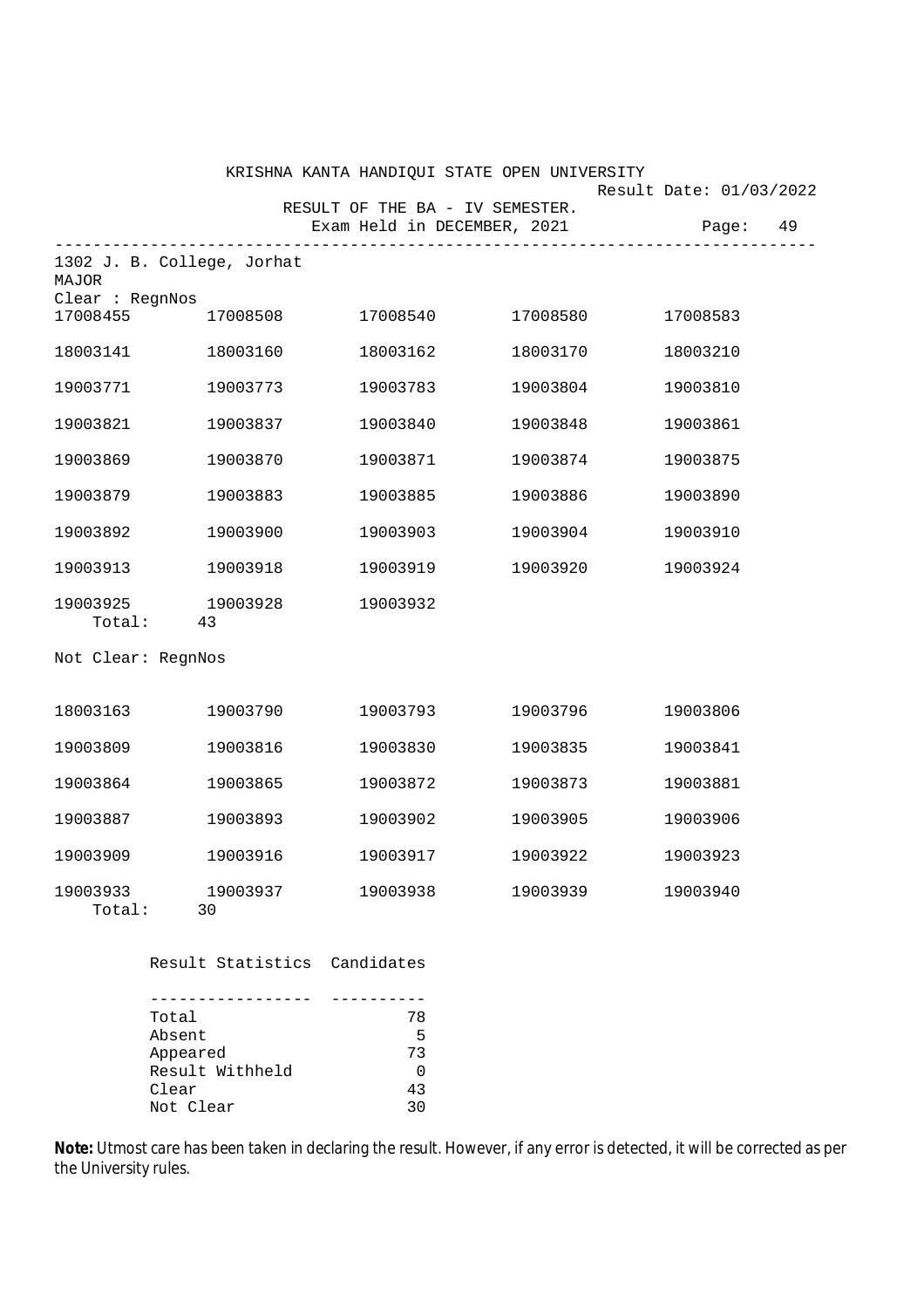KRISHNA KANTA HANDIQUI STATE OPEN UNIVERSITY

Result Date: 01/03/2022

RESULT OF THE BA - IV SEMESTER.

Exam Held in DECEMBER, 2021

---

1302 J. B. College, Jorhat

MAJOR

Clear : RegnNos

| | | | | |
|---|---|---|---|---|
| 17008455 | 17008508 | 17008540 | 17008580 | 17008583 |
| 18003141 | 18003160 | 18003162 | 18003170 | 18003210 |
| 19003771 | 19003773 | 19003783 | 19003804 | 19003810 |
| 19003821 | 19003837 | 19003840 | 19003848 | 19003861 |
| 19003869 | 19003870 | 19003871 | 19003874 | 19003875 |
| 19003879 | 19003883 | 19003885 | 19003886 | 19003890 |
| 19003892 | 19003900 | 19003903 | 19003904 | 19003910 |
| 19003913 | 19003918 | 19003919 | 19003920 | 19003924 |
| 19003925 | 19003928 | 19003932 | | |

Total: 43

Not Clear: RegnNos

| | | | | |
|---|---|---|---|---|
| 18003163 | 19003790 | 19003793 | 19003796 | 19003806 |
| 19003809 | 19003816 | 19003830 | 19003835 | 19003841 |
| 19003864 | 19003865 | 19003872 | 19003873 | 19003881 |
| 19003887 | 19003893 | 19003902 | 19003905 | 19003906 |
| 19003909 | 19003916 | 19003917 | 19003922 | 19003923 |
| 19003933 | 19003937 | 19003938 | 19003939 | 19003940 |

Total: 30

| Result Statistics | Candidates |
|---|---|
| Total | 78 |
| Absent | 5 |
| Appeared | 73 |
| Result Withheld | 0 |
| Clear | 43 |
| Not Clear | 30 |

**Note:** Utmost care has been taken in declaring the result. However, if any error is detected, it will be corrected as per the University rules.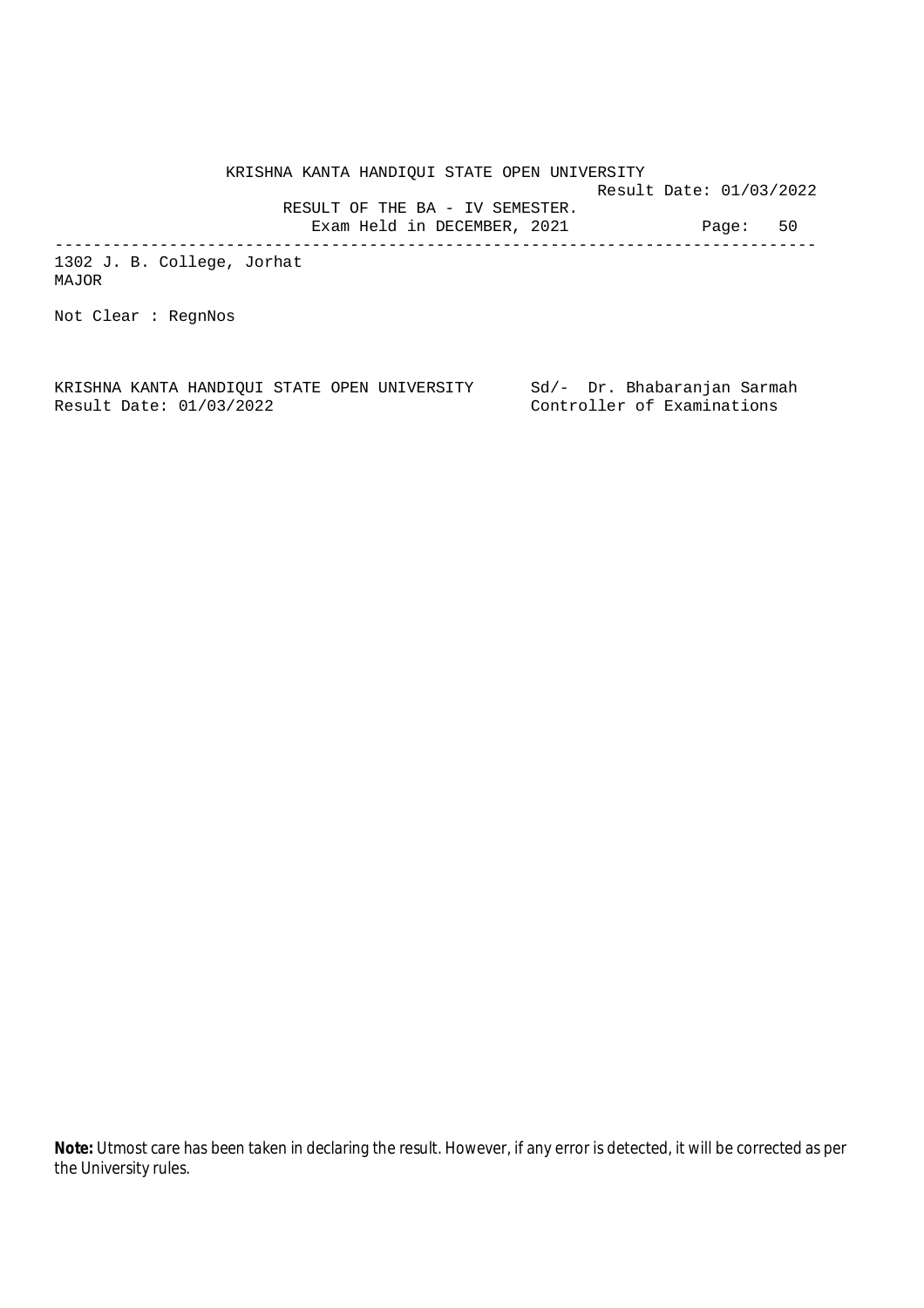KRISHNA KANTA HANDIQUI STATE OPEN UNIVERSITY

Result Date: 01/03/2022

RESULT OF THE BA - IV SEMESTER.

Exam Held in DECEMBER, 2021

---

1302 J. B. College, Jorhat

MAJOR

Not Clear : RegnNos

KRISHNA KANTA HANDIQUI STATE OPEN UNIVERSITY
Result Date: 01/03/2022

Sd/- Dr. Bhabaranjan Sarmah
Controller of Examinations

**Note:** Utmost care has been taken in declaring the result. However, if any error is detected, it will be corrected as per the University rules.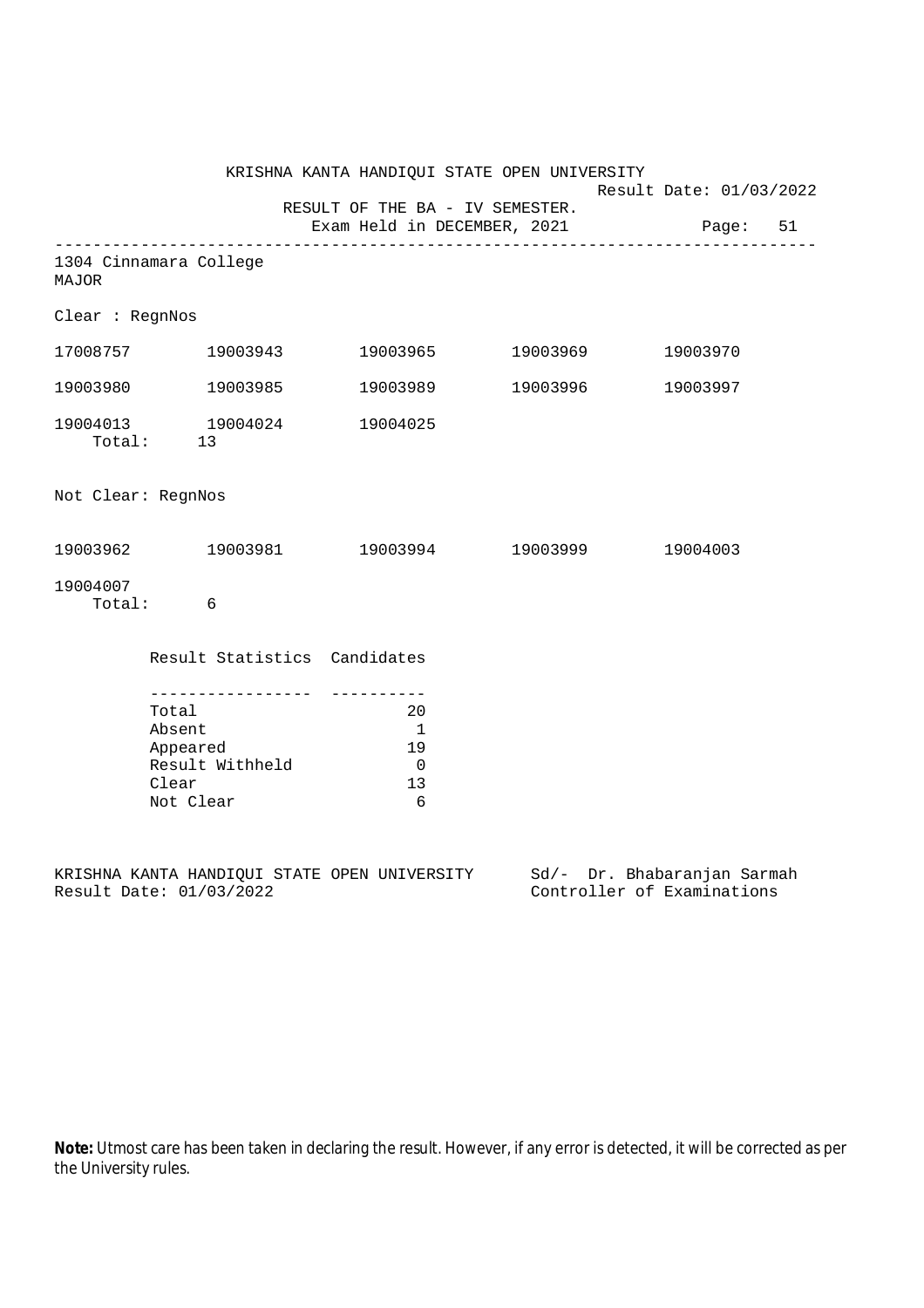KRISHNA KANTA HANDIQUI STATE OPEN UNIVERSITY

Result Date: 01/03/2022

RESULT OF THE BA - IV SEMESTER.

Exam Held in DECEMBER, 2021

---

1304 Cinnamara College
MAJOR

Clear : RegnNos

| | | | | |
|---|---|---|---|---|
| 17008757 | 19003943 | 19003965 | 19003969 | 19003970 |
| 19003980 | 19003985 | 19003989 | 19003996 | 19003997 |
| 19004013 | 19004024 | 19004025 | | |

Total: 13

Not Clear: RegnNos

| | | | | |
|---|---|---|---|---|
| 19003962 | 19003981 | 19003994 | 19003999 | 19004003 |
| 19004007 | | | | |

Total: 6

| Result Statistics | Candidates |
|---|---|
| Total | 20 |
| Absent | 1 |
| Appeared | 19 |
| Result Withheld | 0 |
| Clear | 13 |
| Not Clear | 6 |

KRISHNA KANTA HANDIQUI STATE OPEN UNIVERSITY
Result Date: 01/03/2022

Sd/- Dr. Bhabaranjan Sarmah
Controller of Examinations

**Note:** Utmost care has been taken in declaring the result. However, if any error is detected, it will be corrected as per the University rules.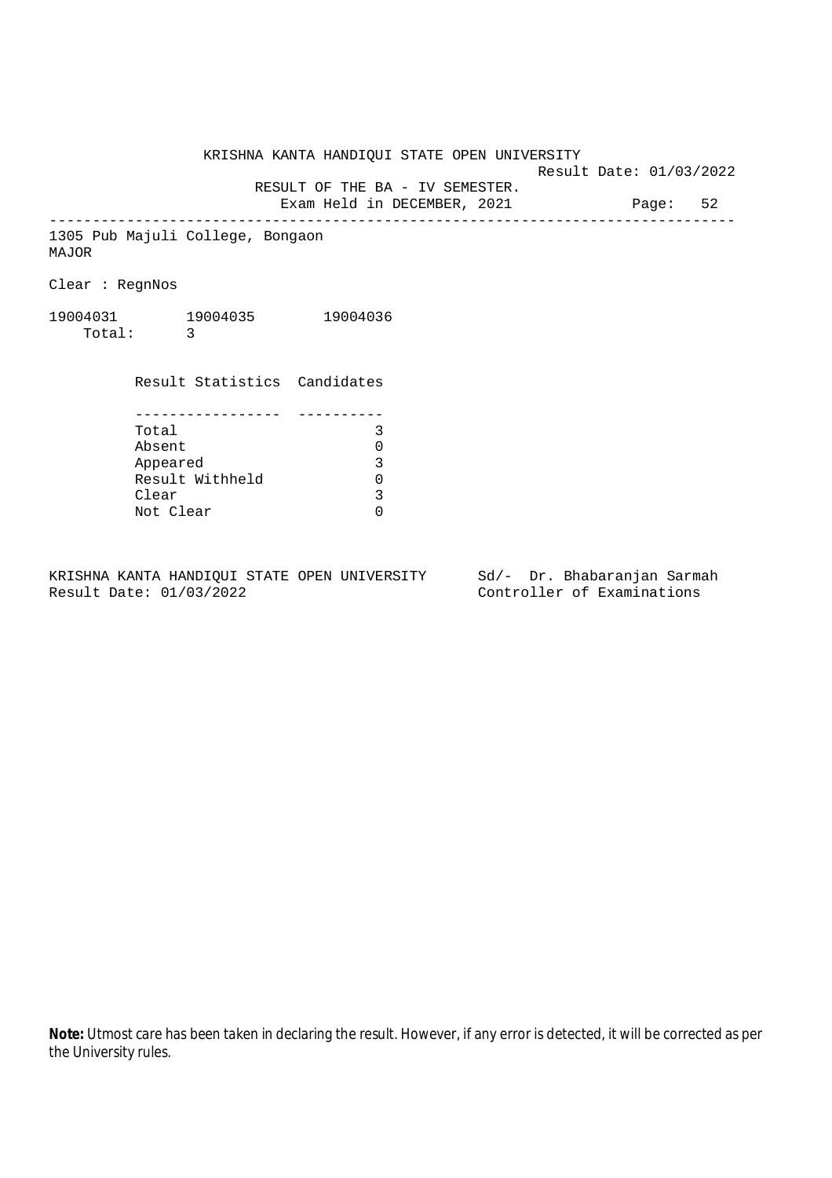KRISHNA KANTA HANDIQUI STATE OPEN UNIVERSITY

Result Date: 01/03/2022

RESULT OF THE BA - IV SEMESTER.

Exam Held in DECEMBER, 2021

---

1305 Pub Majuli College, Bongaon

MAJOR

Clear : RegnNos

19004031 19004035 19004036

Total: 3

| Result Statistics | Candidates |
|---|---|
| Total | 3 |
| Absent | 0 |
| Appeared | 3 |
| Result Withheld | 0 |
| Clear | 3 |
| Not Clear | 0 |

KRISHNA KANTA HANDIQUI STATE OPEN UNIVERSITY
Result Date: 01/03/2022

Sd/- Dr. Bhabaranjan Sarmah
Controller of Examinations

**Note:** Utmost care has been taken in declaring the result. However, if any error is detected, it will be corrected as per the University rules.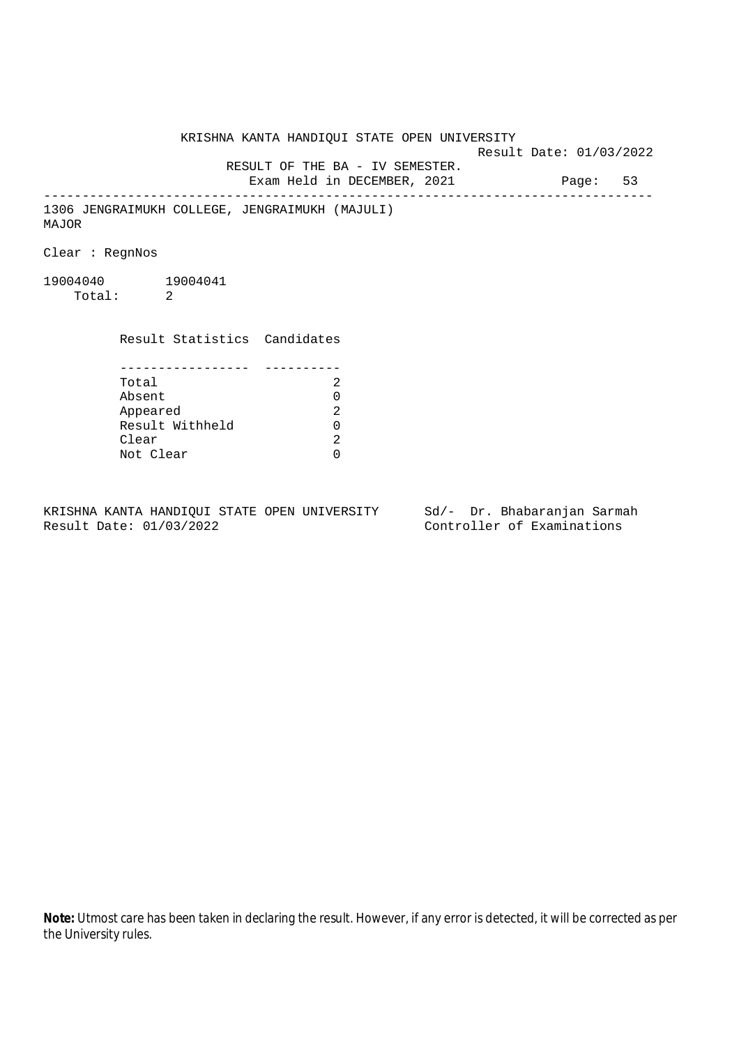KRISHNA KANTA HANDIQUI STATE OPEN UNIVERSITY

Result Date: 01/03/2022

RESULT OF THE BA - IV SEMESTER.

Exam Held in DECEMBER, 2021

---

1306 JENGRAIMUKH COLLEGE, JENGRAIMUKH (MAJULI)

MAJOR

Clear : RegnNos

19004040 19004041

Total: 2

| Result Statistics | Candidates |
|---|---|
| Total | 2 |
| Absent | 0 |
| Appeared | 2 |
| Result Withheld | 0 |
| Clear | 2 |
| Not Clear | 0 |

KRISHNA KANTA HANDIQUI STATE OPEN UNIVERSITY
Result Date: 01/03/2022

Sd/- Dr. Bhabaranjan Sarmah
Controller of Examinations

**Note:** Utmost care has been taken in declaring the result. However, if any error is detected, it will be corrected as per the University rules.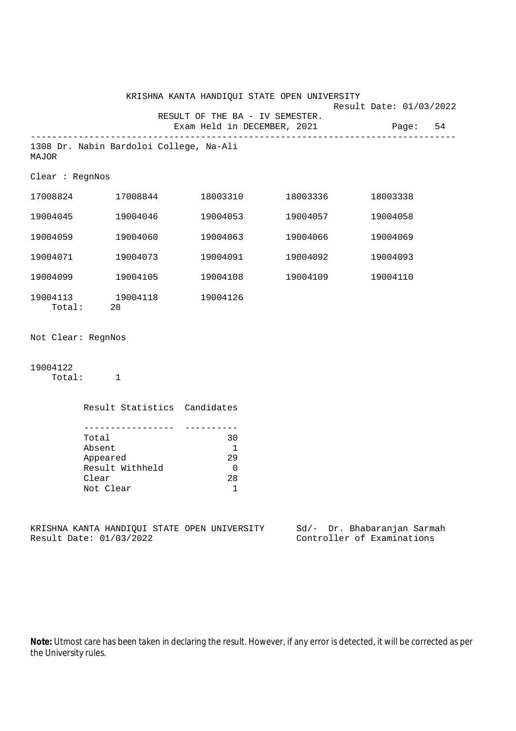KRISHNA KANTA HANDIQUI STATE OPEN UNIVERSITY

Result Date: 01/03/2022

RESULT OF THE BA - IV SEMESTER.

Exam Held in DECEMBER, 2021

Page: 54

---

1308 Dr. Nabin Bardoloi College, Na-Ali

MAJOR

Clear : RegnNos

| | | | | |
|---|---|---|---|---|
| 17008824 | 17008844 | 18003310 | 18003336 | 18003338 |
| 19004045 | 19004046 | 19004053 | 19004057 | 19004058 |
| 19004059 | 19004060 | 19004063 | 19004066 | 19004069 |
| 19004071 | 19004073 | 19004091 | 19004092 | 19004093 |
| 19004099 | 19004105 | 19004108 | 19004109 | 19004110 |
| 19004113 | 19004118 | 19004126 | | |

Total: 28

Not Clear: RegnNos

19004122

Total: 1

| Result Statistics | Candidates |
|---|---|
| Total | 30 |
| Absent | 1 |
| Appeared | 29 |
| Result Withheld | 0 |
| Clear | 28 |
| Not Clear | 1 |

KRISHNA KANTA HANDIQUI STATE OPEN UNIVERSITY
Result Date: 01/03/2022

Sd/- Dr. Bhabaranjan Sarmah
Controller of Examinations

**Note:** Utmost care has been taken in declaring the result. However, if any error is detected, it will be corrected as per the University rules.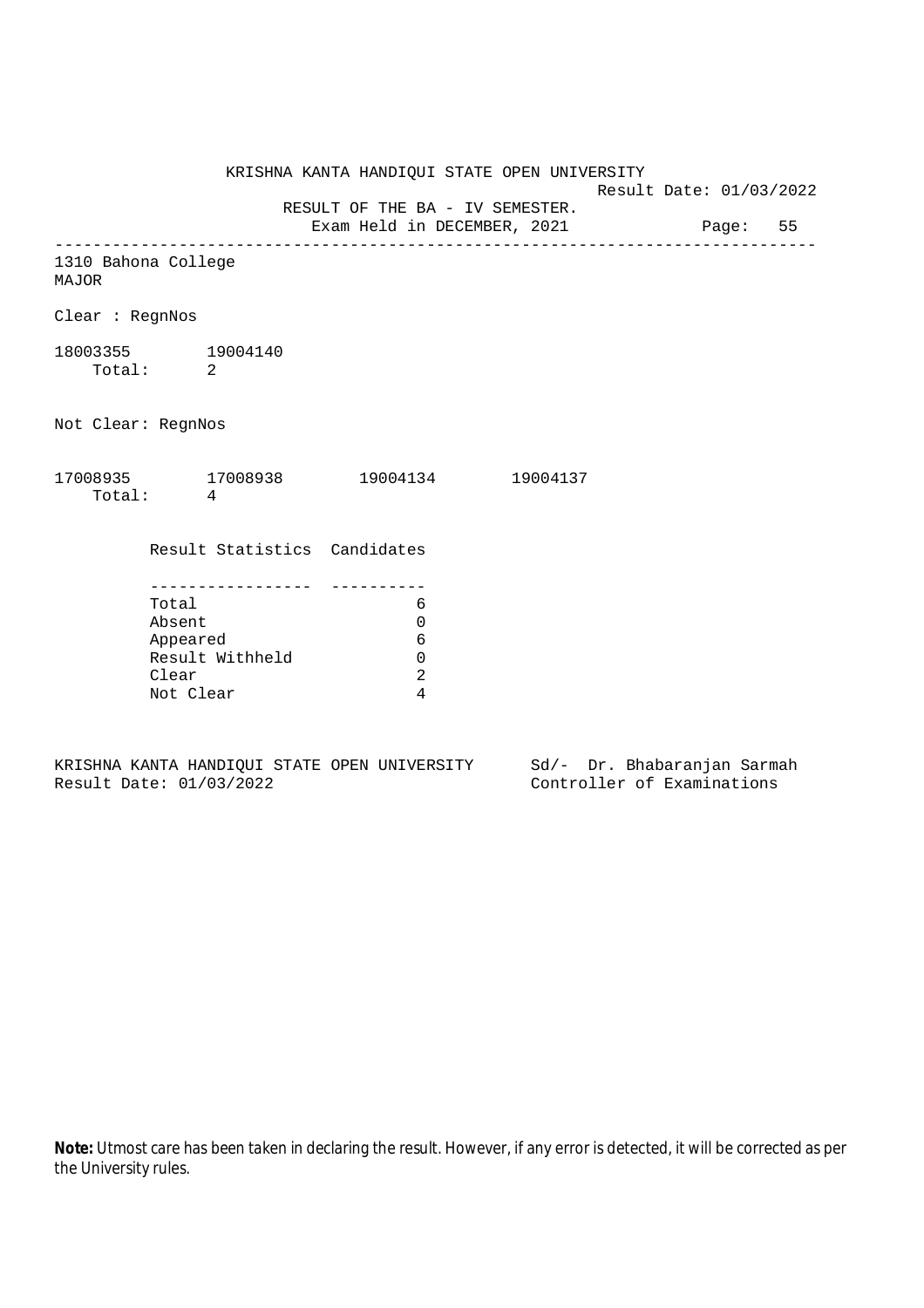KRISHNA KANTA HANDIQUI STATE OPEN UNIVERSITY

Result Date: 01/03/2022

RESULT OF THE BA - IV SEMESTER.

Exam Held in DECEMBER, 2021

---

1310 Bahona College

MAJOR

Clear : RegnNos

18003355 19004140

Total: 2

Not Clear: RegnNos

17008935 17008938 19004134 19004137

Total: 4

| Result Statistics | Candidates |
|---|---|
| Total | 6 |
| Absent | 0 |
| Appeared | 6 |
| Result Withheld | 0 |
| Clear | 2 |
| Not Clear | 4 |

KRISHNA KANTA HANDIQUI STATE OPEN UNIVERSITY

Result Date: 01/03/2022

Sd/- Dr. Bhabaranjan Sarmah

Controller of Examinations

**Note:** Utmost care has been taken in declaring the result. However, if any error is detected, it will be corrected as per the University rules.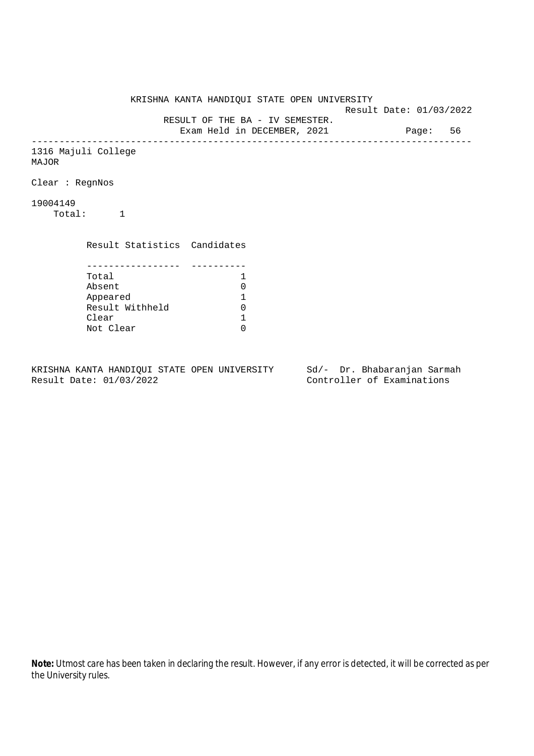KRISHNA KANTA HANDIQUI STATE OPEN UNIVERSITY

Result Date: 01/03/2022

RESULT OF THE BA - IV SEMESTER.

Exam Held in DECEMBER, 2021

Page: 56

---

1316 Majuli College

MAJOR

Clear : RegnNos

19004149

Total: 1

| Result Statistics | Candidates |
|---|---|
| Total | 1 |
| Absent | 0 |
| Appeared | 1 |
| Result Withheld | 0 |
| Clear | 1 |
| Not Clear | 0 |

KRISHNA KANTA HANDIQUI STATE OPEN UNIVERSITY
Result Date: 01/03/2022

Sd/- Dr. Bhabaranjan Sarmah
Controller of Examinations

**Note:** Utmost care has been taken in declaring the result. However, if any error is detected, it will be corrected as per the University rules.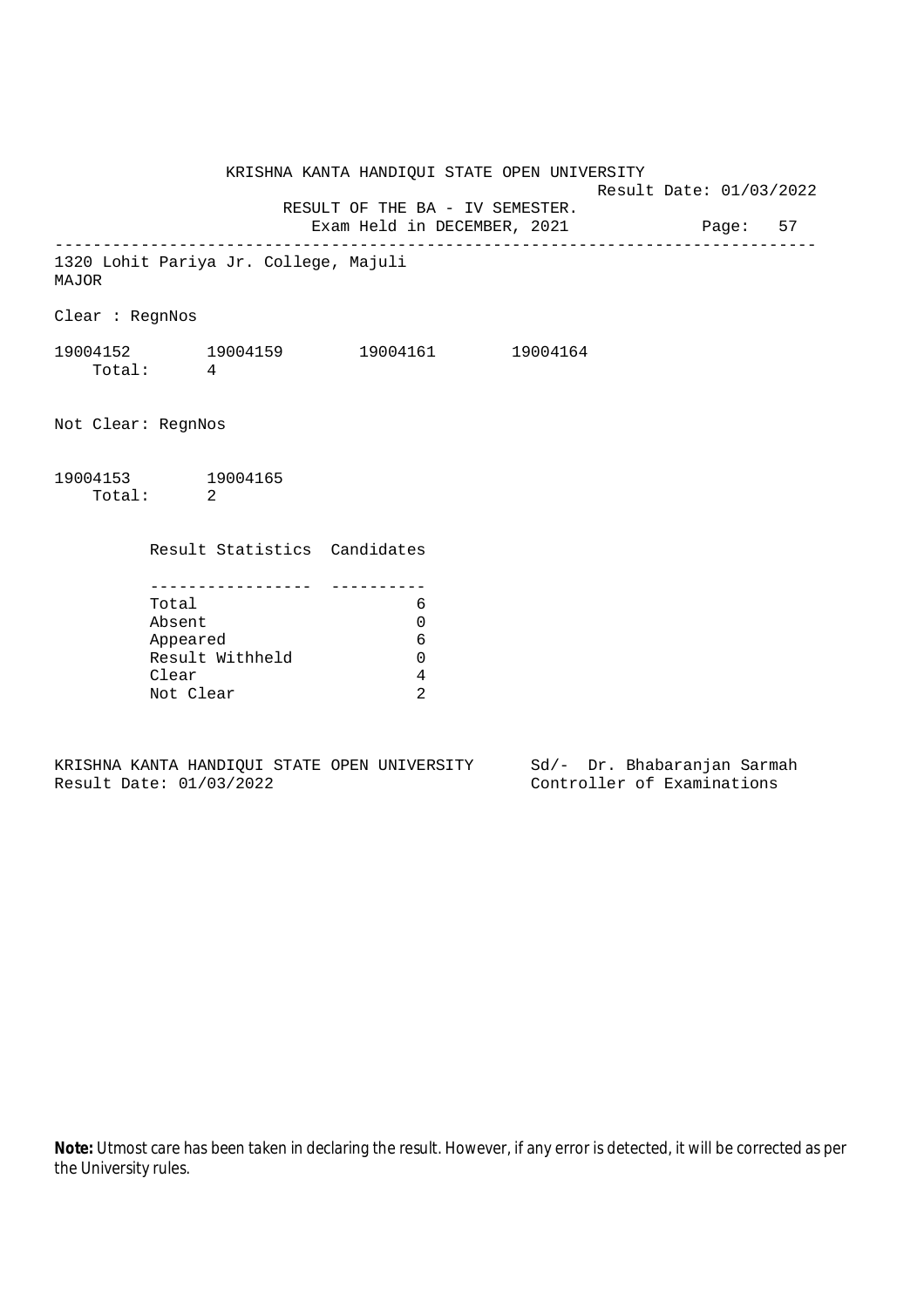KRISHNA KANTA HANDIQUI STATE OPEN UNIVERSITY

Result Date: 01/03/2022

RESULT OF THE BA - IV SEMESTER.

Exam Held in DECEMBER, 2021

Page: 57

---

1320 Lohit Pariya Jr. College, Majuli

MAJOR

Clear : RegnNos

19004152 19004159 19004161 19004164

Total: 4

Not Clear: RegnNos

19004153 19004165

Total: 2

| Result Statistics | Candidates |
|---|---|
| Total | 6 |
| Absent | 0 |
| Appeared | 6 |
| Result Withheld | 0 |
| Clear | 4 |
| Not Clear | 2 |

KRISHNA KANTA HANDIQUI STATE OPEN UNIVERSITY
Result Date: 01/03/2022

Sd/- Dr. Bhabaranjan Sarmah
Controller of Examinations

**Note:** Utmost care has been taken in declaring the result. However, if any error is detected, it will be corrected as per the University rules.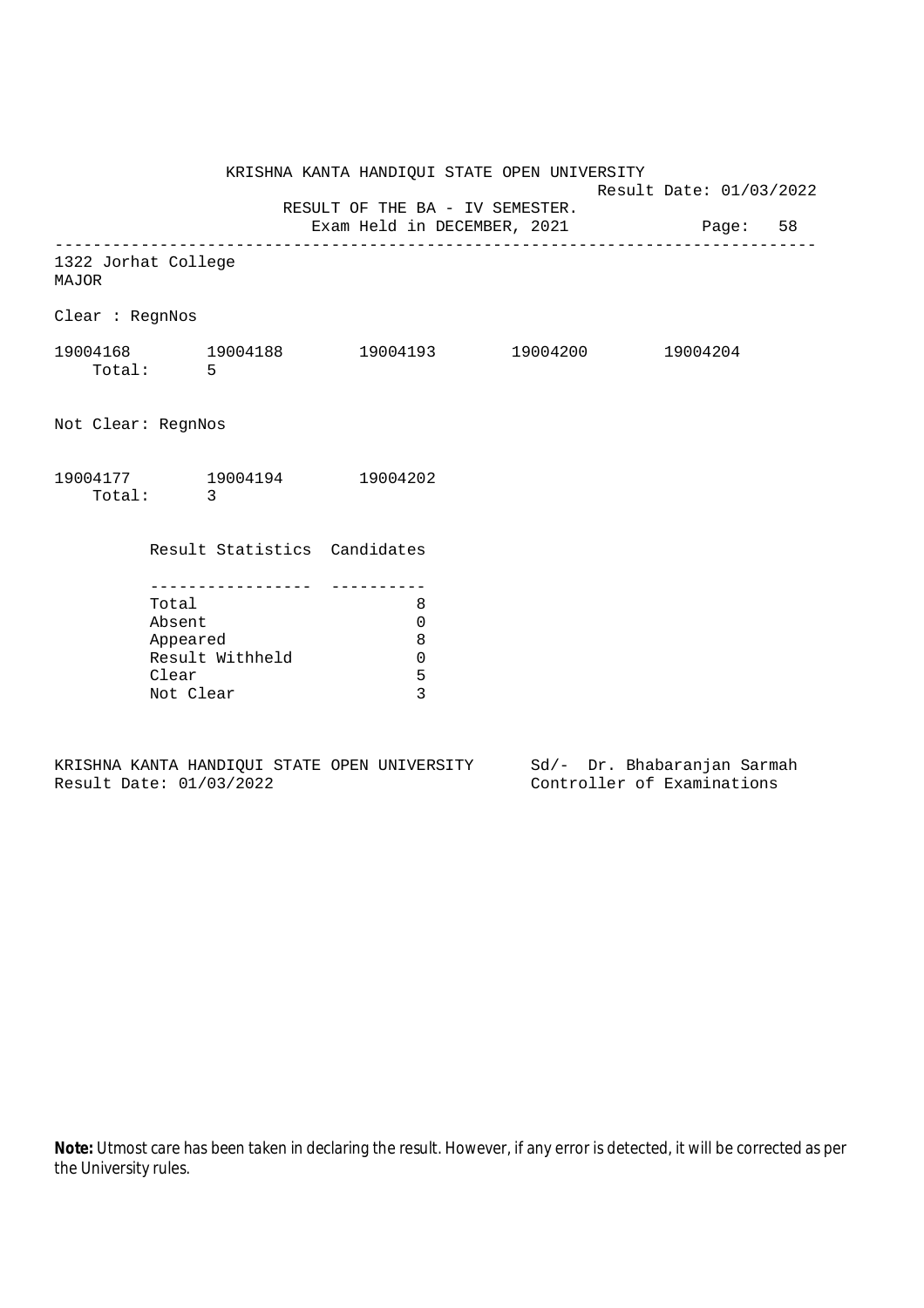KRISHNA KANTA HANDIQUI STATE OPEN UNIVERSITY

Result Date: 01/03/2022

RESULT OF THE BA - IV SEMESTER.

Exam Held in DECEMBER, 2021

---

1322 Jorhat College

MAJOR

Clear : RegnNos

19004168 19004188 19004193 19004200 19004204

Total: 5

Not Clear: RegnNos

19004177 19004194 19004202

Total: 3

| Result Statistics | Candidates |
| --- | --- |
| Total | 8 |
| Absent | 0 |
| Appeared | 8 |
| Result Withheld | 0 |
| Clear | 5 |
| Not Clear | 3 |

KRISHNA KANTA HANDIQUI STATE OPEN UNIVERSITY

Result Date: 01/03/2022

Sd/- Dr. Bhabaranjan Sarmah

Controller of Examinations

**Note:** Utmost care has been taken in declaring the result. However, if any error is detected, it will be corrected as per the University rules.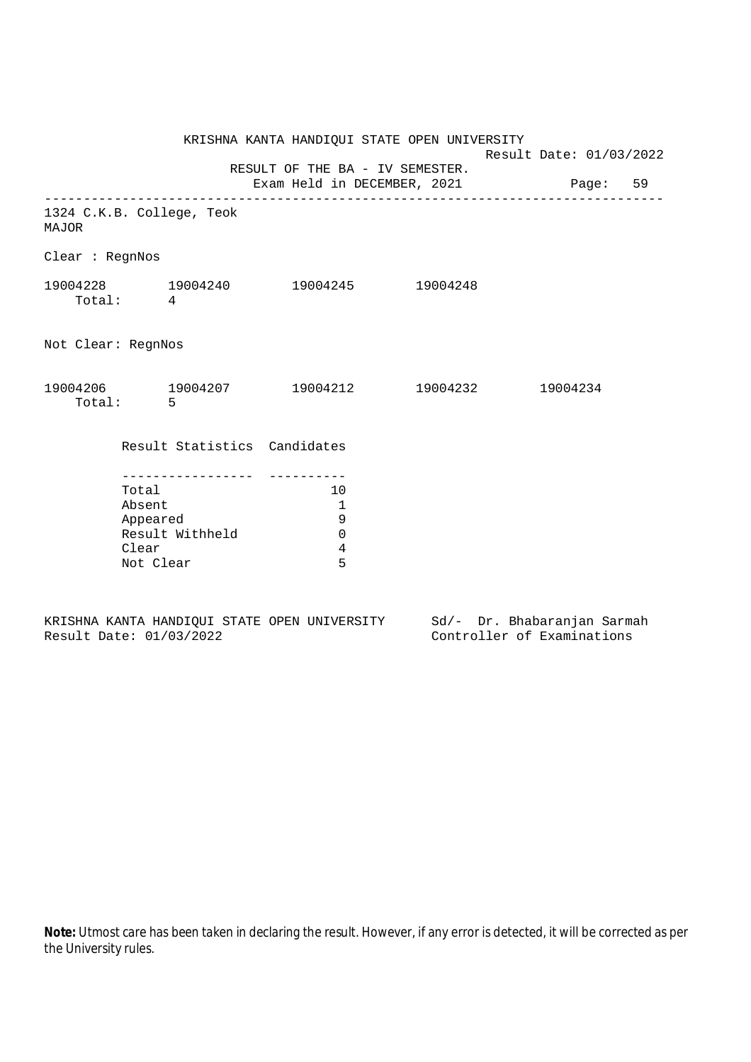KRISHNA KANTA HANDIQUI STATE OPEN UNIVERSITY

Result Date: 01/03/2022

RESULT OF THE BA - IV SEMESTER.

Exam Held in DECEMBER, 2021

---

1324 C.K.B. College, Teok

MAJOR

Clear : RegnNos

19004228 19004240 19004245 19004248

Total: 4

Not Clear: RegnNos

19004206 19004207 19004212 19004232 19004234

Total: 5

| Result Statistics | Candidates |
|---|---|
| Total | 10 |
| Absent | 1 |
| Appeared | 9 |
| Result Withheld | 0 |
| Clear | 4 |
| Not Clear | 5 |

KRISHNA KANTA HANDIQUI STATE OPEN UNIVERSITY
Result Date: 01/03/2022

Sd/- Dr. Bhabaranjan Sarmah
Controller of Examinations

**Note:** Utmost care has been taken in declaring the result. However, if any error is detected, it will be corrected as per the University rules.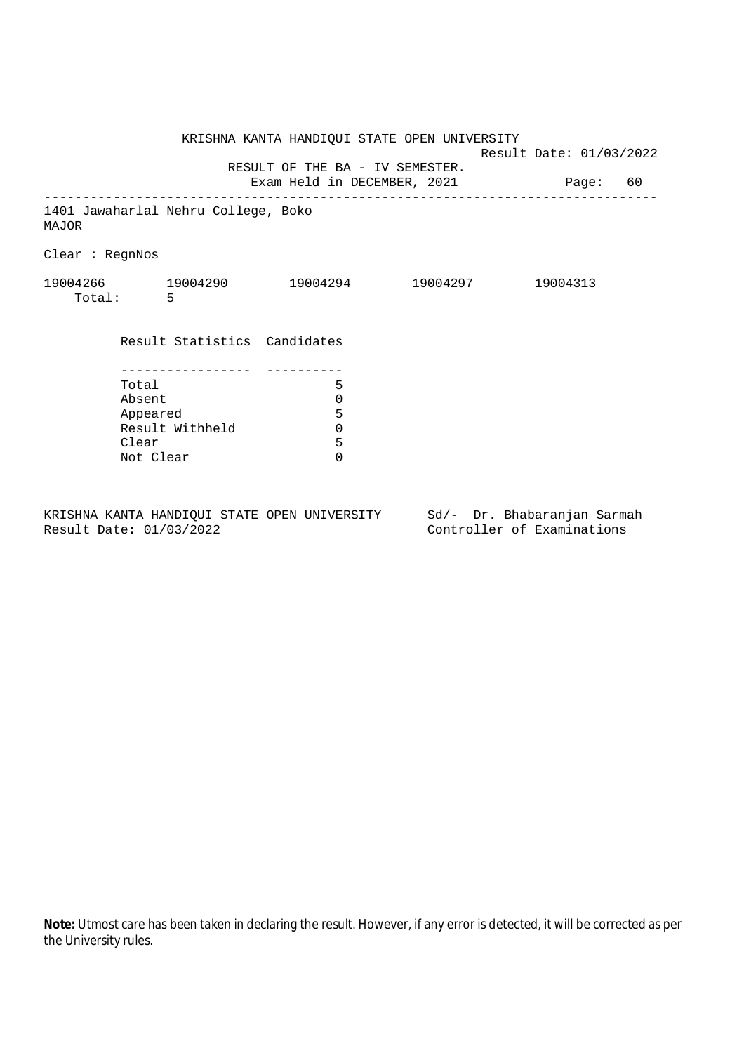KRISHNA KANTA HANDIQUI STATE OPEN UNIVERSITY

Result Date: 01/03/2022

RESULT OF THE BA - IV SEMESTER.

Exam Held in DECEMBER, 2021

---

1401 Jawaharlal Nehru College, Boko

MAJOR

Clear : RegnNos

19004266 19004290 19004294 19004297 19004313

Total: 5

| Result Statistics | Candidates |
|---|---|
| Total | 5 |
| Absent | 0 |
| Appeared | 5 |
| Result Withheld | 0 |
| Clear | 5 |
| Not Clear | 0 |

KRISHNA KANTA HANDIQUI STATE OPEN UNIVERSITY
Result Date: 01/03/2022

Sd/- Dr. Bhabaranjan Sarmah
Controller of Examinations

**Note:** Utmost care has been taken in declaring the result. However, if any error is detected, it will be corrected as per the University rules.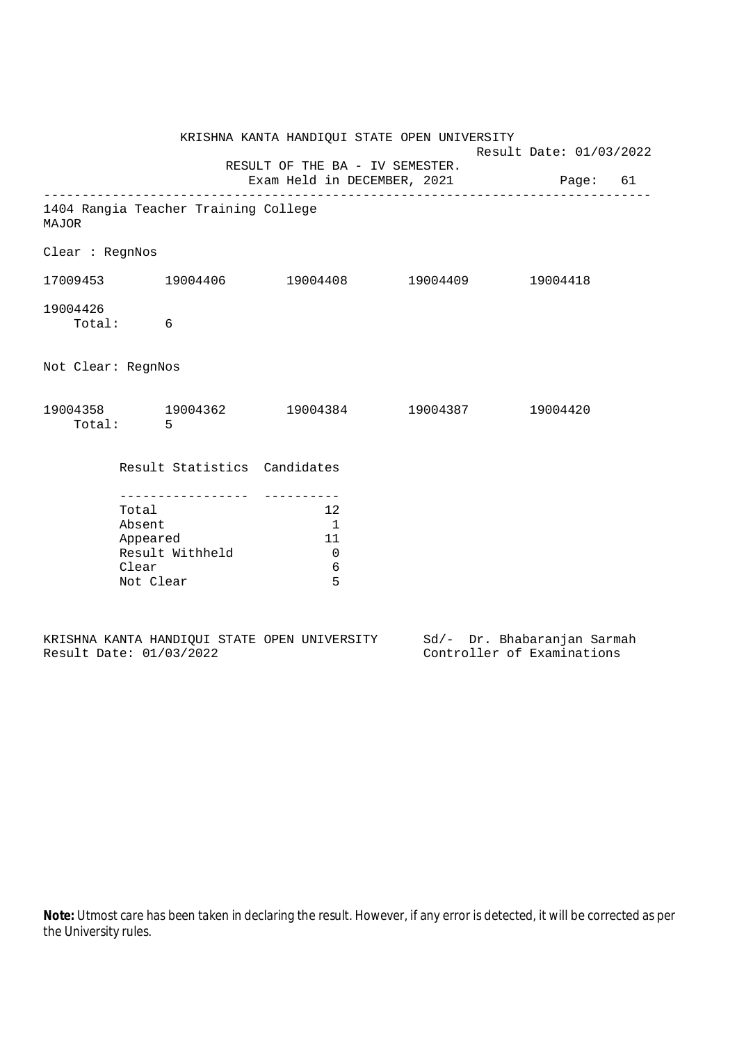KRISHNA KANTA HANDIQUI STATE OPEN UNIVERSITY

Result Date: 01/03/2022

RESULT OF THE BA - IV SEMESTER.

Exam Held in DECEMBER, 2021

---

1404 Rangia Teacher Training College

MAJOR

Clear : RegnNos

17009453 19004406 19004408 19004409 19004418

19004426

Total: 6

Not Clear: RegnNos

19004358 19004362 19004384 19004387 19004420

Total: 5

| Result Statistics | Candidates |
|---|---|
| Total | 12 |
| Absent | 1 |
| Appeared | 11 |
| Result Withheld | 0 |
| Clear | 6 |
| Not Clear | 5 |

KRISHNA KANTA HANDIQUI STATE OPEN UNIVERSITY

Result Date: 01/03/2022

Sd/- Dr. Bhabaranjan Sarmah

Controller of Examinations

**Note:** Utmost care has been taken in declaring the result. However, if any error is detected, it will be corrected as per the University rules.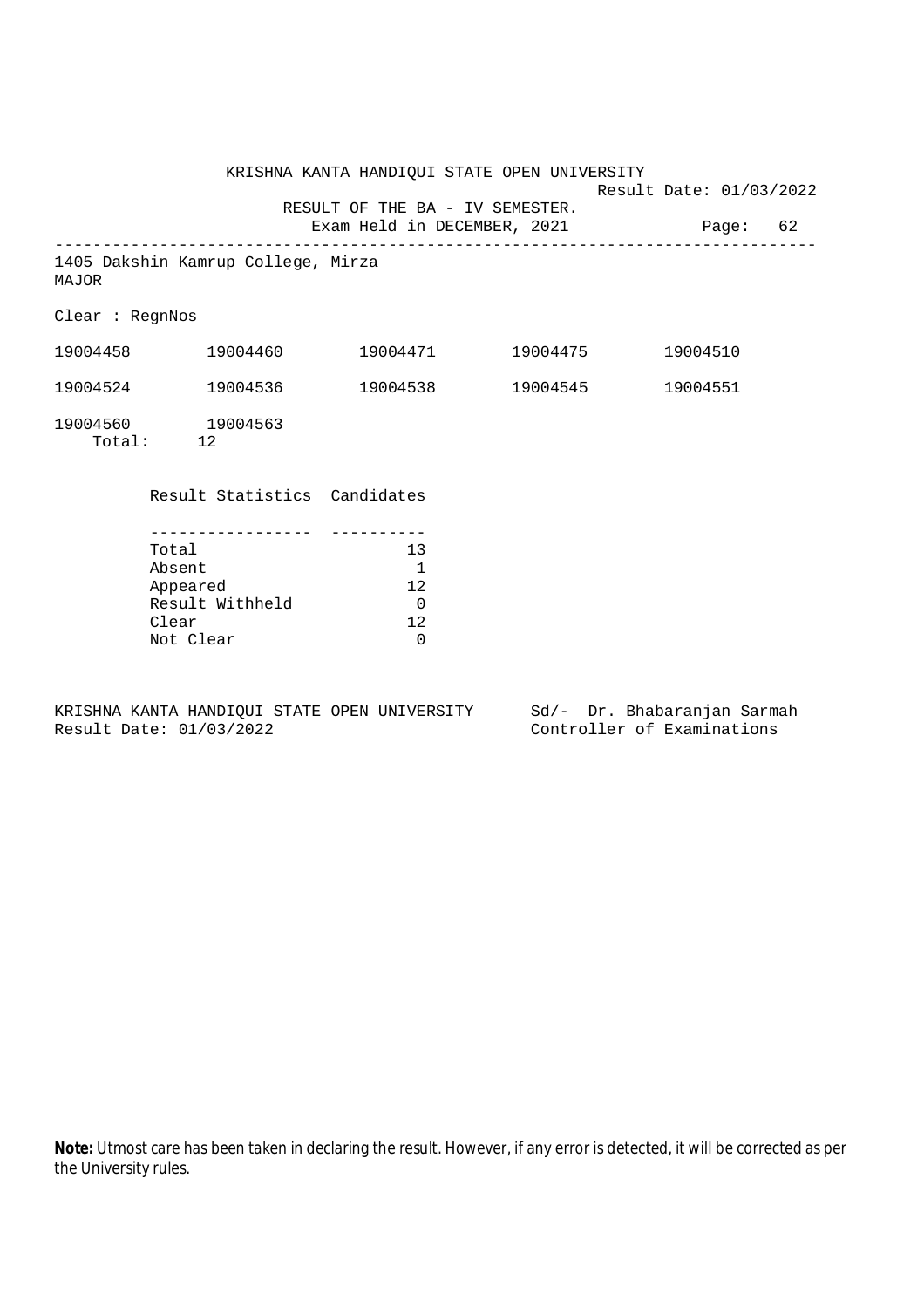KRISHNA KANTA HANDIQUI STATE OPEN UNIVERSITY

Result Date: 01/03/2022

RESULT OF THE BA - IV SEMESTER.

Exam Held in DECEMBER, 2021

Page: 62

---

1405 Dakshin Kamrup College, Mirza

MAJOR

Clear : RegnNos

| | | | | |
|---|---|---|---|---|
| 19004458 | 19004460 | 19004471 | 19004475 | 19004510 |
| 19004524 | 19004536 | 19004538 | 19004545 | 19004551 |
| 19004560 | 19004563 | | | |

Total: 12

| Result Statistics | Candidates |
|---|---|
| Total | 13 |
| Absent | 1 |
| Appeared | 12 |
| Result Withheld | 0 |
| Clear | 12 |
| Not Clear | 0 |

KRISHNA KANTA HANDIQUI STATE OPEN UNIVERSITY

Result Date: 01/03/2022

Sd/- Dr. Bhabaranjan Sarmah

Controller of Examinations

**Note:** Utmost care has been taken in declaring the result. However, if any error is detected, it will be corrected as per the University rules.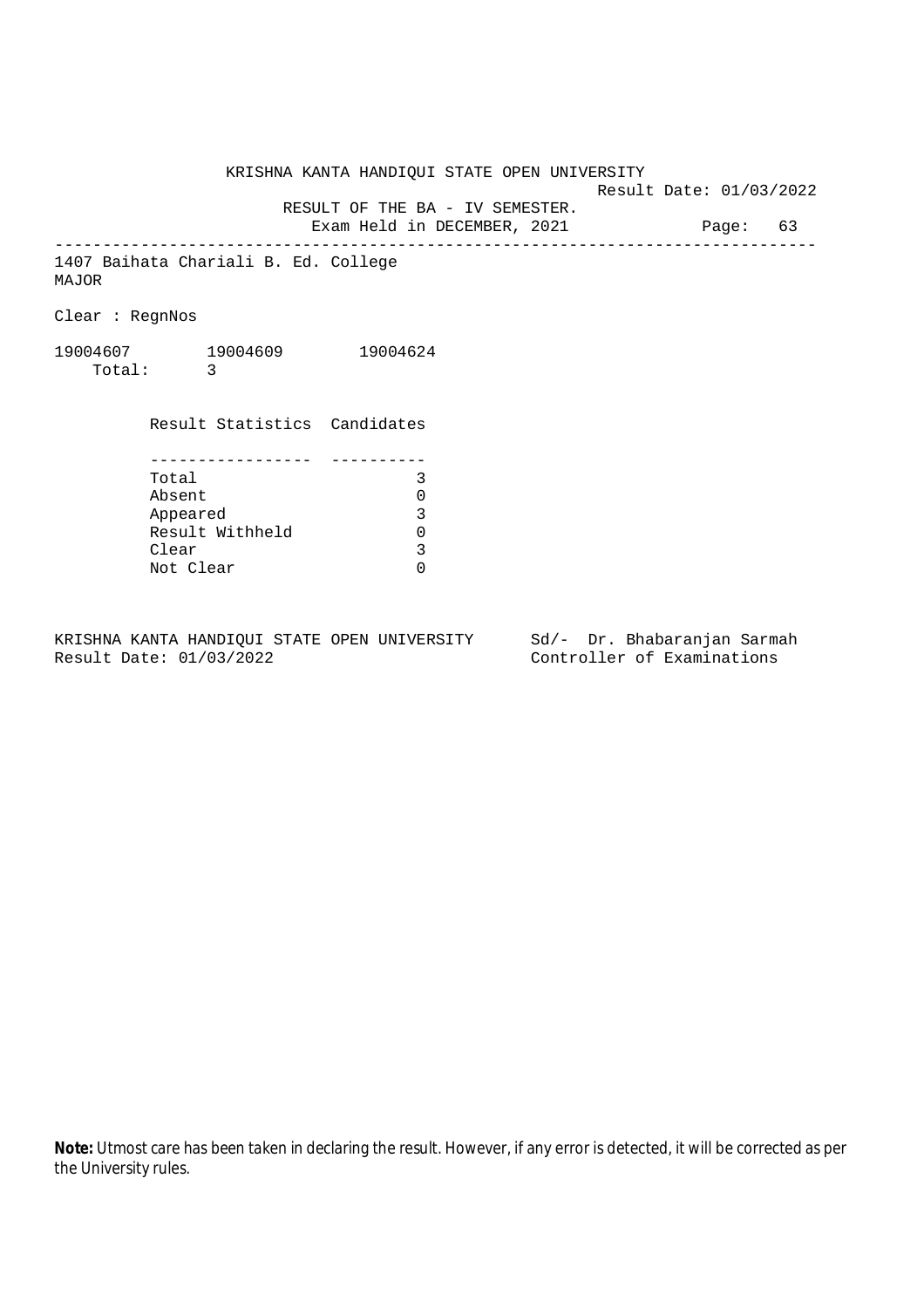KRISHNA KANTA HANDIQUI STATE OPEN UNIVERSITY

Result Date: 01/03/2022

RESULT OF THE BA - IV SEMESTER.

Exam Held in DECEMBER, 2021

---

1407 Baihata Chariali B. Ed. College
MAJOR

Clear : RegnNos

19004607 19004609 19004624

Total: 3

| Result Statistics | Candidates |
|---|---|
| Total | 3 |
| Absent | 0 |
| Appeared | 3 |
| Result Withheld | 0 |
| Clear | 3 |
| Not Clear | 0 |

KRISHNA KANTA HANDIQUI STATE OPEN UNIVERSITY
Result Date: 01/03/2022

Sd/- Dr. Bhabaranjan Sarmah
Controller of Examinations

**Note:** Utmost care has been taken in declaring the result. However, if any error is detected, it will be corrected as per the University rules.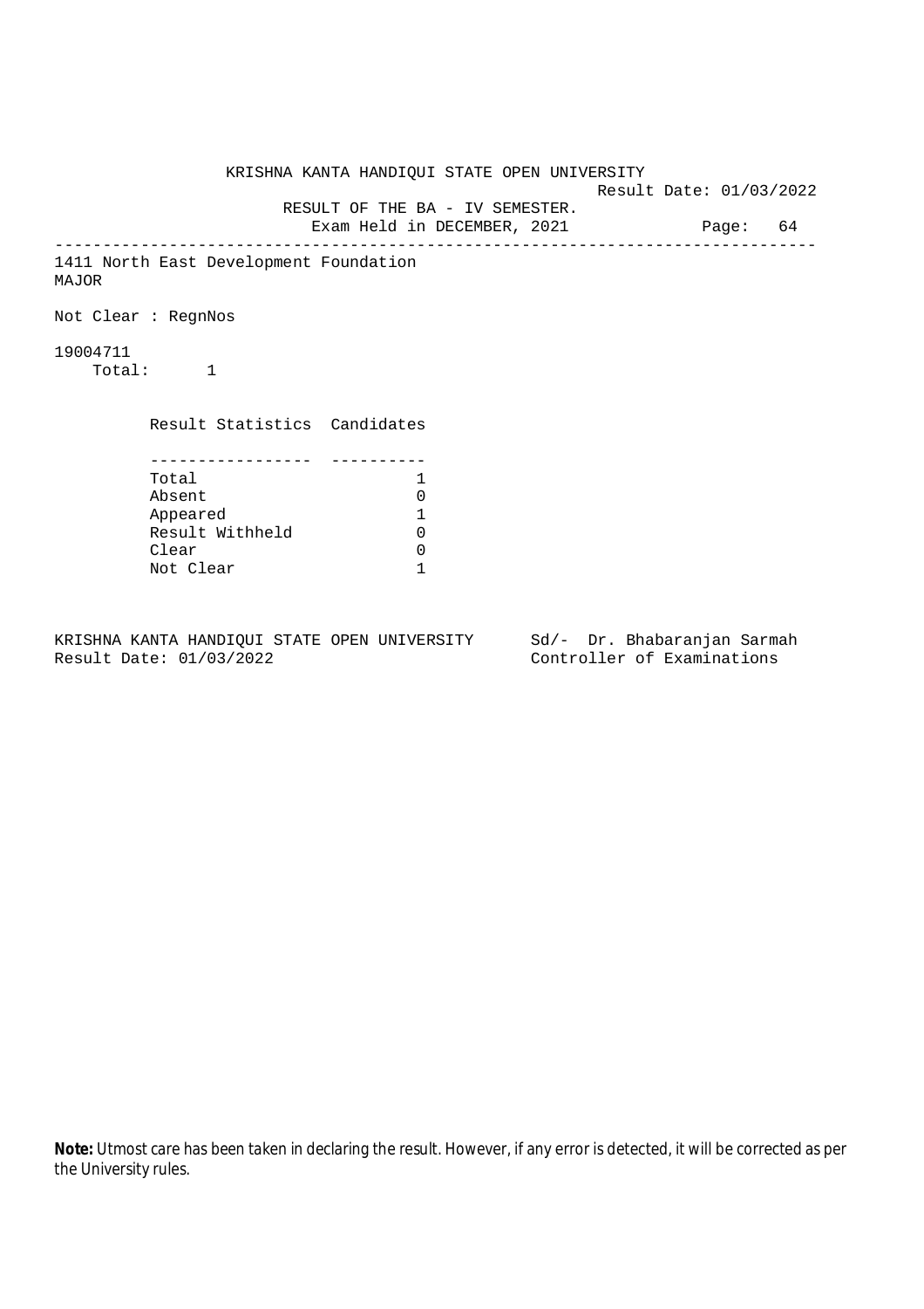KRISHNA KANTA HANDIQUI STATE OPEN UNIVERSITY

Result Date: 01/03/2022

RESULT OF THE BA - IV SEMESTER.

Exam Held in DECEMBER, 2021

---

1411 North East Development Foundation
MAJOR

Not Clear : RegnNos

19004711
Total: 1

| Result Statistics | Candidates |
|---|---|
| Total | 1 |
| Absent | 0 |
| Appeared | 1 |
| Result Withheld | 0 |
| Clear | 0 |
| Not Clear | 1 |

KRISHNA KANTA HANDIQUI STATE OPEN UNIVERSITY
Result Date: 01/03/2022

Sd/- Dr. Bhabaranjan Sarmah
Controller of Examinations

**Note:** Utmost care has been taken in declaring the result. However, if any error is detected, it will be corrected as per the University rules.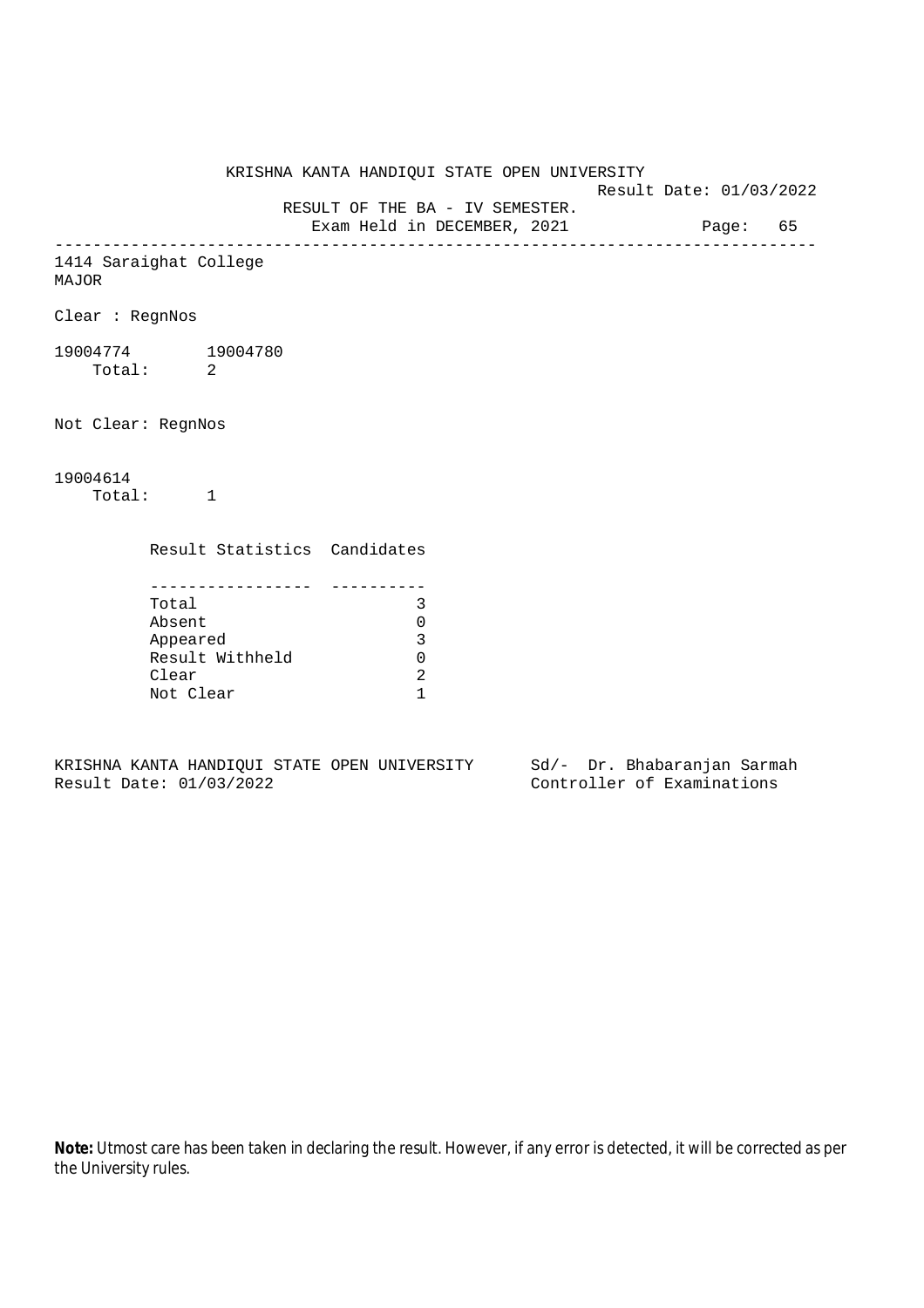KRISHNA KANTA HANDIQUI STATE OPEN UNIVERSITY

Result Date: 01/03/2022

RESULT OF THE BA - IV SEMESTER.

Exam Held in DECEMBER, 2021

---

1414 Saraighat College

MAJOR

Clear : RegnNos

19004774    19004780

Total: 2

Not Clear: RegnNos

19004614

Total: 1

| Result Statistics | Candidates |
|---|---|
| Total | 3 |
| Absent | 0 |
| Appeared | 3 |
| Result Withheld | 0 |
| Clear | 2 |
| Not Clear | 1 |

KRISHNA KANTA HANDIQUI STATE OPEN UNIVERSITY  
Result Date: 01/03/2022

Sd/- Dr. Bhabaranjan Sarmah  
Controller of Examinations

**Note:** Utmost care has been taken in declaring the result. However, if any error is detected, it will be corrected as per the University rules.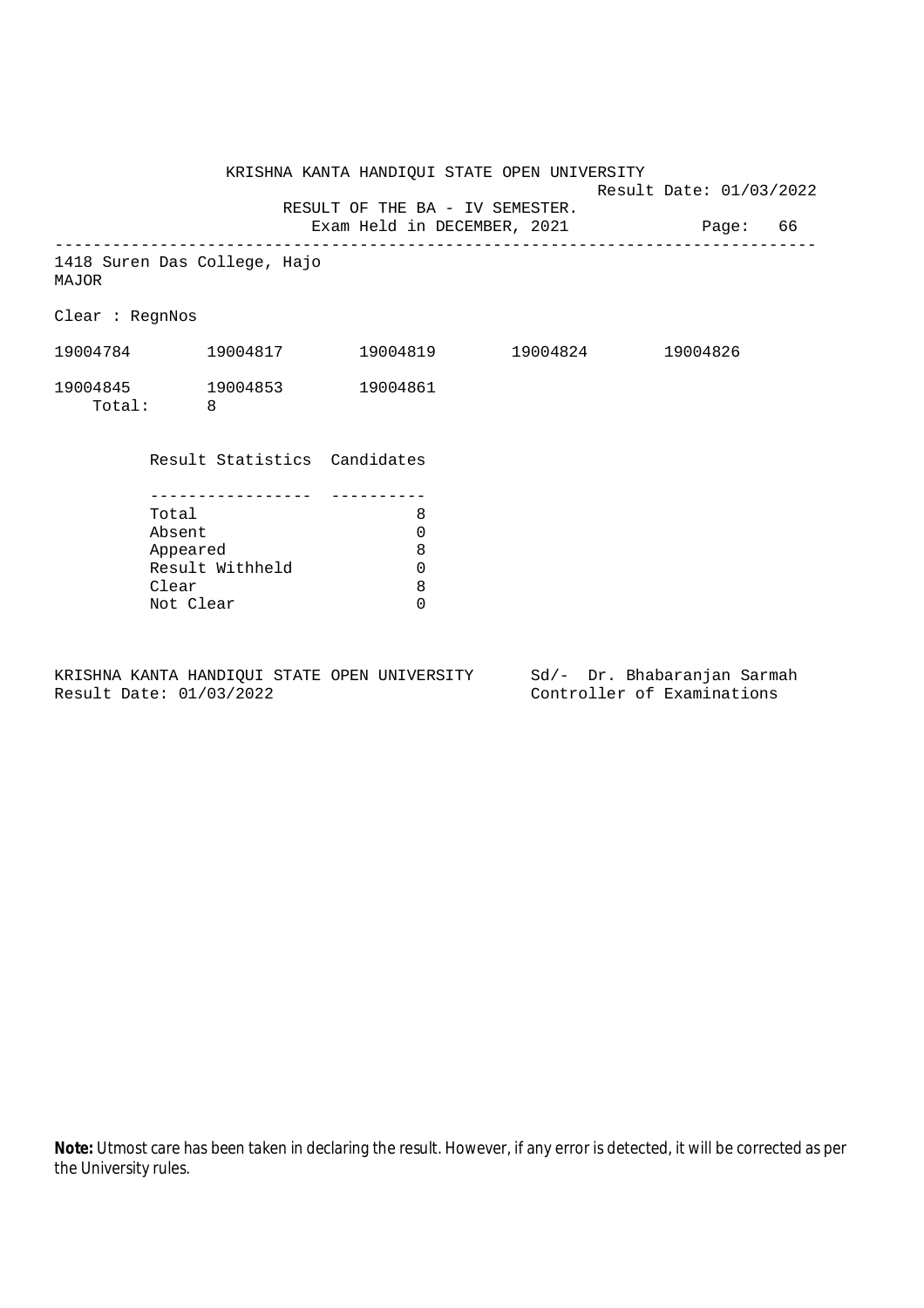KRISHNA KANTA HANDIQUI STATE OPEN UNIVERSITY

Result Date: 01/03/2022

RESULT OF THE BA - IV SEMESTER.

Exam Held in DECEMBER, 2021

---

1418 Suren Das College, Hajo

MAJOR

Clear : RegnNos

| | | | | |
|---|---|---|---|---|
| 19004784 | 19004817 | 19004819 | 19004824 | 19004826 |
| 19004845 | 19004853 | 19004861 | | |

Total: 8

| Result Statistics | Candidates |
|---|---|
| Total | 8 |
| Absent | 0 |
| Appeared | 8 |
| Result Withheld | 0 |
| Clear | 8 |
| Not Clear | 0 |

KRISHNA KANTA HANDIQUI STATE OPEN UNIVERSITY

Result Date: 01/03/2022

Sd/- Dr. Bhabaranjan Sarmah

Controller of Examinations

**Note:** Utmost care has been taken in declaring the result. However, if any error is detected, it will be corrected as per the University rules.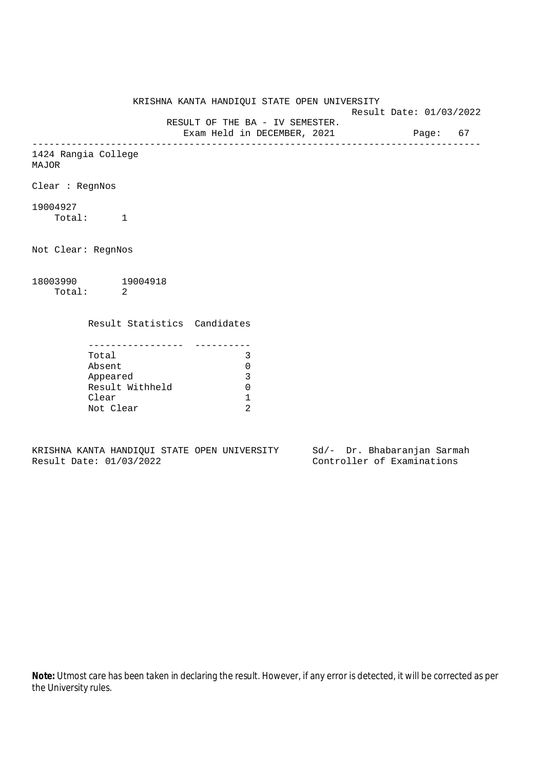KRISHNA KANTA HANDIQUI STATE OPEN UNIVERSITY

Result Date: 01/03/2022

RESULT OF THE BA - IV SEMESTER.

Exam Held in DECEMBER, 2021

Page: 67

---

1424 Rangia College

MAJOR

Clear : RegnNos

19004927

Total: 1

Not Clear: RegnNos

18003990 19004918

Total: 2

| Result Statistics | Candidates |
|---|---|
| Total | 3 |
| Absent | 0 |
| Appeared | 3 |
| Result Withheld | 0 |
| Clear | 1 |
| Not Clear | 2 |

KRISHNA KANTA HANDIQUI STATE OPEN UNIVERSITY

Result Date: 01/03/2022

Sd/- Dr. Bhabaranjan Sarmah

Controller of Examinations

**Note:** Utmost care has been taken in declaring the result. However, if any error is detected, it will be corrected as per the University rules.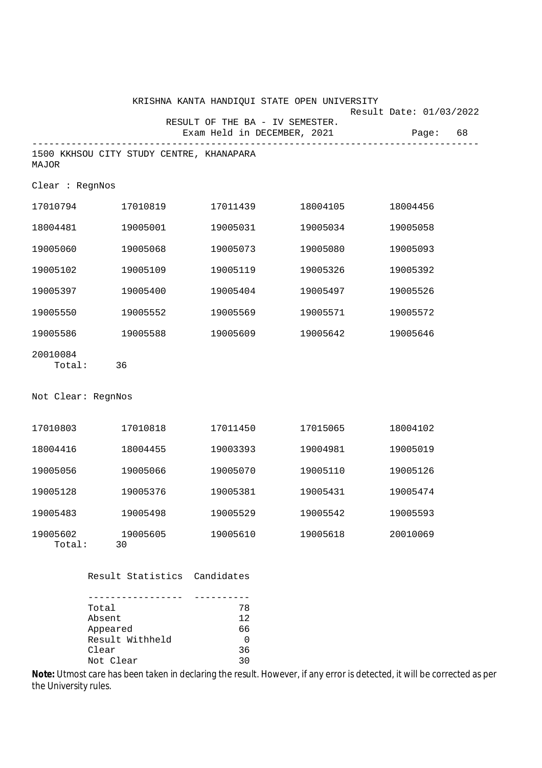KRISHNA KANTA HANDIQUI STATE OPEN UNIVERSITY

Result Date: 01/03/2022

RESULT OF THE BA - IV SEMESTER.

Exam Held in DECEMBER, 2021

Page: 68

---

1500 KKHSOU CITY STUDY CENTRE, KHANAPARA

MAJOR

Clear : RegnNos

| | | | | |
|---|---|---|---|---|
| 17010794 | 17010819 | 17011439 | 18004105 | 18004456 |
| 18004481 | 19005001 | 19005031 | 19005034 | 19005058 |
| 19005060 | 19005068 | 19005073 | 19005080 | 19005093 |
| 19005102 | 19005109 | 19005119 | 19005326 | 19005392 |
| 19005397 | 19005400 | 19005404 | 19005497 | 19005526 |
| 19005550 | 19005552 | 19005569 | 19005571 | 19005572 |
| 19005586 | 19005588 | 19005609 | 19005642 | 19005646 |
| 20010084 | | | | |

Total: 36

Not Clear: RegnNos

| | | | | |
|---|---|---|---|---|
| 17010803 | 17010818 | 17011450 | 17015065 | 18004102 |
| 18004416 | 18004455 | 19003393 | 19004981 | 19005019 |
| 19005056 | 19005066 | 19005070 | 19005110 | 19005126 |
| 19005128 | 19005376 | 19005381 | 19005431 | 19005474 |
| 19005483 | 19005498 | 19005529 | 19005542 | 19005593 |
| 19005602 | 19005605 | 19005610 | 19005618 | 20010069 |

Total: 30

| Result Statistics | Candidates |
|---|---|
| Total | 78 |
| Absent | 12 |
| Appeared | 66 |
| Result Withheld | 0 |
| Clear | 36 |
| Not Clear | 30 |

**Note:** Utmost care has been taken in declaring the result. However, if any error is detected, it will be corrected as per the University rules.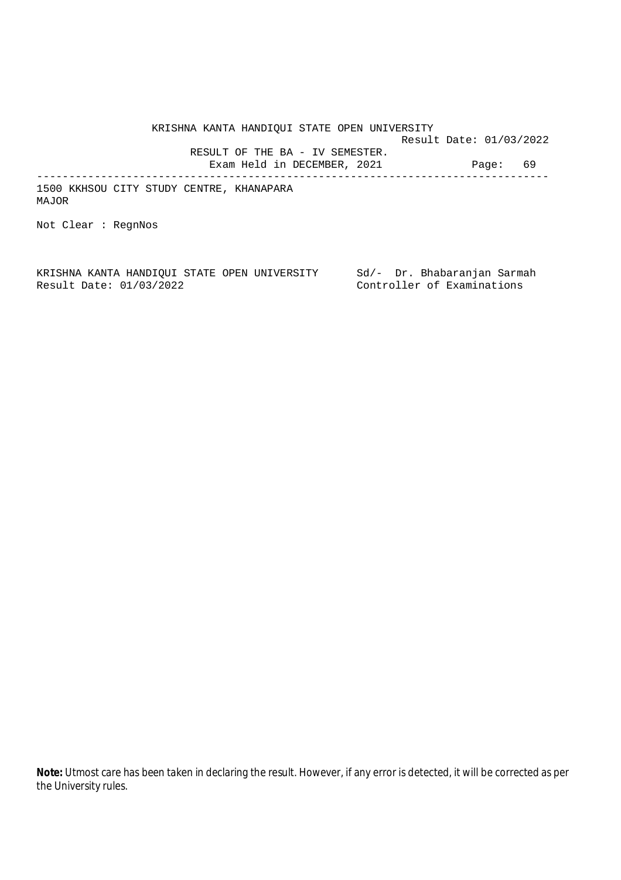KRISHNA KANTA HANDIQUI STATE OPEN UNIVERSITY

Result Date: 01/03/2022

RESULT OF THE BA - IV SEMESTER.

Exam Held in DECEMBER, 2021

---

1500 KKHSOU CITY STUDY CENTRE, KHANAPARA

MAJOR

Not Clear : RegnNos

KRISHNA KANTA HANDIQUI STATE OPEN UNIVERSITY Sd/- Dr. Bhabaranjan Sarmah

Result Date: 01/03/2022 Controller of Examinations

**Note:** Utmost care has been taken in declaring the result. However, if any error is detected, it will be corrected as per the University rules.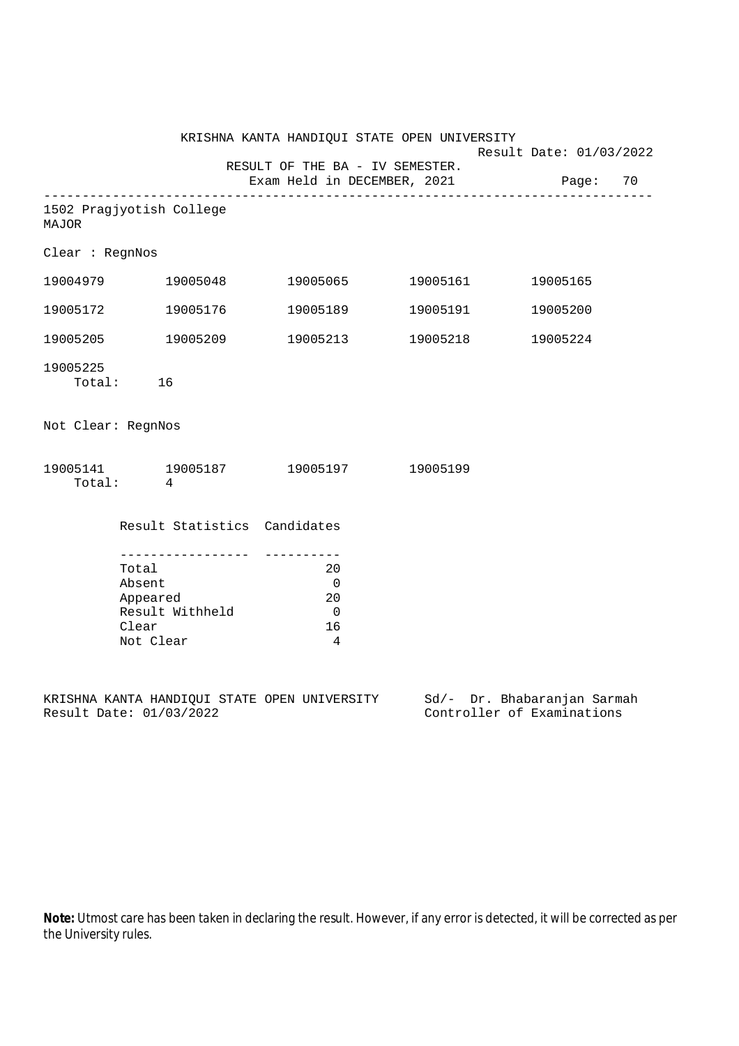KRISHNA KANTA HANDIQUI STATE OPEN UNIVERSITY

Result Date: 01/03/2022

RESULT OF THE BA - IV SEMESTER.

Exam Held in DECEMBER, 2021

---

1502 Pragjyotish College

MAJOR

Clear : RegnNos

| | | | | |
|---|---|---|---|---|
| 19004979 | 19005048 | 19005065 | 19005161 | 19005165 |
| 19005172 | 19005176 | 19005189 | 19005191 | 19005200 |
| 19005205 | 19005209 | 19005213 | 19005218 | 19005224 |
| 19005225 | | | | |

Total: 16

Not Clear: RegnNos

| | | | |
|---|---|---|---|
| 19005141 | 19005187 | 19005197 | 19005199 |

Total: 4

| Result Statistics | Candidates |
|---|---|
| Total | 20 |
| Absent | 0 |
| Appeared | 20 |
| Result Withheld | 0 |
| Clear | 16 |
| Not Clear | 4 |

KRISHNA KANTA HANDIQUI STATE OPEN UNIVERSITY
Result Date: 01/03/2022

Sd/- Dr. Bhabaranjan Sarmah
Controller of Examinations

**Note:** Utmost care has been taken in declaring the result. However, if any error is detected, it will be corrected as per the University rules.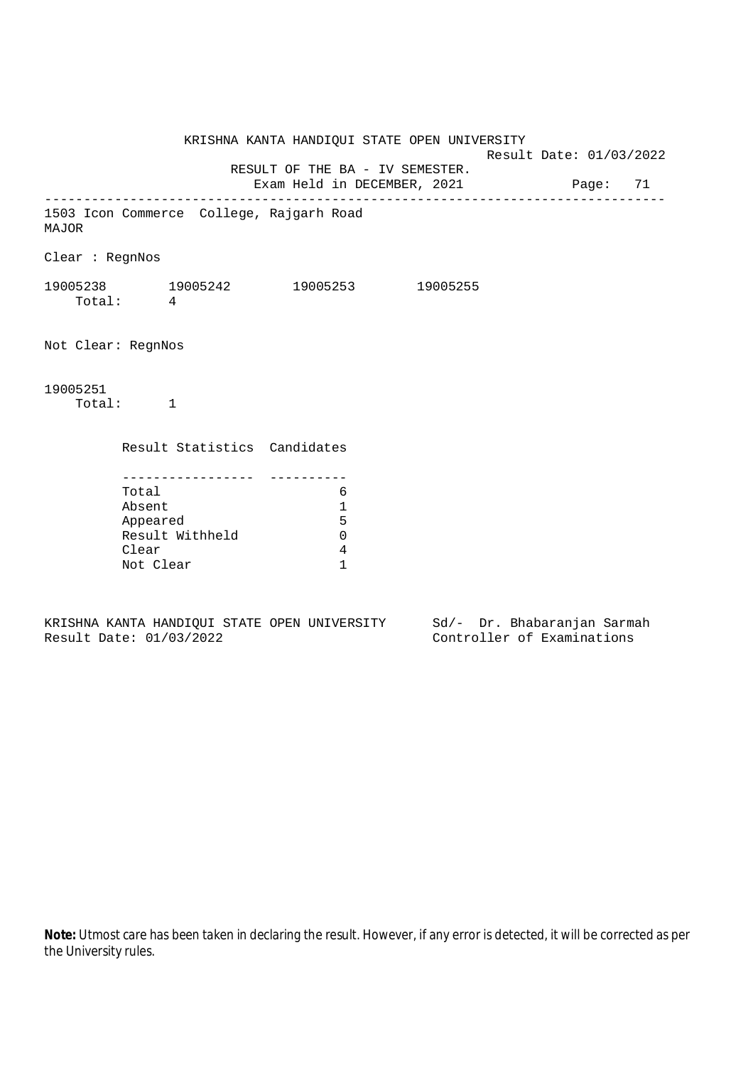KRISHNA KANTA HANDIQUI STATE OPEN UNIVERSITY

Result Date: 01/03/2022

RESULT OF THE BA - IV SEMESTER.

Exam Held in DECEMBER, 2021

---

1503 Icon Commerce College, Rajgarh Road

MAJOR

Clear : RegnNos

19005238 19005242 19005253 19005255

Total: 4

Not Clear: RegnNos

19005251

Total: 1

| Result Statistics | Candidates |
|---|---|
| Total | 6 |
| Absent | 1 |
| Appeared | 5 |
| Result Withheld | 0 |
| Clear | 4 |
| Not Clear | 1 |

KRISHNA KANTA HANDIQUI STATE OPEN UNIVERSITY Sd/- Dr. Bhabaranjan Sarmah

Result Date: 01/03/2022 Controller of Examinations

**Note:** Utmost care has been taken in declaring the result. However, if any error is detected, it will be corrected as per the University rules.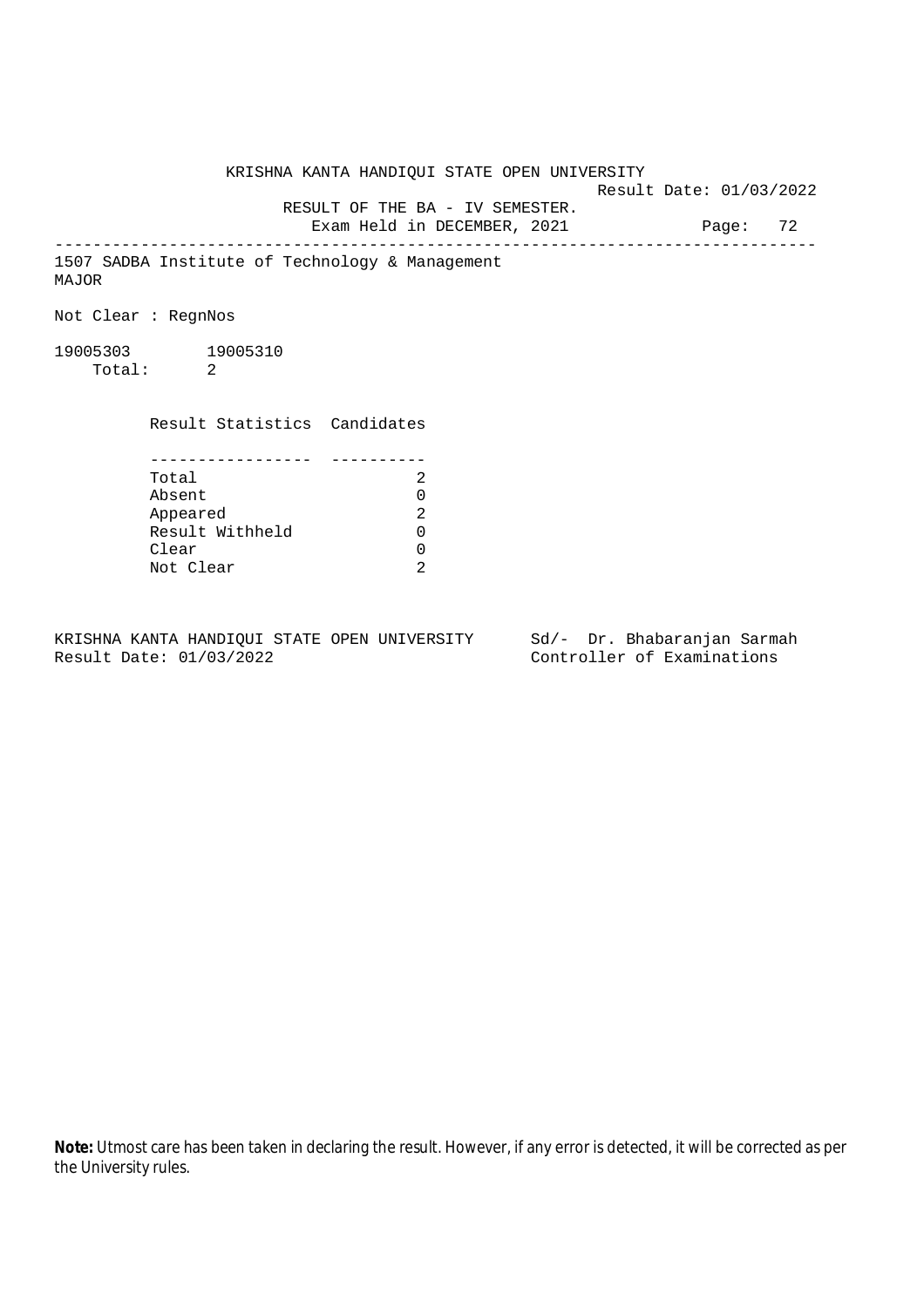KRISHNA KANTA HANDIQUI STATE OPEN UNIVERSITY

Result Date: 01/03/2022

RESULT OF THE BA - IV SEMESTER.

Exam Held in DECEMBER, 2021

---

1507 SADBA Institute of Technology & Management

MAJOR

Not Clear : RegnNos

19005303 19005310

Total: 2

| Result Statistics | Candidates |
|---|---|
| Total | 2 |
| Absent | 0 |
| Appeared | 2 |
| Result Withheld | 0 |
| Clear | 0 |
| Not Clear | 2 |

KRISHNA KANTA HANDIQUI STATE OPEN UNIVERSITY
Result Date: 01/03/2022

Sd/- Dr. Bhabaranjan Sarmah
Controller of Examinations

**Note:** Utmost care has been taken in declaring the result. However, if any error is detected, it will be corrected as per the University rules.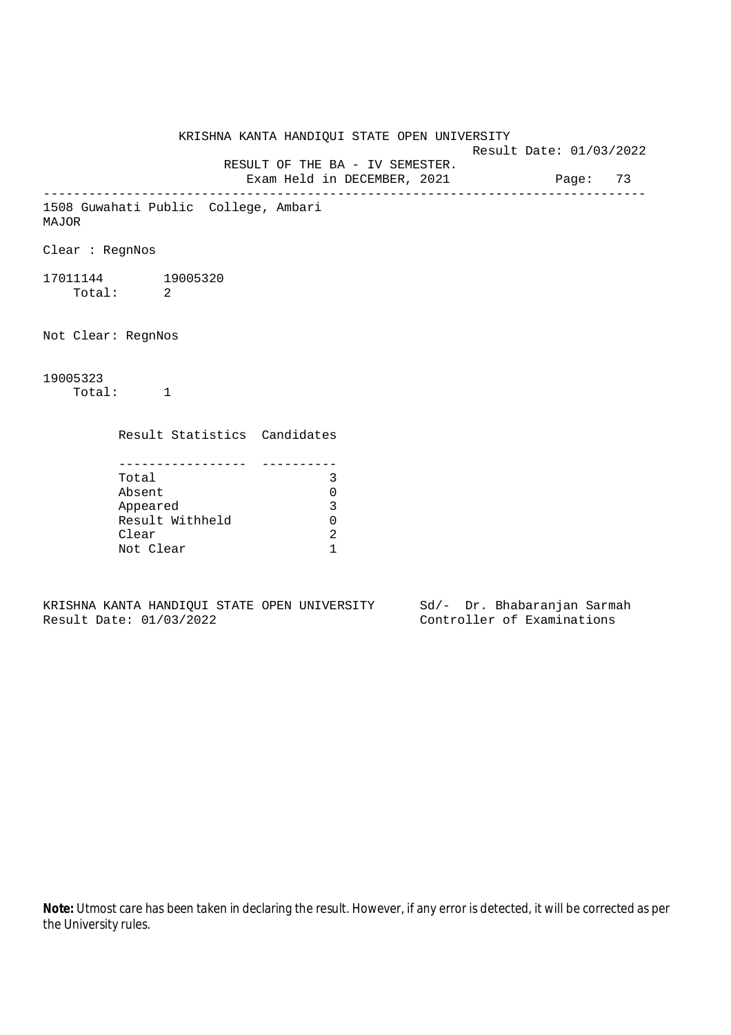KRISHNA KANTA HANDIQUI STATE OPEN UNIVERSITY

Result Date: 01/03/2022

RESULT OF THE BA - IV SEMESTER.

Exam Held in DECEMBER, 2021

---

1508 Guwahati Public College, Ambari

MAJOR

Clear : RegnNos

17011144 19005320

Total: 2

Not Clear: RegnNos

19005323

Total: 1

| Result Statistics | Candidates |
|---|---|
| Total | 3 |
| Absent | 0 |
| Appeared | 3 |
| Result Withheld | 0 |
| Clear | 2 |
| Not Clear | 1 |

KRISHNA KANTA HANDIQUI STATE OPEN UNIVERSITY Sd/- Dr. Bhabaranjan Sarmah

Result Date: 01/03/2022 Controller of Examinations

**Note:** Utmost care has been taken in declaring the result. However, if any error is detected, it will be corrected as per the University rules.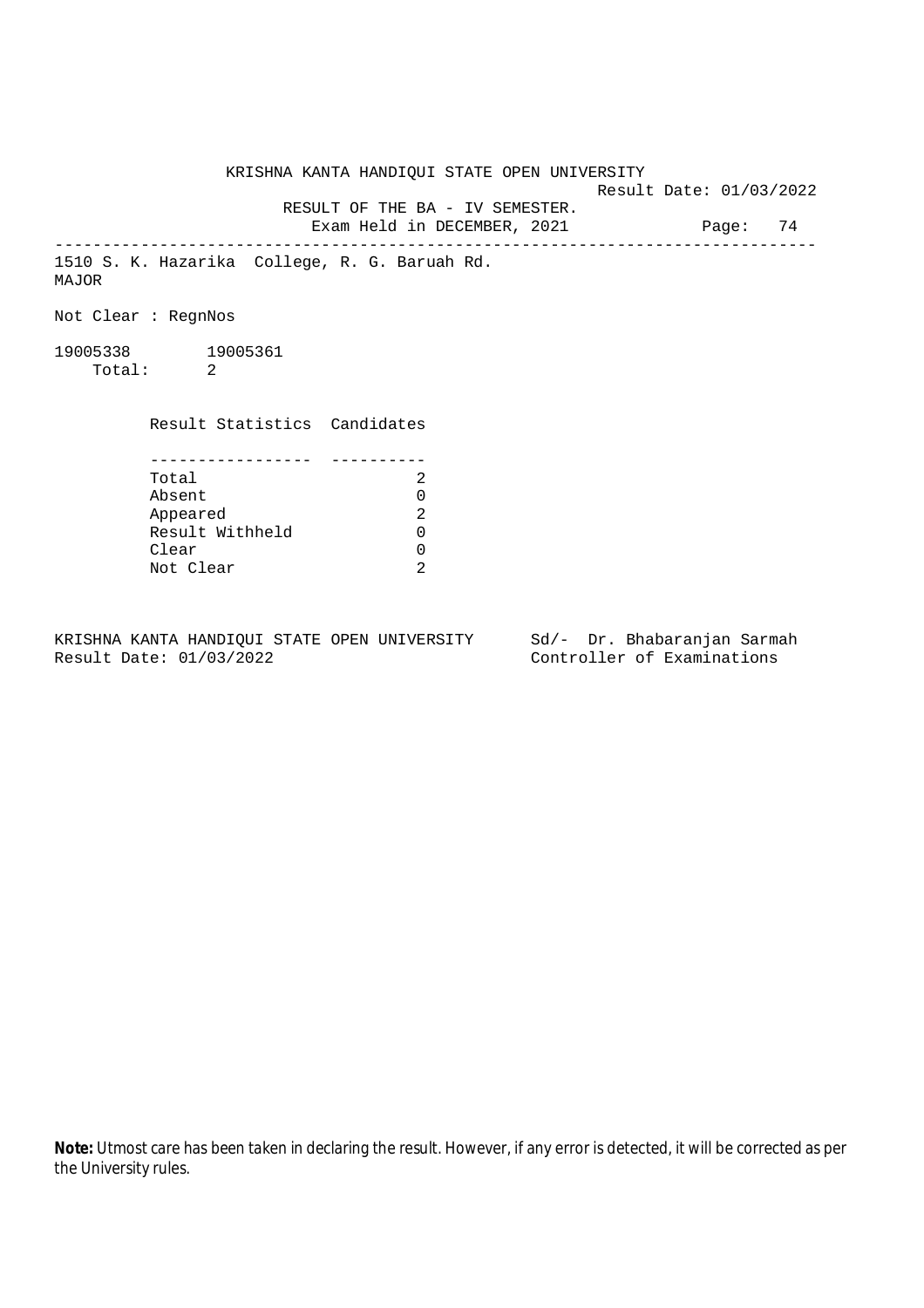KRISHNA KANTA HANDIQUI STATE OPEN UNIVERSITY

Result Date: 01/03/2022

RESULT OF THE BA - IV SEMESTER.

Exam Held in DECEMBER, 2021

1510 S. K. Hazarika College, R. G. Baruah Rd.

MAJOR

Not Clear : RegnNos

19005338 19005361

Total: 2

| Result Statistics | Candidates |
|---|---|
| Total | 2 |
| Absent | 0 |
| Appeared | 2 |
| Result Withheld | 0 |
| Clear | 0 |
| Not Clear | 2 |

KRISHNA KANTA HANDIQUI STATE OPEN UNIVERSITY
Result Date: 01/03/2022

Sd/- Dr. Bhabaranjan Sarmah
Controller of Examinations

**Note:** Utmost care has been taken in declaring the result. However, if any error is detected, it will be corrected as per the University rules.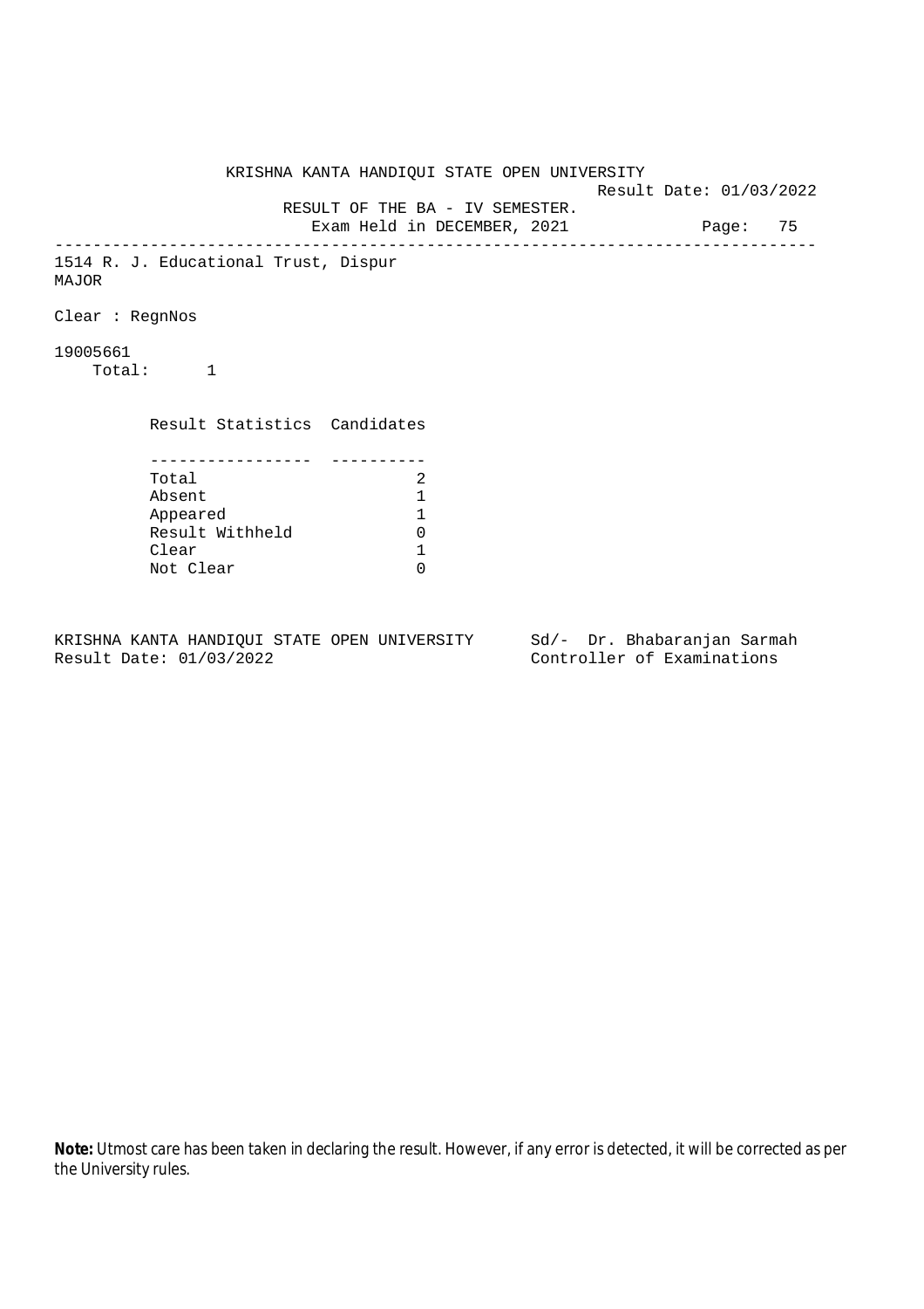KRISHNA KANTA HANDIQUI STATE OPEN UNIVERSITY

Result Date: 01/03/2022

RESULT OF THE BA - IV SEMESTER.

Exam Held in DECEMBER, 2021

---

1514 R. J. Educational Trust, Dispur

MAJOR

Clear : RegnNos

19005661

Total: 1

| Result Statistics | Candidates |
|---|---|
| Total | 2 |
| Absent | 1 |
| Appeared | 1 |
| Result Withheld | 0 |
| Clear | 1 |
| Not Clear | 0 |

KRISHNA KANTA HANDIQUI STATE OPEN UNIVERSITY

Result Date: 01/03/2022

Sd/- Dr. Bhabaranjan Sarmah

Controller of Examinations

**Note:** Utmost care has been taken in declaring the result. However, if any error is detected, it will be corrected as per the University rules.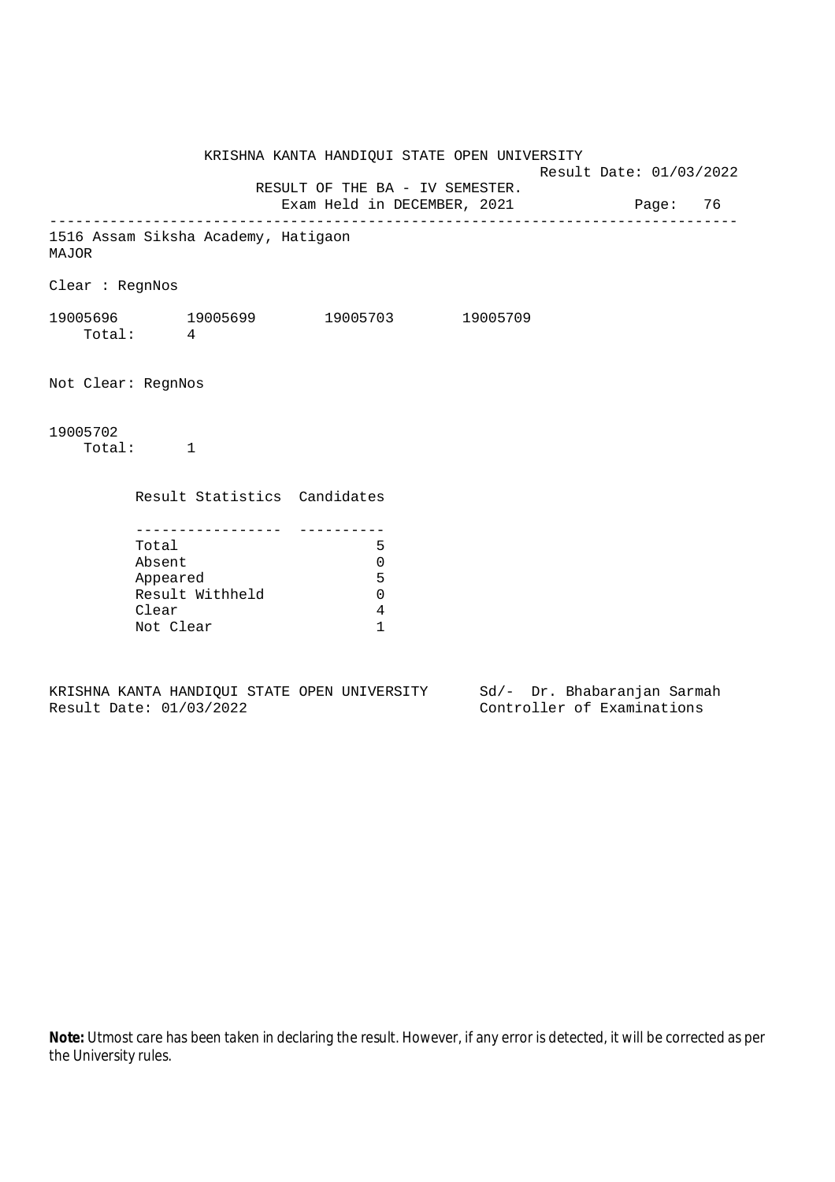KRISHNA KANTA HANDIQUI STATE OPEN UNIVERSITY

Result Date: 01/03/2022

RESULT OF THE BA - IV SEMESTER.

Exam Held in DECEMBER, 2021

---

1516 Assam Siksha Academy, Hatigaon

MAJOR

Clear : RegnNos

19005696    19005699    19005703    19005709

Total: 4

Not Clear: RegnNos

19005702

Total: 1

| Result Statistics | Candidates |
|---|---|
| Total | 5 |
| Absent | 0 |
| Appeared | 5 |
| Result Withheld | 0 |
| Clear | 4 |
| Not Clear | 1 |

KRISHNA KANTA HANDIQUI STATE OPEN UNIVERSITY    Sd/- Dr. Bhabaranjan Sarmah

Result Date: 01/03/2022    Controller of Examinations

**Note:** Utmost care has been taken in declaring the result. However, if any error is detected, it will be corrected as per the University rules.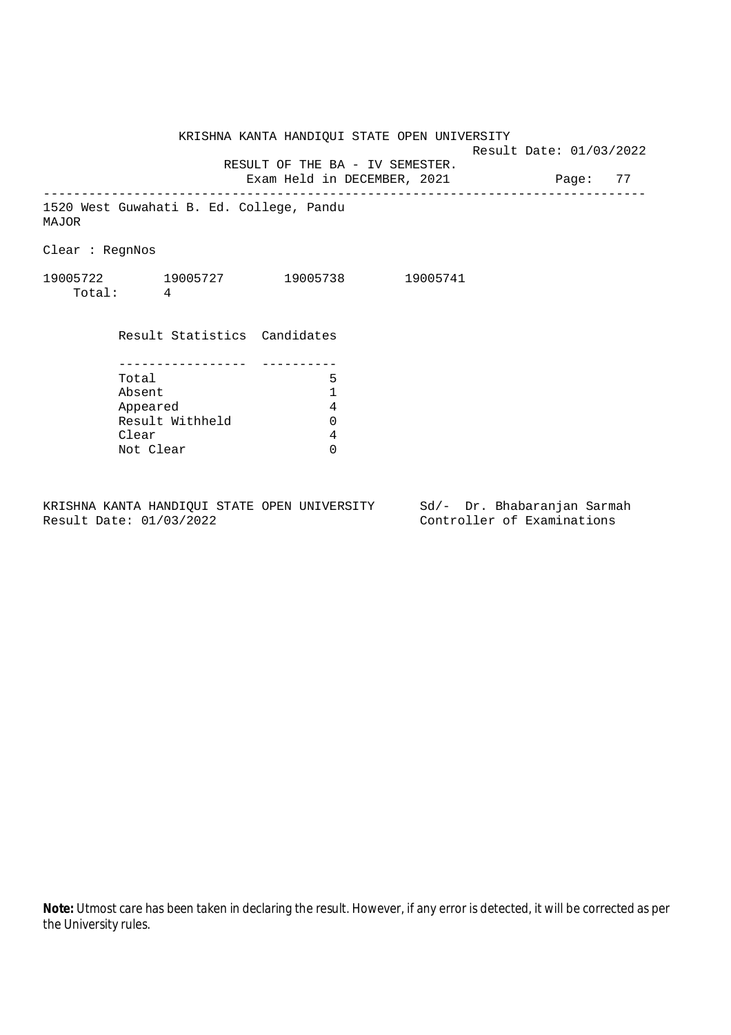KRISHNA KANTA HANDIQUI STATE OPEN UNIVERSITY

Result Date: 01/03/2022

RESULT OF THE BA - IV SEMESTER.

Exam Held in DECEMBER, 2021

---

1520 West Guwahati B. Ed. College, Pandu

MAJOR

Clear : RegnNos

19005722 19005727 19005738 19005741

Total: 4

| Result Statistics | Candidates |
|---|---|
| Total | 5 |
| Absent | 1 |
| Appeared | 4 |
| Result Withheld | 0 |
| Clear | 4 |
| Not Clear | 0 |

KRISHNA KANTA HANDIQUI STATE OPEN UNIVERSITY
Result Date: 01/03/2022

Sd/- Dr. Bhabaranjan Sarmah
Controller of Examinations

**Note:** Utmost care has been taken in declaring the result. However, if any error is detected, it will be corrected as per the University rules.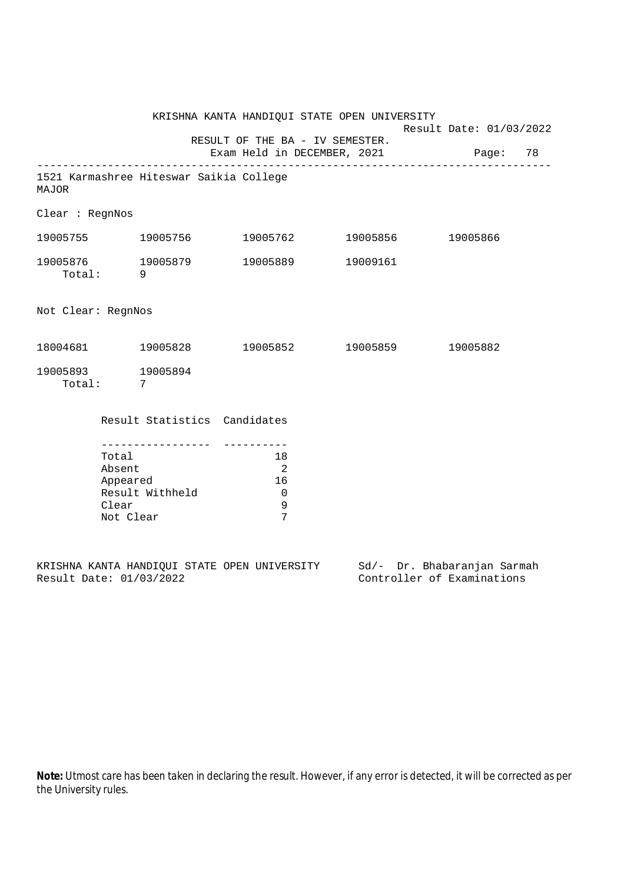KRISHNA KANTA HANDIQUI STATE OPEN UNIVERSITY

Result Date: 01/03/2022

RESULT OF THE BA - IV SEMESTER.

Exam Held in DECEMBER, 2021

---

1521 Karmashree Hiteswar Saikia College

MAJOR

Clear : RegnNos

| | | | | |
|---|---|---|---|---|
| 19005755 | 19005756 | 19005762 | 19005856 | 19005866 |
| 19005876 | 19005879 | 19005889 | 19009161 | |

Total: 9

Not Clear: RegnNos

| | | | | |
|---|---|---|---|---|
| 18004681 | 19005828 | 19005852 | 19005859 | 19005882 |
| 19005893 | 19005894 | | | |

Total: 7

| Result Statistics | Candidates |
|---|---|
| Total | 18 |
| Absent | 2 |
| Appeared | 16 |
| Result Withheld | 0 |
| Clear | 9 |
| Not Clear | 7 |

KRISHNA KANTA HANDIQUI STATE OPEN UNIVERSITY
Result Date: 01/03/2022

Sd/- Dr. Bhabaranjan Sarmah
Controller of Examinations

**Note:** Utmost care has been taken in declaring the result. However, if any error is detected, it will be corrected as per the University rules.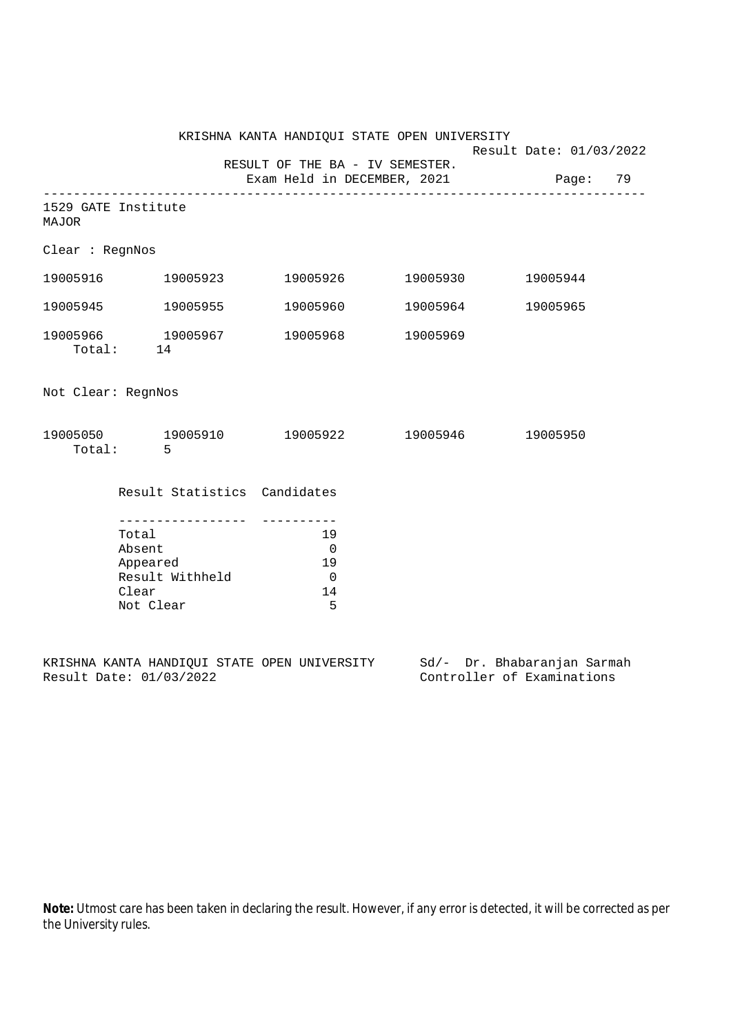KRISHNA KANTA HANDIQUI STATE OPEN UNIVERSITY

Result Date: 01/03/2022

RESULT OF THE BA - IV SEMESTER.

Exam Held in DECEMBER, 2021

---

1529 GATE Institute

MAJOR

Clear : RegnNos

| | | | | |
|---|---|---|---|---|
| 19005916 | 19005923 | 19005926 | 19005930 | 19005944 |
| 19005945 | 19005955 | 19005960 | 19005964 | 19005965 |
| 19005966 | 19005967 | 19005968 | 19005969 | |

Total: 14

Not Clear: RegnNos

| | | | | |
|---|---|---|---|---|
| 19005050 | 19005910 | 19005922 | 19005946 | 19005950 |

Total: 5

| Result Statistics | Candidates |
|---|---|
| Total | 19 |
| Absent | 0 |
| Appeared | 19 |
| Result Withheld | 0 |
| Clear | 14 |
| Not Clear | 5 |

KRISHNA KANTA HANDIQUI STATE OPEN UNIVERSITY
Result Date: 01/03/2022

Sd/- Dr. Bhabaranjan Sarmah
Controller of Examinations

**Note:** Utmost care has been taken in declaring the result. However, if any error is detected, it will be corrected as per the University rules.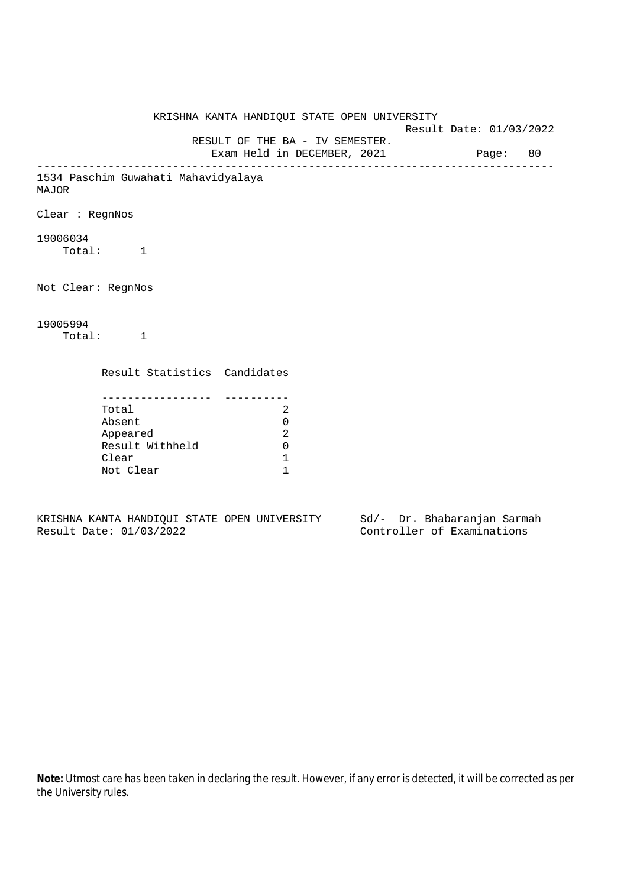KRISHNA KANTA HANDIQUI STATE OPEN UNIVERSITY

Result Date: 01/03/2022

RESULT OF THE BA - IV SEMESTER.

Exam Held in DECEMBER, 2021

---

1534 Paschim Guwahati Mahavidyalaya

MAJOR

Clear : RegnNos

19006034

Total: 1

Not Clear: RegnNos

19005994

Total: 1

| Result Statistics | Candidates |
|---|---|
| Total | 2 |
| Absent | 0 |
| Appeared | 2 |
| Result Withheld | 0 |
| Clear | 1 |
| Not Clear | 1 |

KRISHNA KANTA HANDIQUI STATE OPEN UNIVERSITY

Result Date: 01/03/2022

Sd/- Dr. Bhabaranjan Sarmah

Controller of Examinations

**Note:** Utmost care has been taken in declaring the result. However, if any error is detected, it will be corrected as per the University rules.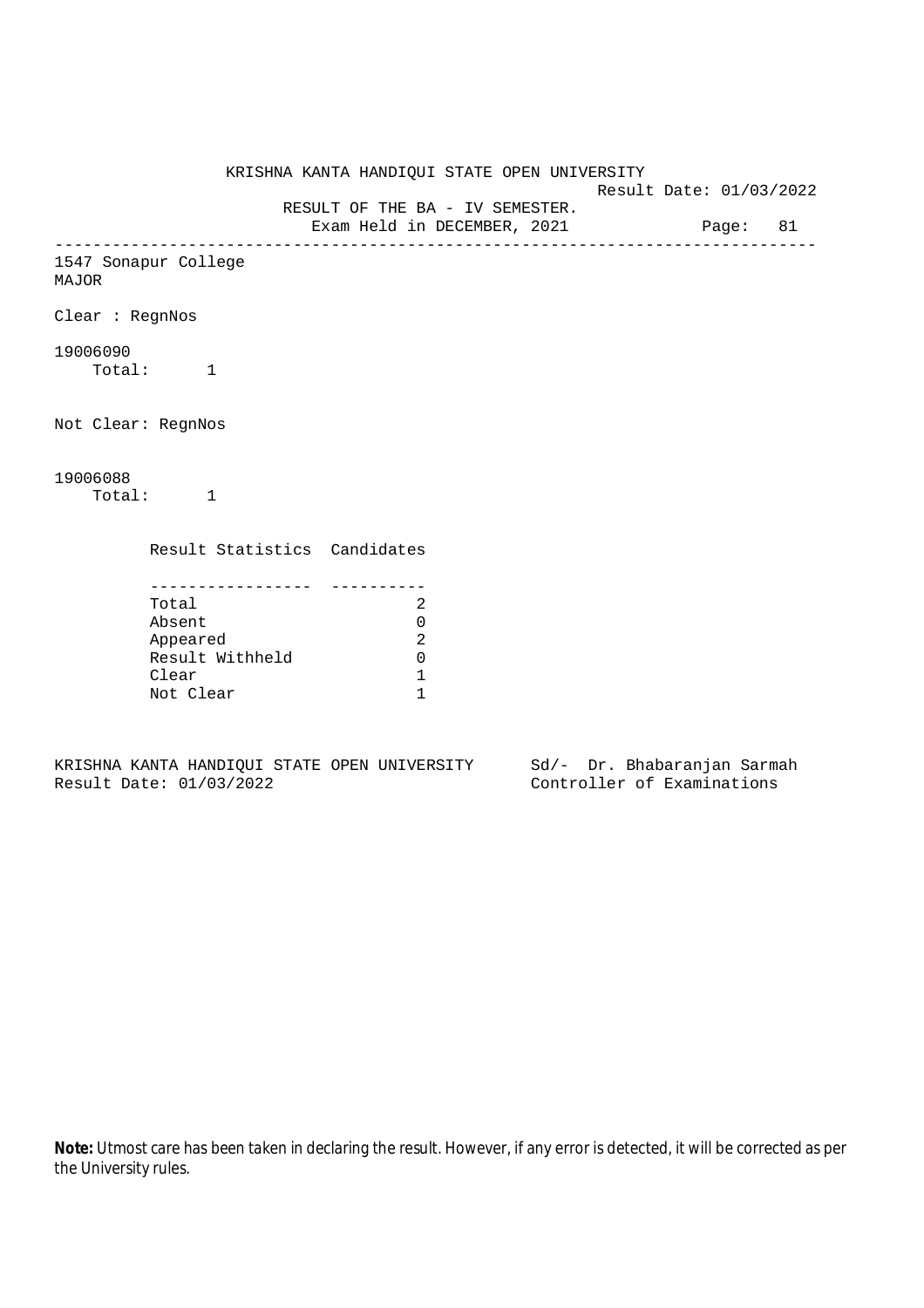KRISHNA KANTA HANDIQUI STATE OPEN UNIVERSITY

Result Date: 01/03/2022

RESULT OF THE BA - IV SEMESTER.

Exam Held in DECEMBER, 2021

---

1547 Sonapur College

MAJOR

Clear : RegnNos

19006090

Total: 1

Not Clear: RegnNos

19006088

Total: 1

| Result Statistics | Candidates |
|---|---|
| Total | 2 |
| Absent | 0 |
| Appeared | 2 |
| Result Withheld | 0 |
| Clear | 1 |
| Not Clear | 1 |

KRISHNA KANTA HANDIQUI STATE OPEN UNIVERSITY
Result Date: 01/03/2022

Sd/- Dr. Bhabaranjan Sarmah
Controller of Examinations

**Note:** Utmost care has been taken in declaring the result. However, if any error is detected, it will be corrected as per the University rules.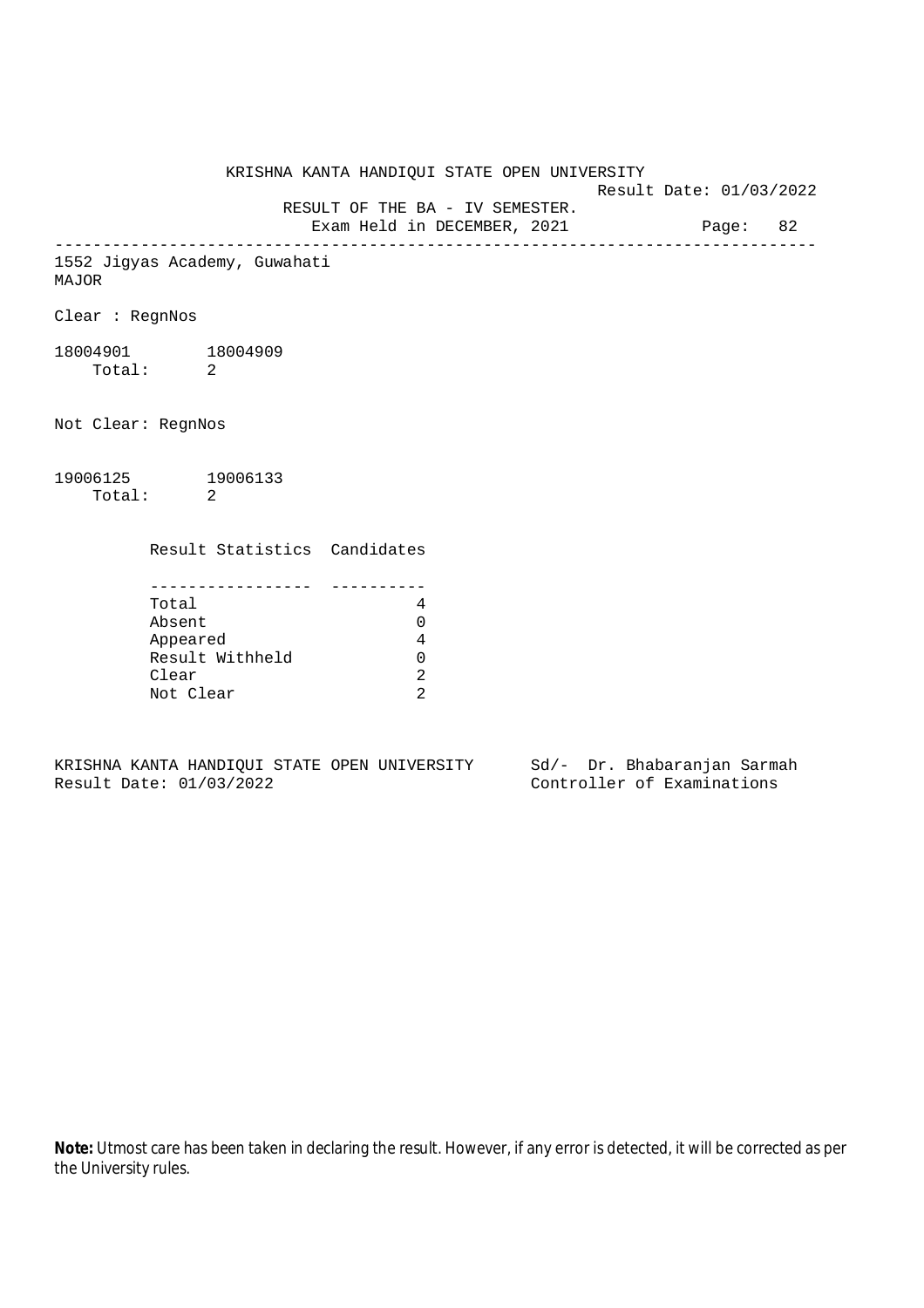KRISHNA KANTA HANDIQUI STATE OPEN UNIVERSITY

Result Date: 01/03/2022

RESULT OF THE BA - IV SEMESTER.

Exam Held in DECEMBER, 2021

---

1552 Jigyas Academy, Guwahati

MAJOR

Clear : RegnNos

18004901 18004909

Total: 2

Not Clear: RegnNos

19006125 19006133

Total: 2

| Result Statistics | Candidates |
| --- | --- |
| Total | 4 |
| Absent | 0 |
| Appeared | 4 |
| Result Withheld | 0 |
| Clear | 2 |
| Not Clear | 2 |

KRISHNA KANTA HANDIQUI STATE OPEN UNIVERSITY
Result Date: 01/03/2022

Sd/- Dr. Bhabaranjan Sarmah
Controller of Examinations

**Note:** Utmost care has been taken in declaring the result. However, if any error is detected, it will be corrected as per the University rules.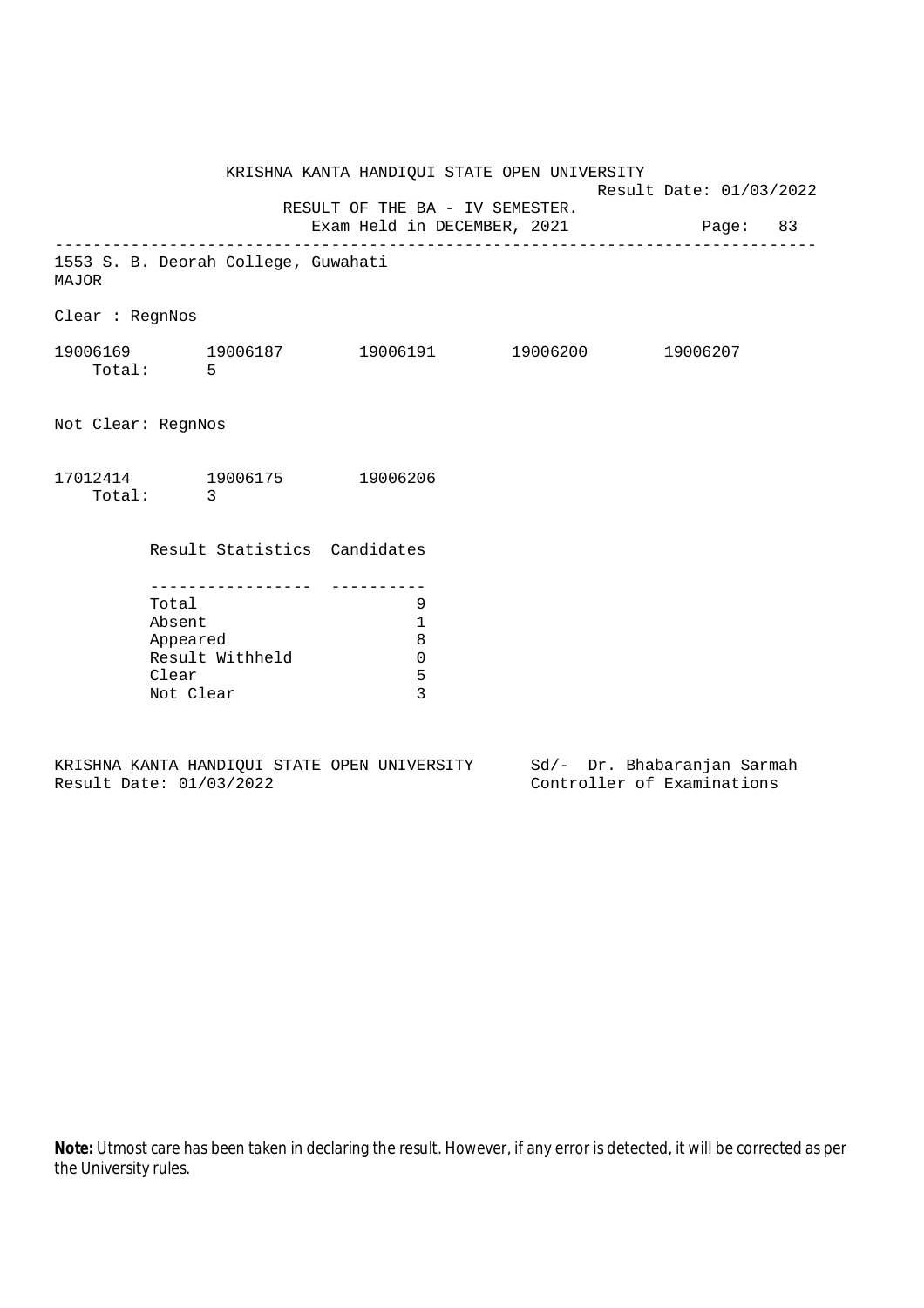KRISHNA KANTA HANDIQUI STATE OPEN UNIVERSITY

Result Date: 01/03/2022

RESULT OF THE BA - IV SEMESTER.

Exam Held in DECEMBER, 2021

---

1553 S. B. Deorah College, Guwahati

MAJOR

Clear : RegnNos

19006169 19006187 19006191 19006200 19006207

Total: 5

Not Clear: RegnNos

17012414 19006175 19006206

Total: 3

| Result Statistics | Candidates |
|---|---|
| Total | 9 |
| Absent | 1 |
| Appeared | 8 |
| Result Withheld | 0 |
| Clear | 5 |
| Not Clear | 3 |

KRISHNA KANTA HANDIQUI STATE OPEN UNIVERSITY
Result Date: 01/03/2022

Sd/- Dr. Bhabaranjan Sarmah
Controller of Examinations

**Note:** Utmost care has been taken in declaring the result. However, if any error is detected, it will be corrected as per the University rules.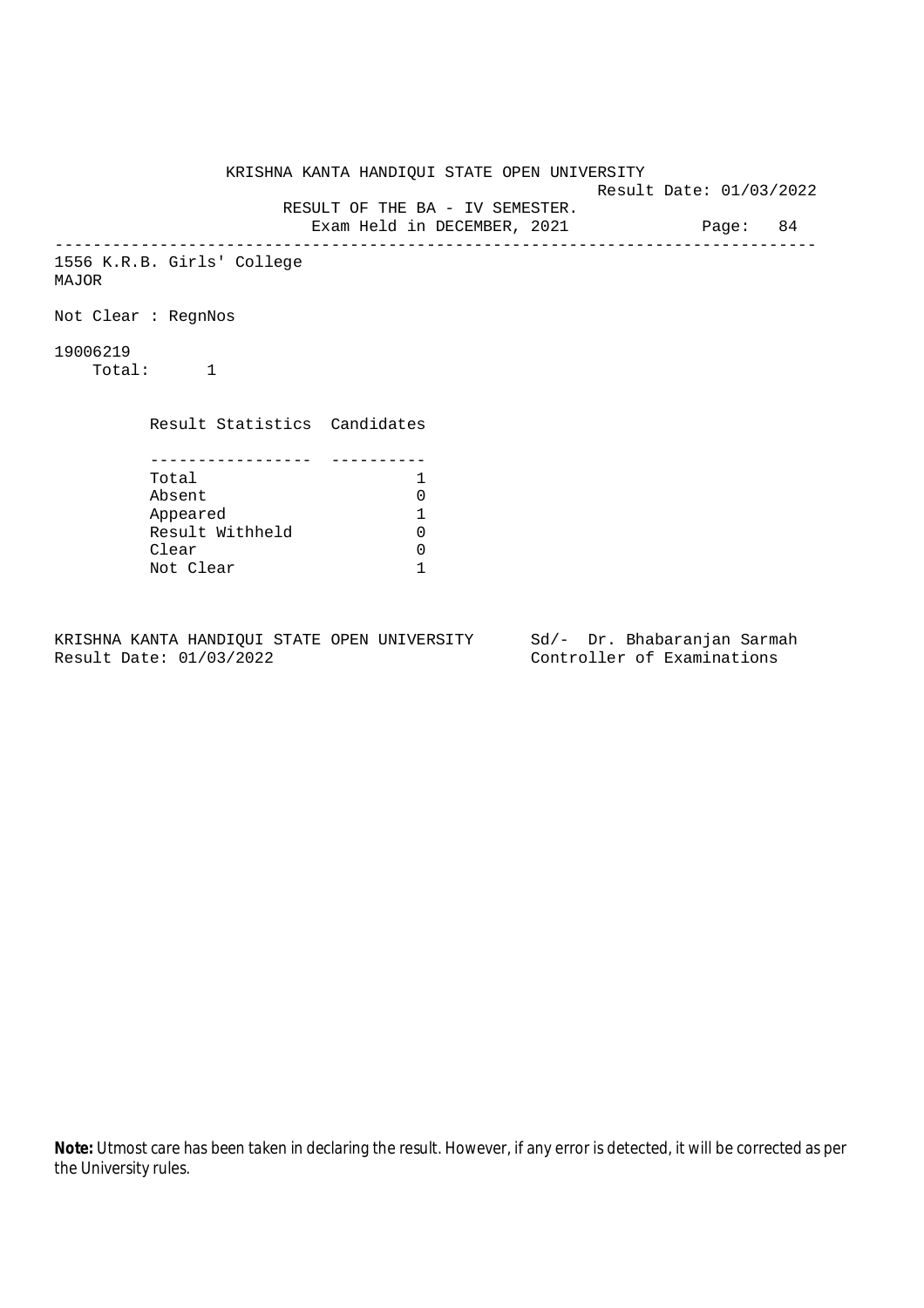KRISHNA KANTA HANDIQUI STATE OPEN UNIVERSITY

Result Date: 01/03/2022

RESULT OF THE BA - IV SEMESTER.

Exam Held in DECEMBER, 2021

Page: 84

---

1556 K.R.B. Girls' College
MAJOR

Not Clear : RegnNos

19006219
Total: 1

| Result Statistics | Candidates |
|---|---|
| Total | 1 |
| Absent | 0 |
| Appeared | 1 |
| Result Withheld | 0 |
| Clear | 0 |
| Not Clear | 1 |

KRISHNA KANTA HANDIQUI STATE OPEN UNIVERSITY
Result Date: 01/03/2022

Sd/- Dr. Bhabaranjan Sarmah
Controller of Examinations

**Note:** Utmost care has been taken in declaring the result. However, if any error is detected, it will be corrected as per the University rules.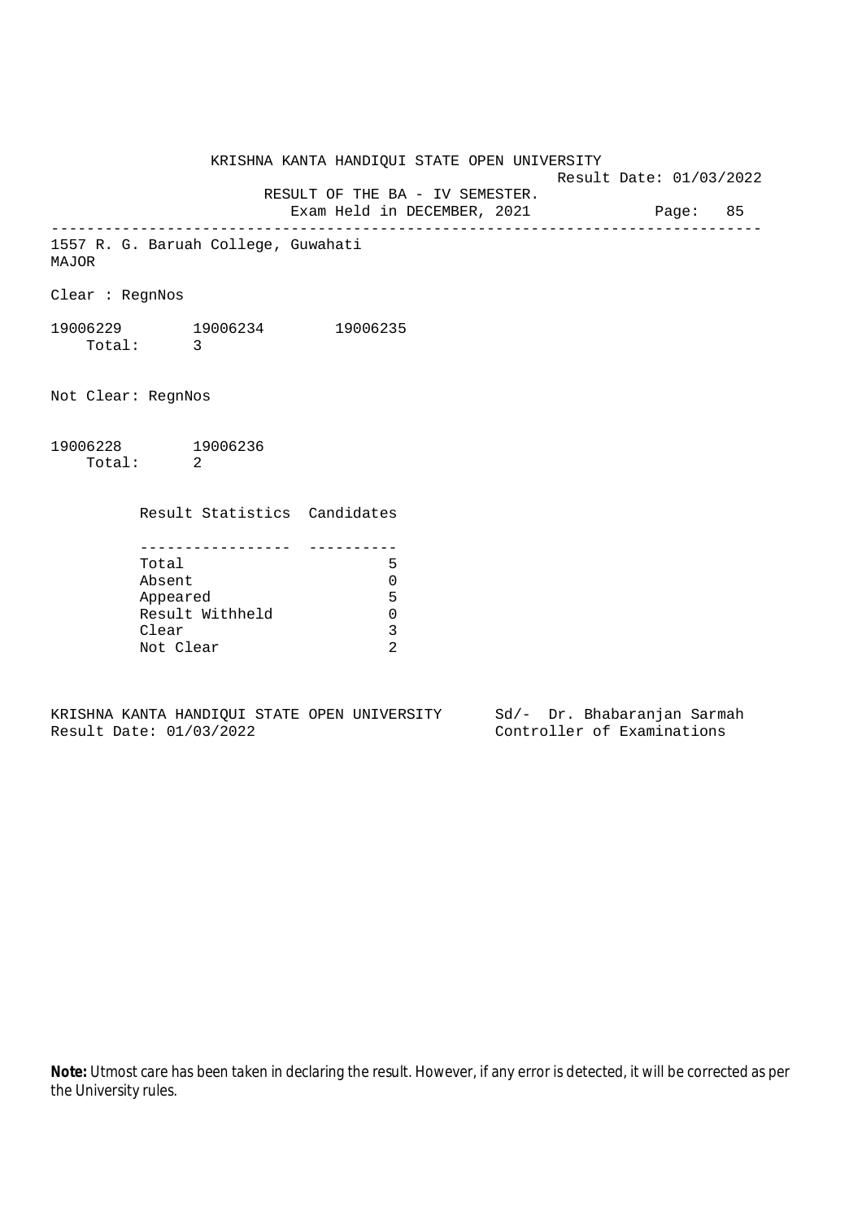KRISHNA KANTA HANDIQUI STATE OPEN UNIVERSITY

Result Date: 01/03/2022

RESULT OF THE BA - IV SEMESTER.

Exam Held in DECEMBER, 2021

Page: 85

---

1557 R. G. Baruah College, Guwahati

MAJOR

Clear : RegnNos

19006229 19006234 19006235

Total: 3

Not Clear: RegnNos

19006228 19006236

Total: 2

| Result Statistics | Candidates |
|---|---|
| Total | 5 |
| Absent | 0 |
| Appeared | 5 |
| Result Withheld | 0 |
| Clear | 3 |
| Not Clear | 2 |

KRISHNA KANTA HANDIQUI STATE OPEN UNIVERSITY
Result Date: 01/03/2022

Sd/- Dr. Bhabaranjan Sarmah
Controller of Examinations

**Note:** Utmost care has been taken in declaring the result. However, if any error is detected, it will be corrected as per the University rules.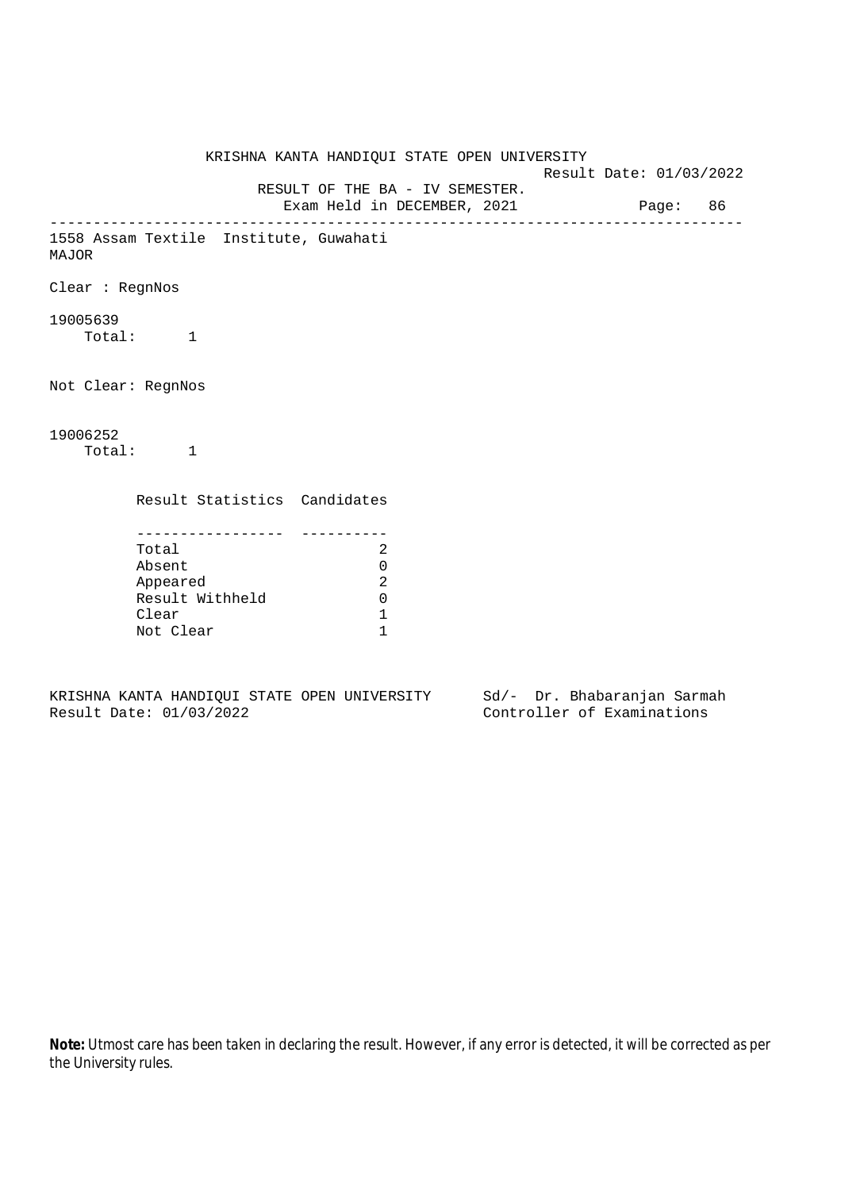KRISHNA KANTA HANDIQUI STATE OPEN UNIVERSITY

Result Date: 01/03/2022

RESULT OF THE BA - IV SEMESTER.

Exam Held in DECEMBER, 2021

1558 Assam Textile Institute, Guwahati

MAJOR

Clear : RegnNos

19005639

Total: 1

Not Clear: RegnNos

19006252

Total: 1

| Result Statistics | Candidates |
|---|---|
| Total | 2 |
| Absent | 0 |
| Appeared | 2 |
| Result Withheld | 0 |
| Clear | 1 |
| Not Clear | 1 |

KRISHNA KANTA HANDIQUI STATE OPEN UNIVERSITY
Result Date: 01/03/2022

Sd/- Dr. Bhabaranjan Sarmah
Controller of Examinations

**Note:** Utmost care has been taken in declaring the result. However, if any error is detected, it will be corrected as per the University rules.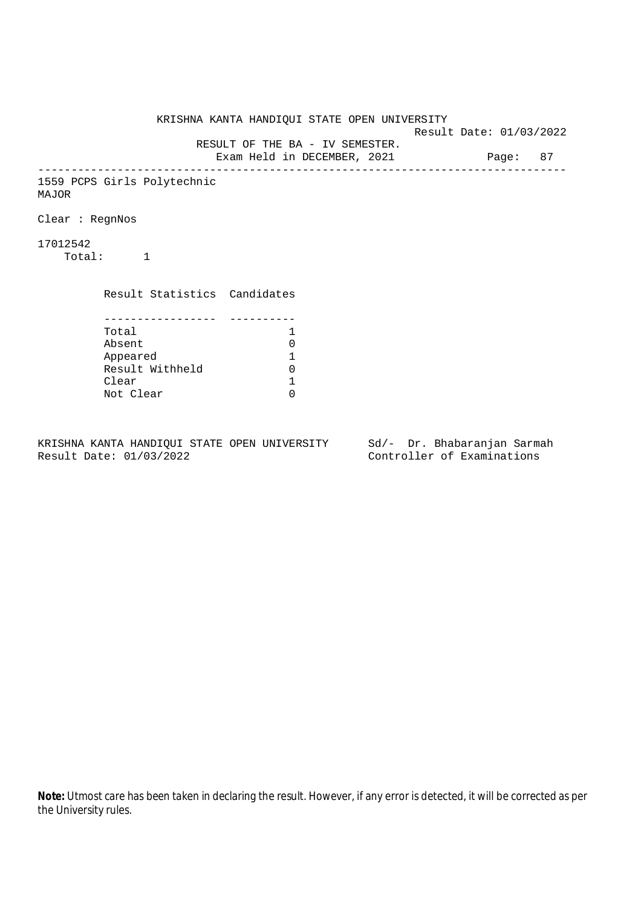KRISHNA KANTA HANDIQUI STATE OPEN UNIVERSITY

Result Date: 01/03/2022

RESULT OF THE BA - IV SEMESTER.

Exam Held in DECEMBER, 2021

---

1559 PCPS Girls Polytechnic
MAJOR

Clear : RegnNos

17012542
Total: 1

| Result Statistics | Candidates |
|---|---|
| Total | 1 |
| Absent | 0 |
| Appeared | 1 |
| Result Withheld | 0 |
| Clear | 1 |
| Not Clear | 0 |

KRISHNA KANTA HANDIQUI STATE OPEN UNIVERSITY
Result Date: 01/03/2022

Sd/- Dr. Bhabaranjan Sarmah
Controller of Examinations

**Note:** Utmost care has been taken in declaring the result. However, if any error is detected, it will be corrected as per the University rules.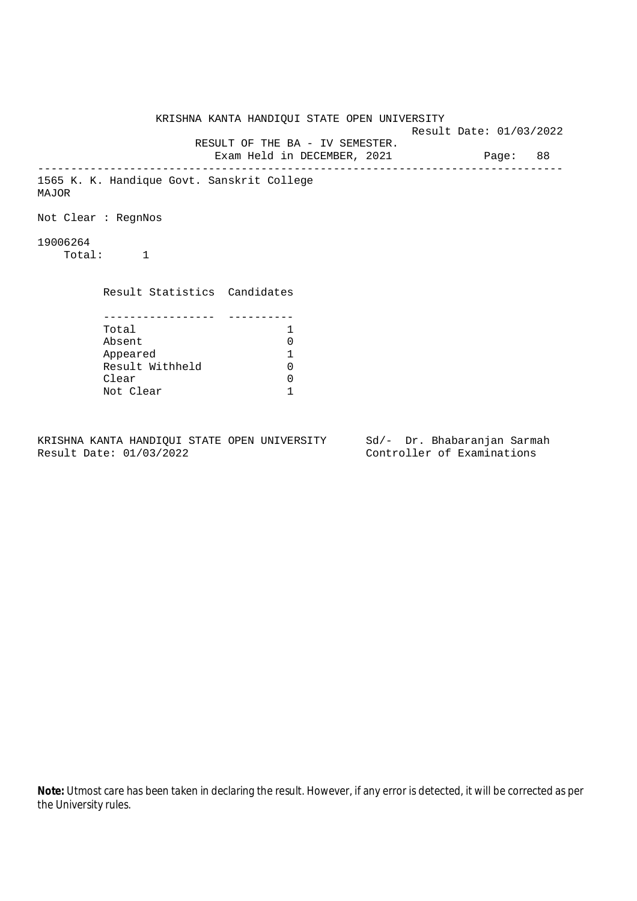KRISHNA KANTA HANDIQUI STATE OPEN UNIVERSITY

Result Date: 01/03/2022

RESULT OF THE BA - IV SEMESTER.

Exam Held in DECEMBER, 2021

---

1565 K. K. Handique Govt. Sanskrit College

MAJOR

Not Clear : RegnNos

19006264

Total: 1

| Result Statistics | Candidates |
|---|---|
| Total | 1 |
| Absent | 0 |
| Appeared | 1 |
| Result Withheld | 0 |
| Clear | 0 |
| Not Clear | 1 |

KRISHNA KANTA HANDIQUI STATE OPEN UNIVERSITY
Result Date: 01/03/2022

Sd/- Dr. Bhabaranjan Sarmah
Controller of Examinations

**Note:** Utmost care has been taken in declaring the result. However, if any error is detected, it will be corrected as per the University rules.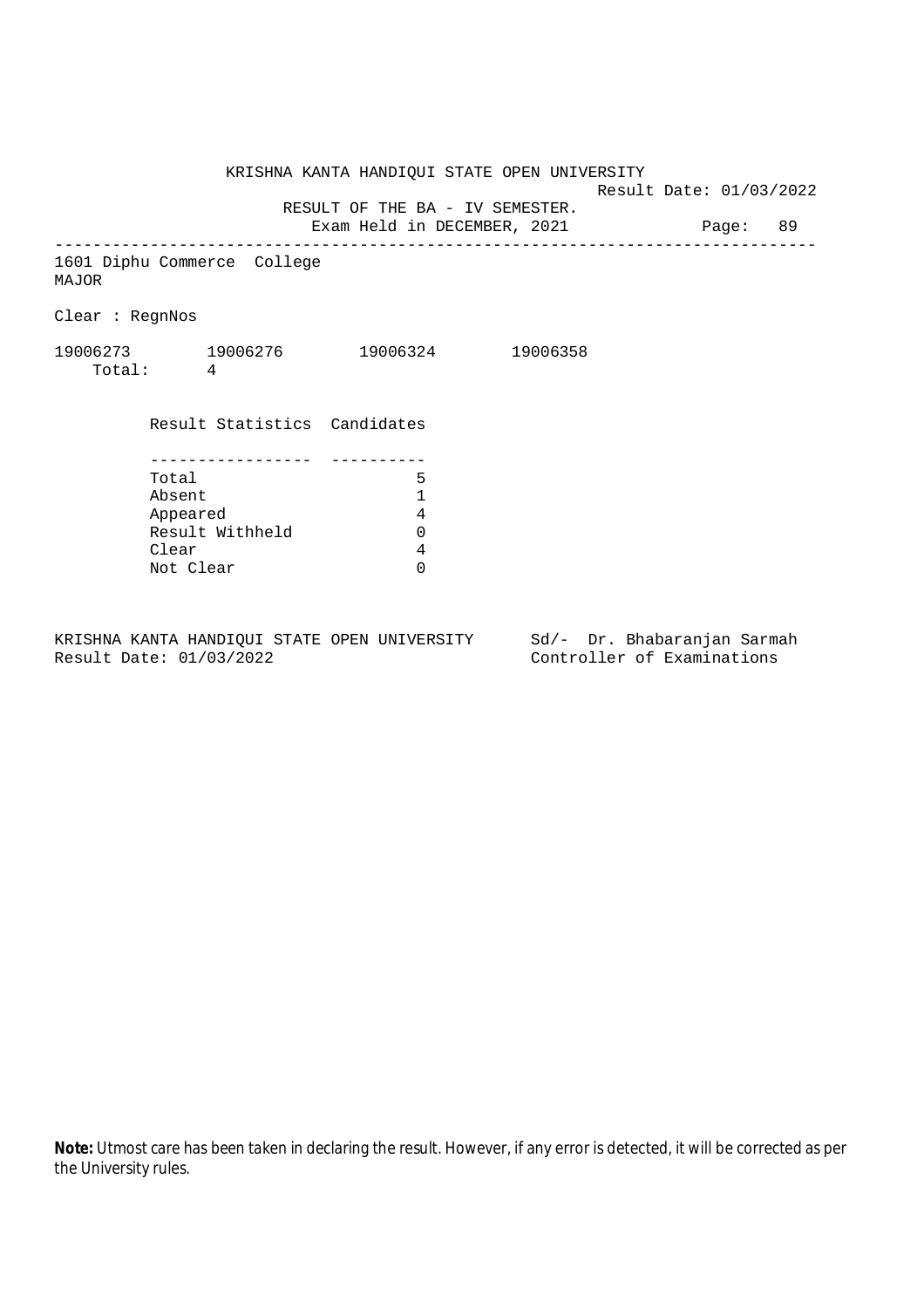KRISHNA KANTA HANDIQUI STATE OPEN UNIVERSITY

Result Date: 01/03/2022

RESULT OF THE BA - IV SEMESTER.

Exam Held in DECEMBER, 2021

---

1601 Diphu Commerce College

MAJOR

Clear : RegnNos

19006273 19006276 19006324 19006358

Total: 4

| Result Statistics | Candidates |
|---|---|
| Total | 5 |
| Absent | 1 |
| Appeared | 4 |
| Result Withheld | 0 |
| Clear | 4 |
| Not Clear | 0 |

KRISHNA KANTA HANDIQUI STATE OPEN UNIVERSITY
Result Date: 01/03/2022

Sd/- Dr. Bhabaranjan Sarmah
Controller of Examinations

**Note:** Utmost care has been taken in declaring the result. However, if any error is detected, it will be corrected as per the University rules.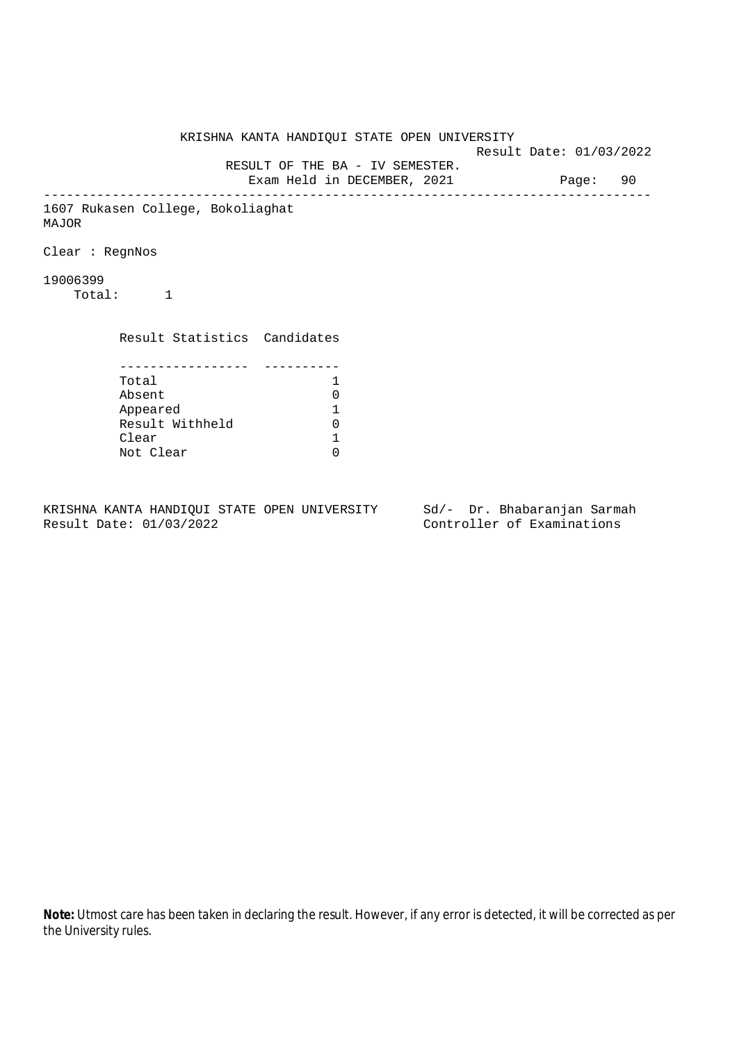KRISHNA KANTA HANDIQUI STATE OPEN UNIVERSITY

Result Date: 01/03/2022

RESULT OF THE BA - IV SEMESTER.

Exam Held in DECEMBER, 2021

---

1607 Rukasen College, Bokoliaghat

MAJOR

Clear : RegnNos

19006399

Total: 1

| Result Statistics | Candidates |
|---|---|
| Total | 1 |
| Absent | 0 |
| Appeared | 1 |
| Result Withheld | 0 |
| Clear | 1 |
| Not Clear | 0 |

KRISHNA KANTA HANDIQUI STATE OPEN UNIVERSITY
Result Date: 01/03/2022

Sd/- Dr. Bhabaranjan Sarmah
Controller of Examinations

**Note:** Utmost care has been taken in declaring the result. However, if any error is detected, it will be corrected as per the University rules.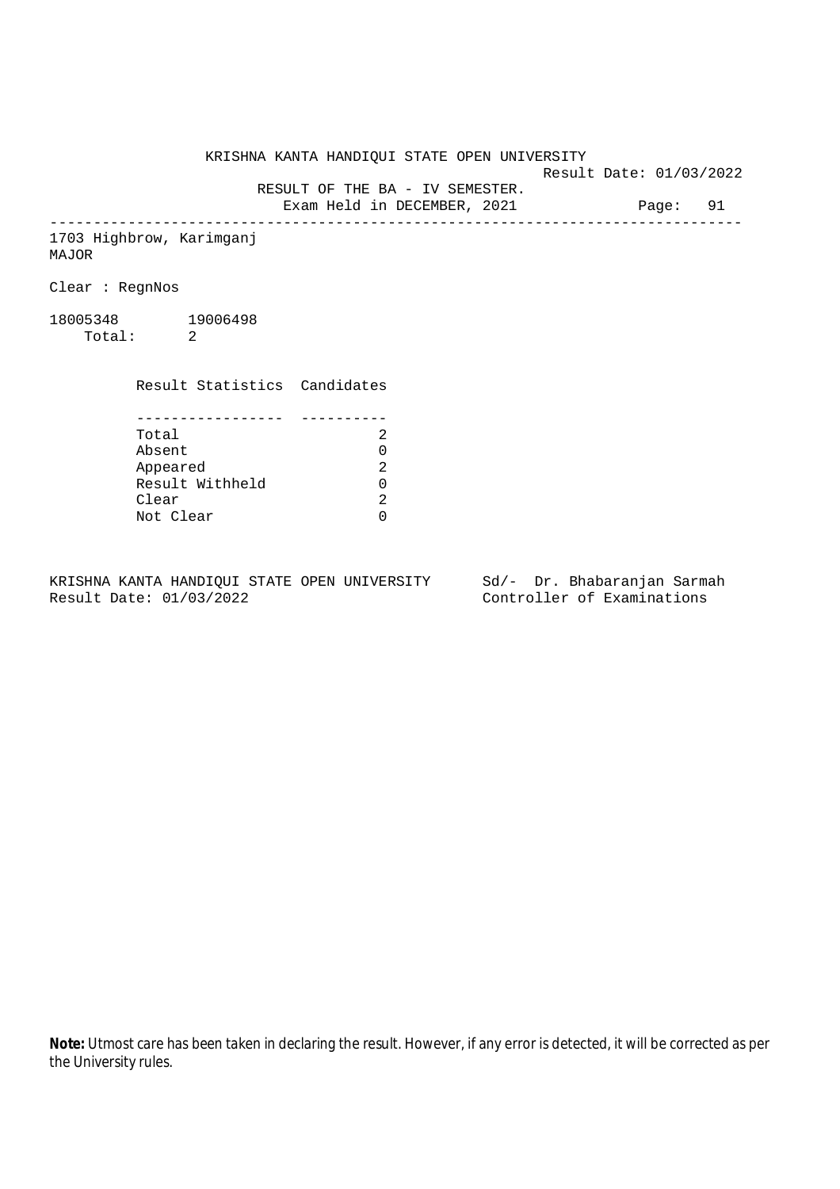KRISHNA KANTA HANDIQUI STATE OPEN UNIVERSITY

Result Date: 01/03/2022

RESULT OF THE BA - IV SEMESTER.

Exam Held in DECEMBER, 2021

Page: 91

---

1703 Highbrow, Karimganj
MAJOR

Clear : RegnNos

18005348 19006498
Total: 2

| Result Statistics | Candidates |
|---|---|
| Total | 2 |
| Absent | 0 |
| Appeared | 2 |
| Result Withheld | 0 |
| Clear | 2 |
| Not Clear | 0 |

KRISHNA KANTA HANDIQUI STATE OPEN UNIVERSITY
Result Date: 01/03/2022

Sd/- Dr. Bhabaranjan Sarmah
Controller of Examinations

**Note:** Utmost care has been taken in declaring the result. However, if any error is detected, it will be corrected as per the University rules.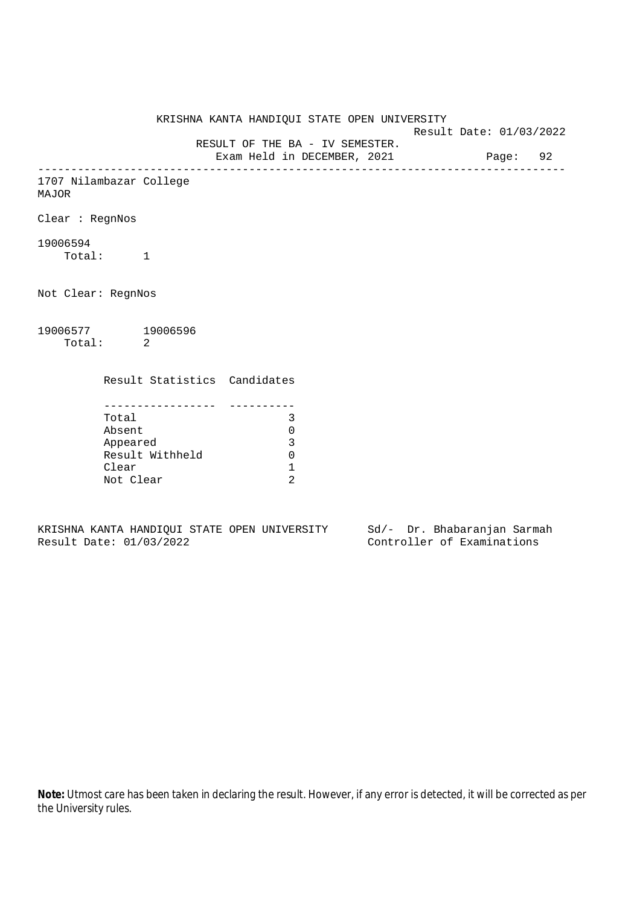KRISHNA KANTA HANDIQUI STATE OPEN UNIVERSITY

Result Date: 01/03/2022

RESULT OF THE BA - IV SEMESTER.

Exam Held in DECEMBER, 2021

---

1707 Nilambazar College

MAJOR

Clear : RegnNos

19006594

Total: 1

Not Clear: RegnNos

19006577 19006596

Total: 2

| Result Statistics | Candidates |
|---|---|
| Total | 3 |
| Absent | 0 |
| Appeared | 3 |
| Result Withheld | 0 |
| Clear | 1 |
| Not Clear | 2 |

KRISHNA KANTA HANDIQUI STATE OPEN UNIVERSITY
Result Date: 01/03/2022

Sd/- Dr. Bhabaranjan Sarmah
Controller of Examinations

**Note:** Utmost care has been taken in declaring the result. However, if any error is detected, it will be corrected as per the University rules.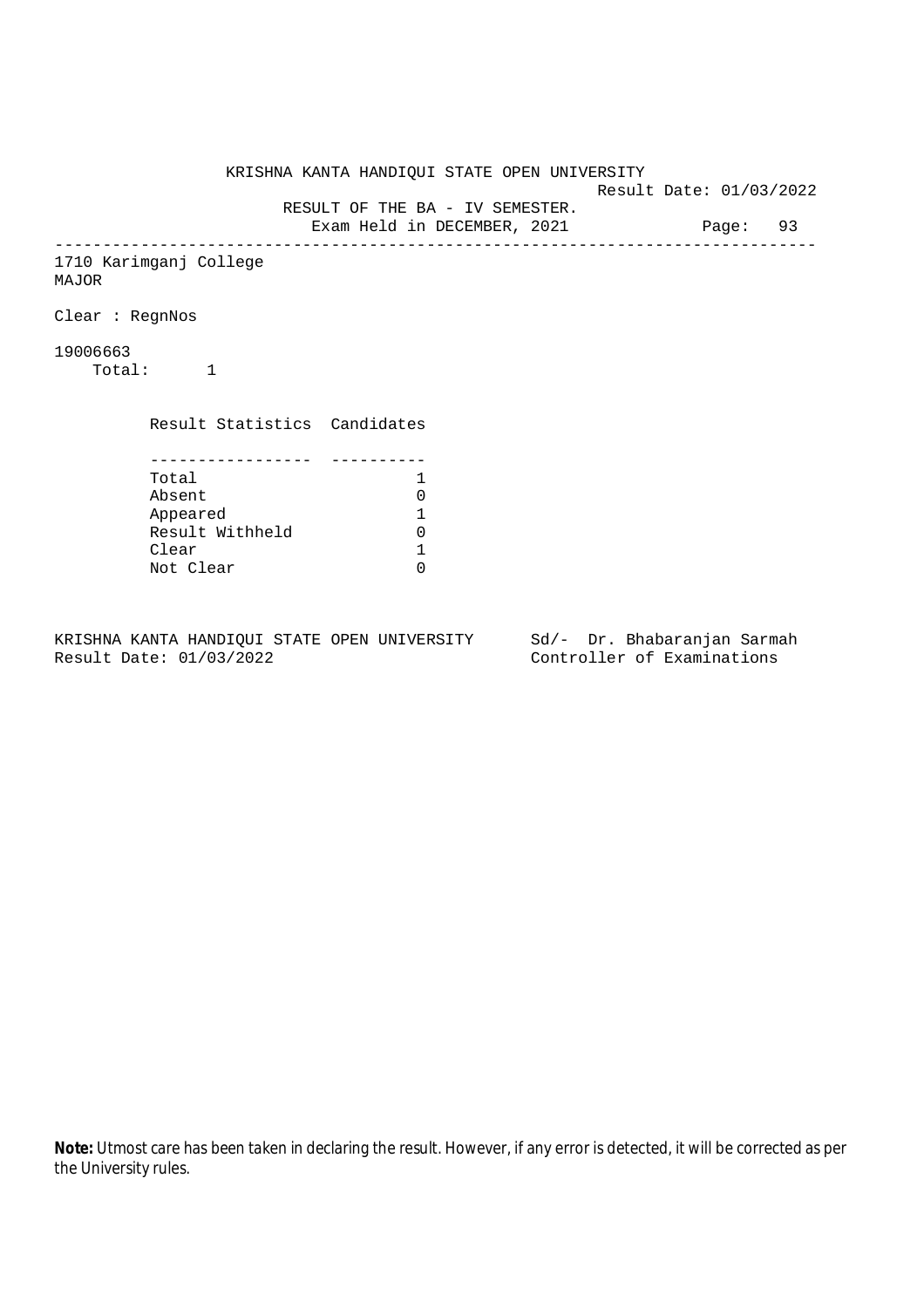KRISHNA KANTA HANDIQUI STATE OPEN UNIVERSITY

Result Date: 01/03/2022

RESULT OF THE BA - IV SEMESTER.

Exam Held in DECEMBER, 2021

---

1710 Karimganj College
MAJOR

Clear : RegnNos

19006663
Total: 1

| Result Statistics | Candidates |
|---|---|
| Total | 1 |
| Absent | 0 |
| Appeared | 1 |
| Result Withheld | 0 |
| Clear | 1 |
| Not Clear | 0 |

KRISHNA KANTA HANDIQUI STATE OPEN UNIVERSITY
Result Date: 01/03/2022

Sd/- Dr. Bhabaranjan Sarmah
Controller of Examinations

**Note:** Utmost care has been taken in declaring the result. However, if any error is detected, it will be corrected as per the University rules.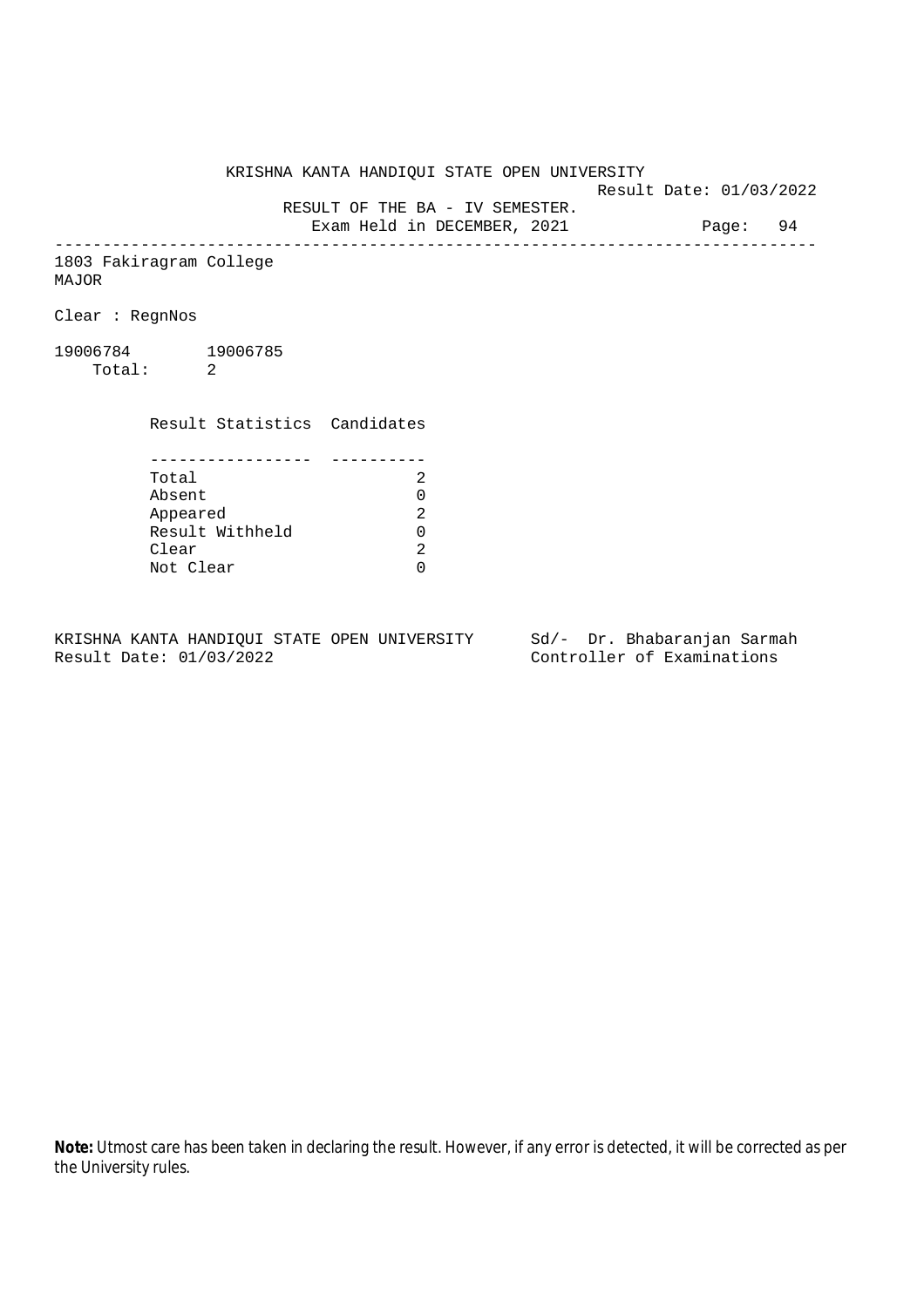KRISHNA KANTA HANDIQUI STATE OPEN UNIVERSITY

Result Date: 01/03/2022

RESULT OF THE BA - IV SEMESTER.

Exam Held in DECEMBER, 2021

---

1803 Fakiragram College
MAJOR

Clear : RegnNos

19006784  19006785
Total: 2

| Result Statistics | Candidates |
|---|---|
| Total | 2 |
| Absent | 0 |
| Appeared | 2 |
| Result Withheld | 0 |
| Clear | 2 |
| Not Clear | 0 |

KRISHNA KANTA HANDIQUI STATE OPEN UNIVERSITY
Result Date: 01/03/2022

Sd/- Dr. Bhabaranjan Sarmah
Controller of Examinations

**Note:** Utmost care has been taken in declaring the result. However, if any error is detected, it will be corrected as per the University rules.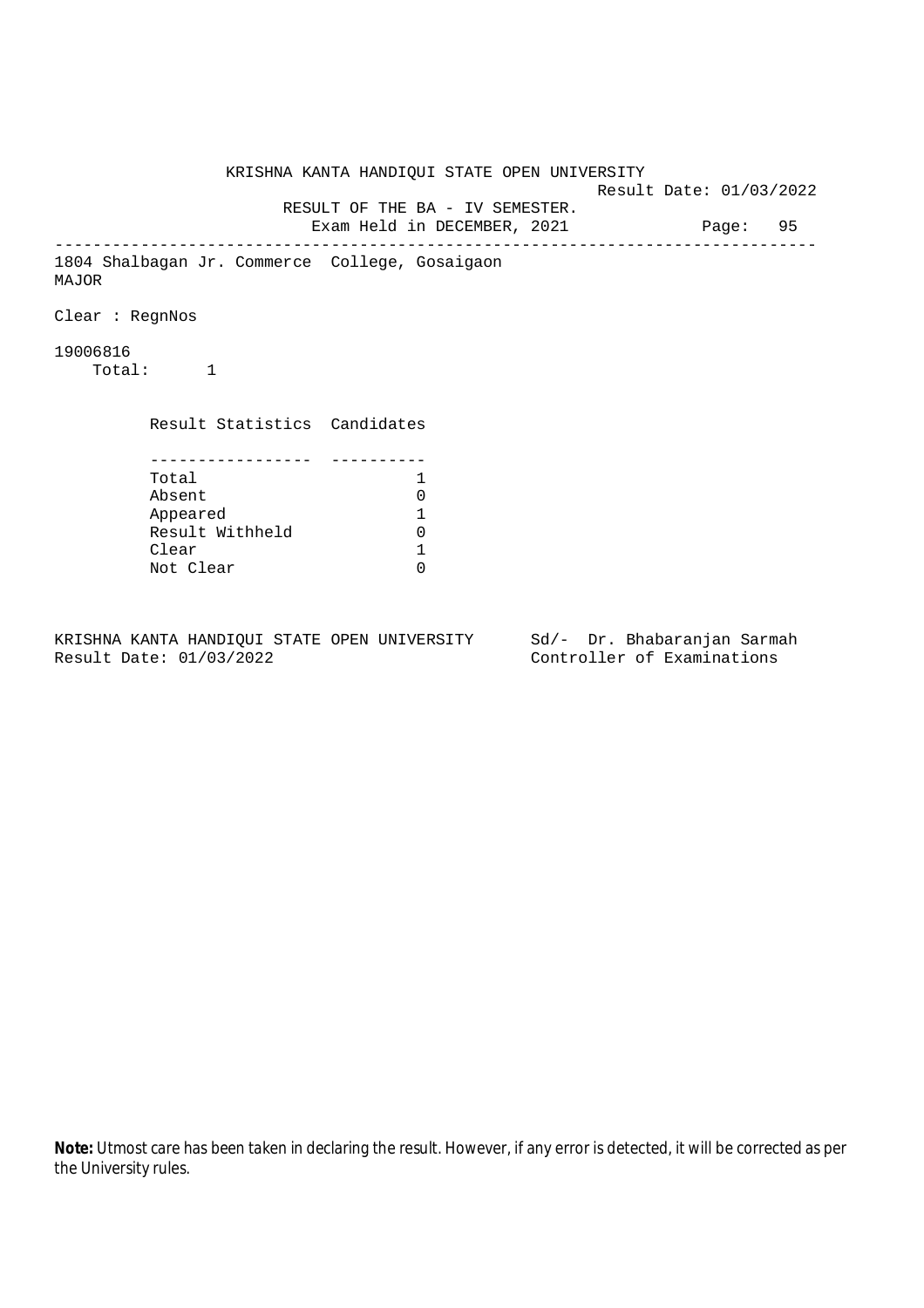KRISHNA KANTA HANDIQUI STATE OPEN UNIVERSITY

Result Date: 01/03/2022

RESULT OF THE BA - IV SEMESTER.

Exam Held in DECEMBER, 2021

---

1804 Shalbagan Jr. Commerce College, Gosaigaon

MAJOR

Clear : RegnNos

19006816

Total: 1

| Result Statistics | Candidates |
|---|---|
| Total | 1 |
| Absent | 0 |
| Appeared | 1 |
| Result Withheld | 0 |
| Clear | 1 |
| Not Clear | 0 |

KRISHNA KANTA HANDIQUI STATE OPEN UNIVERSITY
Result Date: 01/03/2022

Sd/- Dr. Bhabaranjan Sarmah
Controller of Examinations

**Note:** Utmost care has been taken in declaring the result. However, if any error is detected, it will be corrected as per the University rules.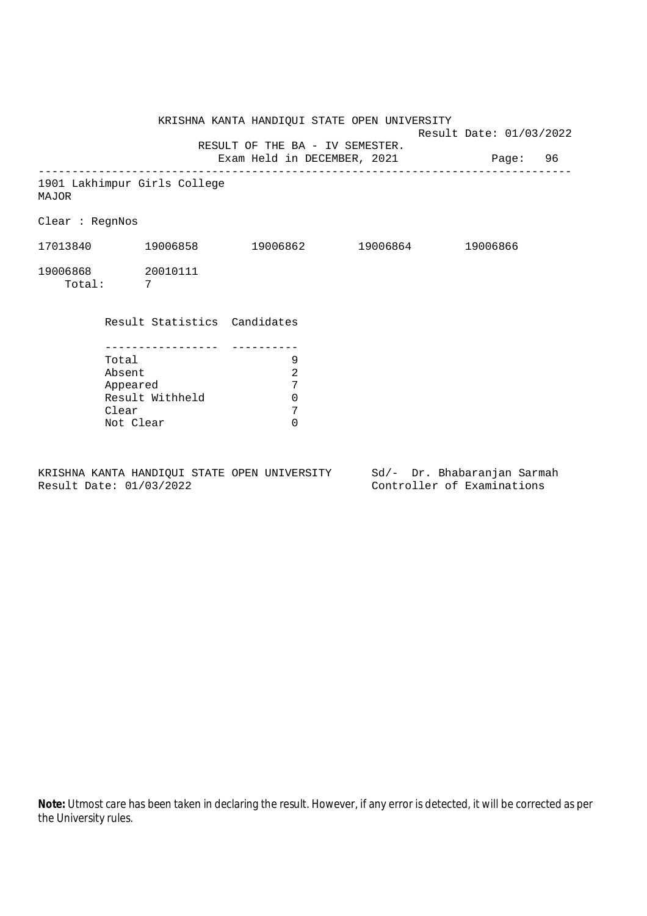KRISHNA KANTA HANDIQUI STATE OPEN UNIVERSITY

Result Date: 01/03/2022

RESULT OF THE BA - IV SEMESTER.

Exam Held in DECEMBER, 2021

---

1901 Lakhimpur Girls College

MAJOR

Clear : RegnNos

17013840 19006858 19006862 19006864 19006866

19006868 20010111

Total: 7

| Result Statistics | Candidates |
|---|---|
| Total | 9 |
| Absent | 2 |
| Appeared | 7 |
| Result Withheld | 0 |
| Clear | 7 |
| Not Clear | 0 |

KRISHNA KANTA HANDIQUI STATE OPEN UNIVERSITY
Result Date: 01/03/2022

Sd/- Dr. Bhabaranjan Sarmah
Controller of Examinations

**Note:** Utmost care has been taken in declaring the result. However, if any error is detected, it will be corrected as per the University rules.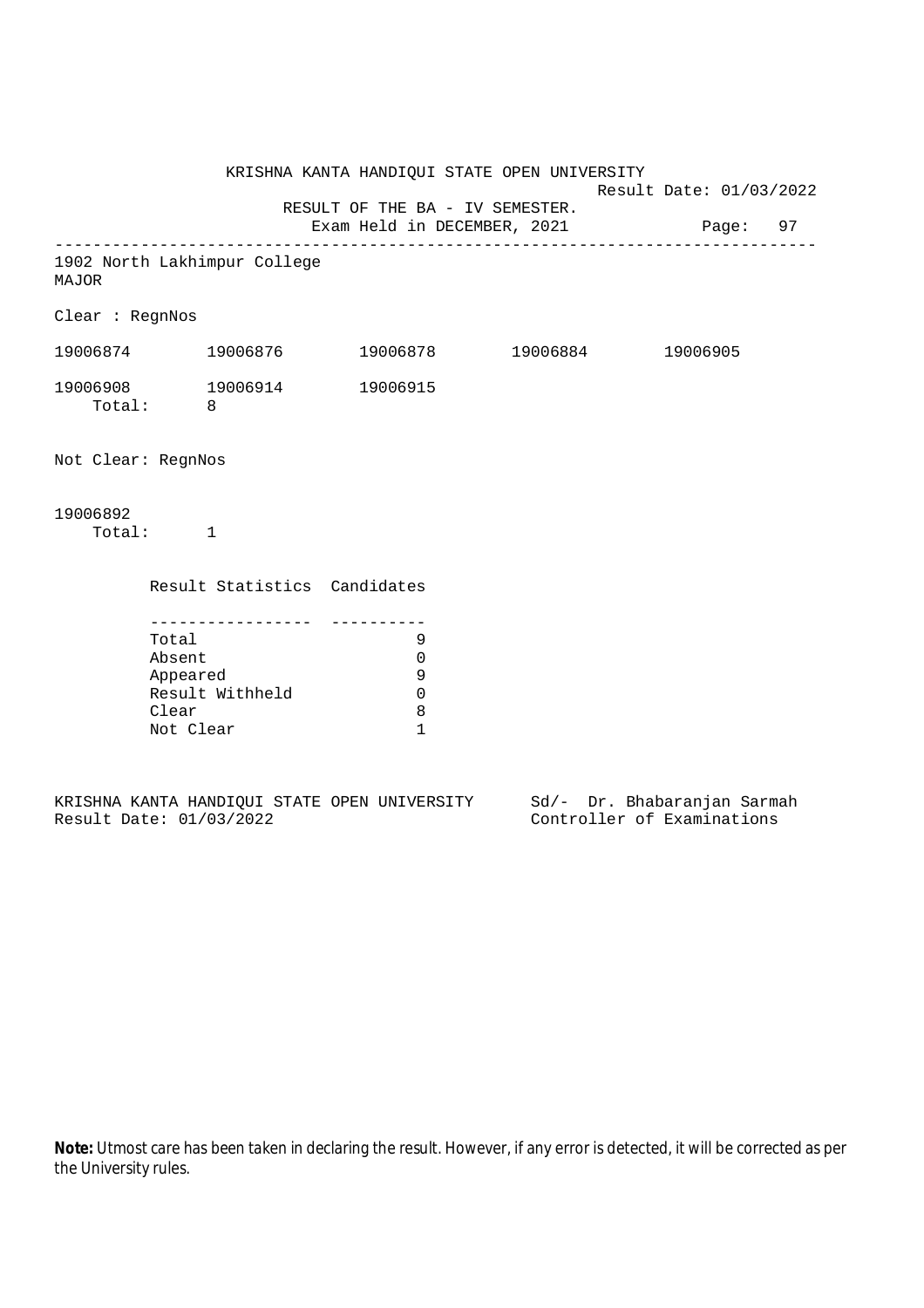KRISHNA KANTA HANDIQUI STATE OPEN UNIVERSITY

Result Date: 01/03/2022

RESULT OF THE BA - IV SEMESTER.

Exam Held in DECEMBER, 2021

Page: 97

---

1902 North Lakhimpur College

MAJOR

Clear : RegnNos

19006874 19006876 19006878 19006884 19006905

19006908 19006914 19006915

Total: 8

Not Clear: RegnNos

19006892

Total: 1

| Result Statistics | Candidates |
|---|---|
| Total | 9 |
| Absent | 0 |
| Appeared | 9 |
| Result Withheld | 0 |
| Clear | 8 |
| Not Clear | 1 |

KRISHNA KANTA HANDIQUI STATE OPEN UNIVERSITY

Result Date: 01/03/2022

Sd/- Dr. Bhabaranjan Sarmah

Controller of Examinations

**Note:** Utmost care has been taken in declaring the result. However, if any error is detected, it will be corrected as per the University rules.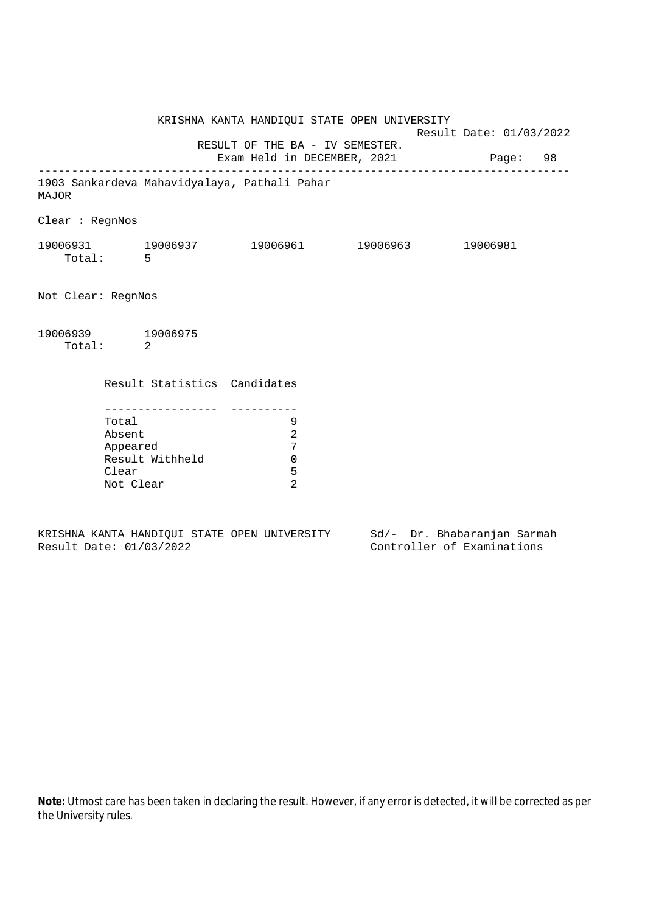KRISHNA KANTA HANDIQUI STATE OPEN UNIVERSITY

Result Date: 01/03/2022

RESULT OF THE BA - IV SEMESTER.

Exam Held in DECEMBER, 2021

---

1903 Sankardeva Mahavidyalaya, Pathali Pahar

MAJOR

Clear : RegnNos

19006931 19006937 19006961 19006963 19006981

Total: 5

Not Clear: RegnNos

19006939 19006975

Total: 2

| Result Statistics | Candidates |
|---|---|
| Total | 9 |
| Absent | 2 |
| Appeared | 7 |
| Result Withheld | 0 |
| Clear | 5 |
| Not Clear | 2 |

KRISHNA KANTA HANDIQUI STATE OPEN UNIVERSITY
Result Date: 01/03/2022

Sd/- Dr. Bhabaranjan Sarmah
Controller of Examinations

**Note:** Utmost care has been taken in declaring the result. However, if any error is detected, it will be corrected as per the University rules.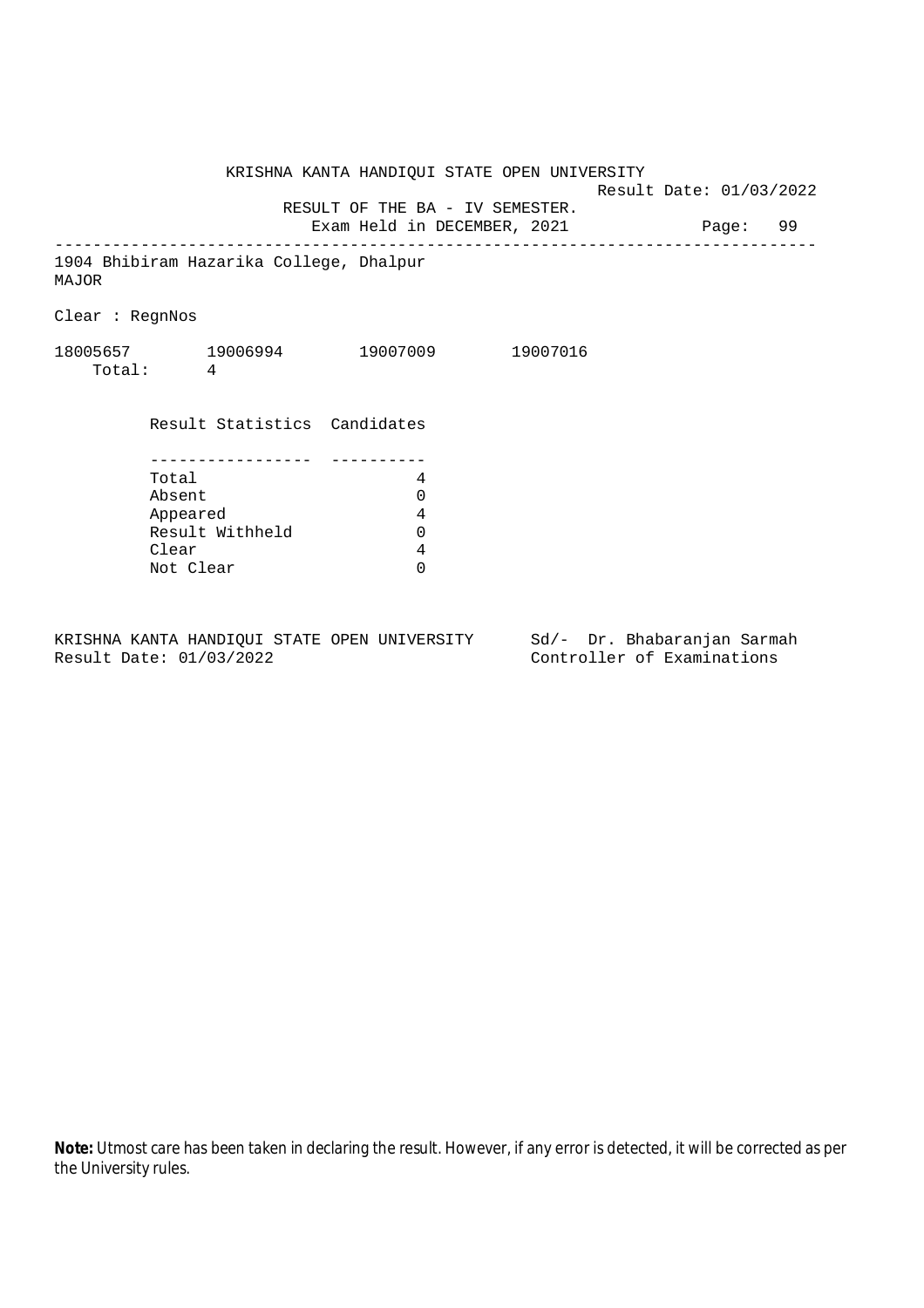KRISHNA KANTA HANDIQUI STATE OPEN UNIVERSITY

Result Date: 01/03/2022

RESULT OF THE BA - IV SEMESTER.

Exam Held in DECEMBER, 2021

---

1904 Bhibiram Hazarika College, Dhalpur

MAJOR

Clear : RegnNos

18005657 19006994 19007009 19007016

Total: 4

| Result Statistics | Candidates |
|---|---|
| Total | 4 |
| Absent | 0 |
| Appeared | 4 |
| Result Withheld | 0 |
| Clear | 4 |
| Not Clear | 0 |

KRISHNA KANTA HANDIQUI STATE OPEN UNIVERSITY
Result Date: 01/03/2022

Sd/- Dr. Bhabaranjan Sarmah
Controller of Examinations

**Note:** Utmost care has been taken in declaring the result. However, if any error is detected, it will be corrected as per the University rules.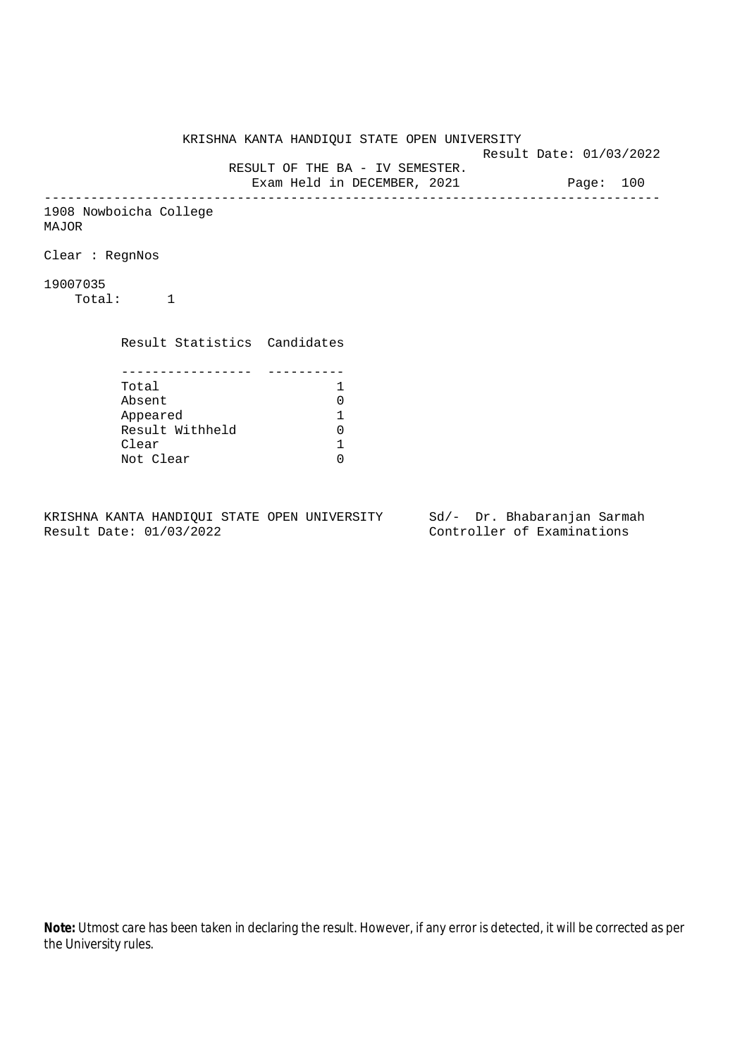KRISHNA KANTA HANDIQUI STATE OPEN UNIVERSITY

Result Date: 01/03/2022

RESULT OF THE BA - IV SEMESTER.

Exam Held in DECEMBER, 2021

---

1908 Nowboicha College

MAJOR

Clear : RegnNos

19007035

Total: 1

| Result Statistics | Candidates |
|---|---|
| Total | 1 |
| Absent | 0 |
| Appeared | 1 |
| Result Withheld | 0 |
| Clear | 1 |
| Not Clear | 0 |

KRISHNA KANTA HANDIQUI STATE OPEN UNIVERSITY
Result Date: 01/03/2022

Sd/- Dr. Bhabaranjan Sarmah
Controller of Examinations

**Note:** Utmost care has been taken in declaring the result. However, if any error is detected, it will be corrected as per the University rules.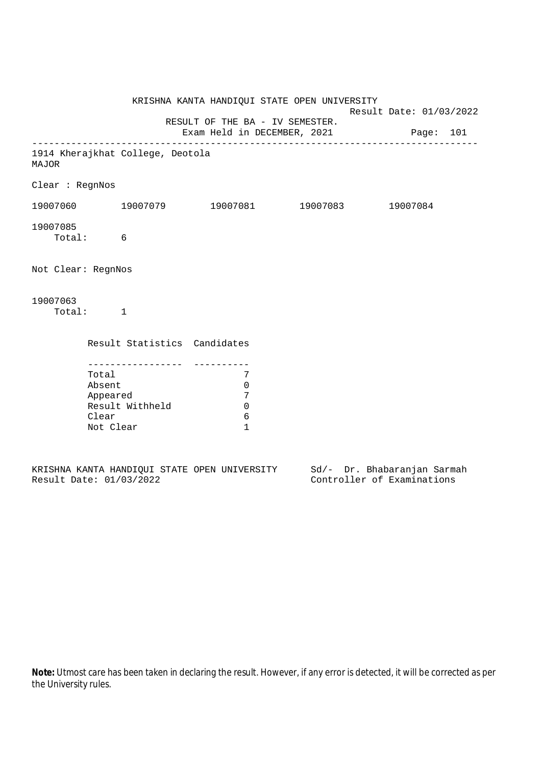KRISHNA KANTA HANDIQUI STATE OPEN UNIVERSITY

Result Date: 01/03/2022

RESULT OF THE BA - IV SEMESTER.

Exam Held in DECEMBER, 2021

---

1914 Kherajkhat College, Deotola
MAJOR

Clear : RegnNos

19007060 19007079 19007081 19007083 19007084

19007085

Total: 6

Not Clear: RegnNos

19007063

Total: 1

| Result Statistics | Candidates |
|---|---|
| Total | 7 |
| Absent | 0 |
| Appeared | 7 |
| Result Withheld | 0 |
| Clear | 6 |
| Not Clear | 1 |

KRISHNA KANTA HANDIQUI STATE OPEN UNIVERSITY
Result Date: 01/03/2022

Sd/- Dr. Bhabaranjan Sarmah
Controller of Examinations

**Note:** Utmost care has been taken in declaring the result. However, if any error is detected, it will be corrected as per the University rules.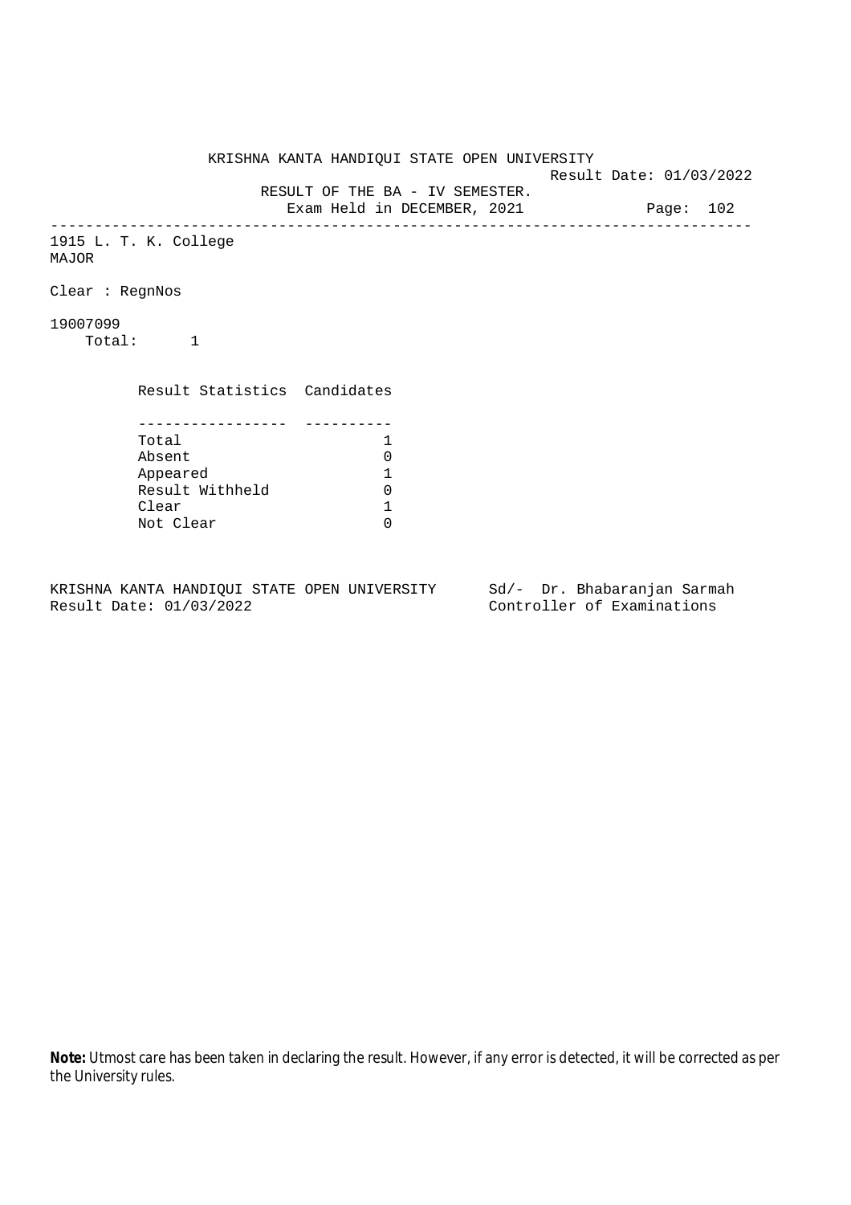KRISHNA KANTA HANDIQUI STATE OPEN UNIVERSITY

Result Date: 01/03/2022

RESULT OF THE BA - IV SEMESTER.

Exam Held in DECEMBER, 2021

Page: 102

---

1915 L. T. K. College
MAJOR

Clear : RegnNos

19007099
Total: 1

| Result Statistics | Candidates |
| --- | --- |
| Total | 1 |
| Absent | 0 |
| Appeared | 1 |
| Result Withheld | 0 |
| Clear | 1 |
| Not Clear | 0 |

KRISHNA KANTA HANDIQUI STATE OPEN UNIVERSITY
Result Date: 01/03/2022

Sd/- Dr. Bhabaranjan Sarmah
Controller of Examinations

**Note:** Utmost care has been taken in declaring the result. However, if any error is detected, it will be corrected as per the University rules.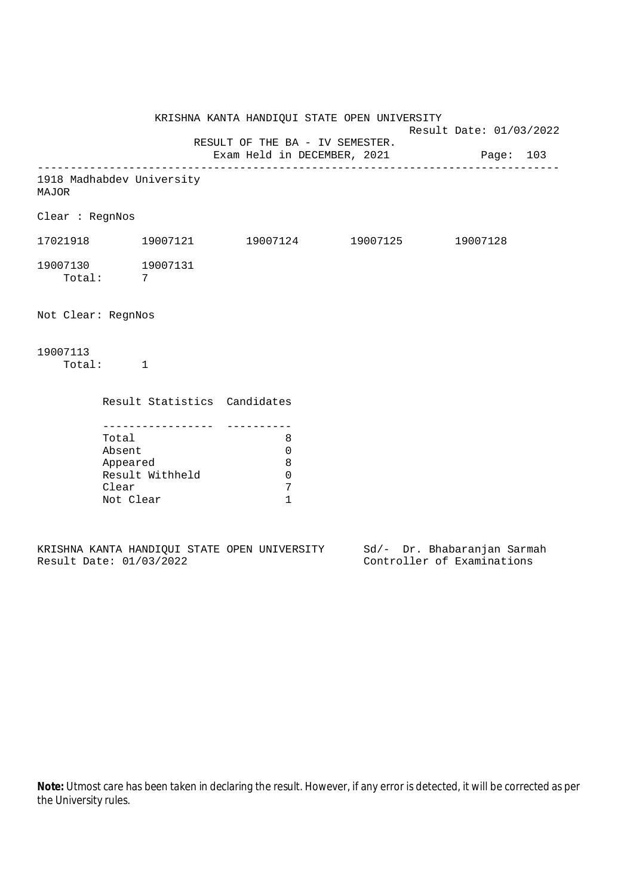KRISHNA KANTA HANDIQUI STATE OPEN UNIVERSITY

Result Date: 01/03/2022

RESULT OF THE BA - IV SEMESTER.

Exam Held in DECEMBER, 2021

1918 Madhabdev University

MAJOR

Clear : RegnNos

17021918 19007121 19007124 19007125 19007128

19007130 19007131

Total: 7

Not Clear: RegnNos

19007113

Total: 1

| Result Statistics | Candidates |
|---|---|
| Total | 8 |
| Absent | 0 |
| Appeared | 8 |
| Result Withheld | 0 |
| Clear | 7 |
| Not Clear | 1 |

KRISHNA KANTA HANDIQUI STATE OPEN UNIVERSITY
Result Date: 01/03/2022

Sd/- Dr. Bhabaranjan Sarmah
Controller of Examinations

**Note:** Utmost care has been taken in declaring the result. However, if any error is detected, it will be corrected as per the University rules.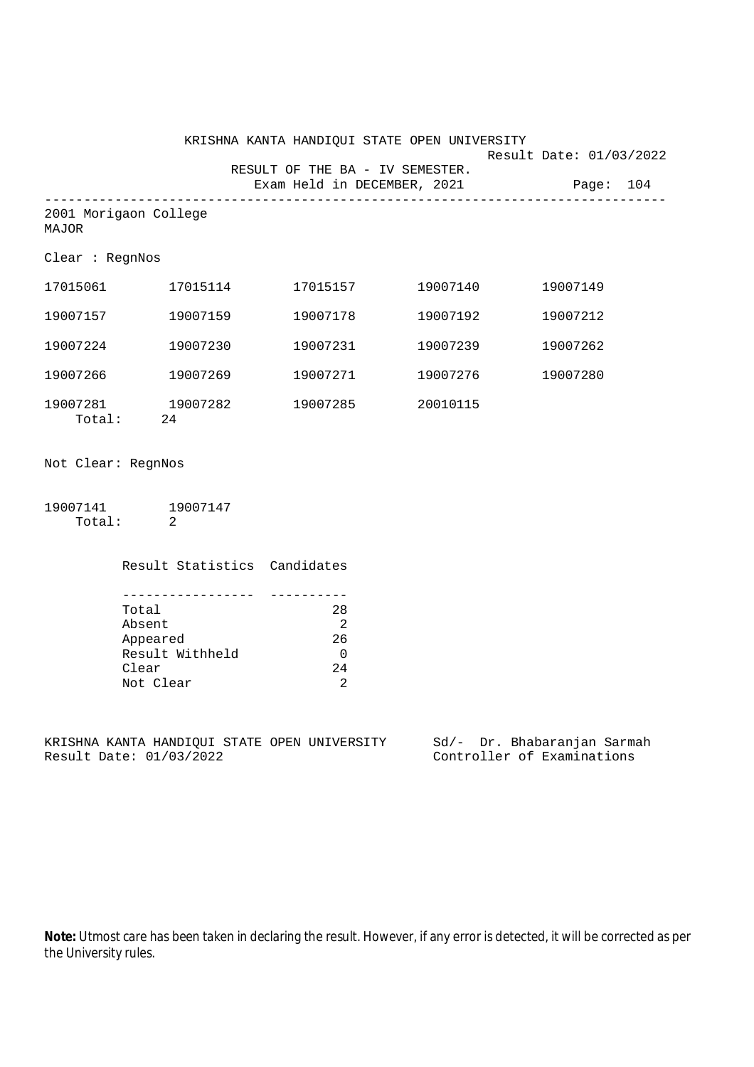KRISHNA KANTA HANDIQUI STATE OPEN UNIVERSITY

Result Date: 01/03/2022

RESULT OF THE BA - IV SEMESTER.

Exam Held in DECEMBER, 2021

Page: 104

---

2001 Morigaon College
MAJOR

Clear : RegnNos

| | | | | |
|---|---|---|---|---|
| 17015061 | 17015114 | 17015157 | 19007140 | 19007149 |
| 19007157 | 19007159 | 19007178 | 19007192 | 19007212 |
| 19007224 | 19007230 | 19007231 | 19007239 | 19007262 |
| 19007266 | 19007269 | 19007271 | 19007276 | 19007280 |
| 19007281 | 19007282 | 19007285 | 20010115 | |

Total: 24

Not Clear: RegnNos

| | |
|---|---|
| 19007141 | 19007147 |

Total: 2

| Result Statistics | Candidates |
|---|---|
| Total | 28 |
| Absent | 2 |
| Appeared | 26 |
| Result Withheld | 0 |
| Clear | 24 |
| Not Clear | 2 |

KRISHNA KANTA HANDIQUI STATE OPEN UNIVERSITY
Result Date: 01/03/2022

Sd/- Dr. Bhabaranjan Sarmah
Controller of Examinations

**Note:** Utmost care has been taken in declaring the result. However, if any error is detected, it will be corrected as per the University rules.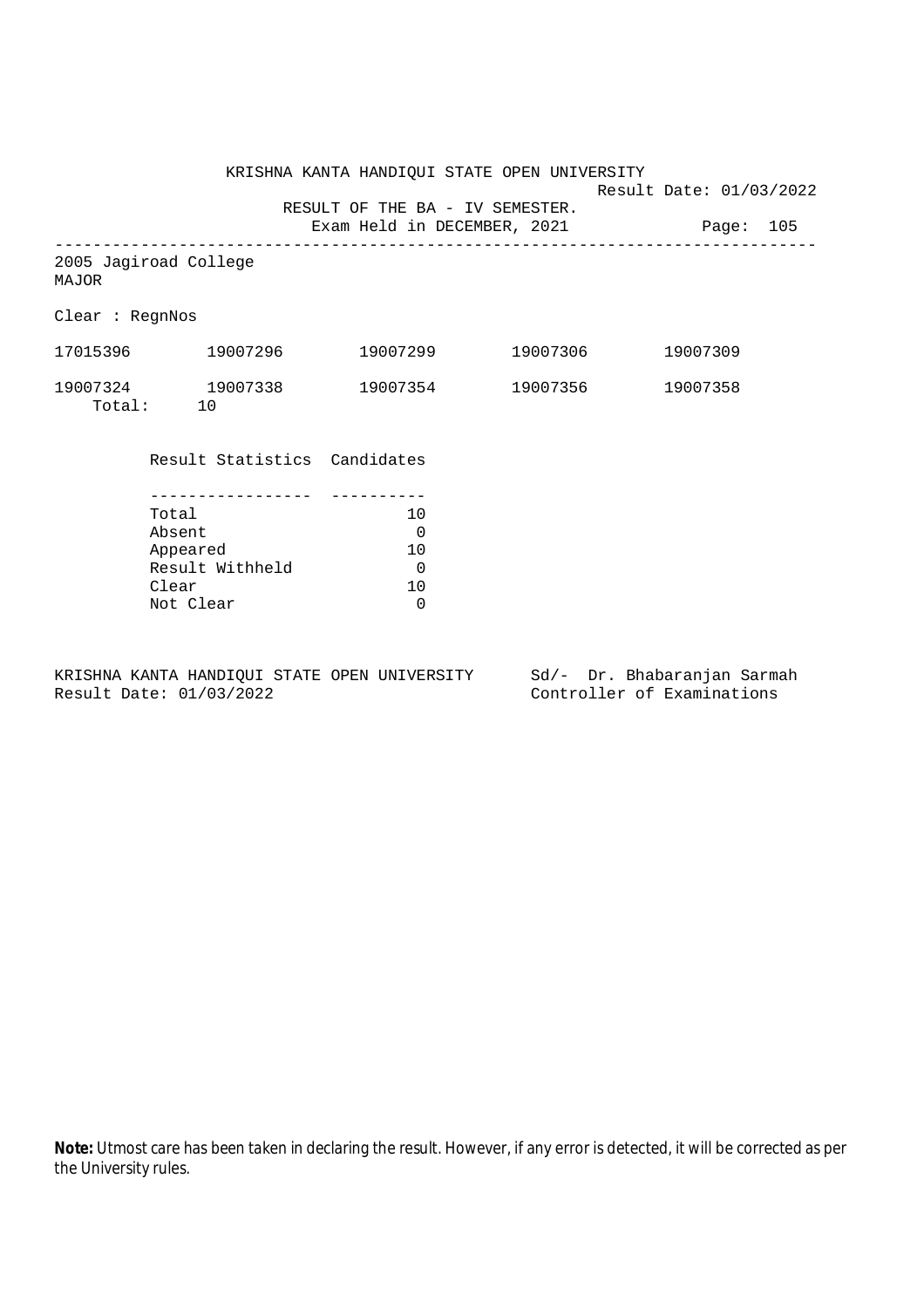KRISHNA KANTA HANDIQUI STATE OPEN UNIVERSITY

Result Date: 01/03/2022

RESULT OF THE BA - IV SEMESTER.

Exam Held in DECEMBER, 2021

---

2005 Jagiroad College
MAJOR

Clear : RegnNos

| | | | | |
|---|---|---|---|---|
| 17015396 | 19007296 | 19007299 | 19007306 | 19007309 |
| 19007324 | 19007338 | 19007354 | 19007356 | 19007358 |

Total: 10

| Result Statistics | Candidates |
|---|---|
| Total | 10 |
| Absent | 0 |
| Appeared | 10 |
| Result Withheld | 0 |
| Clear | 10 |
| Not Clear | 0 |

KRISHNA KANTA HANDIQUI STATE OPEN UNIVERSITY
Result Date: 01/03/2022

Sd/- Dr. Bhabaranjan Sarmah
Controller of Examinations

**Note:** Utmost care has been taken in declaring the result. However, if any error is detected, it will be corrected as per the University rules.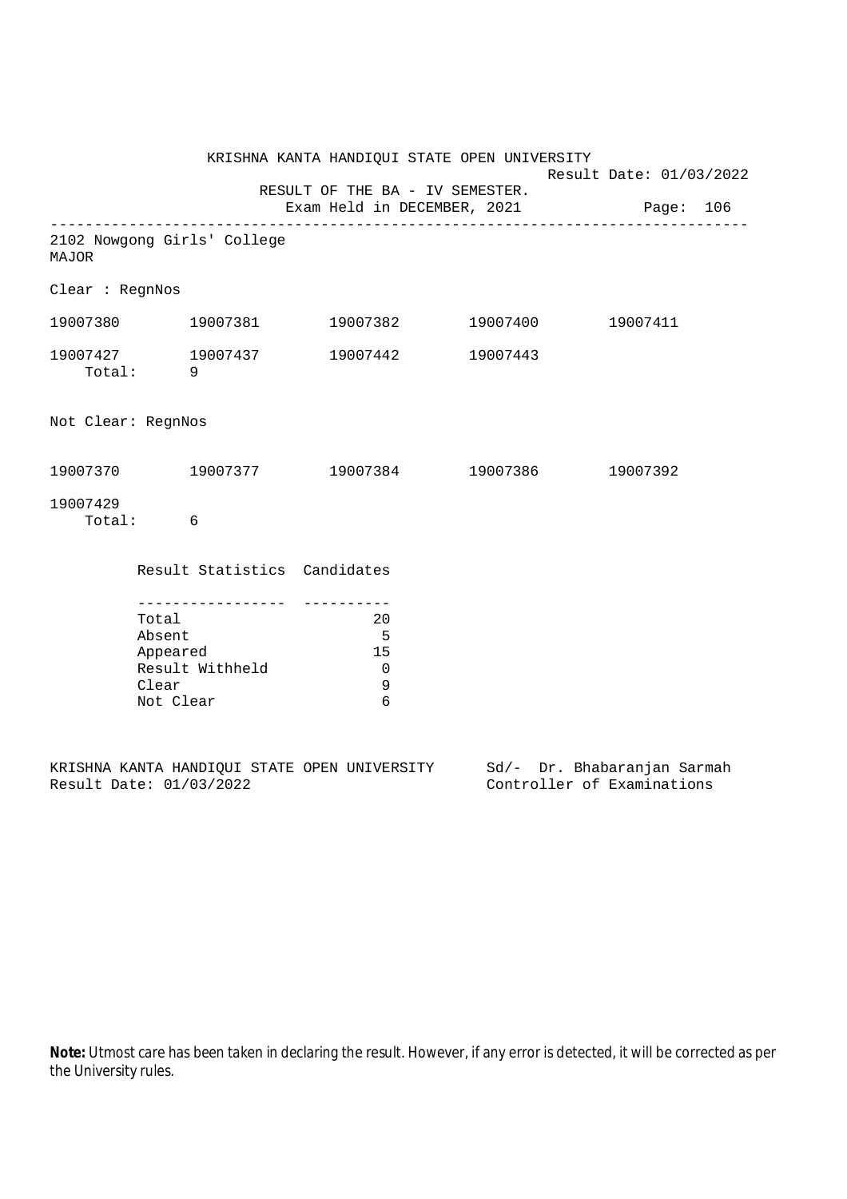KRISHNA KANTA HANDIQUI STATE OPEN UNIVERSITY

Result Date: 01/03/2022

RESULT OF THE BA - IV SEMESTER.

Exam Held in DECEMBER, 2021

---

2102 Nowgong Girls' College

MAJOR

Clear : RegnNos

19007380 19007381 19007382 19007400 19007411

19007427 19007437 19007442 19007443

Total: 9

Not Clear: RegnNos

19007370 19007377 19007384 19007386 19007392

19007429

Total: 6

| Result Statistics | Candidates |
|---|---|
| Total | 20 |
| Absent | 5 |
| Appeared | 15 |
| Result Withheld | 0 |
| Clear | 9 |
| Not Clear | 6 |

KRISHNA KANTA HANDIQUI STATE OPEN UNIVERSITY
Result Date: 01/03/2022

Sd/- Dr. Bhabaranjan Sarmah
Controller of Examinations

**Note:** Utmost care has been taken in declaring the result. However, if any error is detected, it will be corrected as per the University rules.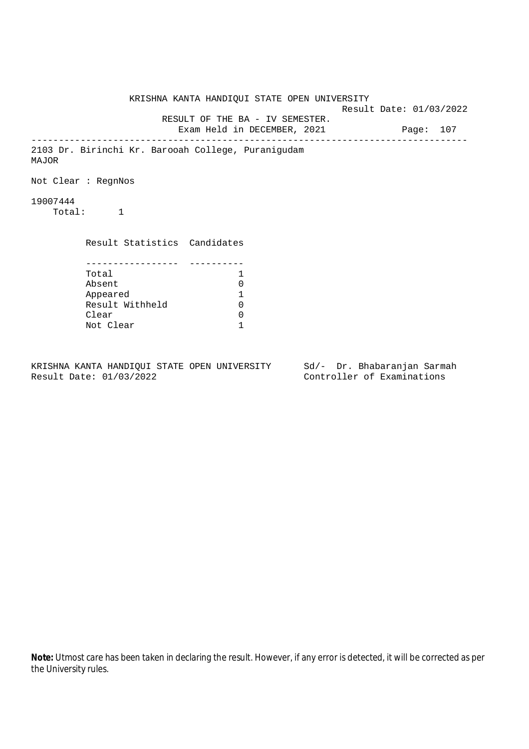KRISHNA KANTA HANDIQUI STATE OPEN UNIVERSITY

Result Date: 01/03/2022

RESULT OF THE BA - IV SEMESTER.

Exam Held in DECEMBER, 2021

---

2103 Dr. Birinchi Kr. Barooah College, Puranigudam

MAJOR

Not Clear : RegnNos

19007444

Total: 1

| Result Statistics | Candidates |
|---|---|
| Total | 1 |
| Absent | 0 |
| Appeared | 1 |
| Result Withheld | 0 |
| Clear | 0 |
| Not Clear | 1 |

KRISHNA KANTA HANDIQUI STATE OPEN UNIVERSITY
Result Date: 01/03/2022

Sd/- Dr. Bhabaranjan Sarmah
Controller of Examinations

**Note:** Utmost care has been taken in declaring the result. However, if any error is detected, it will be corrected as per the University rules.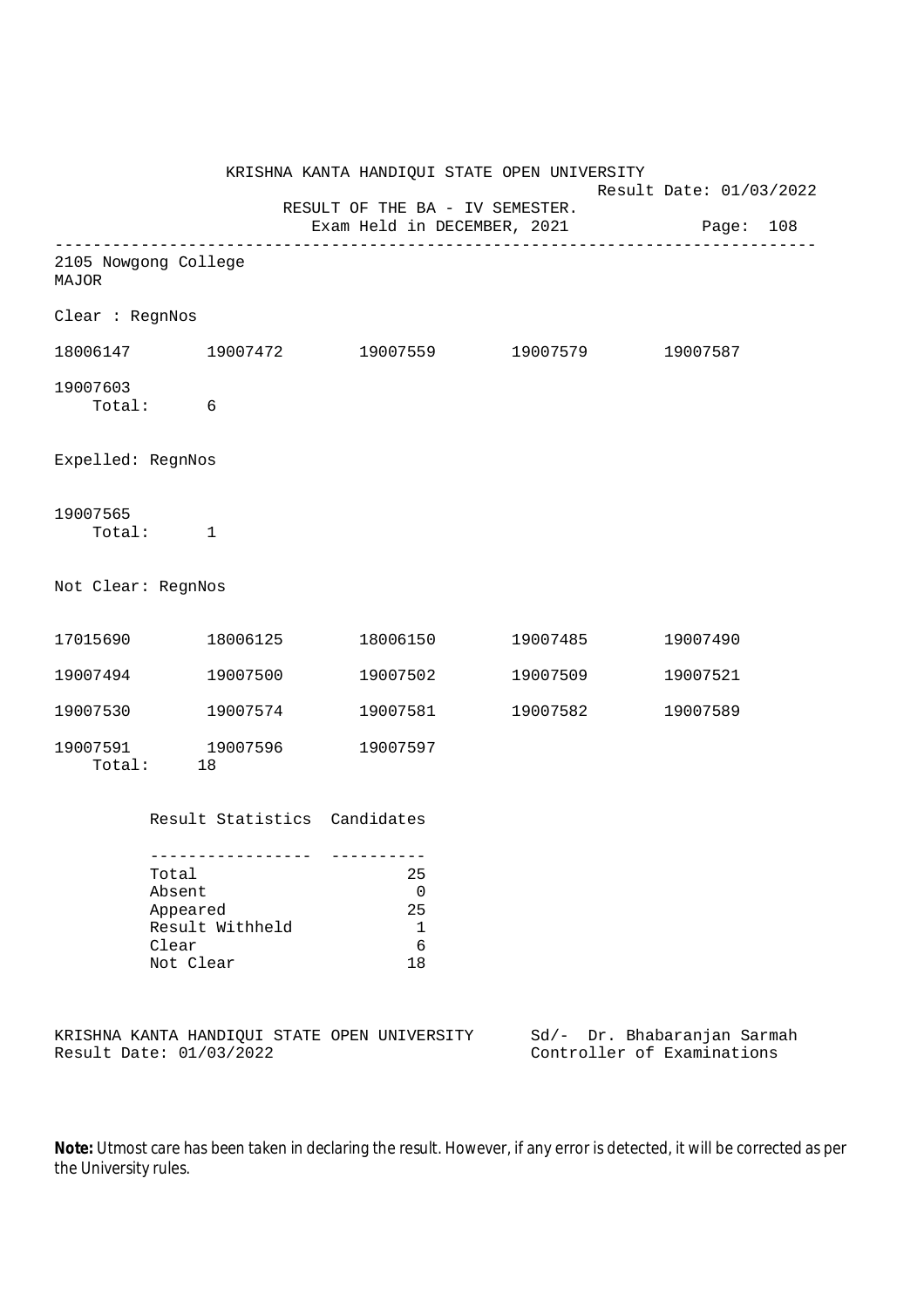KRISHNA KANTA HANDIQUI STATE OPEN UNIVERSITY

Result Date: 01/03/2022

RESULT OF THE BA - IV SEMESTER.

Exam Held in DECEMBER, 2021

---

2105 Nowgong College
MAJOR

Clear : RegnNos

| | | | | |
|---|---|---|---|---|
| 18006147 | 19007472 | 19007559 | 19007579 | 19007587 |
| 19007603 | | | | |

Total: 6

Expelled: RegnNos

19007565

Total: 1

Not Clear: RegnNos

| | | | | |
|---|---|---|---|---|
| 17015690 | 18006125 | 18006150 | 19007485 | 19007490 |
| 19007494 | 19007500 | 19007502 | 19007509 | 19007521 |
| 19007530 | 19007574 | 19007581 | 19007582 | 19007589 |
| 19007591 | 19007596 | 19007597 | | |

Total: 18

| Result Statistics | Candidates |
|---|---|
| Total | 25 |
| Absent | 0 |
| Appeared | 25 |
| Result Withheld | 1 |
| Clear | 6 |
| Not Clear | 18 |

KRISHNA KANTA HANDIQUI STATE OPEN UNIVERSITY
Result Date: 01/03/2022

Sd/- Dr. Bhabaranjan Sarmah
Controller of Examinations

**Note:** Utmost care has been taken in declaring the result. However, if any error is detected, it will be corrected as per the University rules.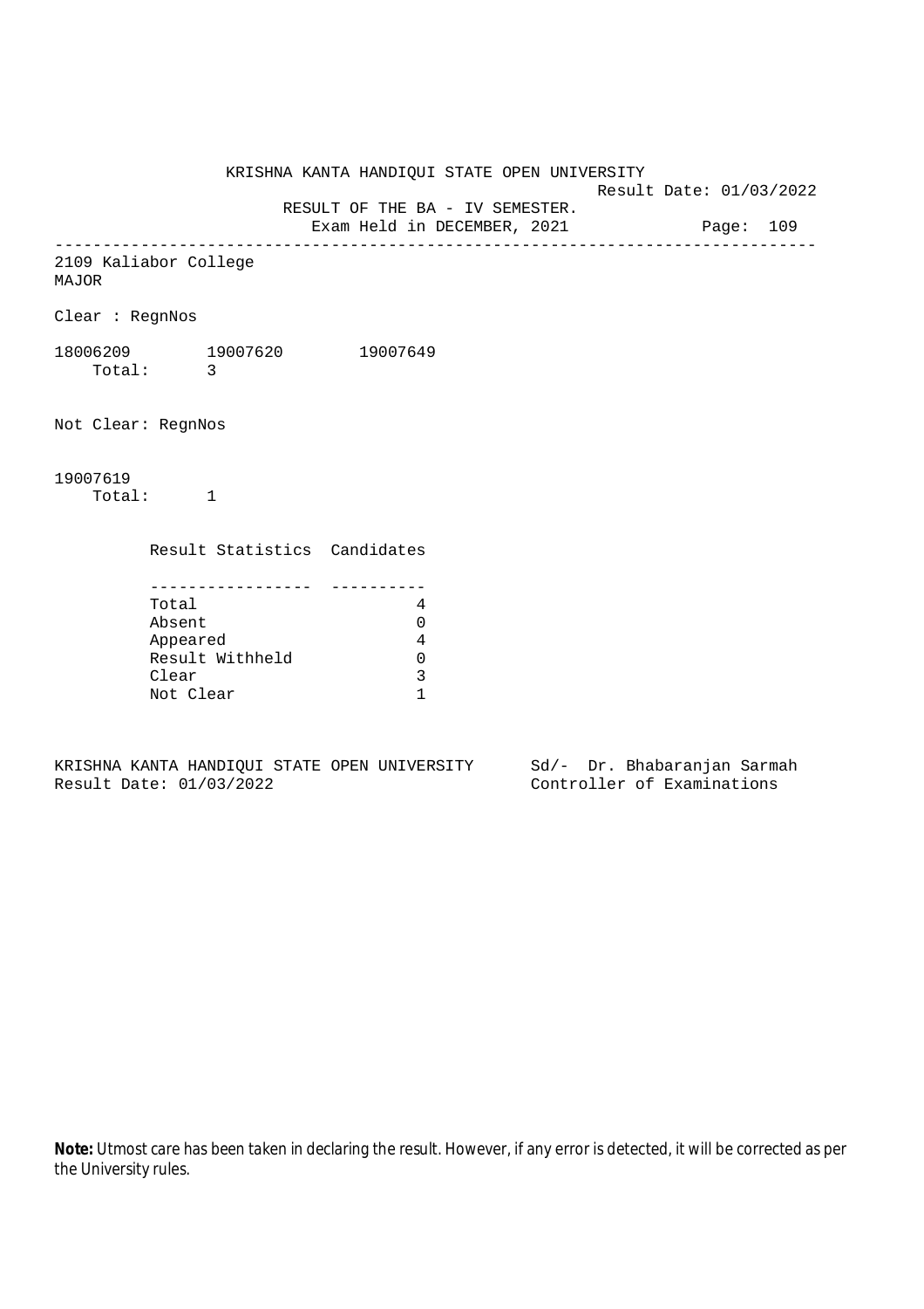KRISHNA KANTA HANDIQUI STATE OPEN UNIVERSITY

Result Date: 01/03/2022

RESULT OF THE BA - IV SEMESTER.

Exam Held in DECEMBER, 2021

---

2109 Kaliabor College

MAJOR

Clear : RegnNos

18006209 19007620 19007649

Total: 3

Not Clear: RegnNos

19007619

Total: 1

| Result Statistics | Candidates |
|---|---|
| Total | 4 |
| Absent | 0 |
| Appeared | 4 |
| Result Withheld | 0 |
| Clear | 3 |
| Not Clear | 1 |

KRISHNA KANTA HANDIQUI STATE OPEN UNIVERSITY    Sd/- Dr. Bhabaranjan Sarmah

Result Date: 01/03/2022    Controller of Examinations

**Note:** Utmost care has been taken in declaring the result. However, if any error is detected, it will be corrected as per the University rules.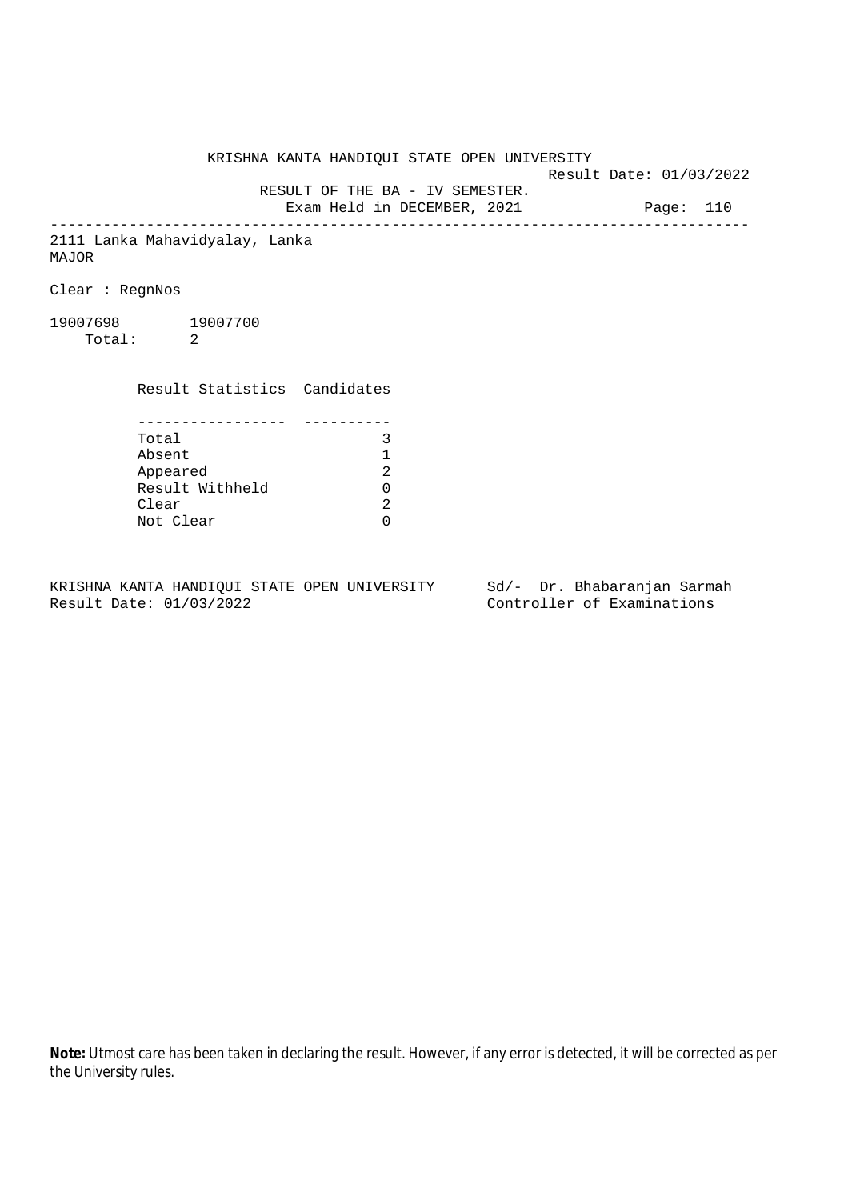KRISHNA KANTA HANDIQUI STATE OPEN UNIVERSITY

Result Date: 01/03/2022

RESULT OF THE BA - IV SEMESTER.

Exam Held in DECEMBER, 2021

---

2111 Lanka Mahavidyalay, Lanka

MAJOR

Clear : RegnNos

19007698 19007700

Total: 2

| Result Statistics | Candidates |
|---|---|
| Total | 3 |
| Absent | 1 |
| Appeared | 2 |
| Result Withheld | 0 |
| Clear | 2 |
| Not Clear | 0 |

KRISHNA KANTA HANDIQUI STATE OPEN UNIVERSITY

Result Date: 01/03/2022

Sd/- Dr. Bhabaranjan Sarmah

Controller of Examinations

**Note:** Utmost care has been taken in declaring the result. However, if any error is detected, it will be corrected as per the University rules.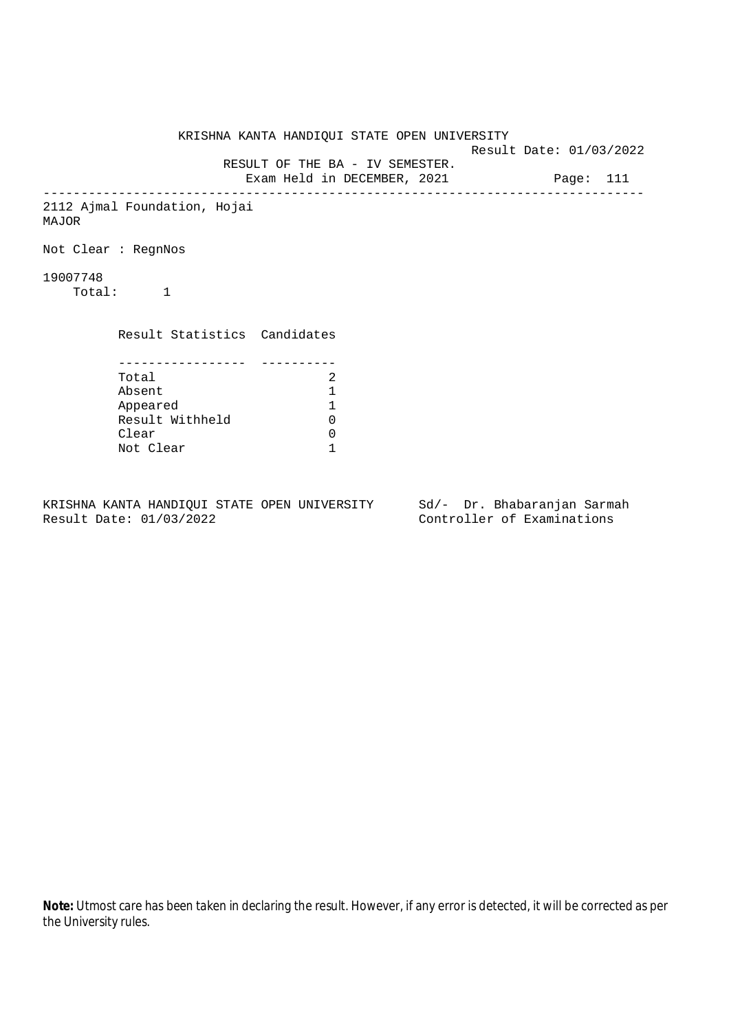KRISHNA KANTA HANDIQUI STATE OPEN UNIVERSITY

Result Date: 01/03/2022

RESULT OF THE BA - IV SEMESTER.

Exam Held in DECEMBER, 2021

---

2112 Ajmal Foundation, Hojai

MAJOR

Not Clear : RegnNos

19007748

Total: 1

| Result Statistics | Candidates |
|---|---|
| Total | 2 |
| Absent | 1 |
| Appeared | 1 |
| Result Withheld | 0 |
| Clear | 0 |
| Not Clear | 1 |

KRISHNA KANTA HANDIQUI STATE OPEN UNIVERSITY
Result Date: 01/03/2022

Sd/- Dr. Bhabaranjan Sarmah
Controller of Examinations

**Note:** Utmost care has been taken in declaring the result. However, if any error is detected, it will be corrected as per the University rules.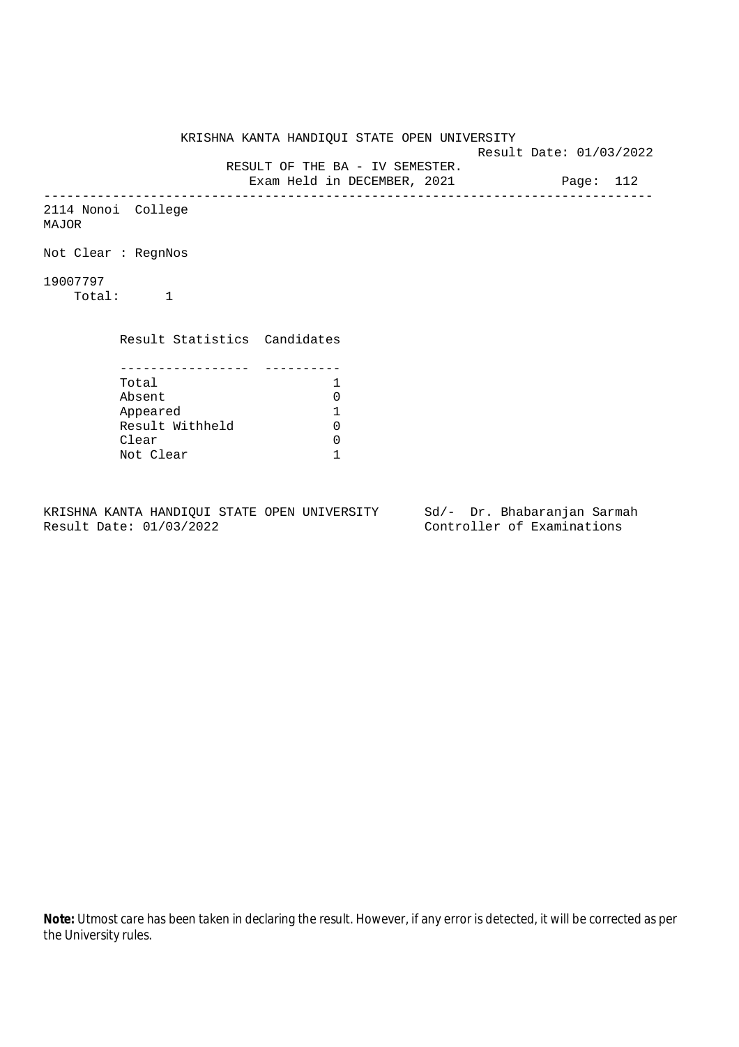KRISHNA KANTA HANDIQUI STATE OPEN UNIVERSITY

Result Date: 01/03/2022

RESULT OF THE BA - IV SEMESTER.

Exam Held in DECEMBER, 2021

---

2114 Nonoi College

MAJOR

Not Clear : RegnNos

19007797

Total: 1

| Result Statistics | Candidates |
|---|---|
| Total | 1 |
| Absent | 0 |
| Appeared | 1 |
| Result Withheld | 0 |
| Clear | 0 |
| Not Clear | 1 |

KRISHNA KANTA HANDIQUI STATE OPEN UNIVERSITY
Result Date: 01/03/2022

Sd/- Dr. Bhabaranjan Sarmah
Controller of Examinations

**Note:** Utmost care has been taken in declaring the result. However, if any error is detected, it will be corrected as per the University rules.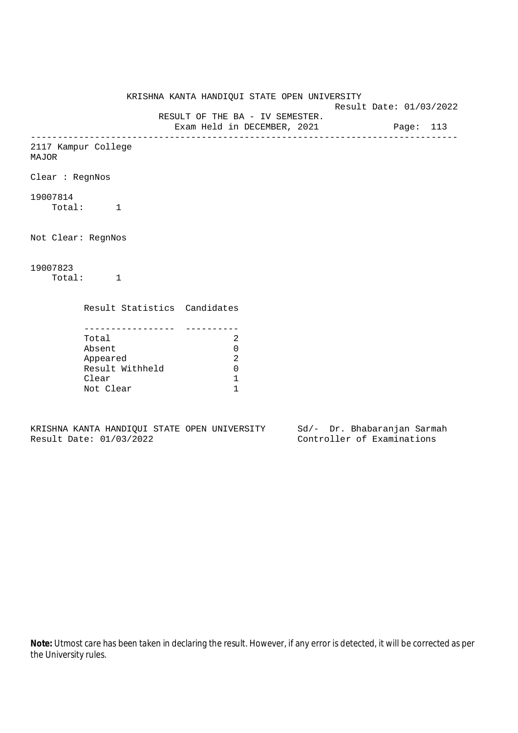KRISHNA KANTA HANDIQUI STATE OPEN UNIVERSITY

Result Date: 01/03/2022

RESULT OF THE BA - IV SEMESTER.

Exam Held in DECEMBER, 2021

---

2117 Kampur College

MAJOR

Clear : RegnNos

19007814

Total: 1

Not Clear: RegnNos

19007823

Total: 1

| Result Statistics | Candidates |
|---|---|
| Total | 2 |
| Absent | 0 |
| Appeared | 2 |
| Result Withheld | 0 |
| Clear | 1 |
| Not Clear | 1 |

KRISHNA KANTA HANDIQUI STATE OPEN UNIVERSITY

Result Date: 01/03/2022

Sd/- Dr. Bhabaranjan Sarmah

Controller of Examinations

**Note:** Utmost care has been taken in declaring the result. However, if any error is detected, it will be corrected as per the University rules.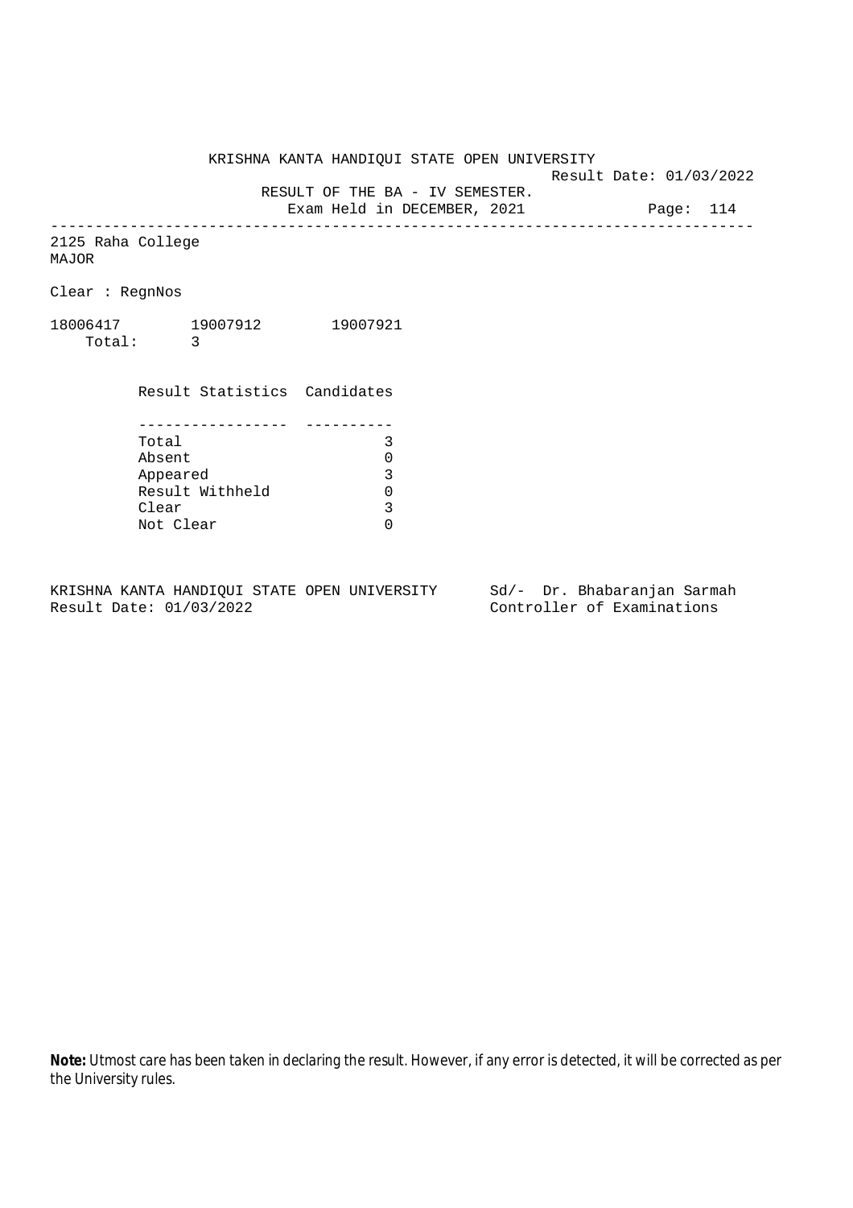KRISHNA KANTA HANDIQUI STATE OPEN UNIVERSITY

Result Date: 01/03/2022

RESULT OF THE BA - IV SEMESTER.

Exam Held in DECEMBER, 2021

2125 Raha College
MAJOR

Clear : RegnNos

18006417 19007912 19007921
Total: 3

| Result Statistics | Candidates |
| --- | --- |
| Total | 3 |
| Absent | 0 |
| Appeared | 3 |
| Result Withheld | 0 |
| Clear | 3 |
| Not Clear | 0 |

KRISHNA KANTA HANDIQUI STATE OPEN UNIVERSITY
Result Date: 01/03/2022

Sd/- Dr. Bhabaranjan Sarmah
Controller of Examinations

**Note:** Utmost care has been taken in declaring the result. However, if any error is detected, it will be corrected as per the University rules.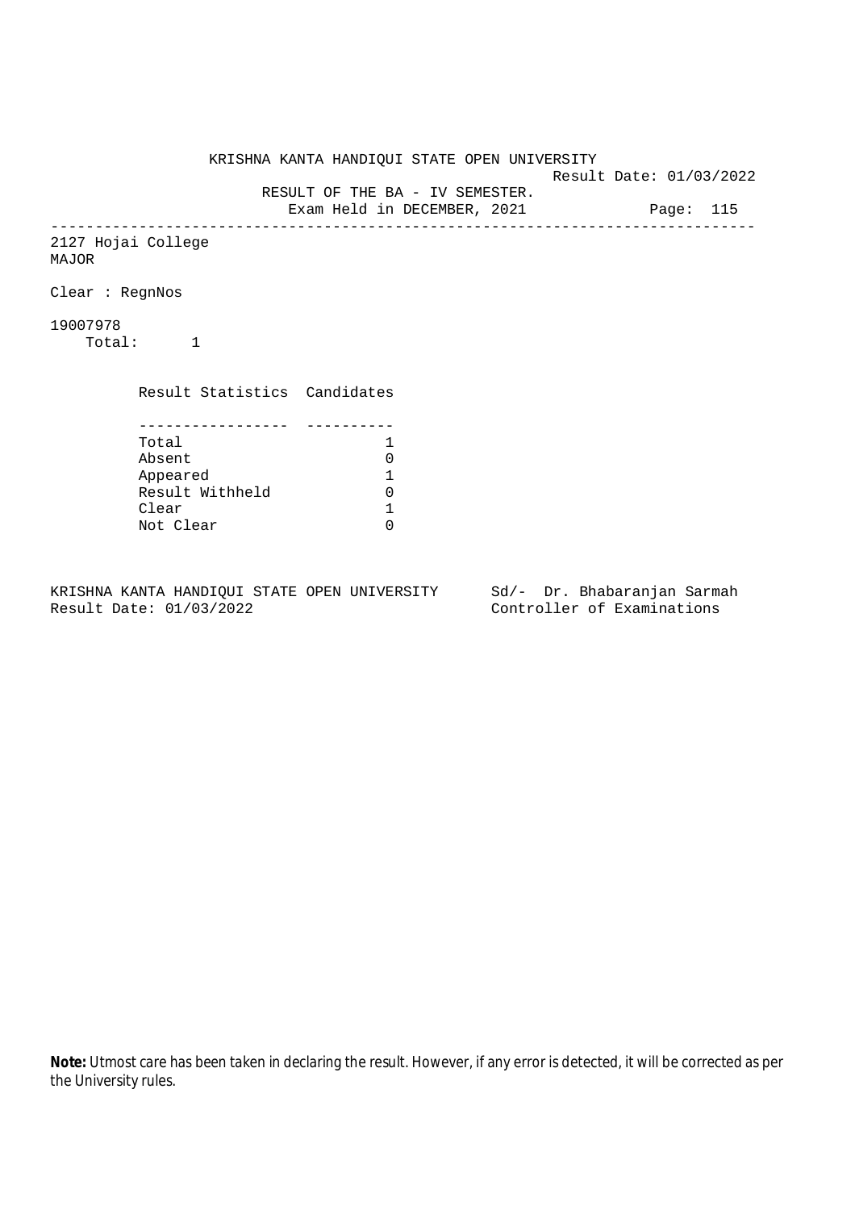KRISHNA KANTA HANDIQUI STATE OPEN UNIVERSITY

Result Date: 01/03/2022

RESULT OF THE BA - IV SEMESTER.

Exam Held in DECEMBER, 2021

---

2127 Hojai College

MAJOR

Clear : RegnNos

19007978

Total: 1

| Result Statistics | Candidates |
|---|---|
| Total | 1 |
| Absent | 0 |
| Appeared | 1 |
| Result Withheld | 0 |
| Clear | 1 |
| Not Clear | 0 |

KRISHNA KANTA HANDIQUI STATE OPEN UNIVERSITY
Result Date: 01/03/2022

Sd/- Dr. Bhabaranjan Sarmah
Controller of Examinations

**Note:** Utmost care has been taken in declaring the result. However, if any error is detected, it will be corrected as per the University rules.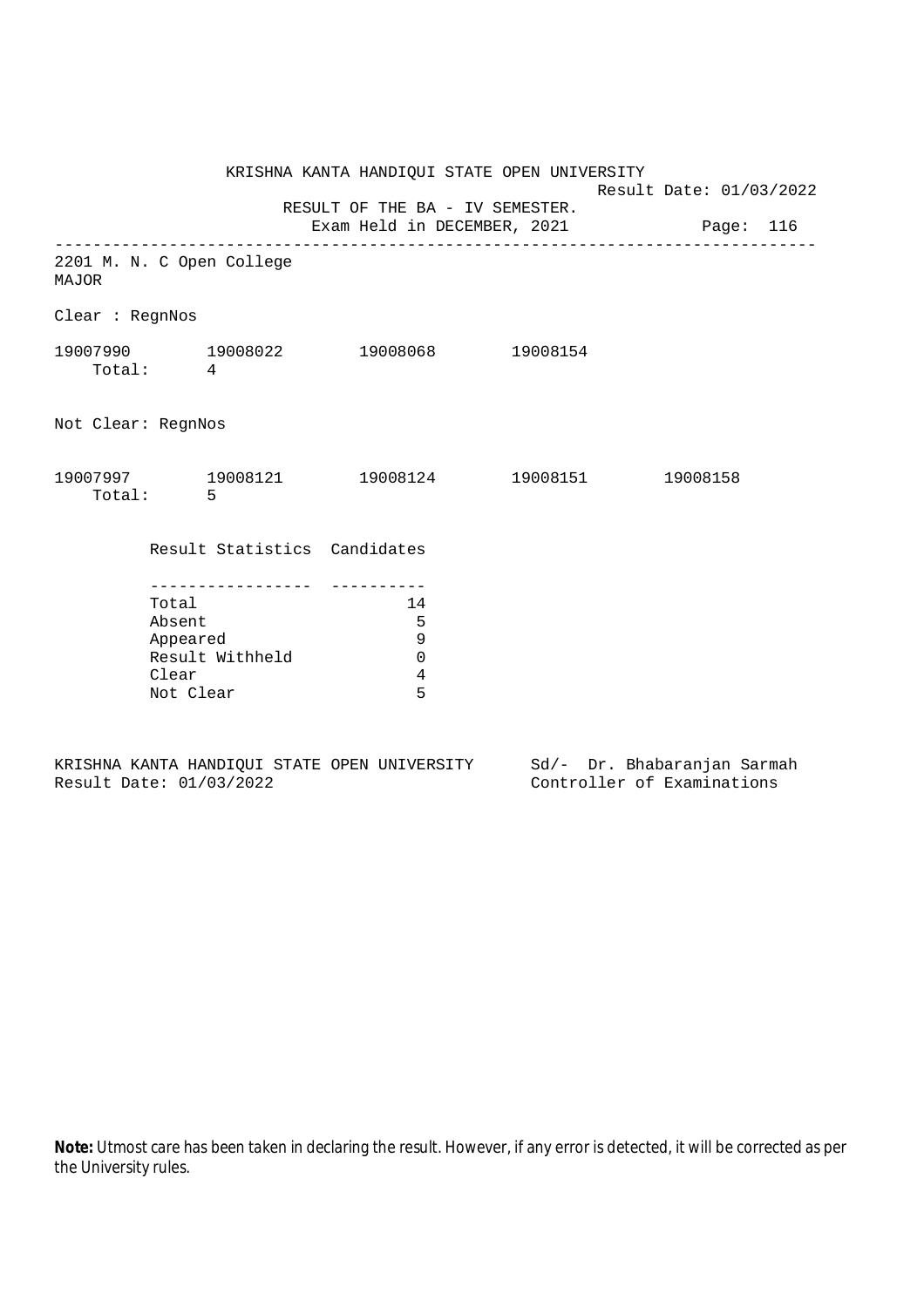KRISHNA KANTA HANDIQUI STATE OPEN UNIVERSITY

Result Date: 01/03/2022

RESULT OF THE BA - IV SEMESTER.

Exam Held in DECEMBER, 2021

---

2201 M. N. C Open College

MAJOR

Clear : RegnNos

19007990 19008022 19008068 19008154

Total: 4

Not Clear: RegnNos

19007997 19008121 19008124 19008151 19008158

Total: 5

| Result Statistics | Candidates |
|---|---|
| Total | 14 |
| Absent | 5 |
| Appeared | 9 |
| Result Withheld | 0 |
| Clear | 4 |
| Not Clear | 5 |

KRISHNA KANTA HANDIQUI STATE OPEN UNIVERSITY
Result Date: 01/03/2022

Sd/- Dr. Bhabaranjan Sarmah
Controller of Examinations

**Note:** Utmost care has been taken in declaring the result. However, if any error is detected, it will be corrected as per the University rules.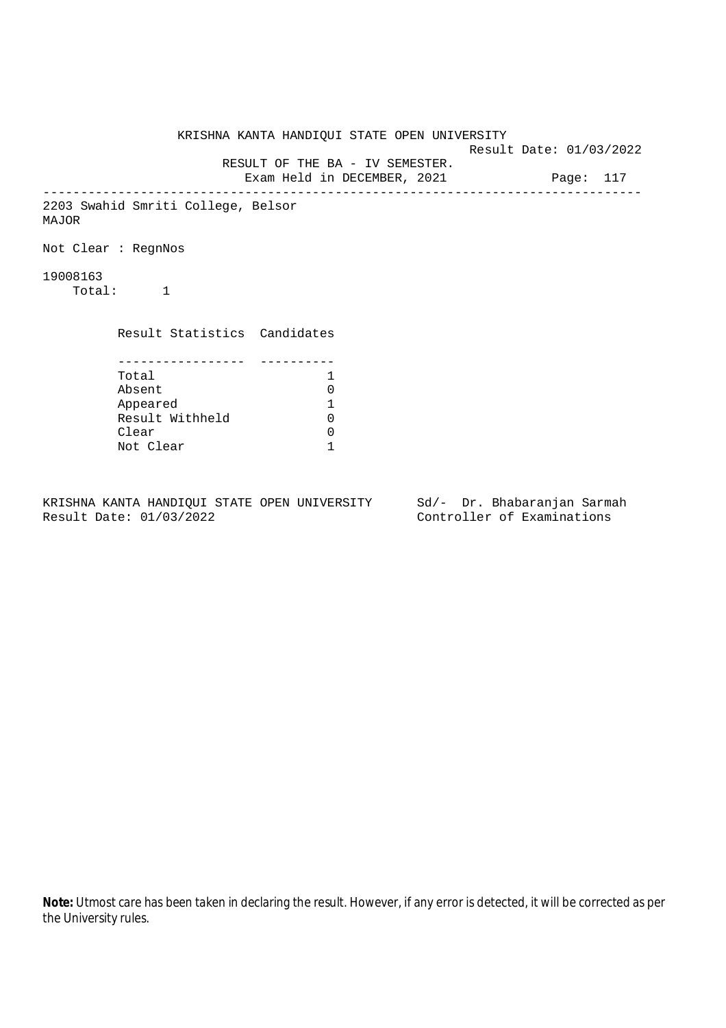KRISHNA KANTA HANDIQUI STATE OPEN UNIVERSITY

Result Date: 01/03/2022

RESULT OF THE BA - IV SEMESTER.

Exam Held in DECEMBER, 2021

---

2203 Swahid Smriti College, Belsor

MAJOR

Not Clear : RegnNos

19008163

Total: 1

| Result Statistics | Candidates |
|---|---|
| Total | 1 |
| Absent | 0 |
| Appeared | 1 |
| Result Withheld | 0 |
| Clear | 0 |
| Not Clear | 1 |

KRISHNA KANTA HANDIQUI STATE OPEN UNIVERSITY
Result Date: 01/03/2022

Sd/- Dr. Bhabaranjan Sarmah
Controller of Examinations

**Note:** Utmost care has been taken in declaring the result. However, if any error is detected, it will be corrected as per the University rules.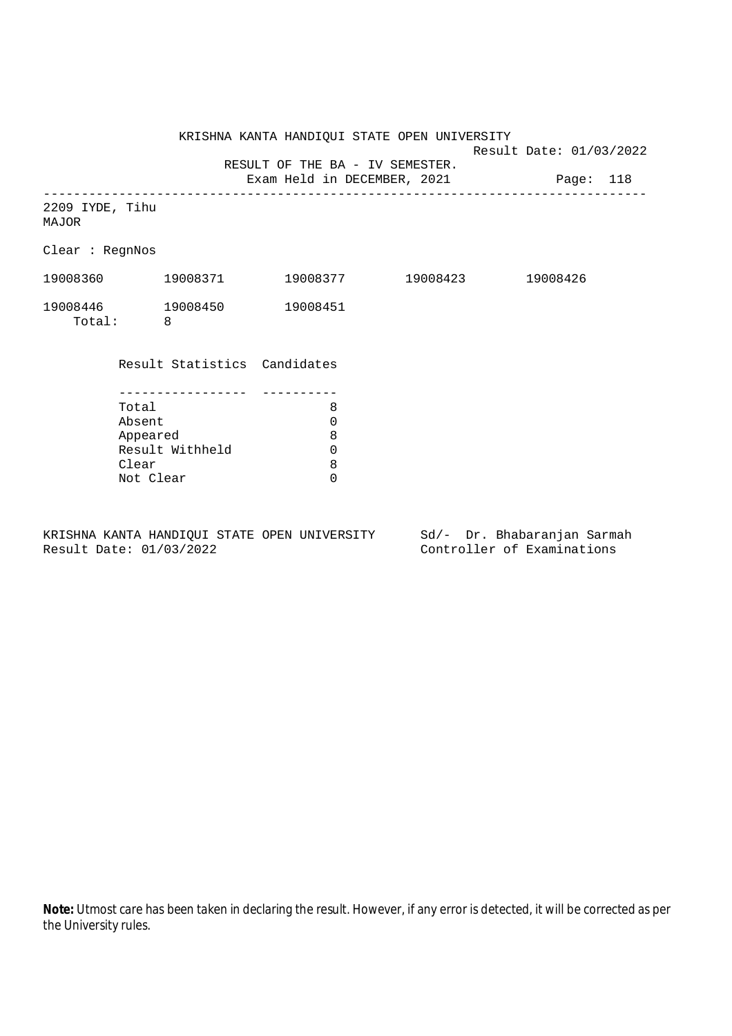KRISHNA KANTA HANDIQUI STATE OPEN UNIVERSITY

Result Date: 01/03/2022

RESULT OF THE BA - IV SEMESTER.

Exam Held in DECEMBER, 2021

---

2209 IYDE, Tihu

MAJOR

Clear : RegnNos

| | | | | |
|---|---|---|---|---|
| 19008360 | 19008371 | 19008377 | 19008423 | 19008426 |
| 19008446 | 19008450 | 19008451 | | |

Total: 8

| Result Statistics | Candidates |
|---|---|
| Total | 8 |
| Absent | 0 |
| Appeared | 8 |
| Result Withheld | 0 |
| Clear | 8 |
| Not Clear | 0 |

KRISHNA KANTA HANDIQUI STATE OPEN UNIVERSITY

Result Date: 01/03/2022

Sd/- Dr. Bhabaranjan Sarmah

Controller of Examinations

**Note:** Utmost care has been taken in declaring the result. However, if any error is detected, it will be corrected as per the University rules.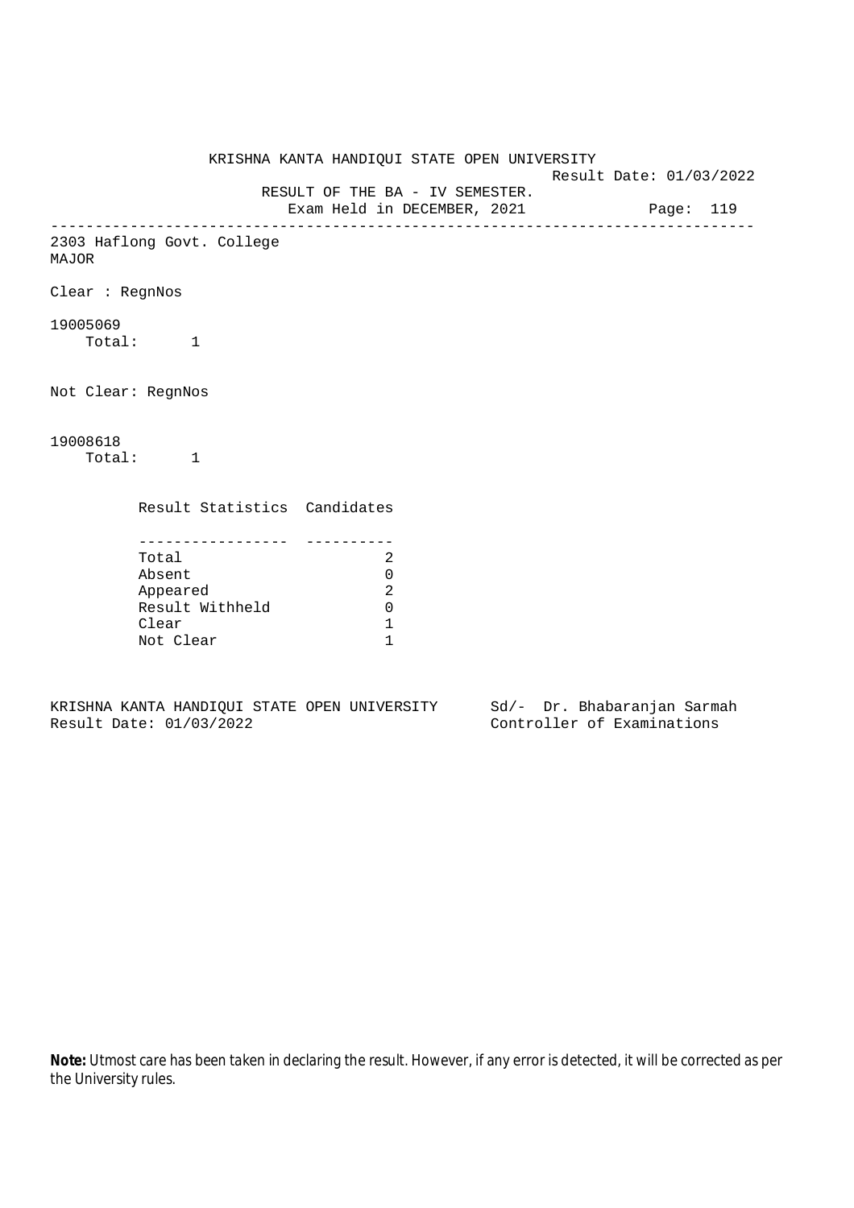KRISHNA KANTA HANDIQUI STATE OPEN UNIVERSITY

Result Date: 01/03/2022

RESULT OF THE BA - IV SEMESTER.

Exam Held in DECEMBER, 2021

---

2303 Haflong Govt. College
MAJOR

Clear : RegnNos

19005069
Total: 1

Not Clear: RegnNos

19008618
Total: 1

| Result Statistics | Candidates |
|---|---|
| Total | 2 |
| Absent | 0 |
| Appeared | 2 |
| Result Withheld | 0 |
| Clear | 1 |
| Not Clear | 1 |

KRISHNA KANTA HANDIQUI STATE OPEN UNIVERSITY
Result Date: 01/03/2022

Sd/- Dr. Bhabaranjan Sarmah
Controller of Examinations

**Note:** Utmost care has been taken in declaring the result. However, if any error is detected, it will be corrected as per the University rules.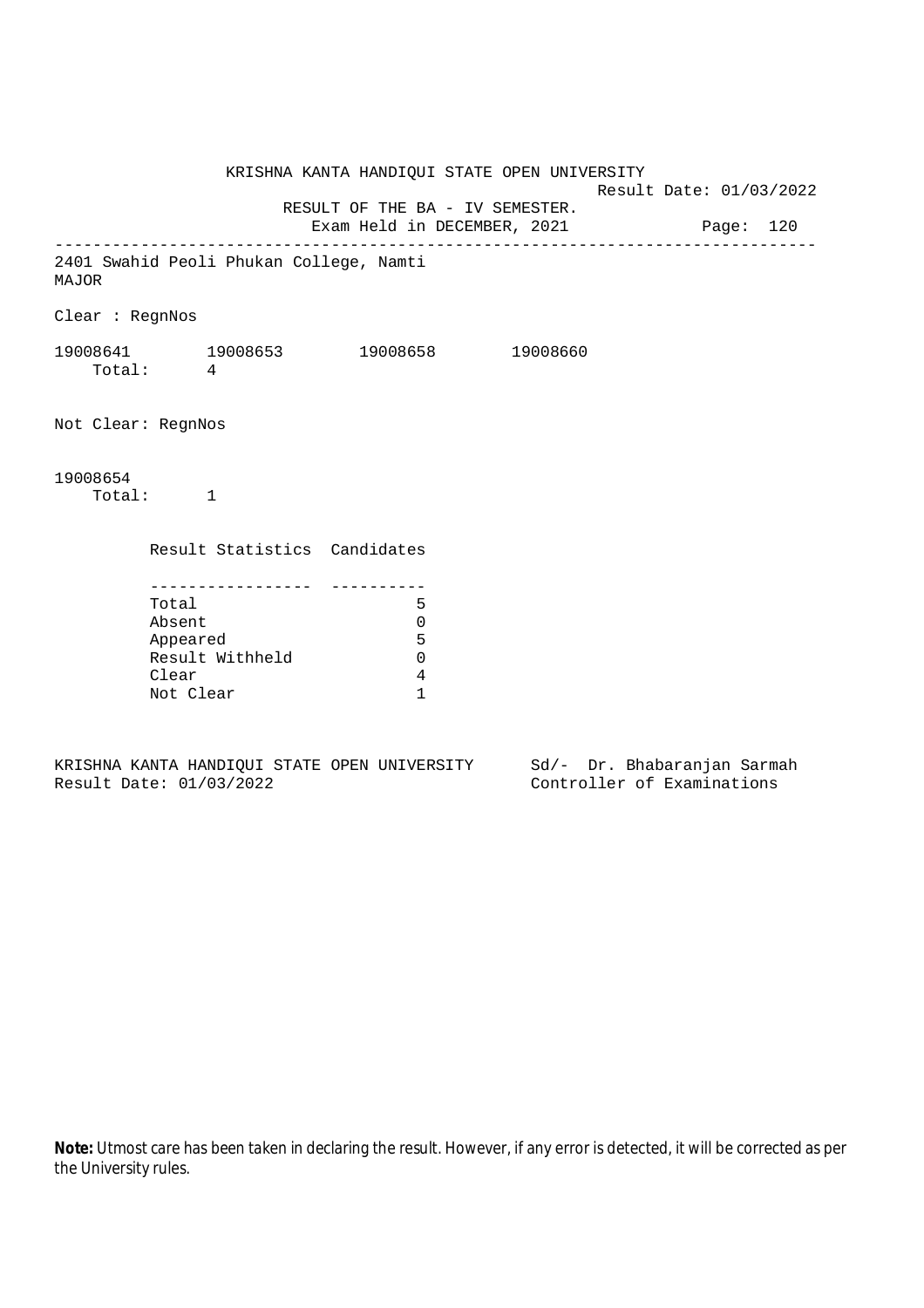KRISHNA KANTA HANDIQUI STATE OPEN UNIVERSITY

Result Date: 01/03/2022

RESULT OF THE BA - IV SEMESTER.

Exam Held in DECEMBER, 2021

---

2401 Swahid Peoli Phukan College, Namti

MAJOR

Clear : RegnNos

19008641 19008653 19008658 19008660

Total: 4

Not Clear: RegnNos

19008654

Total: 1

| Result Statistics | Candidates |
|---|---|
| Total | 5 |
| Absent | 0 |
| Appeared | 5 |
| Result Withheld | 0 |
| Clear | 4 |
| Not Clear | 1 |

KRISHNA KANTA HANDIQUI STATE OPEN UNIVERSITY Sd/- Dr. Bhabaranjan Sarmah

Result Date: 01/03/2022 Controller of Examinations

**Note:** Utmost care has been taken in declaring the result. However, if any error is detected, it will be corrected as per the University rules.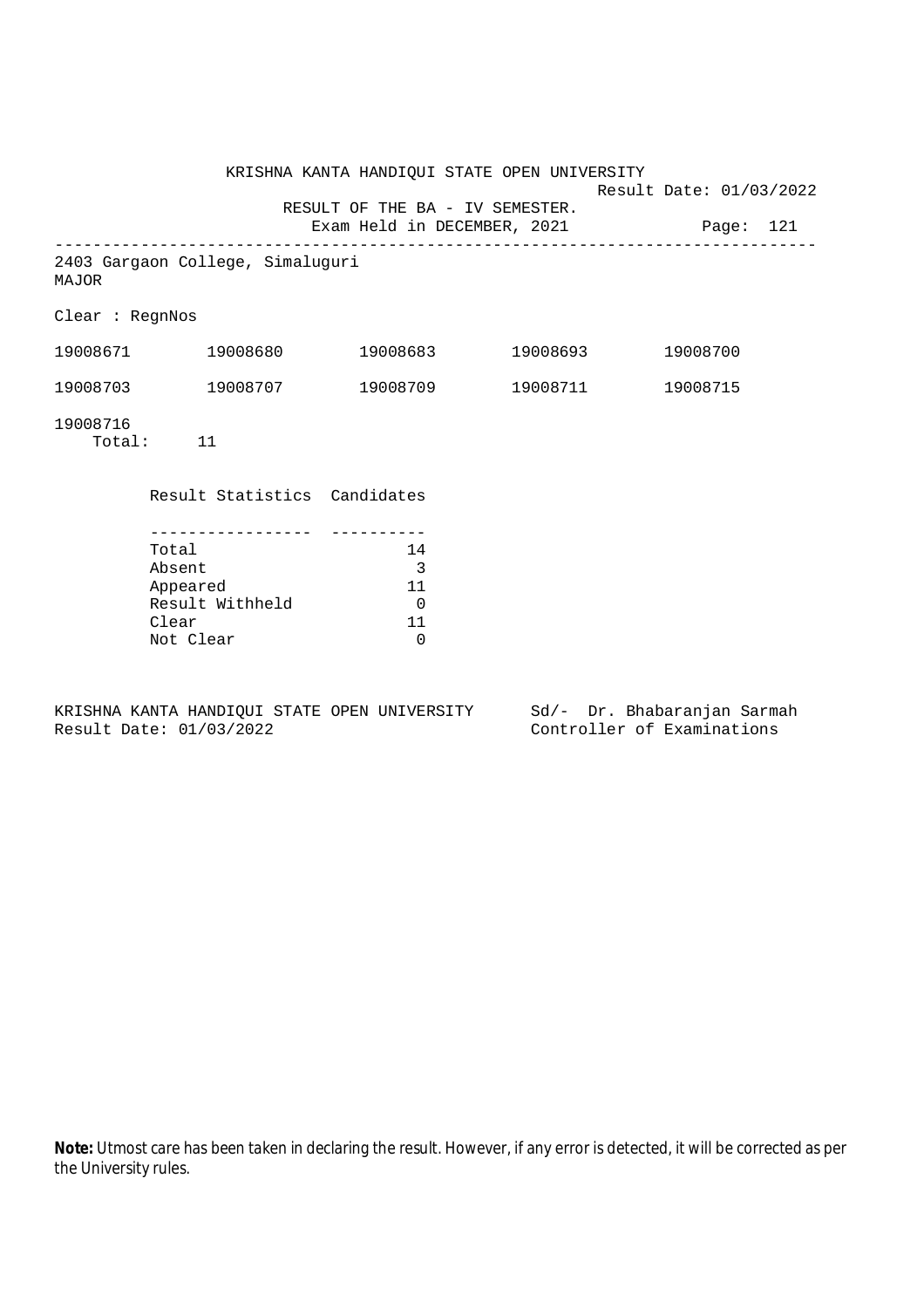KRISHNA KANTA HANDIQUI STATE OPEN UNIVERSITY

Result Date: 01/03/2022

RESULT OF THE BA - IV SEMESTER.

Exam Held in DECEMBER, 2021

Page: 121

---

2403 Gargaon College, Simaluguri

MAJOR

Clear : RegnNos

| | | | | |
|---|---|---|---|---|
| 19008671 | 19008680 | 19008683 | 19008693 | 19008700 |
| 19008703 | 19008707 | 19008709 | 19008711 | 19008715 |
| 19008716 | | | | |

Total: 11

| Result Statistics | Candidates |
|---|---|
| Total | 14 |
| Absent | 3 |
| Appeared | 11 |
| Result Withheld | 0 |
| Clear | 11 |
| Not Clear | 0 |

KRISHNA KANTA HANDIQUI STATE OPEN UNIVERSITY

Result Date: 01/03/2022

Sd/- Dr. Bhabaranjan Sarmah

Controller of Examinations

**Note:** Utmost care has been taken in declaring the result. However, if any error is detected, it will be corrected as per the University rules.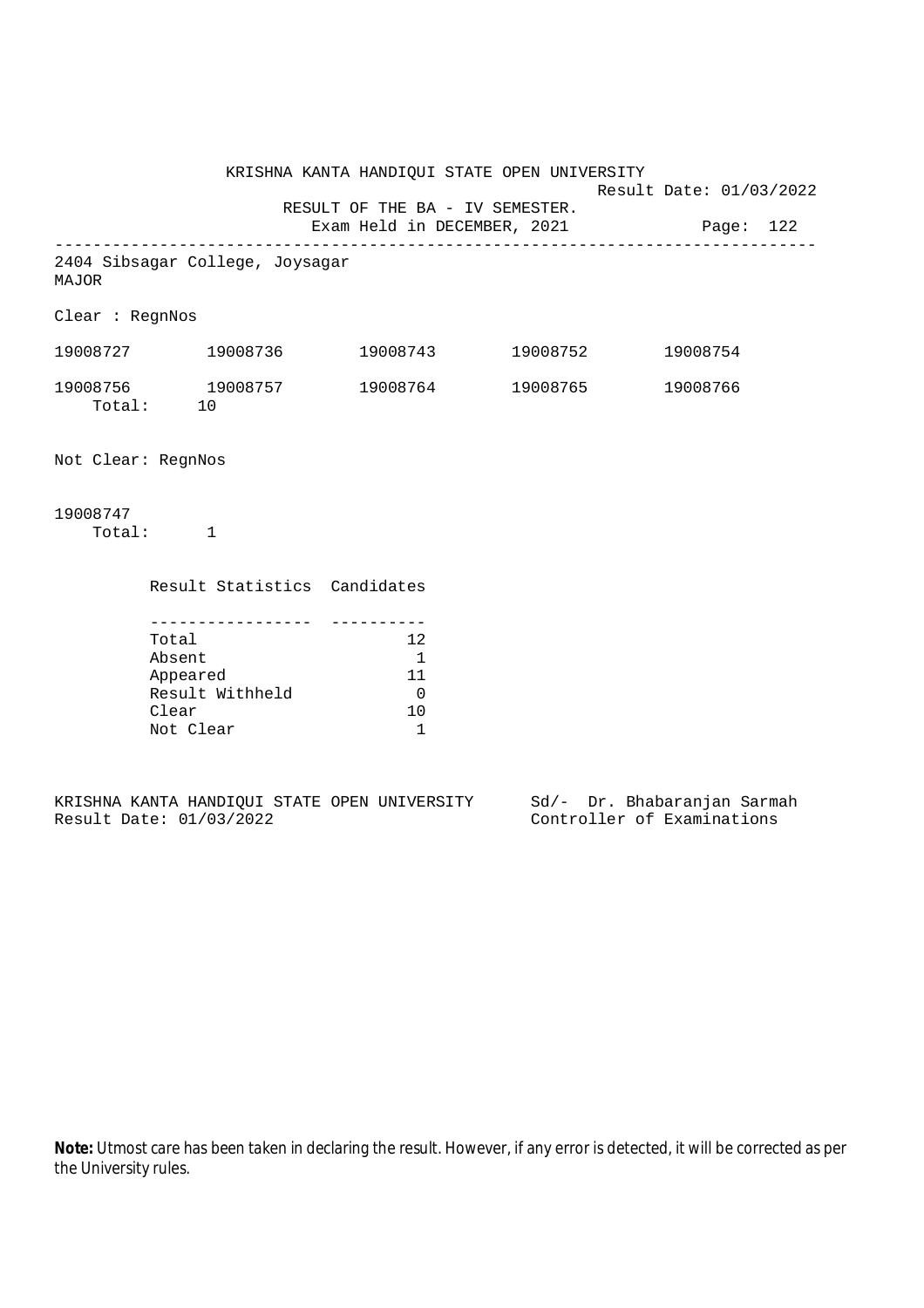KRISHNA KANTA HANDIQUI STATE OPEN UNIVERSITY

Result Date: 01/03/2022

RESULT OF THE BA - IV SEMESTER.

Exam Held in DECEMBER, 2021

---

2404 Sibsagar College, Joysagar
MAJOR

Clear : RegnNos

| | | | | |
|---|---|---|---|---|
| 19008727 | 19008736 | 19008743 | 19008752 | 19008754 |
| 19008756 | 19008757 | 19008764 | 19008765 | 19008766 |

Total: 10

Not Clear: RegnNos

19008747

Total: 1

| Result Statistics | Candidates |
|---|---|
| Total | 12 |
| Absent | 1 |
| Appeared | 11 |
| Result Withheld | 0 |
| Clear | 10 |
| Not Clear | 1 |

KRISHNA KANTA HANDIQUI STATE OPEN UNIVERSITY
Result Date: 01/03/2022

Sd/- Dr. Bhabaranjan Sarmah
Controller of Examinations

**Note:** Utmost care has been taken in declaring the result. However, if any error is detected, it will be corrected as per the University rules.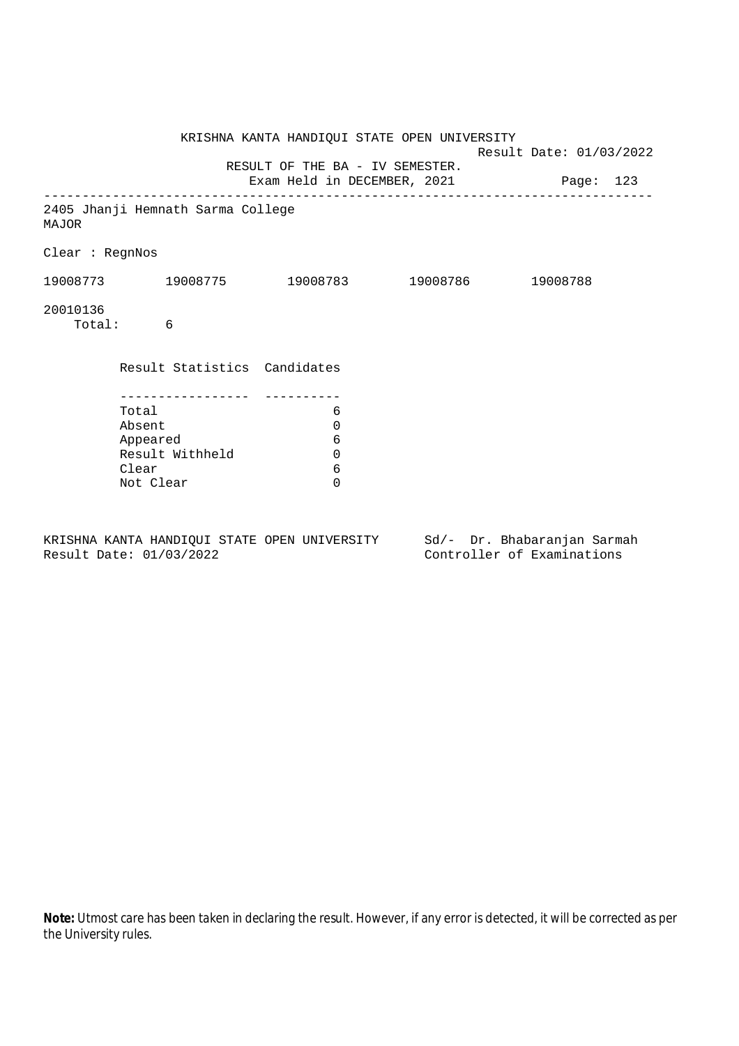KRISHNA KANTA HANDIQUI STATE OPEN UNIVERSITY

Result Date: 01/03/2022

RESULT OF THE BA - IV SEMESTER.

Exam Held in DECEMBER, 2021

---

2405 Jhanji Hemnath Sarma College

MAJOR

Clear : RegnNos

19008773 19008775 19008783 19008786 19008788

20010136

Total: 6

| Result Statistics | Candidates |
|---|---|
| Total | 6 |
| Absent | 0 |
| Appeared | 6 |
| Result Withheld | 0 |
| Clear | 6 |
| Not Clear | 0 |

KRISHNA KANTA HANDIQUI STATE OPEN UNIVERSITY
Result Date: 01/03/2022

Sd/- Dr. Bhabaranjan Sarmah
Controller of Examinations

**Note:** Utmost care has been taken in declaring the result. However, if any error is detected, it will be corrected as per the University rules.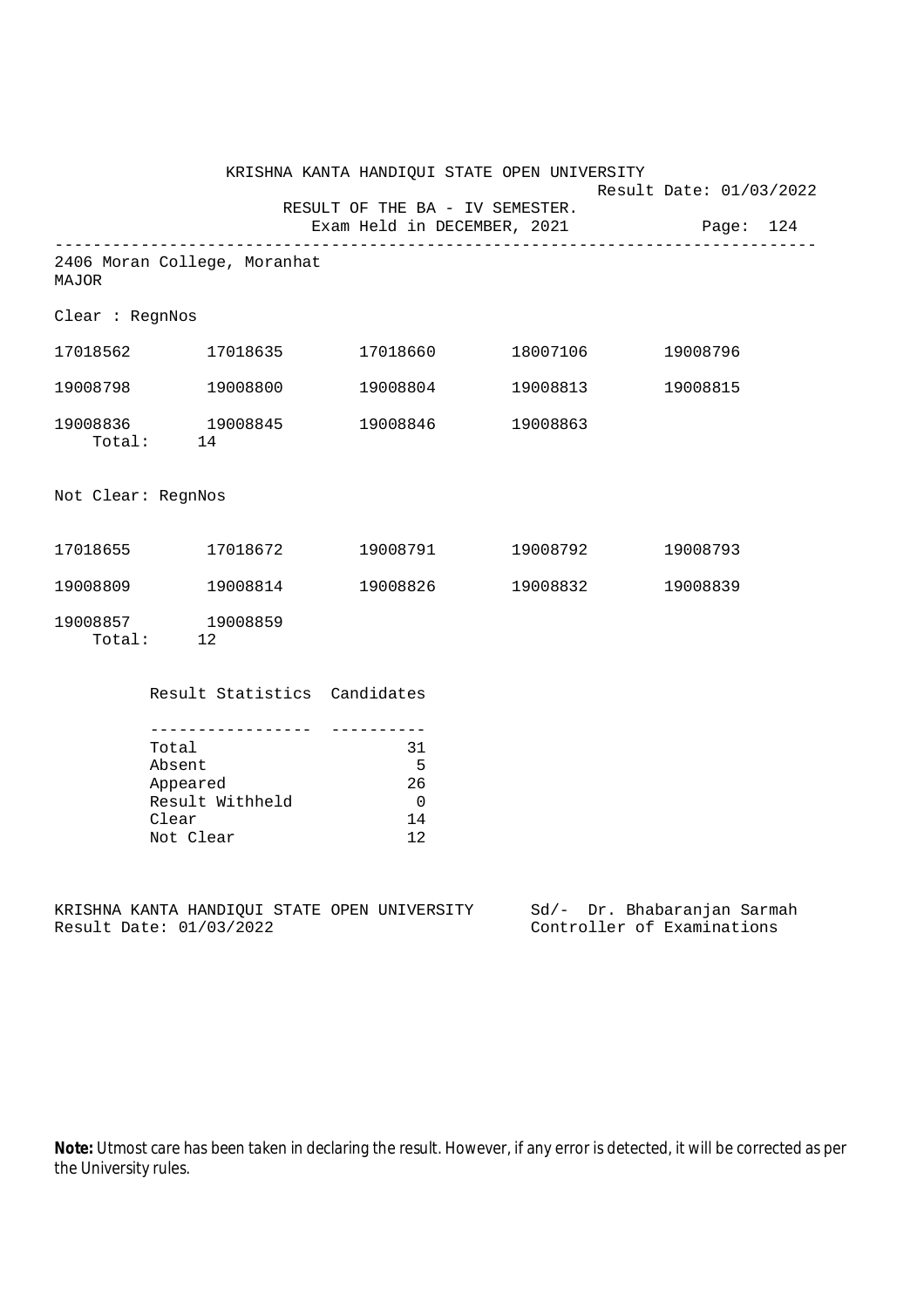KRISHNA KANTA HANDIQUI STATE OPEN UNIVERSITY

Result Date: 01/03/2022

RESULT OF THE BA - IV SEMESTER.

Exam Held in DECEMBER, 2021

Page: 124

---

2406 Moran College, Moranhat

MAJOR

Clear : RegnNos

| | | | | |
|---|---|---|---|---|
| 17018562 | 17018635 | 17018660 | 18007106 | 19008796 |
| 19008798 | 19008800 | 19008804 | 19008813 | 19008815 |
| 19008836 | 19008845 | 19008846 | 19008863 | |

Total: 14

Not Clear: RegnNos

| | | | | |
|---|---|---|---|---|
| 17018655 | 17018672 | 19008791 | 19008792 | 19008793 |
| 19008809 | 19008814 | 19008826 | 19008832 | 19008839 |
| 19008857 | 19008859 | | | |

Total: 12

| Result Statistics | Candidates |
|---|---|
| Total | 31 |
| Absent | 5 |
| Appeared | 26 |
| Result Withheld | 0 |
| Clear | 14 |
| Not Clear | 12 |

KRISHNA KANTA HANDIQUI STATE OPEN UNIVERSITY
Result Date: 01/03/2022

Sd/- Dr. Bhabaranjan Sarmah
Controller of Examinations

**Note:** Utmost care has been taken in declaring the result. However, if any error is detected, it will be corrected as per the University rules.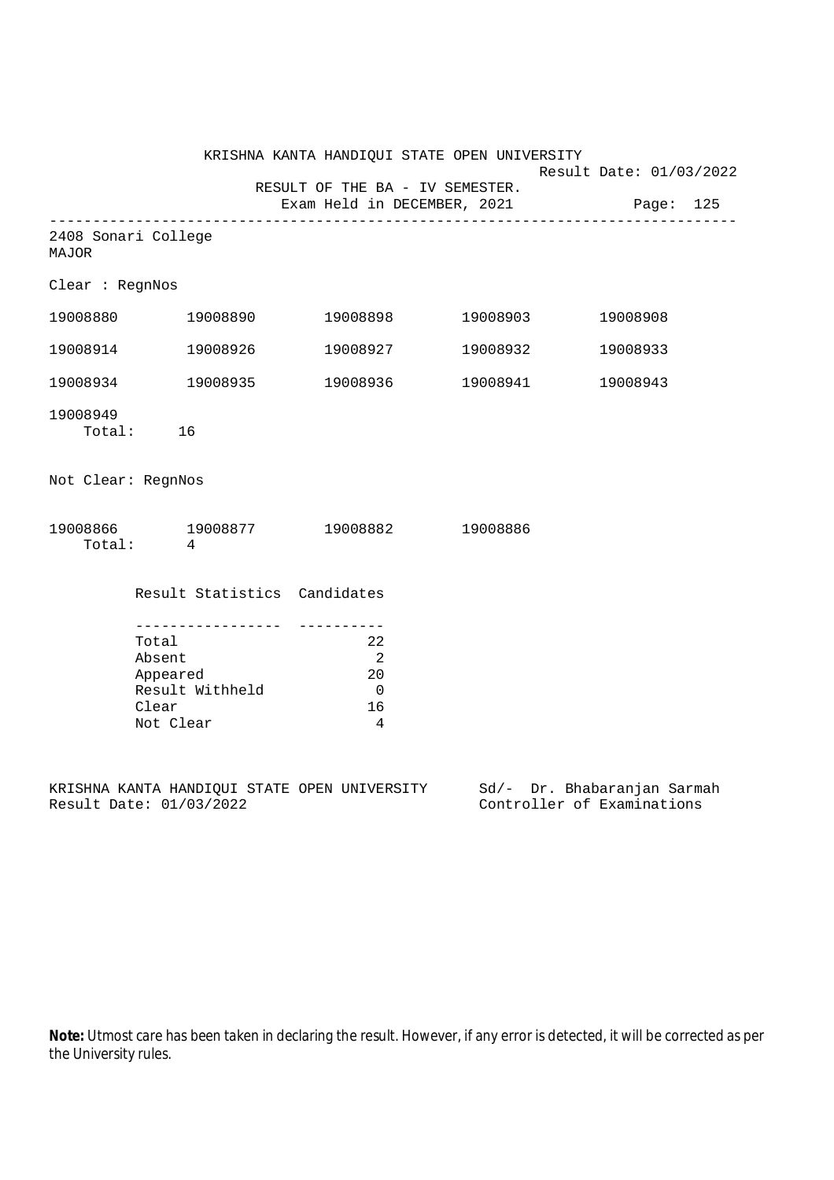KRISHNA KANTA HANDIQUI STATE OPEN UNIVERSITY

Result Date: 01/03/2022

RESULT OF THE BA - IV SEMESTER.

Exam Held in DECEMBER, 2021

---

2408 Sonari College
MAJOR

Clear : RegnNos

| | | | | |
|---|---|---|---|---|
| 19008880 | 19008890 | 19008898 | 19008903 | 19008908 |
| 19008914 | 19008926 | 19008927 | 19008932 | 19008933 |
| 19008934 | 19008935 | 19008936 | 19008941 | 19008943 |
| 19008949 | | | | |

Total: 16

Not Clear: RegnNos

| | | | |
|---|---|---|---|
| 19008866 | 19008877 | 19008882 | 19008886 |

Total: 4

| Result Statistics | Candidates |
|---|---|
| Total | 22 |
| Absent | 2 |
| Appeared | 20 |
| Result Withheld | 0 |
| Clear | 16 |
| Not Clear | 4 |

KRISHNA KANTA HANDIQUI STATE OPEN UNIVERSITY
Result Date: 01/03/2022

Sd/- Dr. Bhabaranjan Sarmah
Controller of Examinations

**Note:** Utmost care has been taken in declaring the result. However, if any error is detected, it will be corrected as per the University rules.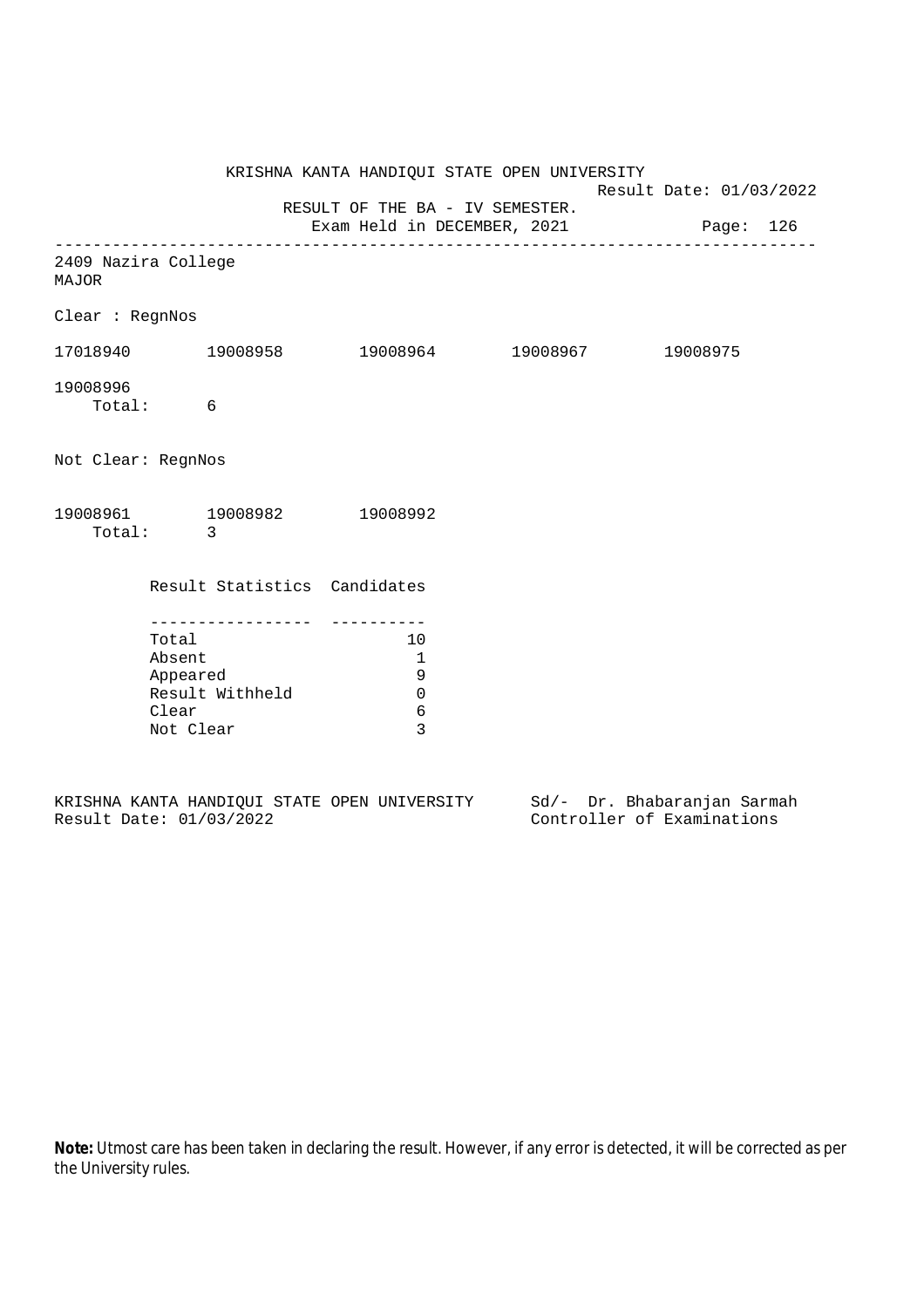KRISHNA KANTA HANDIQUI STATE OPEN UNIVERSITY

Result Date: 01/03/2022

RESULT OF THE BA - IV SEMESTER.

Exam Held in DECEMBER, 2021

---

2409 Nazira College
MAJOR

Clear : RegnNos

17018940 19008958 19008964 19008967 19008975

19008996

Total: 6

Not Clear: RegnNos

19008961 19008982 19008992

Total: 3

| Result Statistics | Candidates |
|---|---|
| Total | 10 |
| Absent | 1 |
| Appeared | 9 |
| Result Withheld | 0 |
| Clear | 6 |
| Not Clear | 3 |

KRISHNA KANTA HANDIQUI STATE OPEN UNIVERSITY
Result Date: 01/03/2022

Sd/- Dr. Bhabaranjan Sarmah
Controller of Examinations

**Note:** Utmost care has been taken in declaring the result. However, if any error is detected, it will be corrected as per the University rules.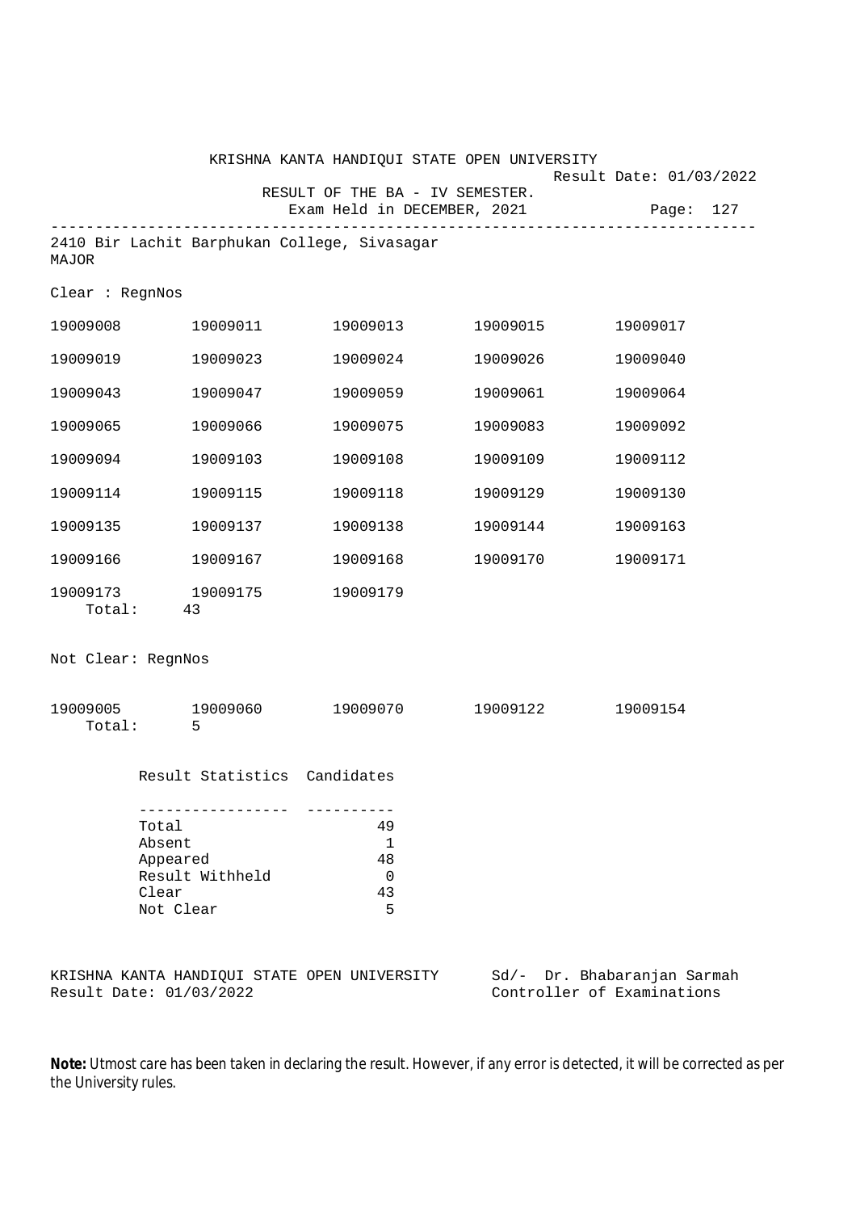KRISHNA KANTA HANDIQUI STATE OPEN UNIVERSITY

Result Date: 01/03/2022

RESULT OF THE BA - IV SEMESTER.

Exam Held in DECEMBER, 2021

Page: 127

---

2410 Bir Lachit Barphukan College, Sivasagar
MAJOR

Clear : RegnNos

| | | | | |
|---|---|---|---|---|
| 19009008 | 19009011 | 19009013 | 19009015 | 19009017 |
| 19009019 | 19009023 | 19009024 | 19009026 | 19009040 |
| 19009043 | 19009047 | 19009059 | 19009061 | 19009064 |
| 19009065 | 19009066 | 19009075 | 19009083 | 19009092 |
| 19009094 | 19009103 | 19009108 | 19009109 | 19009112 |
| 19009114 | 19009115 | 19009118 | 19009129 | 19009130 |
| 19009135 | 19009137 | 19009138 | 19009144 | 19009163 |
| 19009166 | 19009167 | 19009168 | 19009170 | 19009171 |
| 19009173 | 19009175 | 19009179 | | |

Total: 43

Not Clear: RegnNos

| | | | | |
|---|---|---|---|---|
| 19009005 | 19009060 | 19009070 | 19009122 | 19009154 |

Total: 5

| Result Statistics | Candidates |
|---|---|
| Total | 49 |
| Absent | 1 |
| Appeared | 48 |
| Result Withheld | 0 |
| Clear | 43 |
| Not Clear | 5 |

KRISHNA KANTA HANDIQUI STATE OPEN UNIVERSITY
Result Date: 01/03/2022

Sd/- Dr. Bhabaranjan Sarmah
Controller of Examinations

**Note:** Utmost care has been taken in declaring the result. However, if any error is detected, it will be corrected as per the University rules.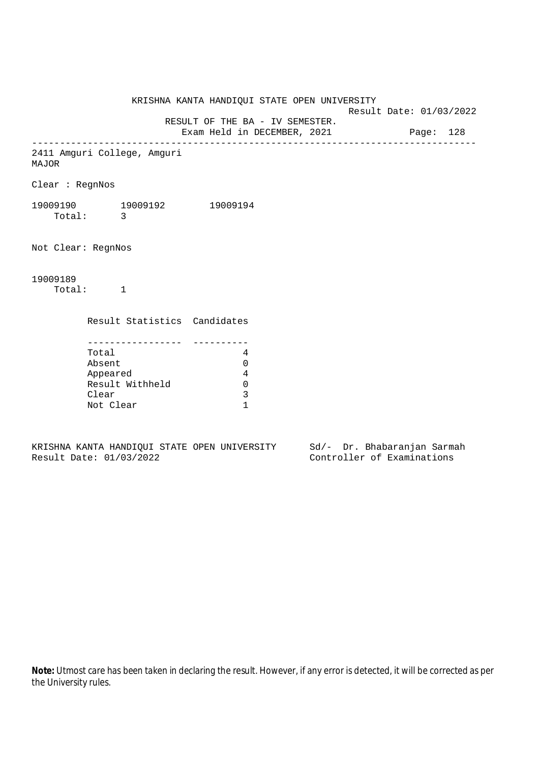KRISHNA KANTA HANDIQUI STATE OPEN UNIVERSITY

Result Date: 01/03/2022

RESULT OF THE BA - IV SEMESTER.

Exam Held in DECEMBER, 2021

---

2411 Amguri College, Amguri

MAJOR

Clear : RegnNos

19009190 19009192 19009194

Total: 3

Not Clear: RegnNos

19009189

Total: 1

| Result Statistics | Candidates |
|---|---|
| Total | 4 |
| Absent | 0 |
| Appeared | 4 |
| Result Withheld | 0 |
| Clear | 3 |
| Not Clear | 1 |

KRISHNA KANTA HANDIQUI STATE OPEN UNIVERSITY Sd/- Dr. Bhabaranjan Sarmah

Result Date: 01/03/2022 Controller of Examinations

**Note:** Utmost care has been taken in declaring the result. However, if any error is detected, it will be corrected as per the University rules.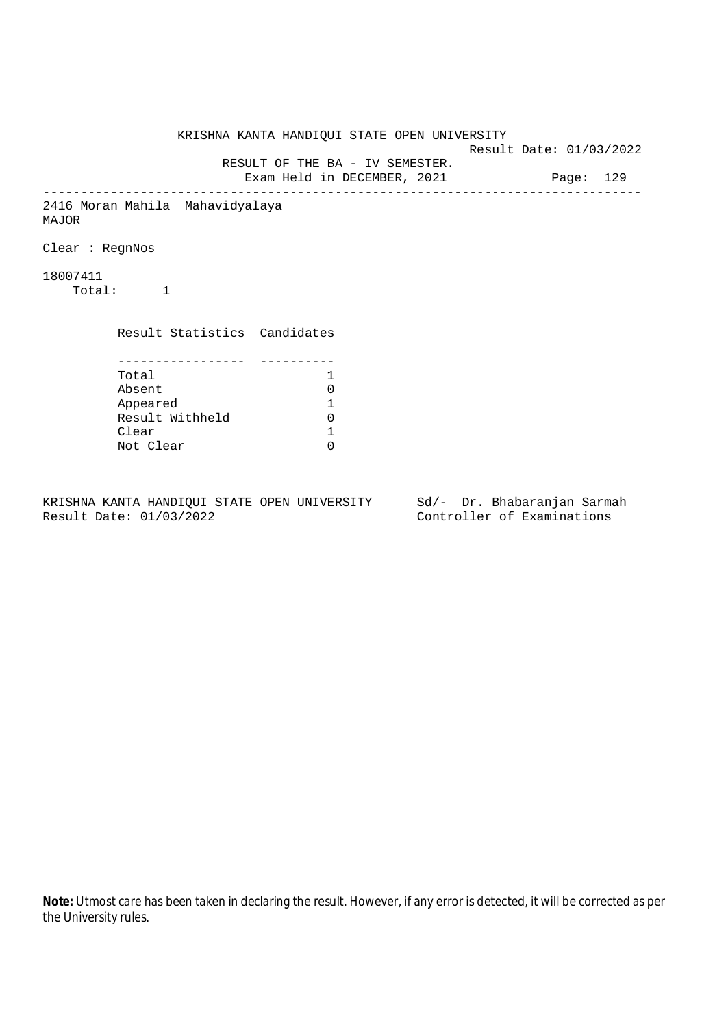KRISHNA KANTA HANDIQUI STATE OPEN UNIVERSITY

Result Date: 01/03/2022

RESULT OF THE BA - IV SEMESTER.

Exam Held in DECEMBER, 2021

---

2416 Moran Mahila Mahavidyalaya

MAJOR

Clear : RegnNos

18007411

Total: 1

| Result Statistics | Candidates |
|---|---|
| Total | 1 |
| Absent | 0 |
| Appeared | 1 |
| Result Withheld | 0 |
| Clear | 1 |
| Not Clear | 0 |

KRISHNA KANTA HANDIQUI STATE OPEN UNIVERSITY
Result Date: 01/03/2022

Sd/- Dr. Bhabaranjan Sarmah
Controller of Examinations

**Note:** Utmost care has been taken in declaring the result. However, if any error is detected, it will be corrected as per the University rules.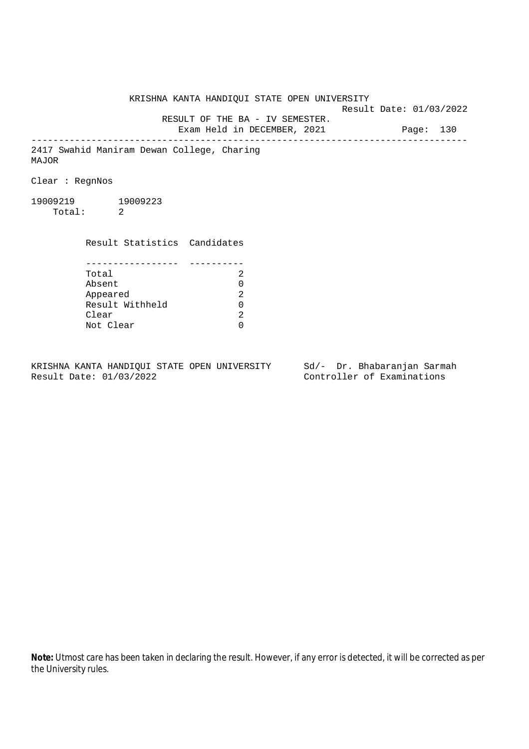KRISHNA KANTA HANDIQUI STATE OPEN UNIVERSITY

Result Date: 01/03/2022

RESULT OF THE BA - IV SEMESTER.

Exam Held in DECEMBER, 2021

---

2417 Swahid Maniram Dewan College, Charing

MAJOR

Clear : RegnNos

19009219 19009223

Total: 2

| Result Statistics | Candidates |
|---|---|
| Total | 2 |
| Absent | 0 |
| Appeared | 2 |
| Result Withheld | 0 |
| Clear | 2 |
| Not Clear | 0 |

KRISHNA KANTA HANDIQUI STATE OPEN UNIVERSITY

Result Date: 01/03/2022

Sd/- Dr. Bhabaranjan Sarmah

Controller of Examinations

**Note:** Utmost care has been taken in declaring the result. However, if any error is detected, it will be corrected as per the University rules.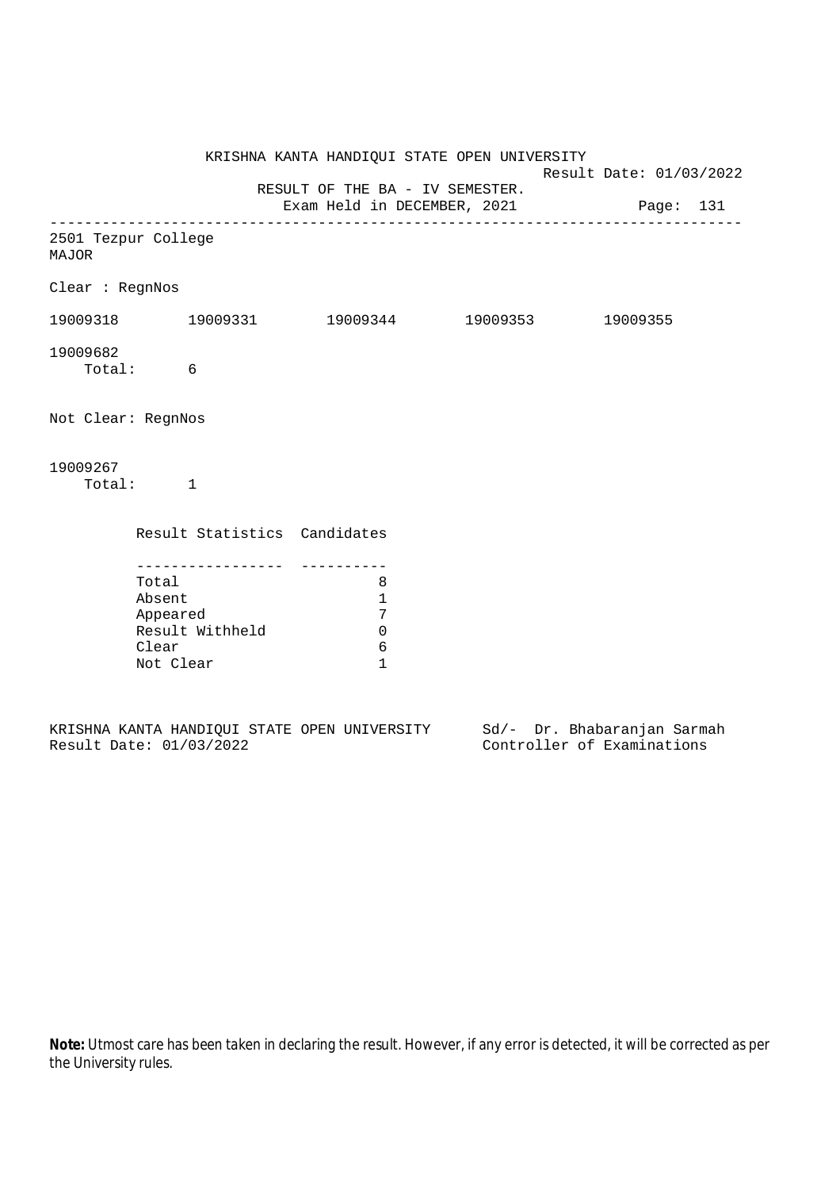KRISHNA KANTA HANDIQUI STATE OPEN UNIVERSITY

Result Date: 01/03/2022

RESULT OF THE BA - IV SEMESTER.

Exam Held in DECEMBER, 2021

---

2501 Tezpur College
MAJOR

Clear : RegnNos

19009318 19009331 19009344 19009353 19009355

19009682

Total: 6

Not Clear: RegnNos

19009267

Total: 1

| Result Statistics | Candidates |
|---|---|
| Total | 8 |
| Absent | 1 |
| Appeared | 7 |
| Result Withheld | 0 |
| Clear | 6 |
| Not Clear | 1 |

KRISHNA KANTA HANDIQUI STATE OPEN UNIVERSITY
Result Date: 01/03/2022

Sd/- Dr. Bhabaranjan Sarmah
Controller of Examinations

**Note:** Utmost care has been taken in declaring the result. However, if any error is detected, it will be corrected as per the University rules.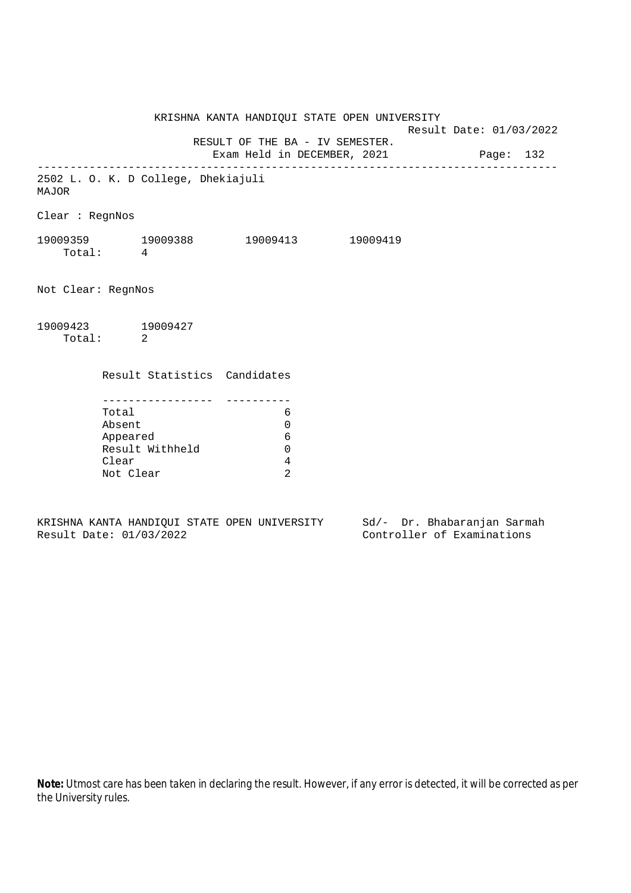KRISHNA KANTA HANDIQUI STATE OPEN UNIVERSITY

Result Date: 01/03/2022

RESULT OF THE BA - IV SEMESTER.

Exam Held in DECEMBER, 2021

---

2502 L. O. K. D College, Dhekiajuli

MAJOR

Clear : RegnNos

19009359 19009388 19009413 19009419

Total: 4

Not Clear: RegnNos

19009423 19009427

Total: 2

| Result Statistics | Candidates |
|---|---|
| Total | 6 |
| Absent | 0 |
| Appeared | 6 |
| Result Withheld | 0 |
| Clear | 4 |
| Not Clear | 2 |

KRISHNA KANTA HANDIQUI STATE OPEN UNIVERSITY

Result Date: 01/03/2022

Sd/- Dr. Bhabaranjan Sarmah

Controller of Examinations

**Note:** Utmost care has been taken in declaring the result. However, if any error is detected, it will be corrected as per the University rules.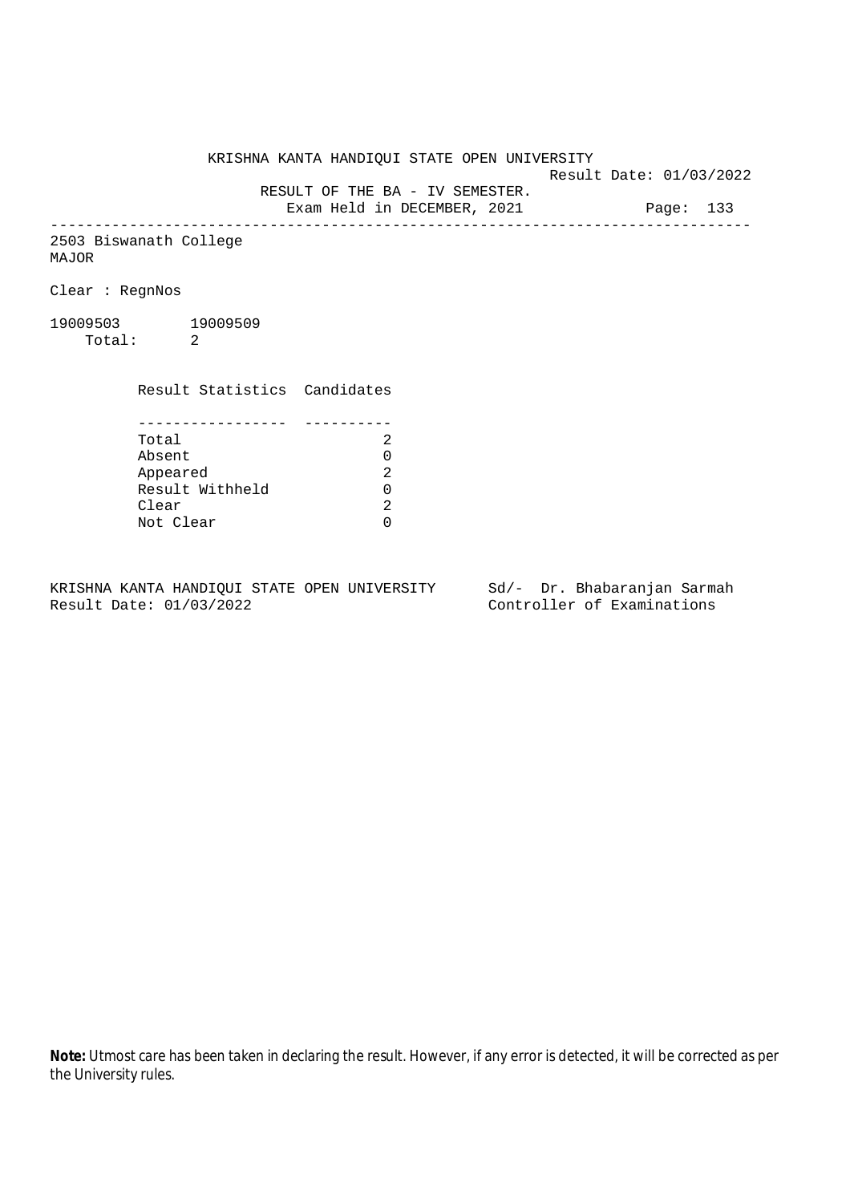KRISHNA KANTA HANDIQUI STATE OPEN UNIVERSITY

Result Date: 01/03/2022

RESULT OF THE BA - IV SEMESTER.

Exam Held in DECEMBER, 2021

2503 Biswanath College

MAJOR

Clear : RegnNos

19009503 19009509

Total: 2

| Result Statistics | Candidates |
|---|---|
| Total | 2 |
| Absent | 0 |
| Appeared | 2 |
| Result Withheld | 0 |
| Clear | 2 |
| Not Clear | 0 |

KRISHNA KANTA HANDIQUI STATE OPEN UNIVERSITY
Result Date: 01/03/2022

Sd/- Dr. Bhabaranjan Sarmah
Controller of Examinations

**Note:** Utmost care has been taken in declaring the result. However, if any error is detected, it will be corrected as per the University rules.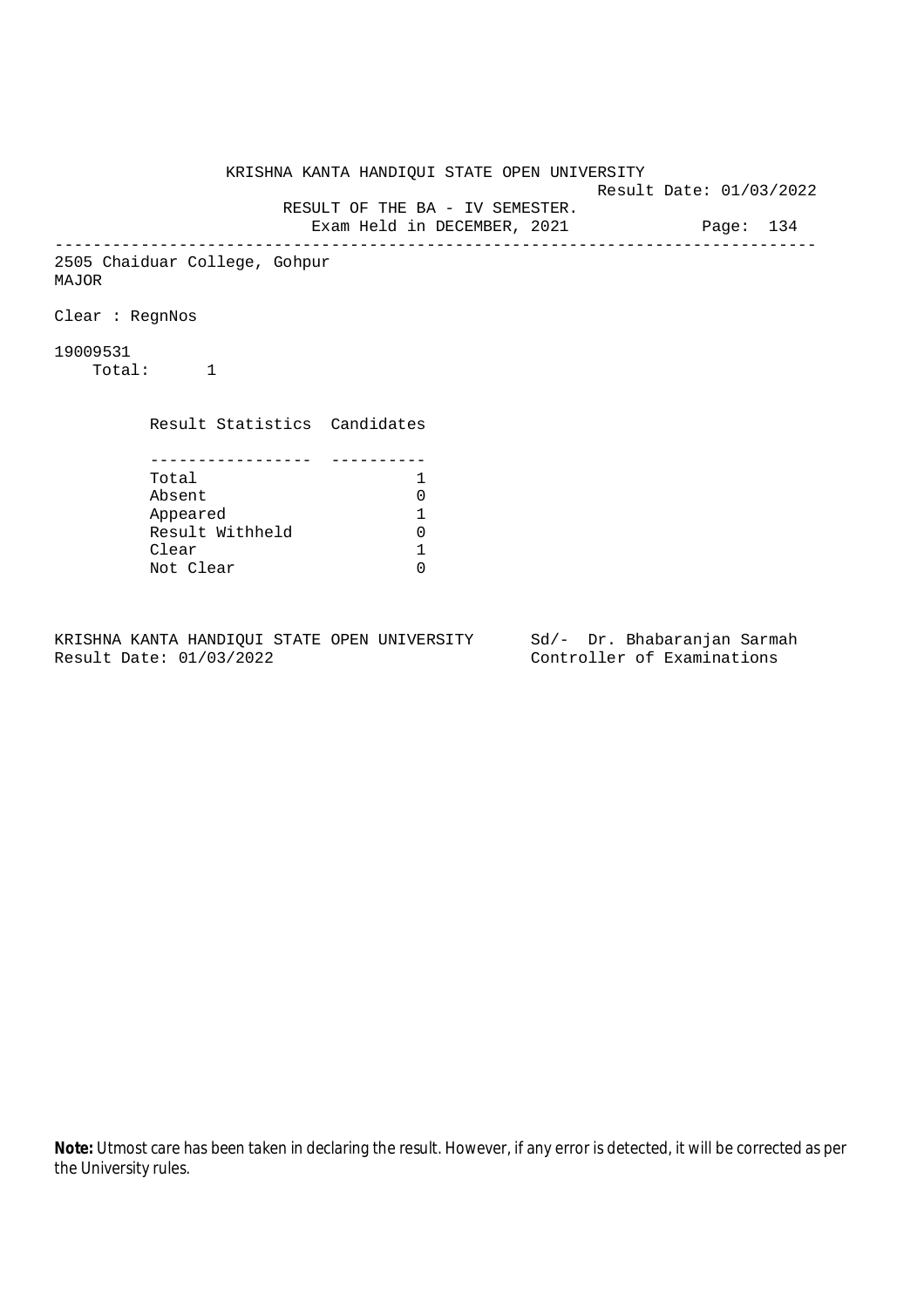KRISHNA KANTA HANDIQUI STATE OPEN UNIVERSITY

Result Date: 01/03/2022

RESULT OF THE BA - IV SEMESTER.

Exam Held in DECEMBER, 2021

Page: 134

---

2505 Chaiduar College, Gohpur

MAJOR

Clear : RegnNos

19009531

Total: 1

| Result Statistics | Candidates |
|---|---|
| Total | 1 |
| Absent | 0 |
| Appeared | 1 |
| Result Withheld | 0 |
| Clear | 1 |
| Not Clear | 0 |

KRISHNA KANTA HANDIQUI STATE OPEN UNIVERSITY
Result Date: 01/03/2022

Sd/- Dr. Bhabaranjan Sarmah
Controller of Examinations

**Note:** Utmost care has been taken in declaring the result. However, if any error is detected, it will be corrected as per the University rules.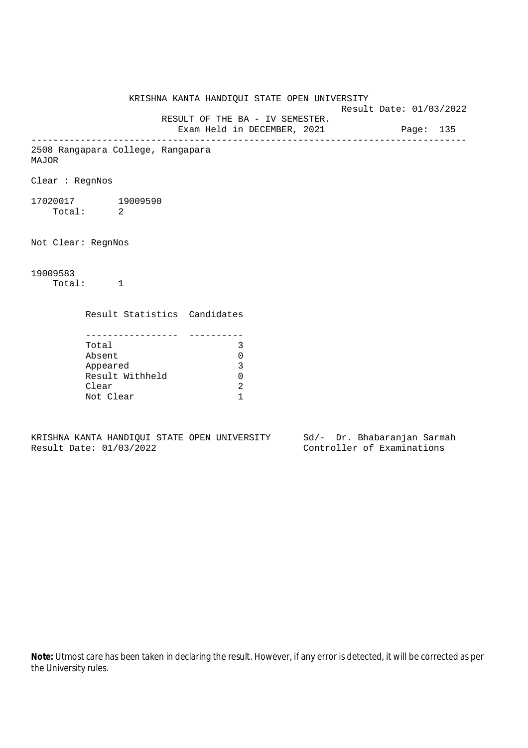KRISHNA KANTA HANDIQUI STATE OPEN UNIVERSITY

Result Date: 01/03/2022

RESULT OF THE BA - IV SEMESTER.

Exam Held in DECEMBER, 2021

---

2508 Rangapara College, Rangapara

MAJOR

Clear : RegnNos

17020017 19009590

Total: 2

Not Clear: RegnNos

19009583

Total: 1

| Result Statistics | Candidates |
|---|---|
| Total | 3 |
| Absent | 0 |
| Appeared | 3 |
| Result Withheld | 0 |
| Clear | 2 |
| Not Clear | 1 |

KRISHNA KANTA HANDIQUI STATE OPEN UNIVERSITY
Result Date: 01/03/2022

Sd/- Dr. Bhabaranjan Sarmah
Controller of Examinations

**Note:** Utmost care has been taken in declaring the result. However, if any error is detected, it will be corrected as per the University rules.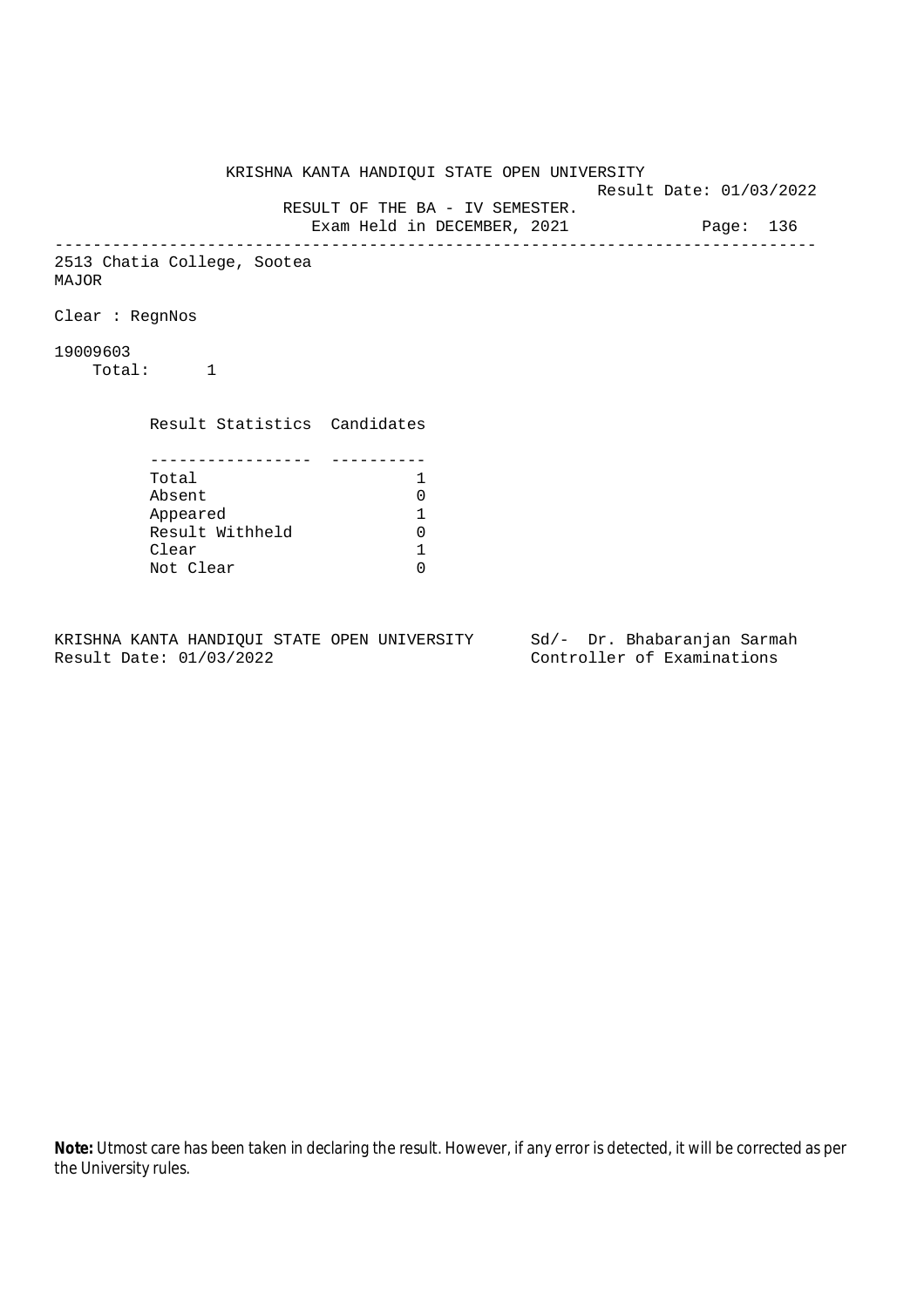KRISHNA KANTA HANDIQUI STATE OPEN UNIVERSITY

Result Date: 01/03/2022

RESULT OF THE BA - IV SEMESTER.

Exam Held in DECEMBER, 2021

---

2513 Chatia College, Sootea

MAJOR

Clear : RegnNos

19009603

Total: 1

| Result Statistics | Candidates |
|---|---|
| Total | 1 |
| Absent | 0 |
| Appeared | 1 |
| Result Withheld | 0 |
| Clear | 1 |
| Not Clear | 0 |

KRISHNA KANTA HANDIQUI STATE OPEN UNIVERSITY
Result Date: 01/03/2022

Sd/- Dr. Bhabaranjan Sarmah
Controller of Examinations

**Note:** Utmost care has been taken in declaring the result. However, if any error is detected, it will be corrected as per the University rules.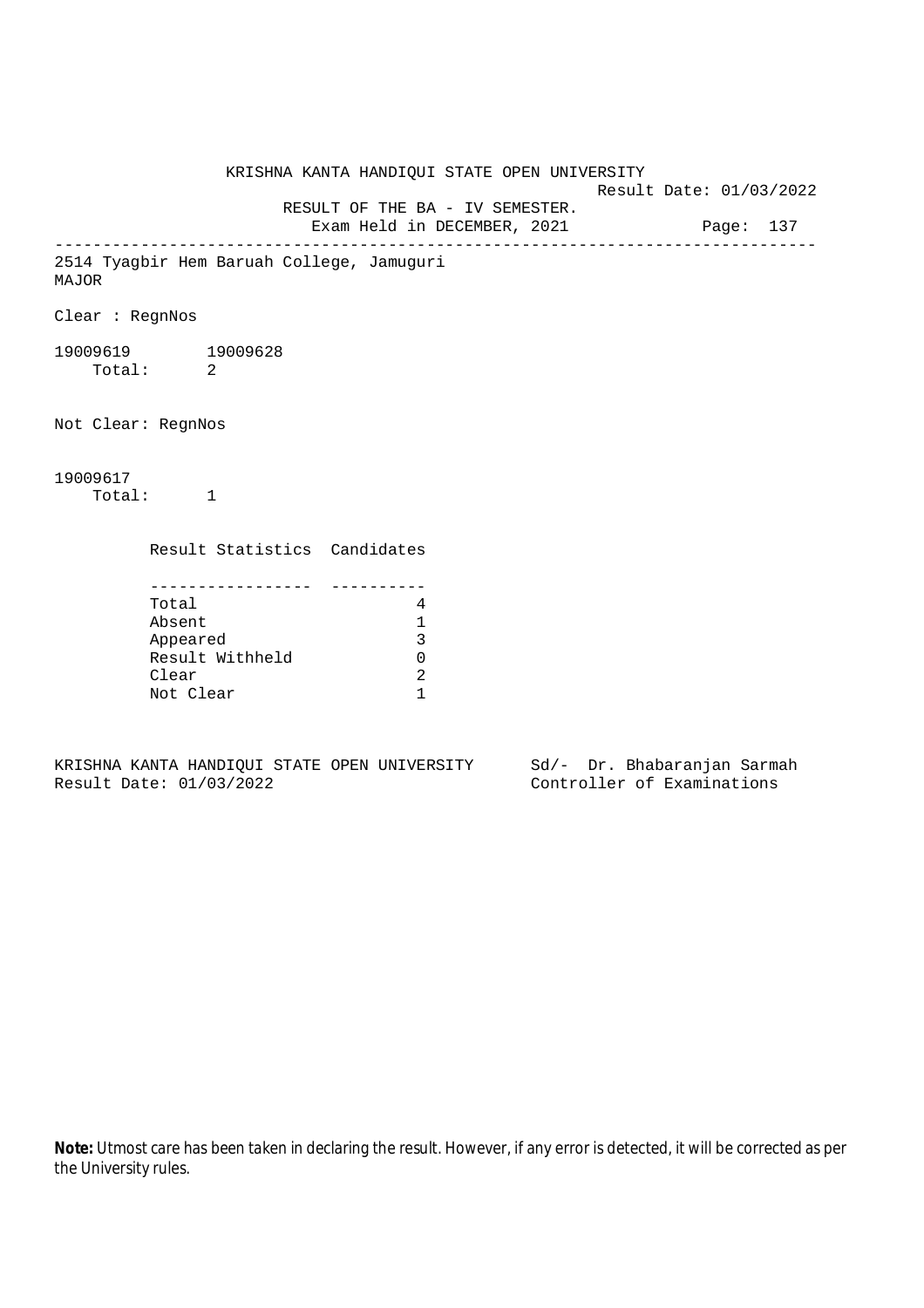KRISHNA KANTA HANDIQUI STATE OPEN UNIVERSITY

Result Date: 01/03/2022

RESULT OF THE BA - IV SEMESTER.

Exam Held in DECEMBER, 2021

---

2514 Tyagbir Hem Baruah College, Jamuguri

MAJOR

Clear : RegnNos

19009619 19009628

Total: 2

Not Clear: RegnNos

19009617

Total: 1

| Result Statistics | Candidates |
|---|---|
| Total | 4 |
| Absent | 1 |
| Appeared | 3 |
| Result Withheld | 0 |
| Clear | 2 |
| Not Clear | 1 |

KRISHNA KANTA HANDIQUI STATE OPEN UNIVERSITY    Sd/- Dr. Bhabaranjan Sarmah

Result Date: 01/03/2022    Controller of Examinations

**Note:** Utmost care has been taken in declaring the result. However, if any error is detected, it will be corrected as per the University rules.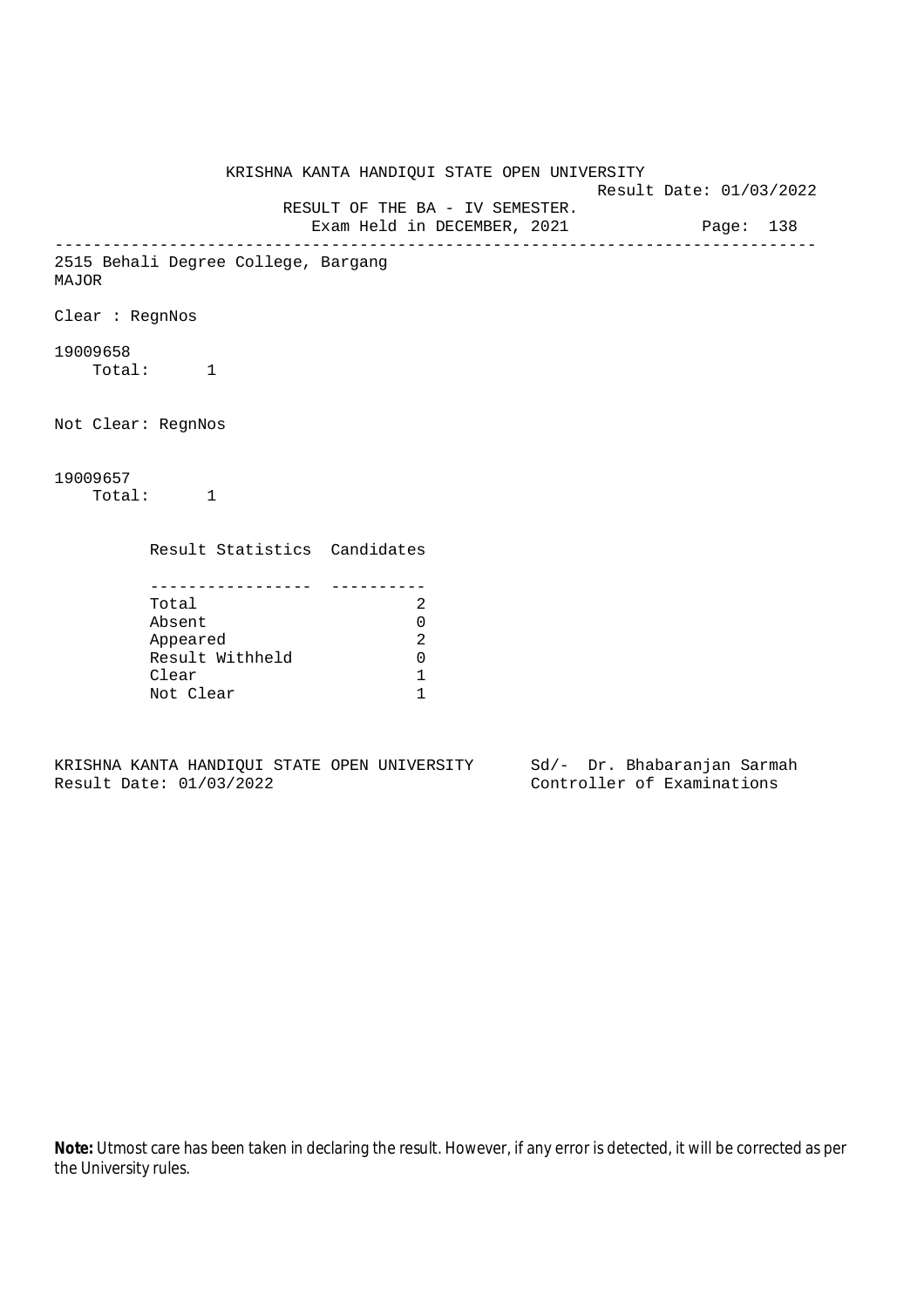KRISHNA KANTA HANDIQUI STATE OPEN UNIVERSITY

Result Date: 01/03/2022

RESULT OF THE BA - IV SEMESTER.

Exam Held in DECEMBER, 2021

---

2515 Behali Degree College, Bargang

MAJOR

Clear : RegnNos

19009658

Total: 1

Not Clear: RegnNos

19009657

Total: 1

| Result Statistics | Candidates |
|---|---|
| Total | 2 |
| Absent | 0 |
| Appeared | 2 |
| Result Withheld | 0 |
| Clear | 1 |
| Not Clear | 1 |

KRISHNA KANTA HANDIQUI STATE OPEN UNIVERSITY

Result Date: 01/03/2022

Sd/- Dr. Bhabaranjan Sarmah

Controller of Examinations

**Note:** Utmost care has been taken in declaring the result. However, if any error is detected, it will be corrected as per the University rules.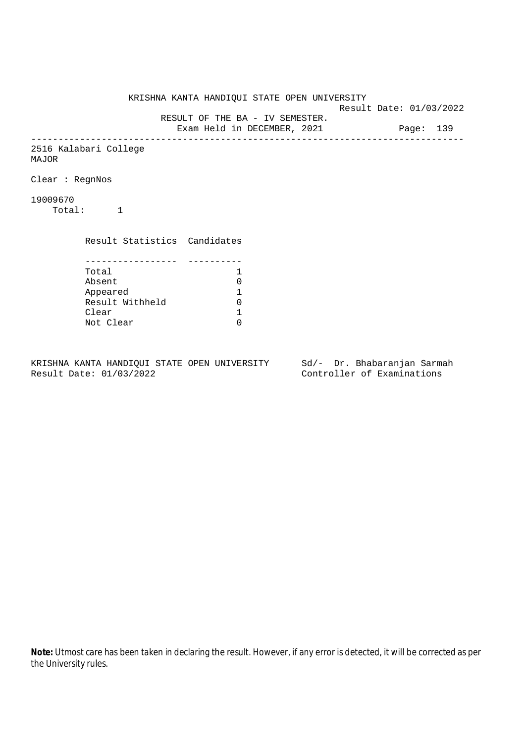KRISHNA KANTA HANDIQUI STATE OPEN UNIVERSITY

Result Date: 01/03/2022

RESULT OF THE BA - IV SEMESTER.

Exam Held in DECEMBER, 2021

Page: 139

---

2516 Kalabari College
MAJOR

Clear : RegnNos

19009670
Total: 1

| Result Statistics | Candidates |
|---|---|
| Total | 1 |
| Absent | 0 |
| Appeared | 1 |
| Result Withheld | 0 |
| Clear | 1 |
| Not Clear | 0 |

KRISHNA KANTA HANDIQUI STATE OPEN UNIVERSITY
Result Date: 01/03/2022

Sd/- Dr. Bhabaranjan Sarmah
Controller of Examinations

**Note:** Utmost care has been taken in declaring the result. However, if any error is detected, it will be corrected as per the University rules.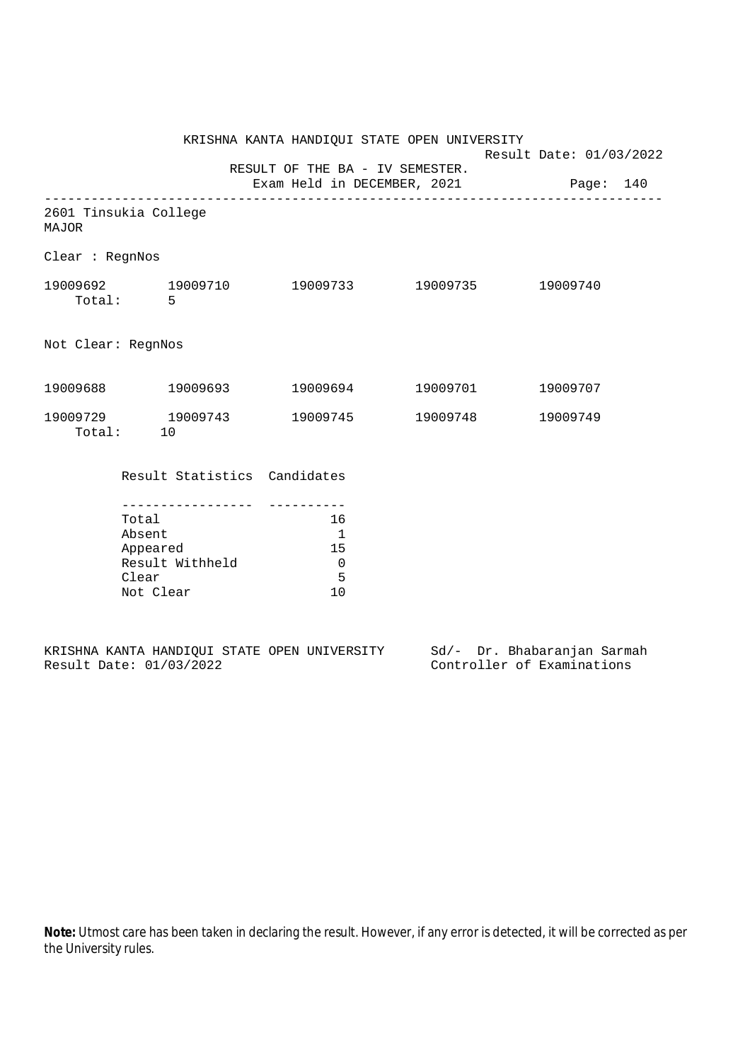KRISHNA KANTA HANDIQUI STATE OPEN UNIVERSITY

Result Date: 01/03/2022

RESULT OF THE BA - IV SEMESTER.

Exam Held in DECEMBER, 2021

---

2601 Tinsukia College

MAJOR

Clear : RegnNos

19009692 19009710 19009733 19009735 19009740

Total: 5

Not Clear: RegnNos

19009688 19009693 19009694 19009701 19009707

19009729 19009743 19009745 19009748 19009749

Total: 10

| Result Statistics | Candidates |
|---|---|
| Total | 16 |
| Absent | 1 |
| Appeared | 15 |
| Result Withheld | 0 |
| Clear | 5 |
| Not Clear | 10 |

KRISHNA KANTA HANDIQUI STATE OPEN UNIVERSITY
Result Date: 01/03/2022

Sd/- Dr. Bhabaranjan Sarmah
Controller of Examinations

**Note:** Utmost care has been taken in declaring the result. However, if any error is detected, it will be corrected as per the University rules.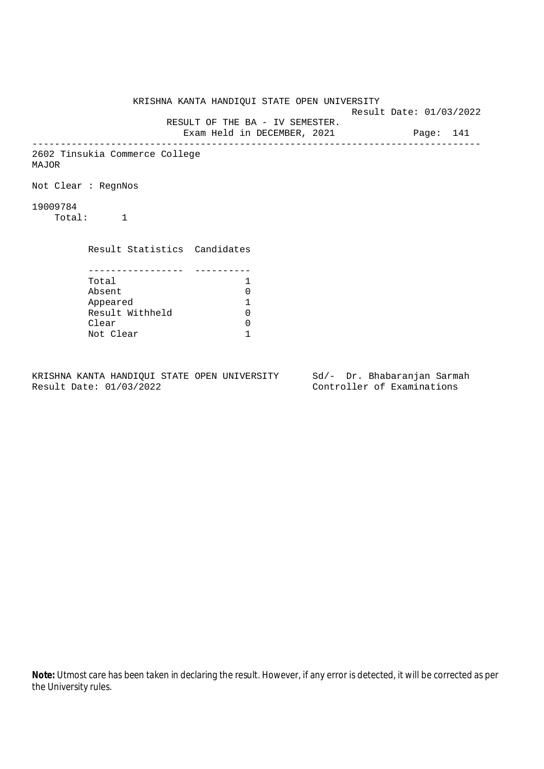KRISHNA KANTA HANDIQUI STATE OPEN UNIVERSITY

Result Date: 01/03/2022

RESULT OF THE BA - IV SEMESTER.

Exam Held in DECEMBER, 2021

Page: 141

---

2602 Tinsukia Commerce College

MAJOR

Not Clear : RegnNos

19009784

Total: 1

| Result Statistics | Candidates |
|---|---|
| Total | 1 |
| Absent | 0 |
| Appeared | 1 |
| Result Withheld | 0 |
| Clear | 0 |
| Not Clear | 1 |

KRISHNA KANTA HANDIQUI STATE OPEN UNIVERSITY
Result Date: 01/03/2022

Sd/- Dr. Bhabaranjan Sarmah
Controller of Examinations

**Note:** Utmost care has been taken in declaring the result. However, if any error is detected, it will be corrected as per the University rules.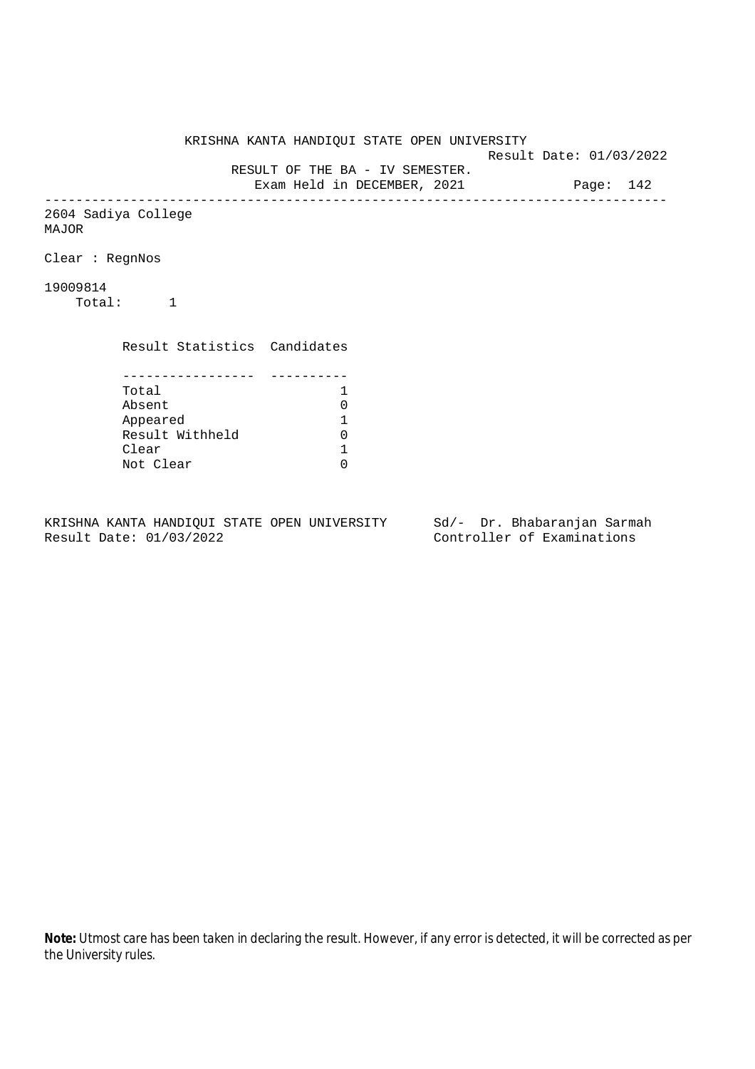KRISHNA KANTA HANDIQUI STATE OPEN UNIVERSITY

Result Date: 01/03/2022

RESULT OF THE BA - IV SEMESTER.

Exam Held in DECEMBER, 2021

---

2604 Sadiya College

MAJOR

Clear : RegnNos

19009814

Total: 1

| Result Statistics | Candidates |
|---|---|
| Total | 1 |
| Absent | 0 |
| Appeared | 1 |
| Result Withheld | 0 |
| Clear | 1 |
| Not Clear | 0 |

KRISHNA KANTA HANDIQUI STATE OPEN UNIVERSITY
Result Date: 01/03/2022

Sd/- Dr. Bhabaranjan Sarmah
Controller of Examinations

**Note:** Utmost care has been taken in declaring the result. However, if any error is detected, it will be corrected as per the University rules.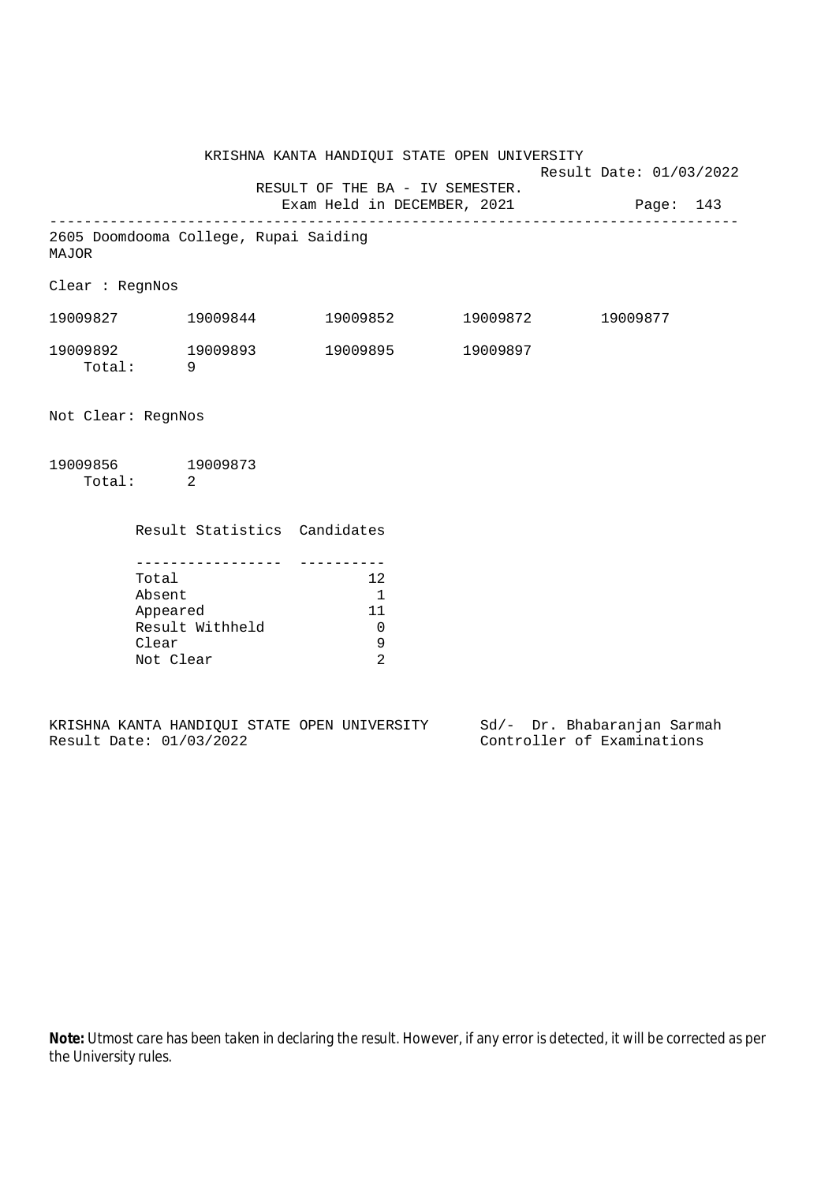KRISHNA KANTA HANDIQUI STATE OPEN UNIVERSITY

Result Date: 01/03/2022

RESULT OF THE BA - IV SEMESTER.

Exam Held in DECEMBER, 2021

Page: 143

---

2605 Doomdooma College, Rupai Saiding

MAJOR

Clear : RegnNos

| | | | | |
|---|---|---|---|---|
| 19009827 | 19009844 | 19009852 | 19009872 | 19009877 |
| 19009892 | 19009893 | 19009895 | 19009897 | |

Total: 9

Not Clear: RegnNos

| | |
|---|---|
| 19009856 | 19009873 |

Total: 2

| Result Statistics | Candidates |
|---|---|
| Total | 12 |
| Absent | 1 |
| Appeared | 11 |
| Result Withheld | 0 |
| Clear | 9 |
| Not Clear | 2 |

KRISHNA KANTA HANDIQUI STATE OPEN UNIVERSITY

Result Date: 01/03/2022

Sd/- Dr. Bhabaranjan Sarmah

Controller of Examinations

**Note:** Utmost care has been taken in declaring the result. However, if any error is detected, it will be corrected as per the University rules.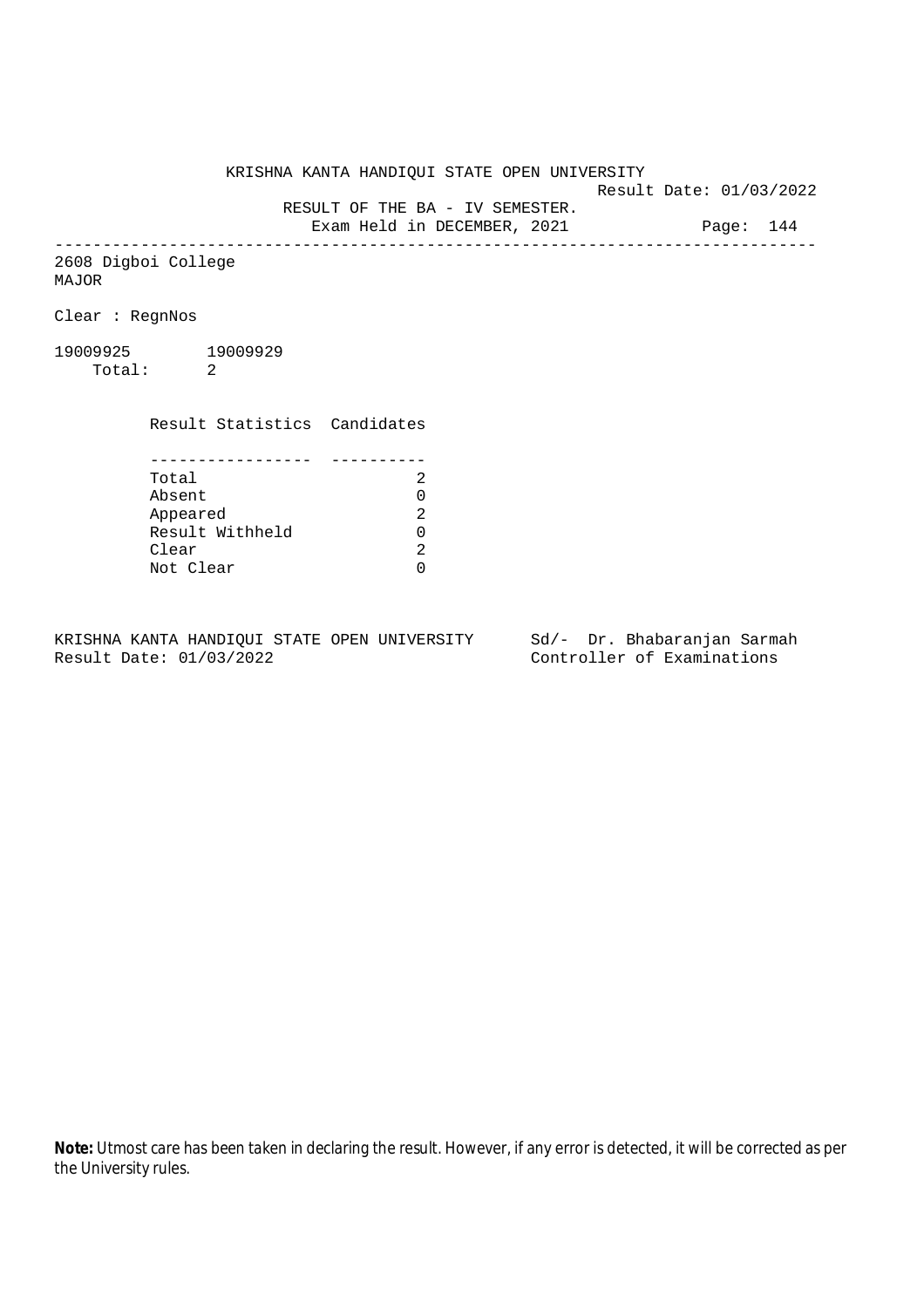KRISHNA KANTA HANDIQUI STATE OPEN UNIVERSITY

Result Date: 01/03/2022

RESULT OF THE BA - IV SEMESTER.

Exam Held in DECEMBER, 2021

---

2608 Digboi College
MAJOR

Clear : RegnNos

19009925 19009929
Total: 2

| Result Statistics | Candidates |
|---|---|
| Total | 2 |
| Absent | 0 |
| Appeared | 2 |
| Result Withheld | 0 |
| Clear | 2 |
| Not Clear | 0 |

KRISHNA KANTA HANDIQUI STATE OPEN UNIVERSITY
Result Date: 01/03/2022

Sd/- Dr. Bhabaranjan Sarmah
Controller of Examinations

**Note:** Utmost care has been taken in declaring the result. However, if any error is detected, it will be corrected as per the University rules.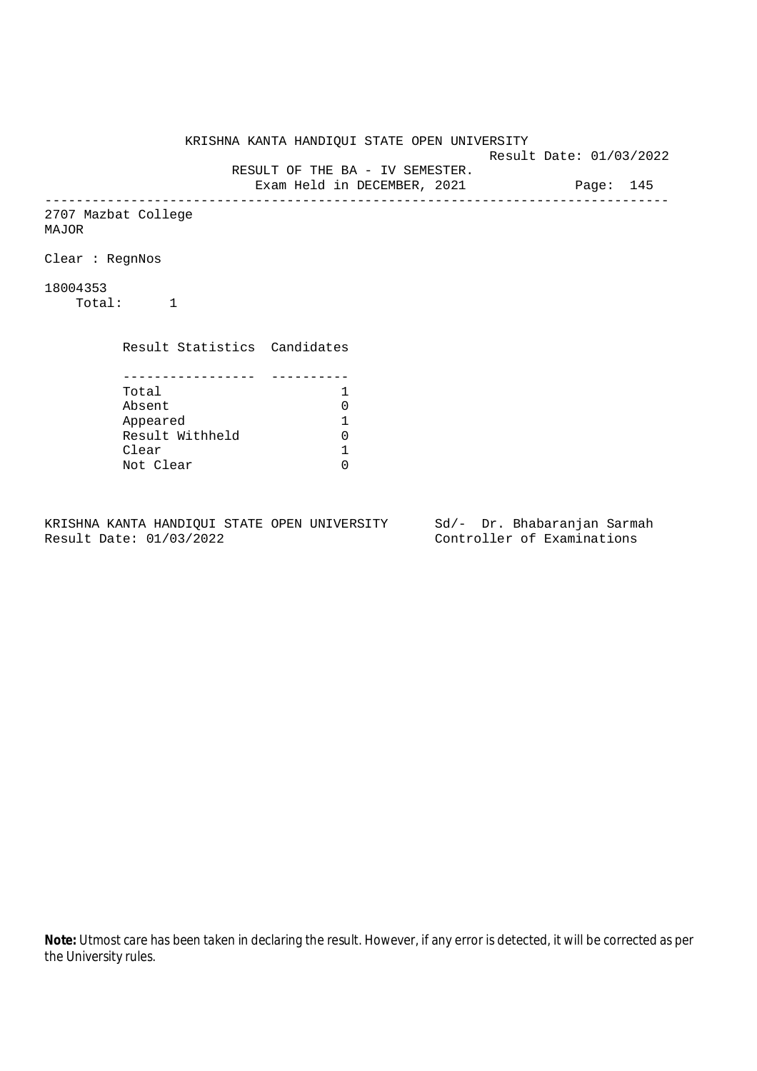KRISHNA KANTA HANDIQUI STATE OPEN UNIVERSITY

Result Date: 01/03/2022

RESULT OF THE BA - IV SEMESTER.

Exam Held in DECEMBER, 2021

---

2707 Mazbat College
MAJOR

Clear : RegnNos

18004353
Total: 1

| Result Statistics | Candidates |
|---|---|
| Total | 1 |
| Absent | 0 |
| Appeared | 1 |
| Result Withheld | 0 |
| Clear | 1 |
| Not Clear | 0 |

KRISHNA KANTA HANDIQUI STATE OPEN UNIVERSITY
Result Date: 01/03/2022

Sd/- Dr. Bhabaranjan Sarmah
Controller of Examinations

**Note:** Utmost care has been taken in declaring the result. However, if any error is detected, it will be corrected as per the University rules.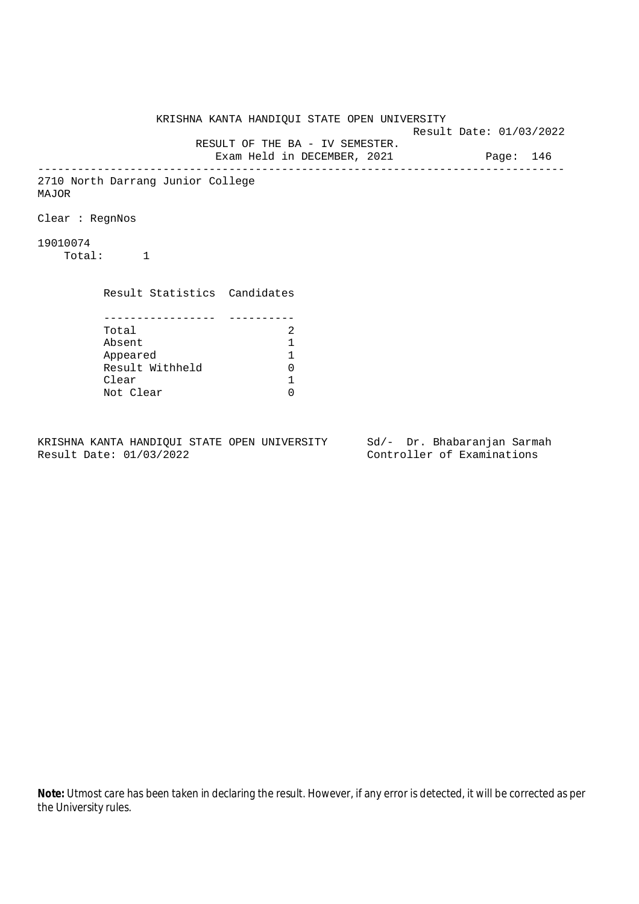KRISHNA KANTA HANDIQUI STATE OPEN UNIVERSITY

Result Date: 01/03/2022

RESULT OF THE BA - IV SEMESTER.

Exam Held in DECEMBER, 2021

---

2710 North Darrang Junior College
MAJOR

Clear : RegnNos

19010074
Total: 1

| Result Statistics | Candidates |
|---|---|
| Total | 2 |
| Absent | 1 |
| Appeared | 1 |
| Result Withheld | 0 |
| Clear | 1 |
| Not Clear | 0 |

KRISHNA KANTA HANDIQUI STATE OPEN UNIVERSITY
Result Date: 01/03/2022

Sd/- Dr. Bhabaranjan Sarmah
Controller of Examinations

**Note:** Utmost care has been taken in declaring the result. However, if any error is detected, it will be corrected as per the University rules.